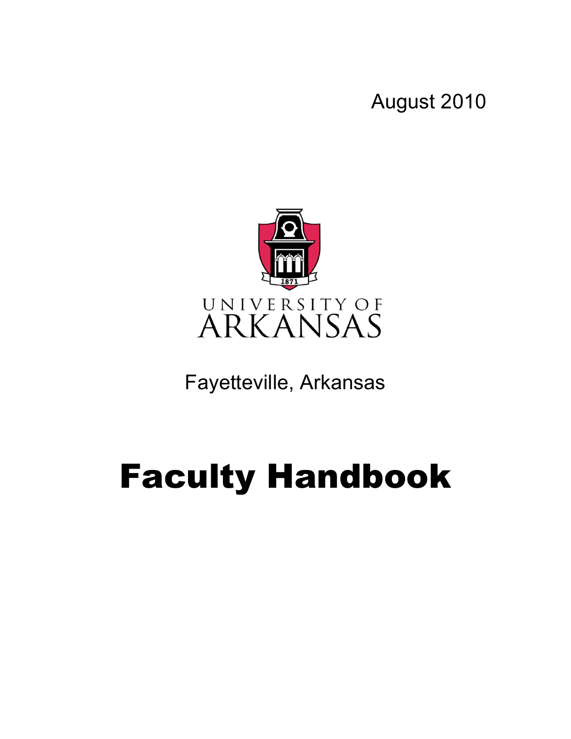August 2010

UNIVERSITY OF ARKANSAS

Fayetteville, Arkansas

# Faculty Handbook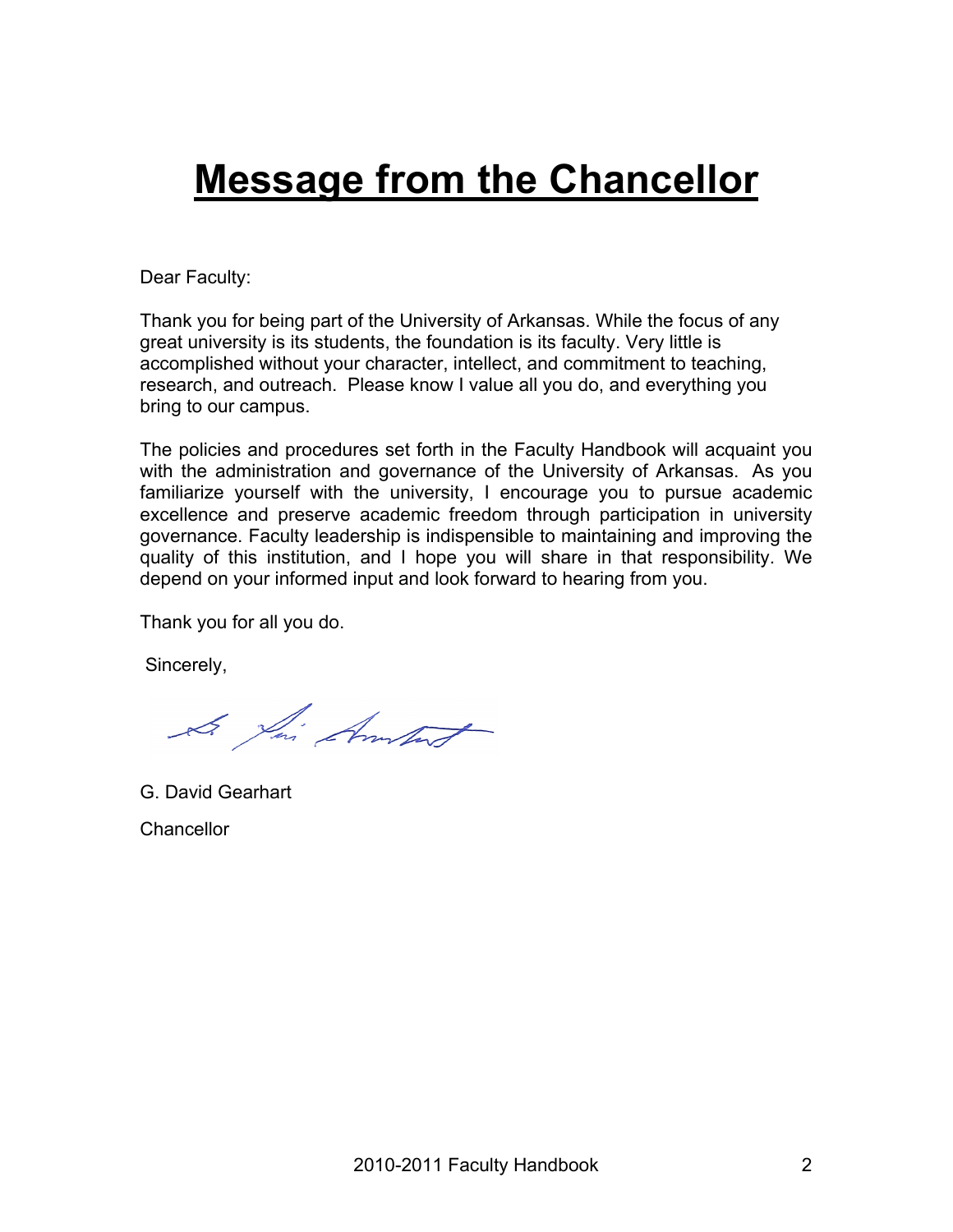# Message from the Chancellor

Dear Faculty:

Thank you for being part of the University of Arkansas. While the focus of any great university is its students, the foundation is its faculty. Very little is accomplished without your character, intellect, and commitment to teaching, research, and outreach. Please know I value all you do, and everything you bring to our campus.

The policies and procedures set forth in the Faculty Handbook will acquaint you with the administration and governance of the University of Arkansas. As you familiarize yourself with the university, I encourage you to pursue academic excellence and preserve academic freedom through participation in university governance. Faculty leadership is indispensible to maintaining and improving the quality of this institution, and I hope you will share in that responsibility. We depend on your informed input and look forward to hearing from you.

Thank you for all you do.

Sincerely,

G. David Gearhart

Chancellor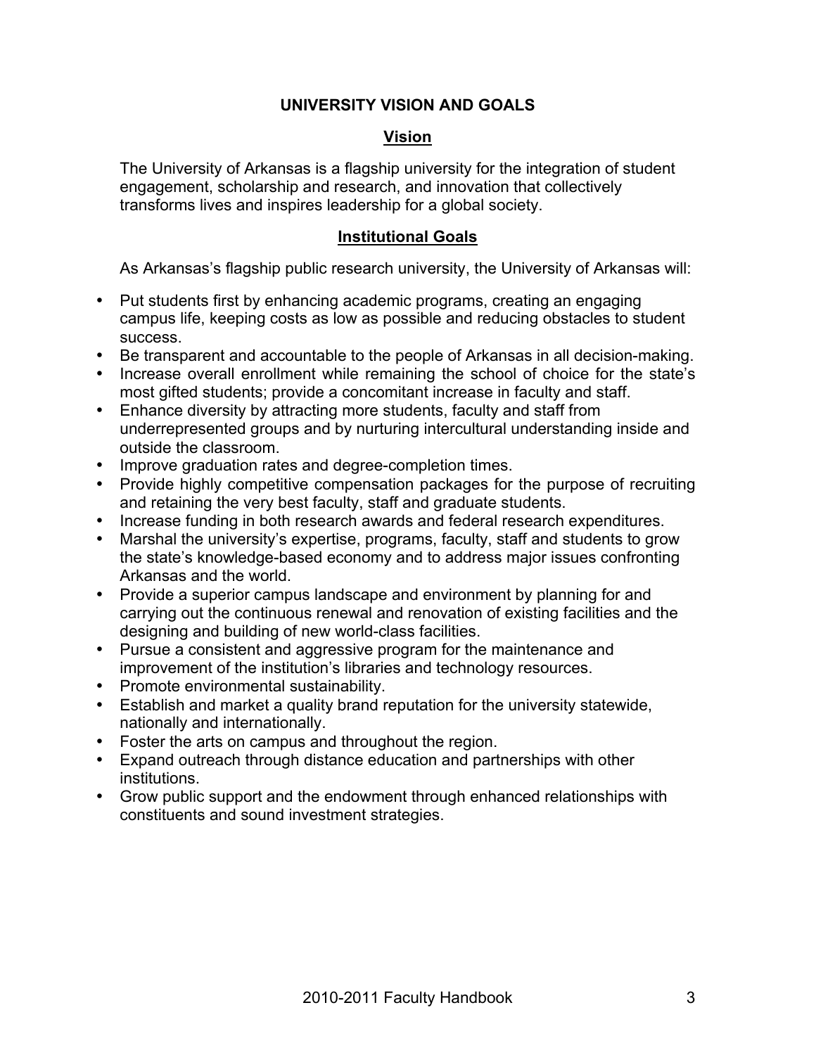# UNIVERSITY VISION AND GOALS

## Vision

The University of Arkansas is a flagship university for the integration of student engagement, scholarship and research, and innovation that collectively transforms lives and inspires leadership for a global society.

## Institutional Goals

As Arkansas's flagship public research university, the University of Arkansas will:

- Put students first by enhancing academic programs, creating an engaging campus life, keeping costs as low as possible and reducing obstacles to student success.
- Be transparent and accountable to the people of Arkansas in all decision-making.
- Increase overall enrollment while remaining the school of choice for the state's most gifted students; provide a concomitant increase in faculty and staff.
- Enhance diversity by attracting more students, faculty and staff from underrepresented groups and by nurturing intercultural understanding inside and outside the classroom.
- Improve graduation rates and degree-completion times.
- Provide highly competitive compensation packages for the purpose of recruiting and retaining the very best faculty, staff and graduate students.
- Increase funding in both research awards and federal research expenditures.
- Marshal the university's expertise, programs, faculty, staff and students to grow the state's knowledge-based economy and to address major issues confronting Arkansas and the world.
- Provide a superior campus landscape and environment by planning for and carrying out the continuous renewal and renovation of existing facilities and the designing and building of new world-class facilities.
- Pursue a consistent and aggressive program for the maintenance and improvement of the institution's libraries and technology resources.
- Promote environmental sustainability.
- Establish and market a quality brand reputation for the university statewide, nationally and internationally.
- Foster the arts on campus and throughout the region.
- Expand outreach through distance education and partnerships with other institutions.
- Grow public support and the endowment through enhanced relationships with constituents and sound investment strategies.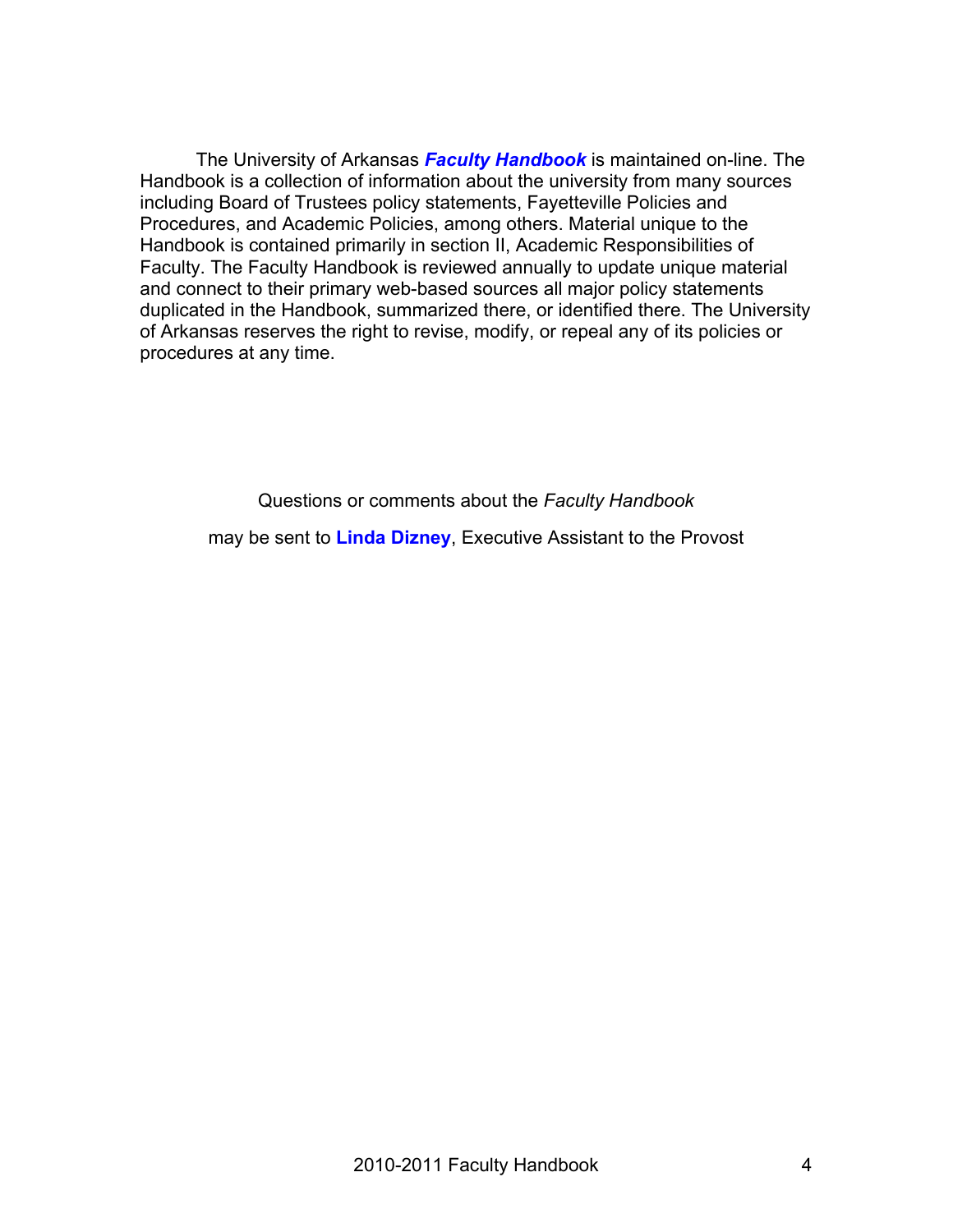The University of Arkansas ***Faculty Handbook*** is maintained on-line. The Handbook is a collection of information about the university from many sources including Board of Trustees policy statements, Fayetteville Policies and Procedures, and Academic Policies, among others. Material unique to the Handbook is contained primarily in section II, Academic Responsibilities of Faculty. The Faculty Handbook is reviewed annually to update unique material and connect to their primary web-based sources all major policy statements duplicated in the Handbook, summarized there, or identified there. The University of Arkansas reserves the right to revise, modify, or repeal any of its policies or procedures at any time.

Questions or comments about the *Faculty Handbook*

may be sent to **Linda Dizney**, Executive Assistant to the Provost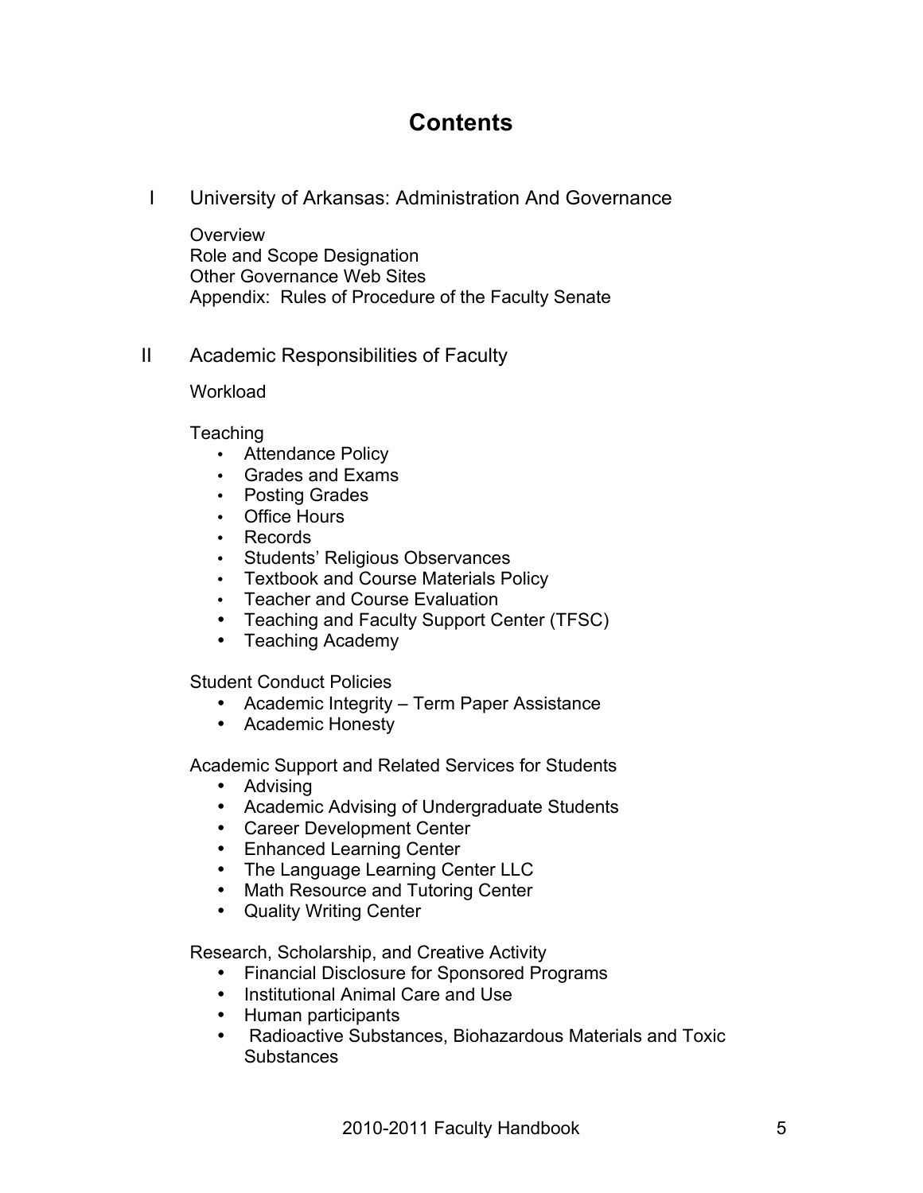# Contents

## I University of Arkansas: Administration And Governance

Overview
Role and Scope Designation
Other Governance Web Sites
Appendix: Rules of Procedure of the Faculty Senate

## II Academic Responsibilities of Faculty

Workload

Teaching

- Attendance Policy
- Grades and Exams
- Posting Grades
- Office Hours
- Records
- Students' Religious Observances
- Textbook and Course Materials Policy
- Teacher and Course Evaluation
- Teaching and Faculty Support Center (TFSC)
- Teaching Academy

Student Conduct Policies

- Academic Integrity – Term Paper Assistance
- Academic Honesty

Academic Support and Related Services for Students

- Advising
- Academic Advising of Undergraduate Students
- Career Development Center
- Enhanced Learning Center
- The Language Learning Center LLC
- Math Resource and Tutoring Center
- Quality Writing Center

Research, Scholarship, and Creative Activity

- Financial Disclosure for Sponsored Programs
- Institutional Animal Care and Use
- Human participants
- Radioactive Substances, Biohazardous Materials and Toxic Substances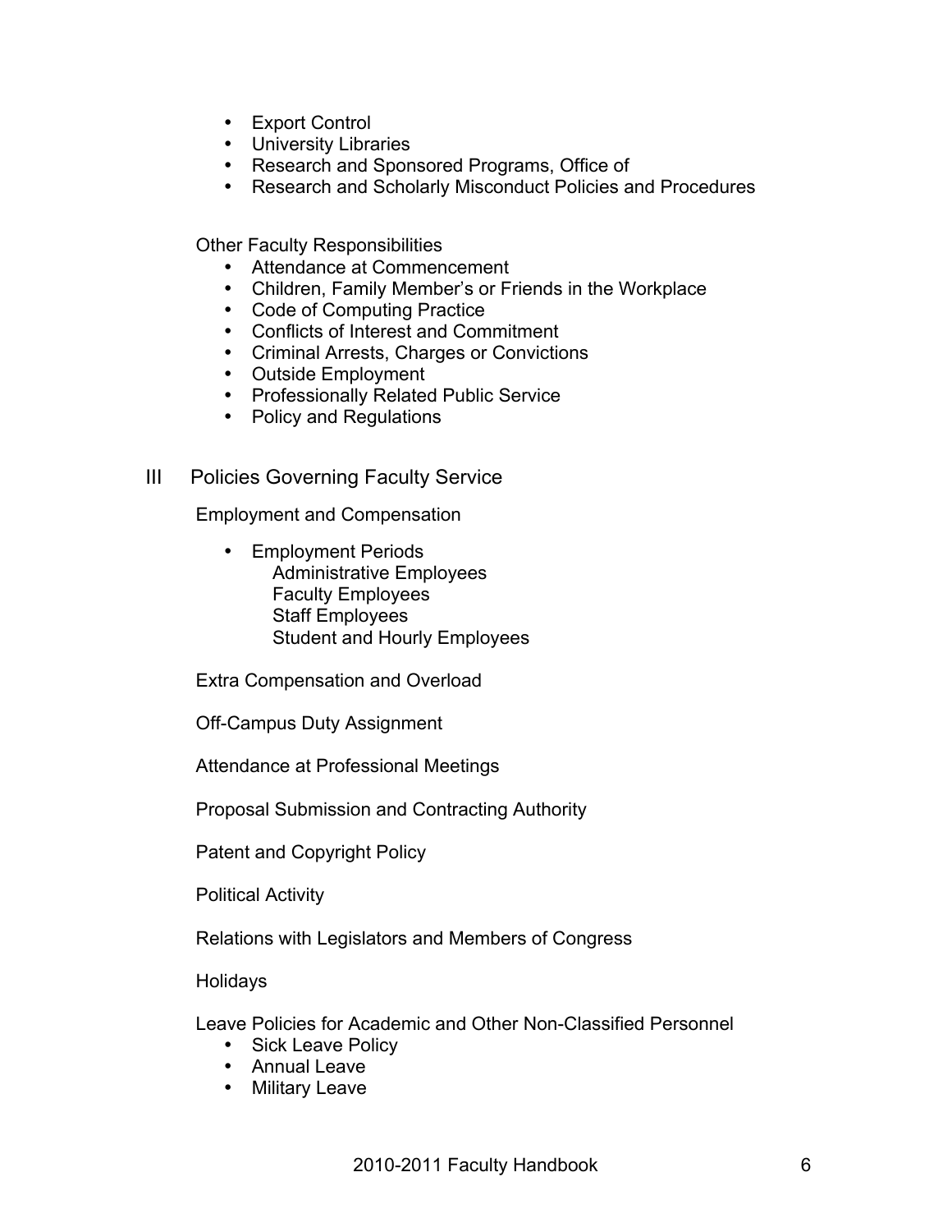- Export Control
- University Libraries
- Research and Sponsored Programs, Office of
- Research and Scholarly Misconduct Policies and Procedures

Other Faculty Responsibilities

- Attendance at Commencement
- Children, Family Member's or Friends in the Workplace
- Code of Computing Practice
- Conflicts of Interest and Commitment
- Criminal Arrests, Charges or Convictions
- Outside Employment
- Professionally Related Public Service
- Policy and Regulations

## III Policies Governing Faculty Service

Employment and Compensation

- Employment Periods
  - Administrative Employees
  - Faculty Employees
  - Staff Employees
  - Student and Hourly Employees

Extra Compensation and Overload

Off-Campus Duty Assignment

Attendance at Professional Meetings

Proposal Submission and Contracting Authority

Patent and Copyright Policy

Political Activity

Relations with Legislators and Members of Congress

Holidays

Leave Policies for Academic and Other Non-Classified Personnel

- Sick Leave Policy
- Annual Leave
- Military Leave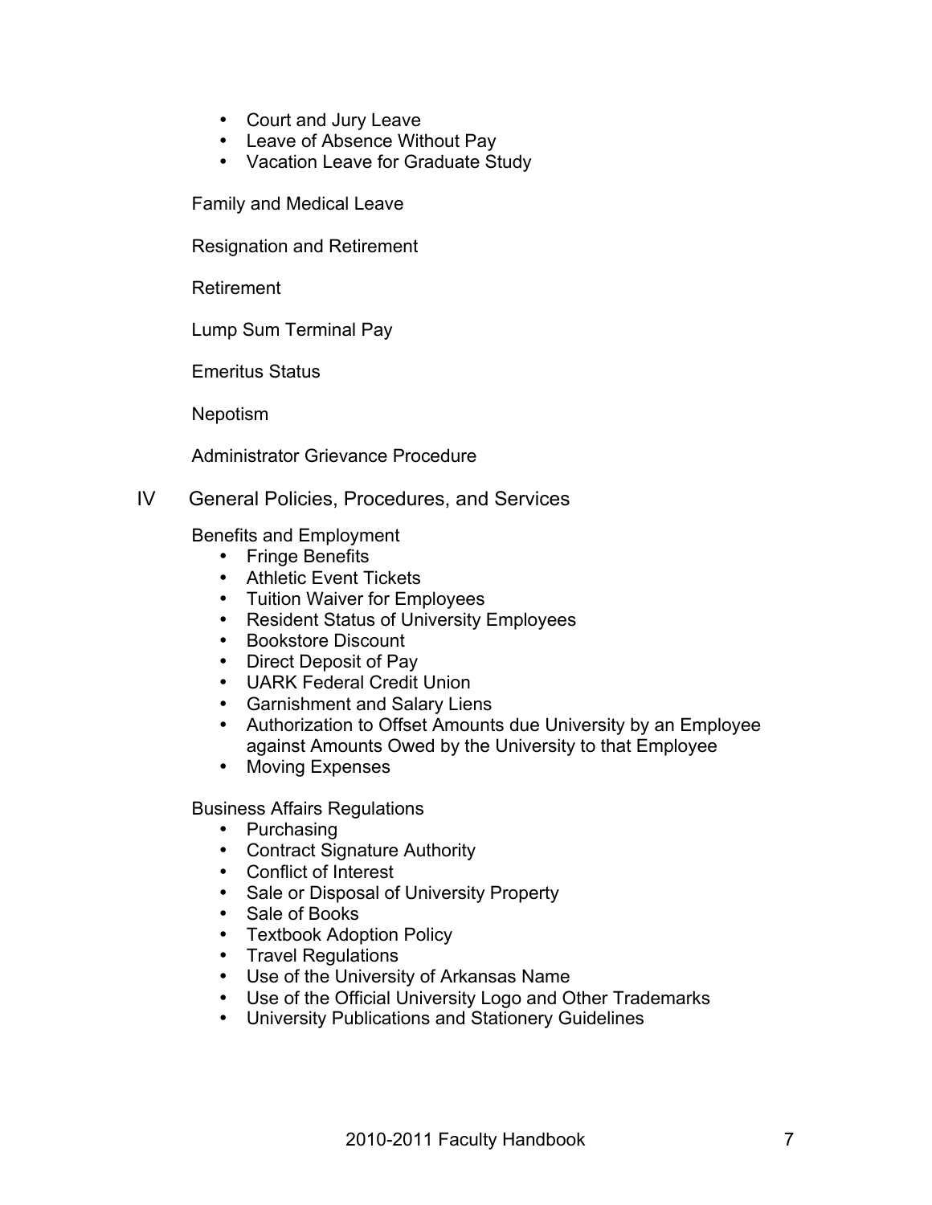- Court and Jury Leave
- Leave of Absence Without Pay
- Vacation Leave for Graduate Study

Family and Medical Leave

Resignation and Retirement

Retirement

Lump Sum Terminal Pay

Emeritus Status

Nepotism

Administrator Grievance Procedure

IV General Policies, Procedures, and Services

Benefits and Employment

- Fringe Benefits
- Athletic Event Tickets
- Tuition Waiver for Employees
- Resident Status of University Employees
- Bookstore Discount
- Direct Deposit of Pay
- UARK Federal Credit Union
- Garnishment and Salary Liens
- Authorization to Offset Amounts due University by an Employee against Amounts Owed by the University to that Employee
- Moving Expenses

Business Affairs Regulations

- Purchasing
- Contract Signature Authority
- Conflict of Interest
- Sale or Disposal of University Property
- Sale of Books
- Textbook Adoption Policy
- Travel Regulations
- Use of the University of Arkansas Name
- Use of the Official University Logo and Other Trademarks
- University Publications and Stationery Guidelines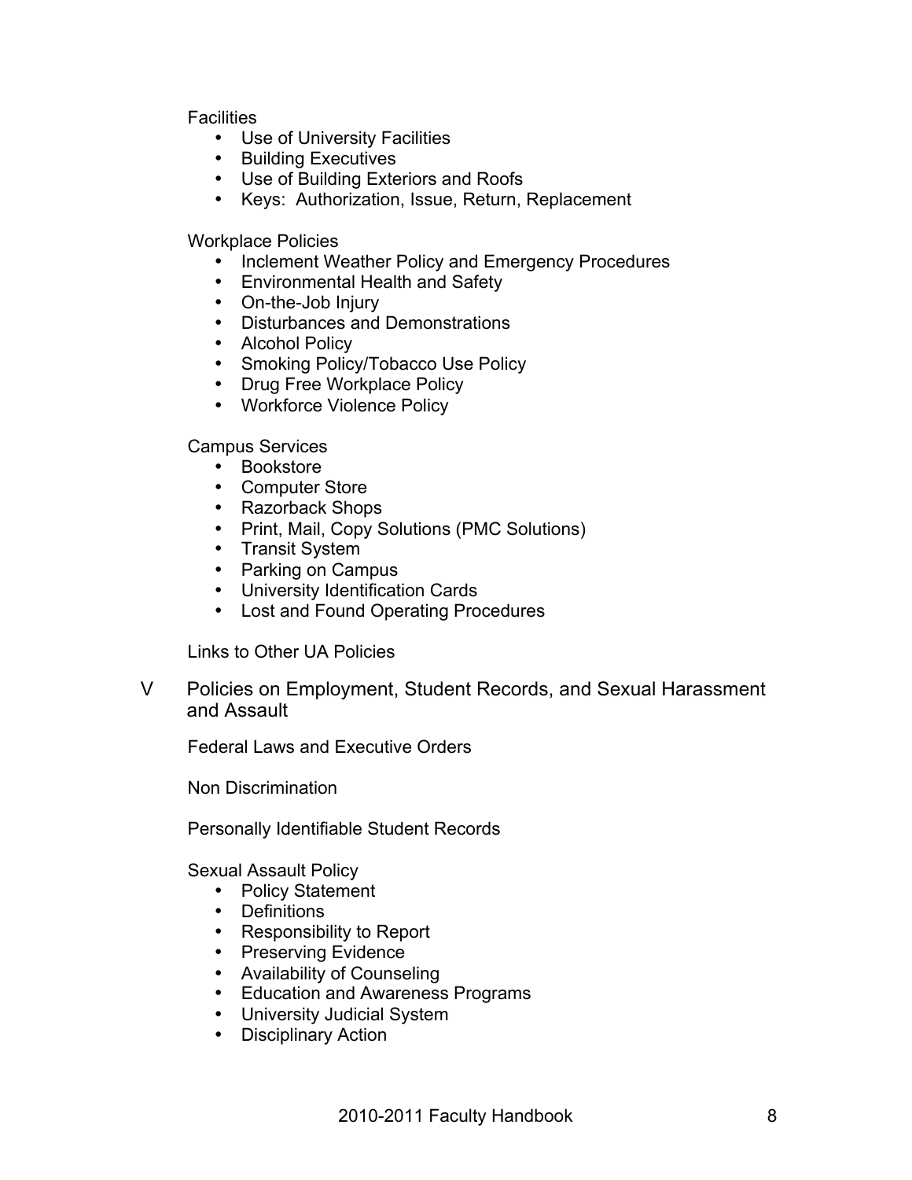Facilities

- Use of University Facilities
- Building Executives
- Use of Building Exteriors and Roofs
- Keys: Authorization, Issue, Return, Replacement

Workplace Policies

- Inclement Weather Policy and Emergency Procedures
- Environmental Health and Safety
- On-the-Job Injury
- Disturbances and Demonstrations
- Alcohol Policy
- Smoking Policy/Tobacco Use Policy
- Drug Free Workplace Policy
- Workforce Violence Policy

Campus Services

- Bookstore
- Computer Store
- Razorback Shops
- Print, Mail, Copy Solutions (PMC Solutions)
- Transit System
- Parking on Campus
- University Identification Cards
- Lost and Found Operating Procedures

Links to Other UA Policies

V Policies on Employment, Student Records, and Sexual Harassment and Assault

Federal Laws and Executive Orders

Non Discrimination

Personally Identifiable Student Records

Sexual Assault Policy

- Policy Statement
- Definitions
- Responsibility to Report
- Preserving Evidence
- Availability of Counseling
- Education and Awareness Programs
- University Judicial System
- Disciplinary Action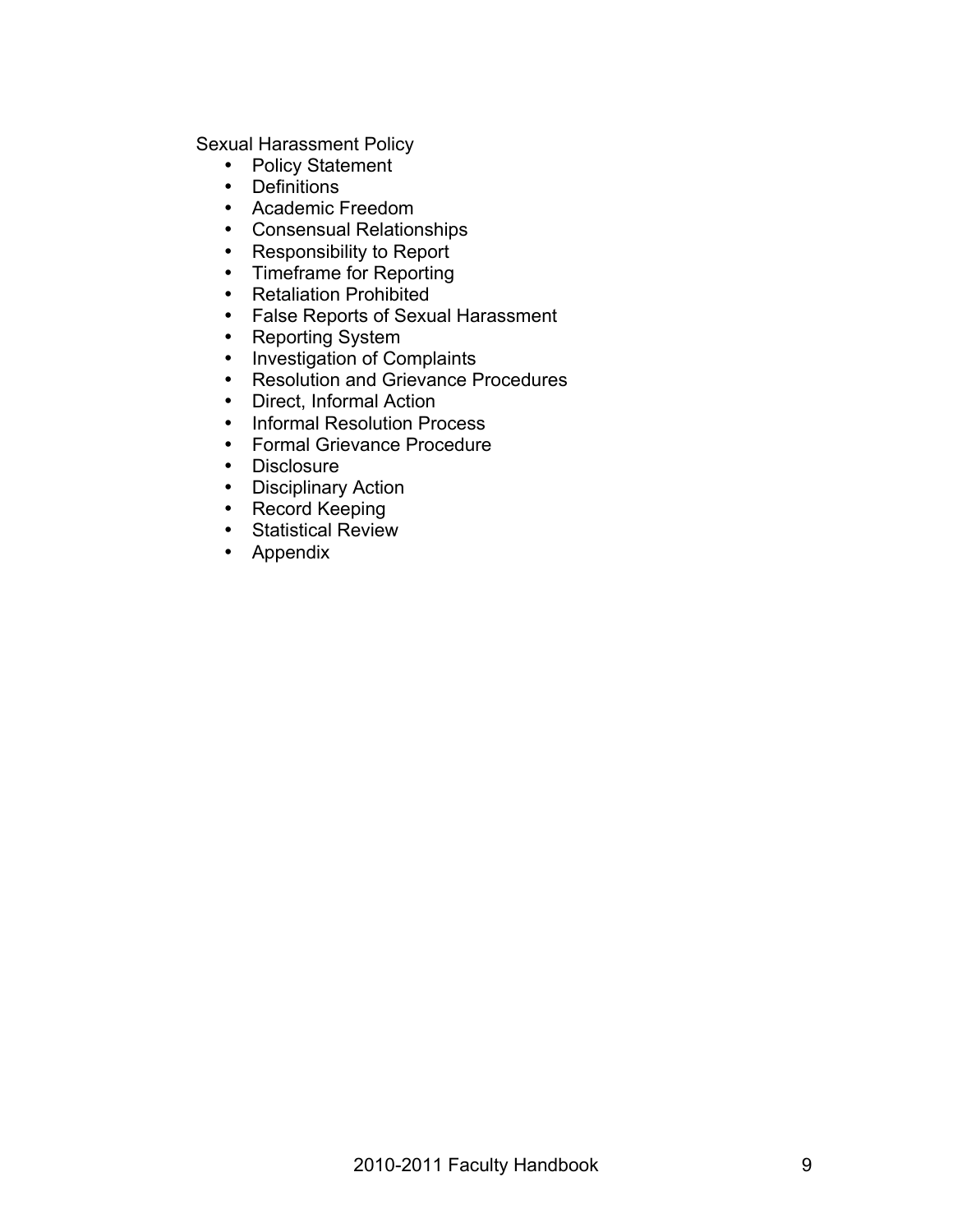Sexual Harassment Policy

- Policy Statement
- Definitions
- Academic Freedom
- Consensual Relationships
- Responsibility to Report
- Timeframe for Reporting
- Retaliation Prohibited
- False Reports of Sexual Harassment
- Reporting System
- Investigation of Complaints
- Resolution and Grievance Procedures
- Direct, Informal Action
- Informal Resolution Process
- Formal Grievance Procedure
- Disclosure
- Disciplinary Action
- Record Keeping
- Statistical Review
- Appendix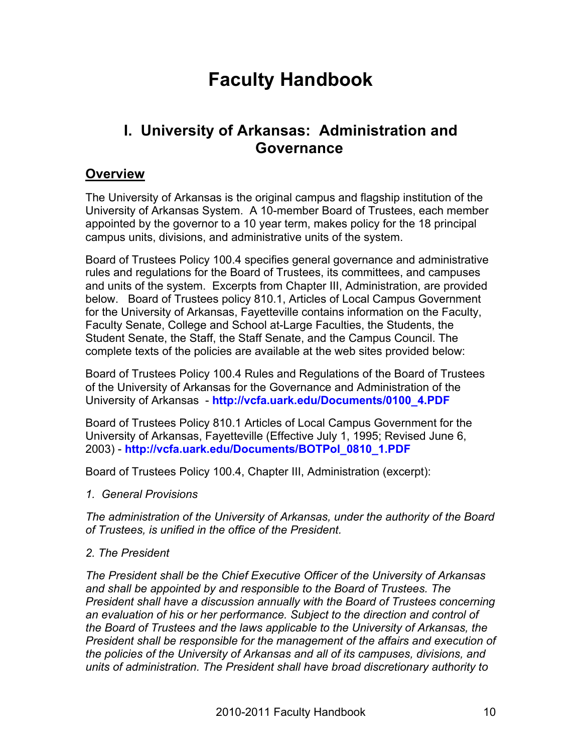# Faculty Handbook

## I. University of Arkansas: Administration and Governance

### Overview

The University of Arkansas is the original campus and flagship institution of the University of Arkansas System. A 10-member Board of Trustees, each member appointed by the governor to a 10 year term, makes policy for the 18 principal campus units, divisions, and administrative units of the system.

Board of Trustees Policy 100.4 specifies general governance and administrative rules and regulations for the Board of Trustees, its committees, and campuses and units of the system. Excerpts from Chapter III, Administration, are provided below. Board of Trustees policy 810.1, Articles of Local Campus Government for the University of Arkansas, Fayetteville contains information on the Faculty, Faculty Senate, College and School at-Large Faculties, the Students, the Student Senate, the Staff, the Staff Senate, and the Campus Council. The complete texts of the policies are available at the web sites provided below:

Board of Trustees Policy 100.4 Rules and Regulations of the Board of Trustees of the University of Arkansas for the Governance and Administration of the University of Arkansas - **http://vcfa.uark.edu/Documents/0100_4.PDF**

Board of Trustees Policy 810.1 Articles of Local Campus Government for the University of Arkansas, Fayetteville (Effective July 1, 1995; Revised June 6, 2003) - **http://vcfa.uark.edu/Documents/BOTPol_0810_1.PDF**

Board of Trustees Policy 100.4, Chapter III, Administration (excerpt):

*1. General Provisions*

*The administration of the University of Arkansas, under the authority of the Board of Trustees, is unified in the office of the President.*

*2. The President*

*The President shall be the Chief Executive Officer of the University of Arkansas and shall be appointed by and responsible to the Board of Trustees. The President shall have a discussion annually with the Board of Trustees concerning an evaluation of his or her performance. Subject to the direction and control of the Board of Trustees and the laws applicable to the University of Arkansas, the President shall be responsible for the management of the affairs and execution of the policies of the University of Arkansas and all of its campuses, divisions, and units of administration. The President shall have broad discretionary authority to*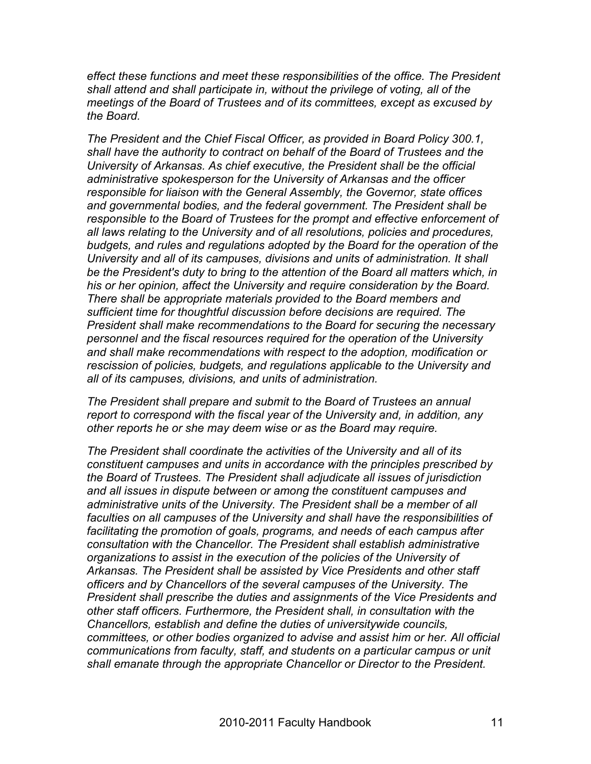*effect these functions and meet these responsibilities of the office. The President shall attend and shall participate in, without the privilege of voting, all of the meetings of the Board of Trustees and of its committees, except as excused by the Board.*

*The President and the Chief Fiscal Officer, as provided in Board Policy 300.1, shall have the authority to contract on behalf of the Board of Trustees and the University of Arkansas. As chief executive, the President shall be the official administrative spokesperson for the University of Arkansas and the officer responsible for liaison with the General Assembly, the Governor, state offices and governmental bodies, and the federal government. The President shall be responsible to the Board of Trustees for the prompt and effective enforcement of all laws relating to the University and of all resolutions, policies and procedures, budgets, and rules and regulations adopted by the Board for the operation of the University and all of its campuses, divisions and units of administration. It shall be the President's duty to bring to the attention of the Board all matters which, in his or her opinion, affect the University and require consideration by the Board. There shall be appropriate materials provided to the Board members and sufficient time for thoughtful discussion before decisions are required. The President shall make recommendations to the Board for securing the necessary personnel and the fiscal resources required for the operation of the University and shall make recommendations with respect to the adoption, modification or rescission of policies, budgets, and regulations applicable to the University and all of its campuses, divisions, and units of administration.*

*The President shall prepare and submit to the Board of Trustees an annual report to correspond with the fiscal year of the University and, in addition, any other reports he or she may deem wise or as the Board may require.*

*The President shall coordinate the activities of the University and all of its constituent campuses and units in accordance with the principles prescribed by the Board of Trustees. The President shall adjudicate all issues of jurisdiction and all issues in dispute between or among the constituent campuses and administrative units of the University. The President shall be a member of all faculties on all campuses of the University and shall have the responsibilities of facilitating the promotion of goals, programs, and needs of each campus after consultation with the Chancellor. The President shall establish administrative organizations to assist in the execution of the policies of the University of Arkansas. The President shall be assisted by Vice Presidents and other staff officers and by Chancellors of the several campuses of the University. The President shall prescribe the duties and assignments of the Vice Presidents and other staff officers. Furthermore, the President shall, in consultation with the Chancellors, establish and define the duties of universitywide councils, committees, or other bodies organized to advise and assist him or her. All official communications from faculty, staff, and students on a particular campus or unit shall emanate through the appropriate Chancellor or Director to the President.*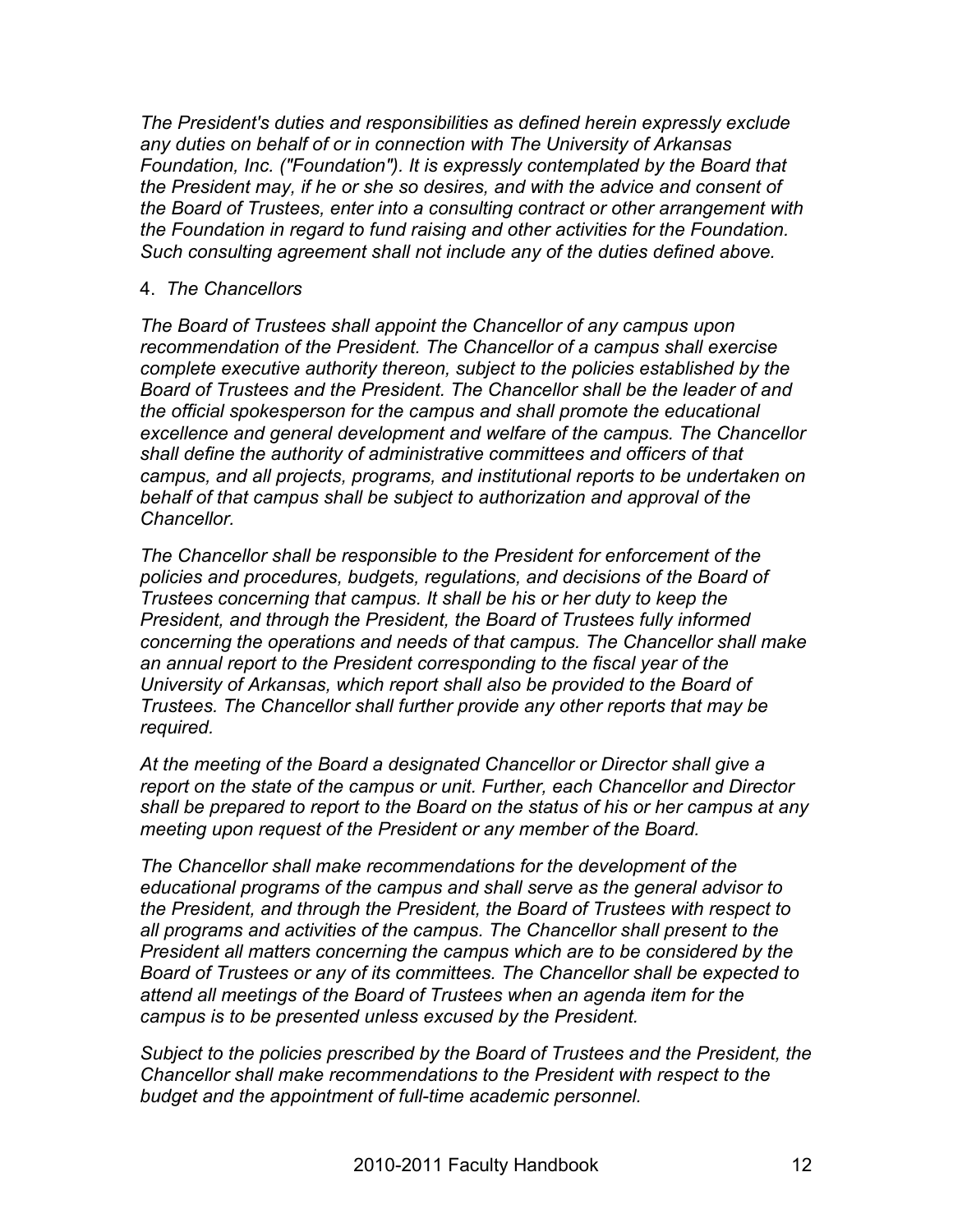*The President's duties and responsibilities as defined herein expressly exclude any duties on behalf of or in connection with The University of Arkansas Foundation, Inc. ("Foundation"). It is expressly contemplated by the Board that the President may, if he or she so desires, and with the advice and consent of the Board of Trustees, enter into a consulting contract or other arrangement with the Foundation in regard to fund raising and other activities for the Foundation. Such consulting agreement shall not include any of the duties defined above.*

4. *The Chancellors*

*The Board of Trustees shall appoint the Chancellor of any campus upon recommendation of the President. The Chancellor of a campus shall exercise complete executive authority thereon, subject to the policies established by the Board of Trustees and the President. The Chancellor shall be the leader of and the official spokesperson for the campus and shall promote the educational excellence and general development and welfare of the campus. The Chancellor shall define the authority of administrative committees and officers of that campus, and all projects, programs, and institutional reports to be undertaken on behalf of that campus shall be subject to authorization and approval of the Chancellor.*

*The Chancellor shall be responsible to the President for enforcement of the policies and procedures, budgets, regulations, and decisions of the Board of Trustees concerning that campus. It shall be his or her duty to keep the President, and through the President, the Board of Trustees fully informed concerning the operations and needs of that campus. The Chancellor shall make an annual report to the President corresponding to the fiscal year of the University of Arkansas, which report shall also be provided to the Board of Trustees. The Chancellor shall further provide any other reports that may be required.*

*At the meeting of the Board a designated Chancellor or Director shall give a report on the state of the campus or unit. Further, each Chancellor and Director shall be prepared to report to the Board on the status of his or her campus at any meeting upon request of the President or any member of the Board.*

*The Chancellor shall make recommendations for the development of the educational programs of the campus and shall serve as the general advisor to the President, and through the President, the Board of Trustees with respect to all programs and activities of the campus. The Chancellor shall present to the President all matters concerning the campus which are to be considered by the Board of Trustees or any of its committees. The Chancellor shall be expected to attend all meetings of the Board of Trustees when an agenda item for the campus is to be presented unless excused by the President.*

*Subject to the policies prescribed by the Board of Trustees and the President, the Chancellor shall make recommendations to the President with respect to the budget and the appointment of full-time academic personnel.*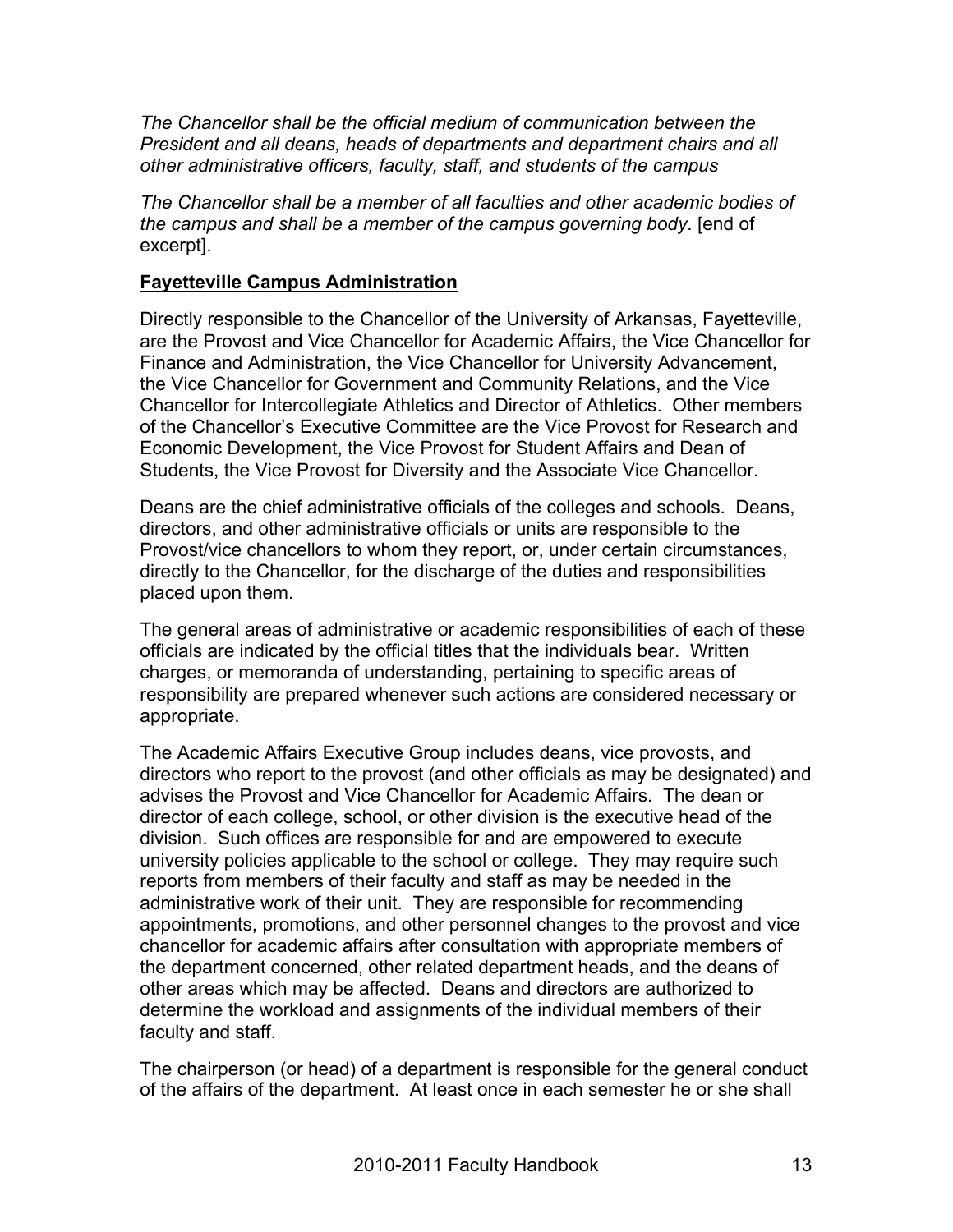*The Chancellor shall be the official medium of communication between the President and all deans, heads of departments and department chairs and all other administrative officers, faculty, staff, and students of the campus*

*The Chancellor shall be a member of all faculties and other academic bodies of the campus and shall be a member of the campus governing body*. [end of excerpt].

**Fayetteville Campus Administration**

Directly responsible to the Chancellor of the University of Arkansas, Fayetteville, are the Provost and Vice Chancellor for Academic Affairs, the Vice Chancellor for Finance and Administration, the Vice Chancellor for University Advancement, the Vice Chancellor for Government and Community Relations, and the Vice Chancellor for Intercollegiate Athletics and Director of Athletics. Other members of the Chancellor's Executive Committee are the Vice Provost for Research and Economic Development, the Vice Provost for Student Affairs and Dean of Students, the Vice Provost for Diversity and the Associate Vice Chancellor.

Deans are the chief administrative officials of the colleges and schools. Deans, directors, and other administrative officials or units are responsible to the Provost/vice chancellors to whom they report, or, under certain circumstances, directly to the Chancellor, for the discharge of the duties and responsibilities placed upon them.

The general areas of administrative or academic responsibilities of each of these officials are indicated by the official titles that the individuals bear. Written charges, or memoranda of understanding, pertaining to specific areas of responsibility are prepared whenever such actions are considered necessary or appropriate.

The Academic Affairs Executive Group includes deans, vice provosts, and directors who report to the provost (and other officials as may be designated) and advises the Provost and Vice Chancellor for Academic Affairs. The dean or director of each college, school, or other division is the executive head of the division. Such offices are responsible for and are empowered to execute university policies applicable to the school or college. They may require such reports from members of their faculty and staff as may be needed in the administrative work of their unit. They are responsible for recommending appointments, promotions, and other personnel changes to the provost and vice chancellor for academic affairs after consultation with appropriate members of the department concerned, other related department heads, and the deans of other areas which may be affected. Deans and directors are authorized to determine the workload and assignments of the individual members of their faculty and staff.

The chairperson (or head) of a department is responsible for the general conduct of the affairs of the department. At least once in each semester he or she shall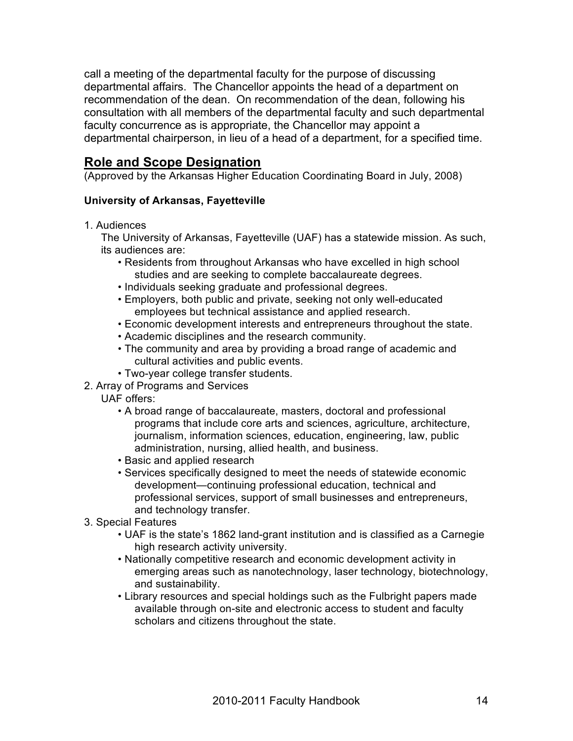call a meeting of the departmental faculty for the purpose of discussing departmental affairs. The Chancellor appoints the head of a department on recommendation of the dean. On recommendation of the dean, following his consultation with all members of the departmental faculty and such departmental faculty concurrence as is appropriate, the Chancellor may appoint a departmental chairperson, in lieu of a head of a department, for a specified time.

## Role and Scope Designation

(Approved by the Arkansas Higher Education Coordinating Board in July, 2008)

**University of Arkansas, Fayetteville**

1. Audiences

   The University of Arkansas, Fayetteville (UAF) has a statewide mission. As such, its audiences are:

   - Residents from throughout Arkansas who have excelled in high school studies and are seeking to complete baccalaureate degrees.
   - Individuals seeking graduate and professional degrees.
   - Employers, both public and private, seeking not only well-educated employees but technical assistance and applied research.
   - Economic development interests and entrepreneurs throughout the state.
   - Academic disciplines and the research community.
   - The community and area by providing a broad range of academic and cultural activities and public events.
   - Two-year college transfer students.

2. Array of Programs and Services

   UAF offers:

   - A broad range of baccalaureate, masters, doctoral and professional programs that include core arts and sciences, agriculture, architecture, journalism, information sciences, education, engineering, law, public administration, nursing, allied health, and business.
   - Basic and applied research
   - Services specifically designed to meet the needs of statewide economic development—continuing professional education, technical and professional services, support of small businesses and entrepreneurs, and technology transfer.

3. Special Features

   - UAF is the state's 1862 land-grant institution and is classified as a Carnegie high research activity university.
   - Nationally competitive research and economic development activity in emerging areas such as nanotechnology, laser technology, biotechnology, and sustainability.
   - Library resources and special holdings such as the Fulbright papers made available through on-site and electronic access to student and faculty scholars and citizens throughout the state.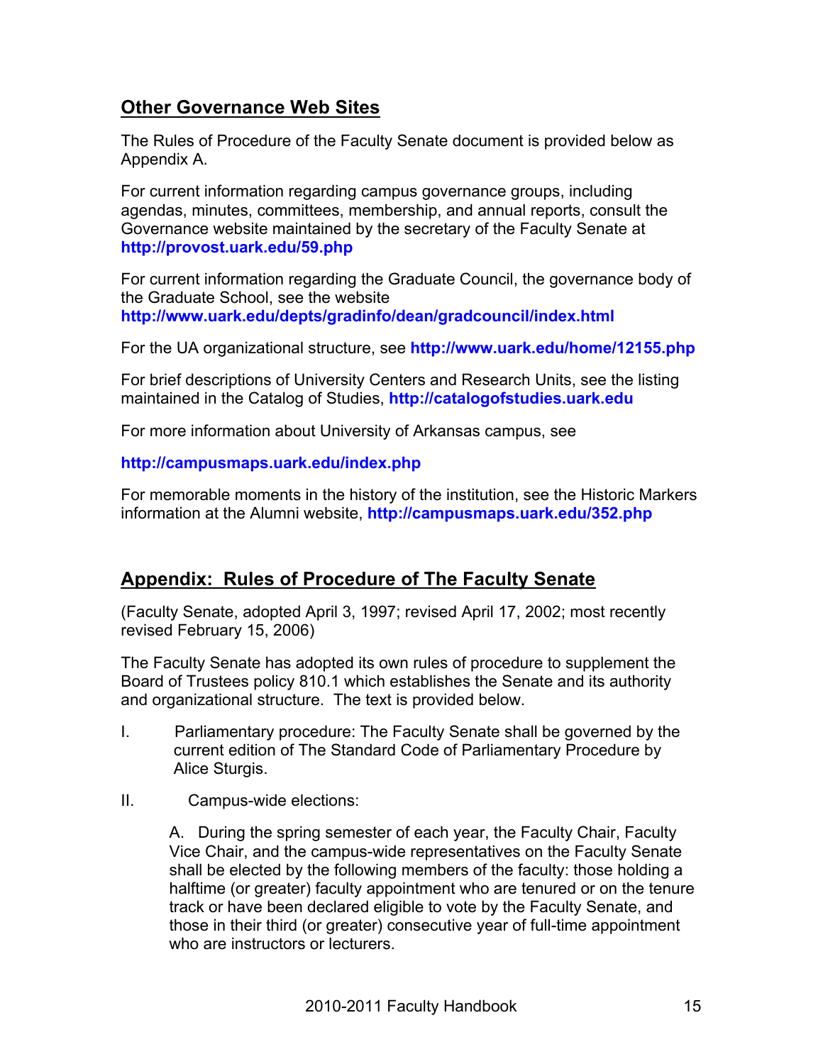## Other Governance Web Sites

The Rules of Procedure of the Faculty Senate document is provided below as Appendix A.

For current information regarding campus governance groups, including agendas, minutes, committees, membership, and annual reports, consult the Governance website maintained by the secretary of the Faculty Senate at **http://provost.uark.edu/59.php**

For current information regarding the Graduate Council, the governance body of the Graduate School, see the website **http://www.uark.edu/depts/gradinfo/dean/gradcouncil/index.html**

For the UA organizational structure, see **http://www.uark.edu/home/12155.php**

For brief descriptions of University Centers and Research Units, see the listing maintained in the Catalog of Studies, **http://catalogofstudies.uark.edu**

For more information about University of Arkansas campus, see

**http://campusmaps.uark.edu/index.php**

For memorable moments in the history of the institution, see the Historic Markers information at the Alumni website, **http://campusmaps.uark.edu/352.php**

## Appendix: Rules of Procedure of The Faculty Senate

(Faculty Senate, adopted April 3, 1997; revised April 17, 2002; most recently revised February 15, 2006)

The Faculty Senate has adopted its own rules of procedure to supplement the Board of Trustees policy 810.1 which establishes the Senate and its authority and organizational structure. The text is provided below.

I. Parliamentary procedure: The Faculty Senate shall be governed by the current edition of The Standard Code of Parliamentary Procedure by Alice Sturgis.

II. Campus-wide elections:

A. During the spring semester of each year, the Faculty Chair, Faculty Vice Chair, and the campus-wide representatives on the Faculty Senate shall be elected by the following members of the faculty: those holding a halftime (or greater) faculty appointment who are tenured or on the tenure track or have been declared eligible to vote by the Faculty Senate, and those in their third (or greater) consecutive year of full-time appointment who are instructors or lecturers.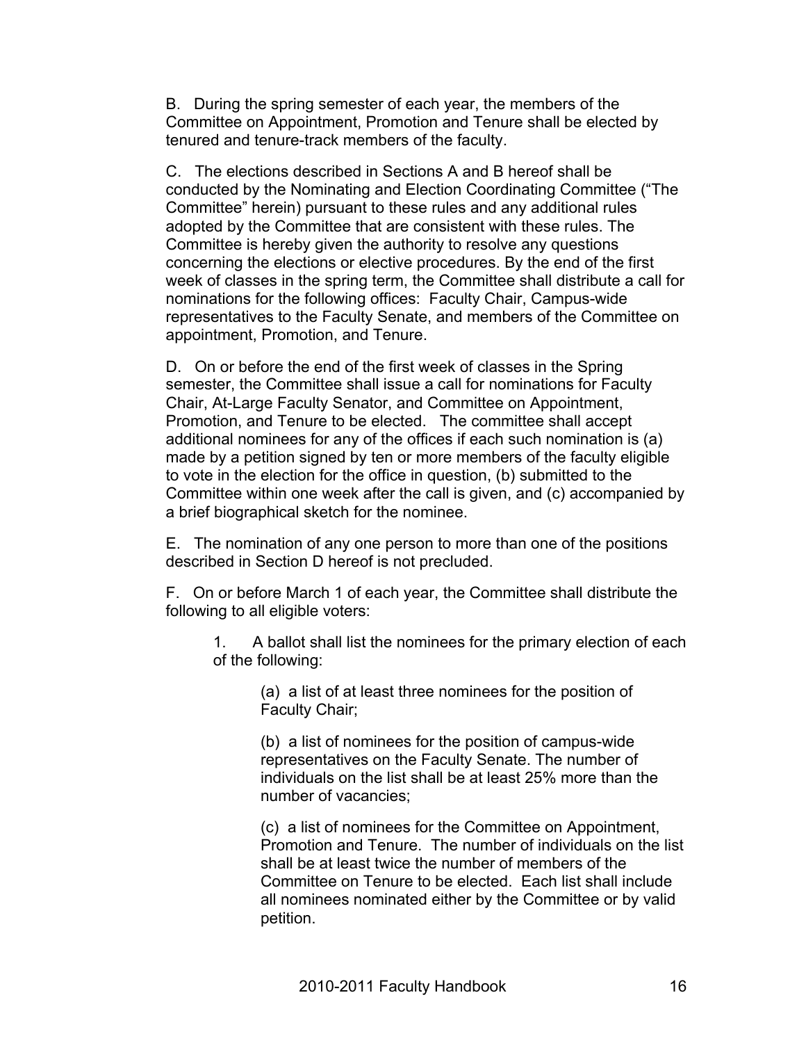B. During the spring semester of each year, the members of the Committee on Appointment, Promotion and Tenure shall be elected by tenured and tenure-track members of the faculty.

C. The elections described in Sections A and B hereof shall be conducted by the Nominating and Election Coordinating Committee ("The Committee" herein) pursuant to these rules and any additional rules adopted by the Committee that are consistent with these rules. The Committee is hereby given the authority to resolve any questions concerning the elections or elective procedures. By the end of the first week of classes in the spring term, the Committee shall distribute a call for nominations for the following offices: Faculty Chair, Campus-wide representatives to the Faculty Senate, and members of the Committee on appointment, Promotion, and Tenure.

D. On or before the end of the first week of classes in the Spring semester, the Committee shall issue a call for nominations for Faculty Chair, At-Large Faculty Senator, and Committee on Appointment, Promotion, and Tenure to be elected. The committee shall accept additional nominees for any of the offices if each such nomination is (a) made by a petition signed by ten or more members of the faculty eligible to vote in the election for the office in question, (b) submitted to the Committee within one week after the call is given, and (c) accompanied by a brief biographical sketch for the nominee.

E. The nomination of any one person to more than one of the positions described in Section D hereof is not precluded.

F. On or before March 1 of each year, the Committee shall distribute the following to all eligible voters:

1. A ballot shall list the nominees for the primary election of each of the following:

   (a) a list of at least three nominees for the position of Faculty Chair;

   (b) a list of nominees for the position of campus-wide representatives on the Faculty Senate. The number of individuals on the list shall be at least 25% more than the number of vacancies;

   (c) a list of nominees for the Committee on Appointment, Promotion and Tenure. The number of individuals on the list shall be at least twice the number of members of the Committee on Tenure to be elected. Each list shall include all nominees nominated either by the Committee or by valid petition.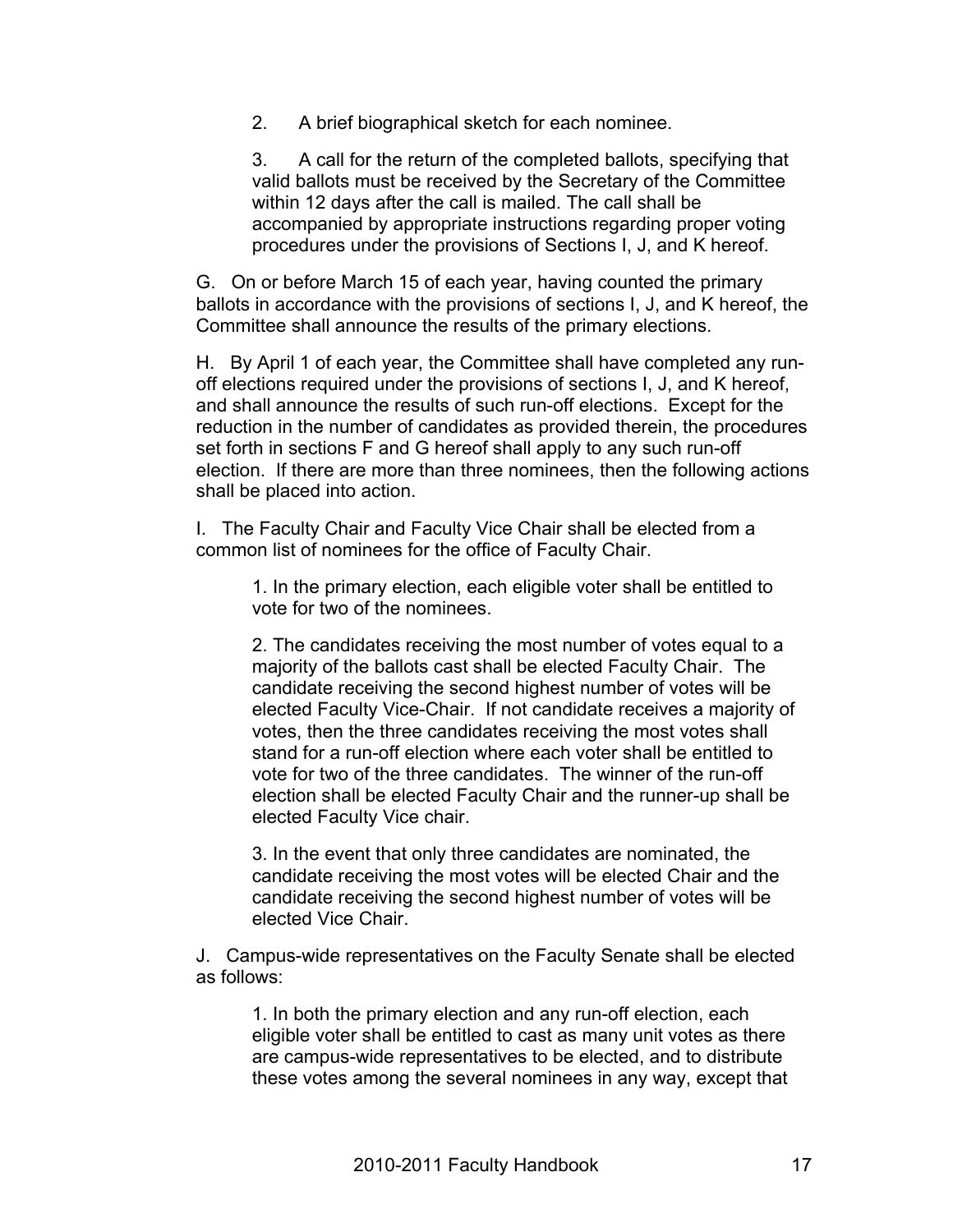2. A brief biographical sketch for each nominee.

3. A call for the return of the completed ballots, specifying that valid ballots must be received by the Secretary of the Committee within 12 days after the call is mailed. The call shall be accompanied by appropriate instructions regarding proper voting procedures under the provisions of Sections I, J, and K hereof.

G. On or before March 15 of each year, having counted the primary ballots in accordance with the provisions of sections I, J, and K hereof, the Committee shall announce the results of the primary elections.

H. By April 1 of each year, the Committee shall have completed any run-off elections required under the provisions of sections I, J, and K hereof, and shall announce the results of such run-off elections. Except for the reduction in the number of candidates as provided therein, the procedures set forth in sections F and G hereof shall apply to any such run-off election. If there are more than three nominees, then the following actions shall be placed into action.

I. The Faculty Chair and Faculty Vice Chair shall be elected from a common list of nominees for the office of Faculty Chair.

1. In the primary election, each eligible voter shall be entitled to vote for two of the nominees.

2. The candidates receiving the most number of votes equal to a majority of the ballots cast shall be elected Faculty Chair. The candidate receiving the second highest number of votes will be elected Faculty Vice-Chair. If not candidate receives a majority of votes, then the three candidates receiving the most votes shall stand for a run-off election where each voter shall be entitled to vote for two of the three candidates. The winner of the run-off election shall be elected Faculty Chair and the runner-up shall be elected Faculty Vice chair.

3. In the event that only three candidates are nominated, the candidate receiving the most votes will be elected Chair and the candidate receiving the second highest number of votes will be elected Vice Chair.

J. Campus-wide representatives on the Faculty Senate shall be elected as follows:

1. In both the primary election and any run-off election, each eligible voter shall be entitled to cast as many unit votes as there are campus-wide representatives to be elected, and to distribute these votes among the several nominees in any way, except that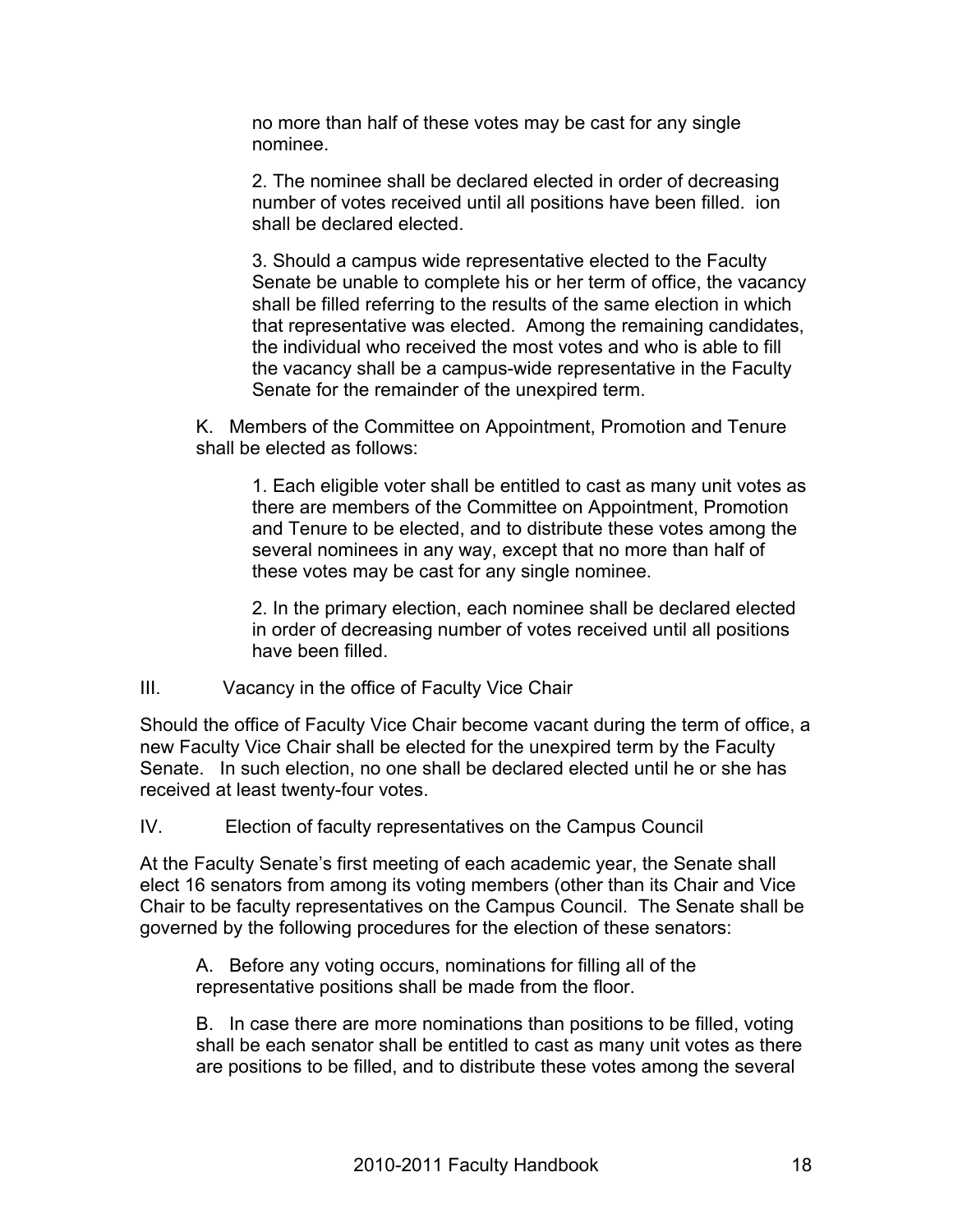no more than half of these votes may be cast for any single nominee.

2. The nominee shall be declared elected in order of decreasing number of votes received until all positions have been filled.  ion shall be declared elected.

3. Should a campus wide representative elected to the Faculty Senate be unable to complete his or her term of office, the vacancy shall be filled referring to the results of the same election in which that representative was elected.  Among the remaining candidates, the individual who received the most votes and who is able to fill the vacancy shall be a campus-wide representative in the Faculty Senate for the remainder of the unexpired term.

K.   Members of the Committee on Appointment, Promotion and Tenure shall be elected as follows:

1. Each eligible voter shall be entitled to cast as many unit votes as there are members of the Committee on Appointment, Promotion and Tenure to be elected, and to distribute these votes among the several nominees in any way, except that no more than half of these votes may be cast for any single nominee.

2. In the primary election, each nominee shall be declared elected in order of decreasing number of votes received until all positions have been filled.

III.    Vacancy in the office of Faculty Vice Chair

Should the office of Faculty Vice Chair become vacant during the term of office, a new Faculty Vice Chair shall be elected for the unexpired term by the Faculty Senate.   In such election, no one shall be declared elected until he or she has received at least twenty-four votes.

IV.    Election of faculty representatives on the Campus Council

At the Faculty Senate's first meeting of each academic year, the Senate shall elect 16 senators from among its voting members (other than its Chair and Vice Chair to be faculty representatives on the Campus Council.  The Senate shall be governed by the following procedures for the election of these senators:

A.   Before any voting occurs, nominations for filling all of the representative positions shall be made from the floor.

B.   In case there are more nominations than positions to be filled, voting shall be each senator shall be entitled to cast as many unit votes as there are positions to be filled, and to distribute these votes among the several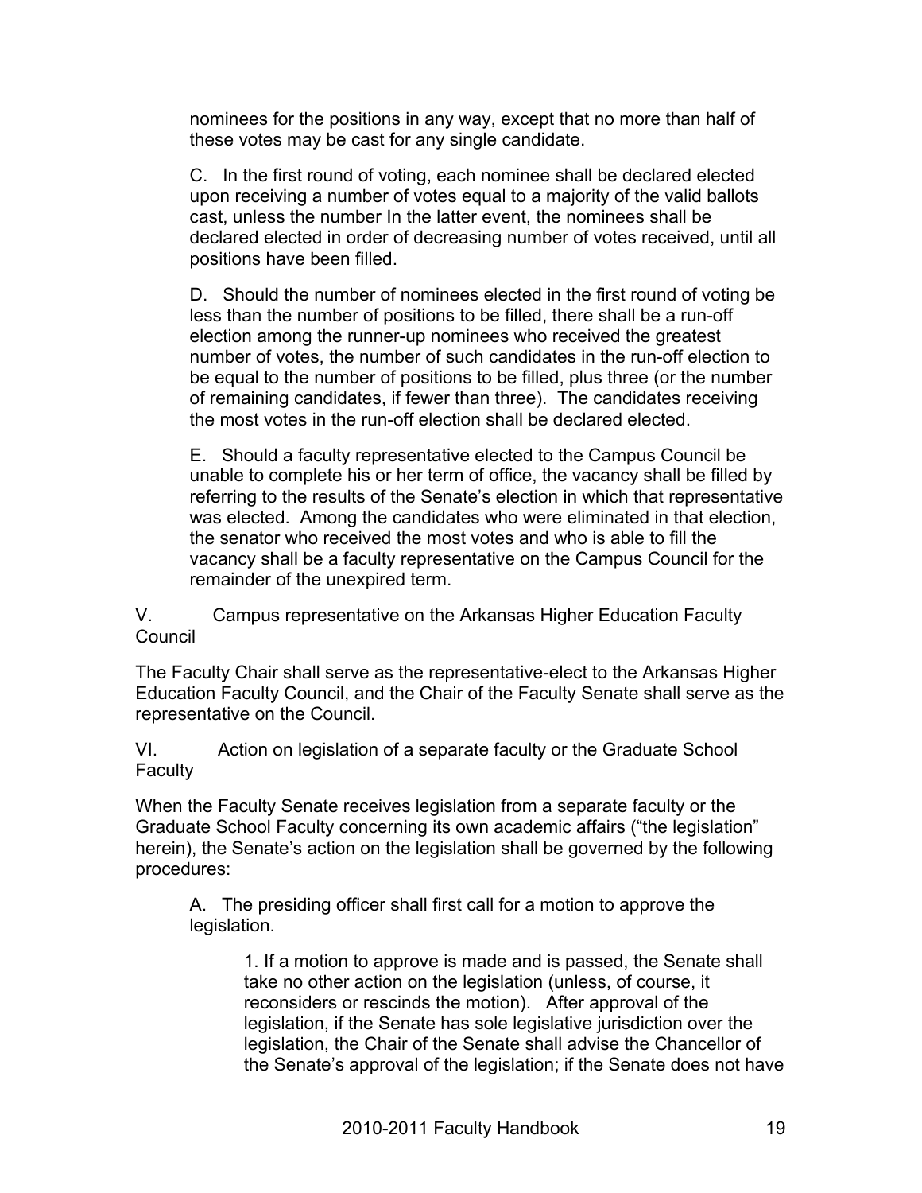nominees for the positions in any way, except that no more than half of these votes may be cast for any single candidate.

C. In the first round of voting, each nominee shall be declared elected upon receiving a number of votes equal to a majority of the valid ballots cast, unless the number In the latter event, the nominees shall be declared elected in order of decreasing number of votes received, until all positions have been filled.

D. Should the number of nominees elected in the first round of voting be less than the number of positions to be filled, there shall be a run-off election among the runner-up nominees who received the greatest number of votes, the number of such candidates in the run-off election to be equal to the number of positions to be filled, plus three (or the number of remaining candidates, if fewer than three). The candidates receiving the most votes in the run-off election shall be declared elected.

E. Should a faculty representative elected to the Campus Council be unable to complete his or her term of office, the vacancy shall be filled by referring to the results of the Senate's election in which that representative was elected. Among the candidates who were eliminated in that election, the senator who received the most votes and who is able to fill the vacancy shall be a faculty representative on the Campus Council for the remainder of the unexpired term.

## V. Campus representative on the Arkansas Higher Education Faculty Council

The Faculty Chair shall serve as the representative-elect to the Arkansas Higher Education Faculty Council, and the Chair of the Faculty Senate shall serve as the representative on the Council.

## VI. Action on legislation of a separate faculty or the Graduate School Faculty

When the Faculty Senate receives legislation from a separate faculty or the Graduate School Faculty concerning its own academic affairs ("the legislation" herein), the Senate's action on the legislation shall be governed by the following procedures:

A. The presiding officer shall first call for a motion to approve the legislation.

1. If a motion to approve is made and is passed, the Senate shall take no other action on the legislation (unless, of course, it reconsiders or rescinds the motion). After approval of the legislation, if the Senate has sole legislative jurisdiction over the legislation, the Chair of the Senate shall advise the Chancellor of the Senate's approval of the legislation; if the Senate does not have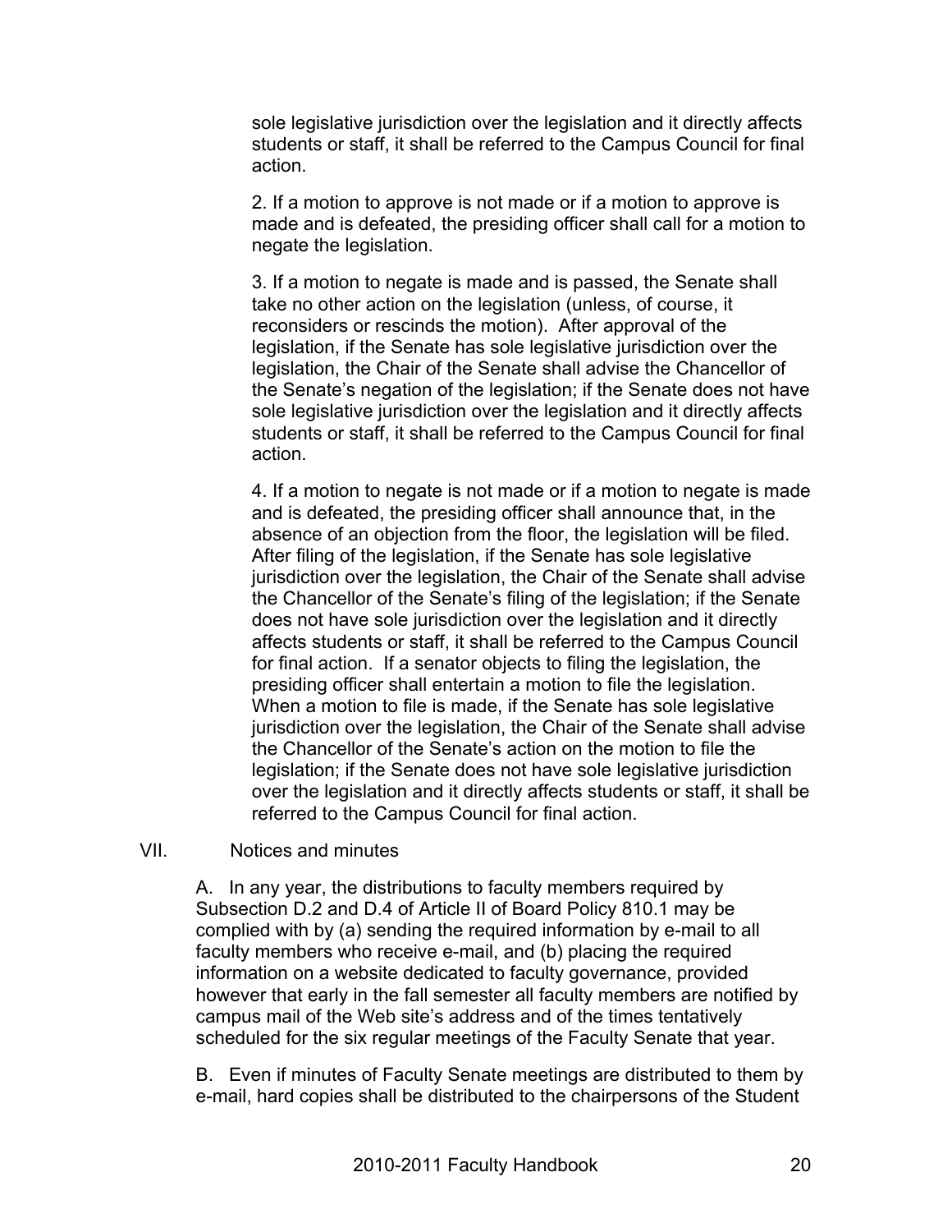sole legislative jurisdiction over the legislation and it directly affects students or staff, it shall be referred to the Campus Council for final action.

2. If a motion to approve is not made or if a motion to approve is made and is defeated, the presiding officer shall call for a motion to negate the legislation.

3. If a motion to negate is made and is passed, the Senate shall take no other action on the legislation (unless, of course, it reconsiders or rescinds the motion). After approval of the legislation, if the Senate has sole legislative jurisdiction over the legislation, the Chair of the Senate shall advise the Chancellor of the Senate's negation of the legislation; if the Senate does not have sole legislative jurisdiction over the legislation and it directly affects students or staff, it shall be referred to the Campus Council for final action.

4. If a motion to negate is not made or if a motion to negate is made and is defeated, the presiding officer shall announce that, in the absence of an objection from the floor, the legislation will be filed. After filing of the legislation, if the Senate has sole legislative jurisdiction over the legislation, the Chair of the Senate shall advise the Chancellor of the Senate's filing of the legislation; if the Senate does not have sole jurisdiction over the legislation and it directly affects students or staff, it shall be referred to the Campus Council for final action. If a senator objects to filing the legislation, the presiding officer shall entertain a motion to file the legislation. When a motion to file is made, if the Senate has sole legislative jurisdiction over the legislation, the Chair of the Senate shall advise the Chancellor of the Senate's action on the motion to file the legislation; if the Senate does not have sole legislative jurisdiction over the legislation and it directly affects students or staff, it shall be referred to the Campus Council for final action.

## VII. Notices and minutes

A. In any year, the distributions to faculty members required by Subsection D.2 and D.4 of Article II of Board Policy 810.1 may be complied with by (a) sending the required information by e-mail to all faculty members who receive e-mail, and (b) placing the required information on a website dedicated to faculty governance, provided however that early in the fall semester all faculty members are notified by campus mail of the Web site's address and of the times tentatively scheduled for the six regular meetings of the Faculty Senate that year.

B. Even if minutes of Faculty Senate meetings are distributed to them by e-mail, hard copies shall be distributed to the chairpersons of the Student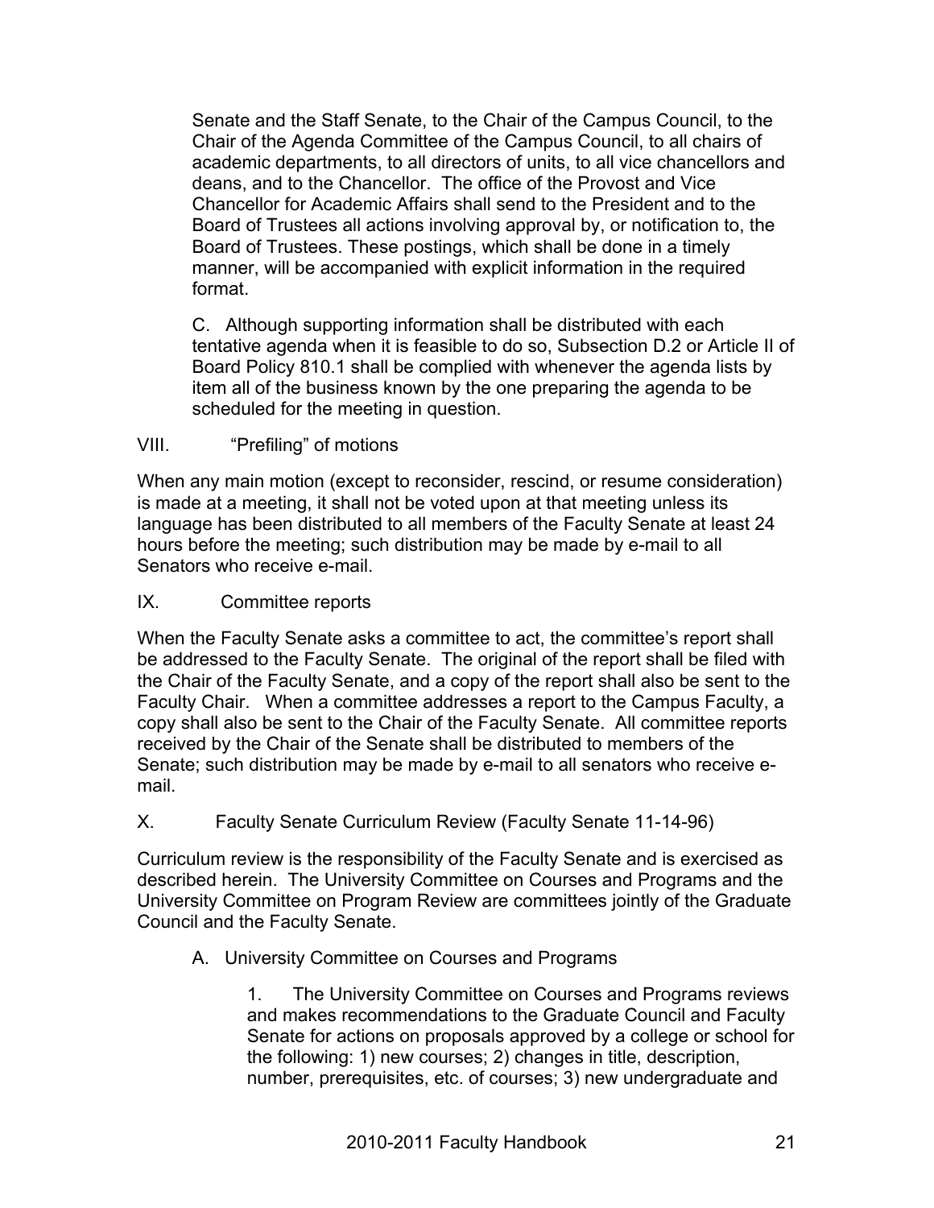Senate and the Staff Senate, to the Chair of the Campus Council, to the Chair of the Agenda Committee of the Campus Council, to all chairs of academic departments, to all directors of units, to all vice chancellors and deans, and to the Chancellor. The office of the Provost and Vice Chancellor for Academic Affairs shall send to the President and to the Board of Trustees all actions involving approval by, or notification to, the Board of Trustees. These postings, which shall be done in a timely manner, will be accompanied with explicit information in the required format.

C. Although supporting information shall be distributed with each tentative agenda when it is feasible to do so, Subsection D.2 or Article II of Board Policy 810.1 shall be complied with whenever the agenda lists by item all of the business known by the one preparing the agenda to be scheduled for the meeting in question.

## VIII. "Prefiling" of motions

When any main motion (except to reconsider, rescind, or resume consideration) is made at a meeting, it shall not be voted upon at that meeting unless its language has been distributed to all members of the Faculty Senate at least 24 hours before the meeting; such distribution may be made by e-mail to all Senators who receive e-mail.

## IX. Committee reports

When the Faculty Senate asks a committee to act, the committee's report shall be addressed to the Faculty Senate. The original of the report shall be filed with the Chair of the Faculty Senate, and a copy of the report shall also be sent to the Faculty Chair. When a committee addresses a report to the Campus Faculty, a copy shall also be sent to the Chair of the Faculty Senate. All committee reports received by the Chair of the Senate shall be distributed to members of the Senate; such distribution may be made by e-mail to all senators who receive e-mail.

## X. Faculty Senate Curriculum Review (Faculty Senate 11-14-96)

Curriculum review is the responsibility of the Faculty Senate and is exercised as described herein. The University Committee on Courses and Programs and the University Committee on Program Review are committees jointly of the Graduate Council and the Faculty Senate.

A. University Committee on Courses and Programs

1. The University Committee on Courses and Programs reviews and makes recommendations to the Graduate Council and Faculty Senate for actions on proposals approved by a college or school for the following: 1) new courses; 2) changes in title, description, number, prerequisites, etc. of courses; 3) new undergraduate and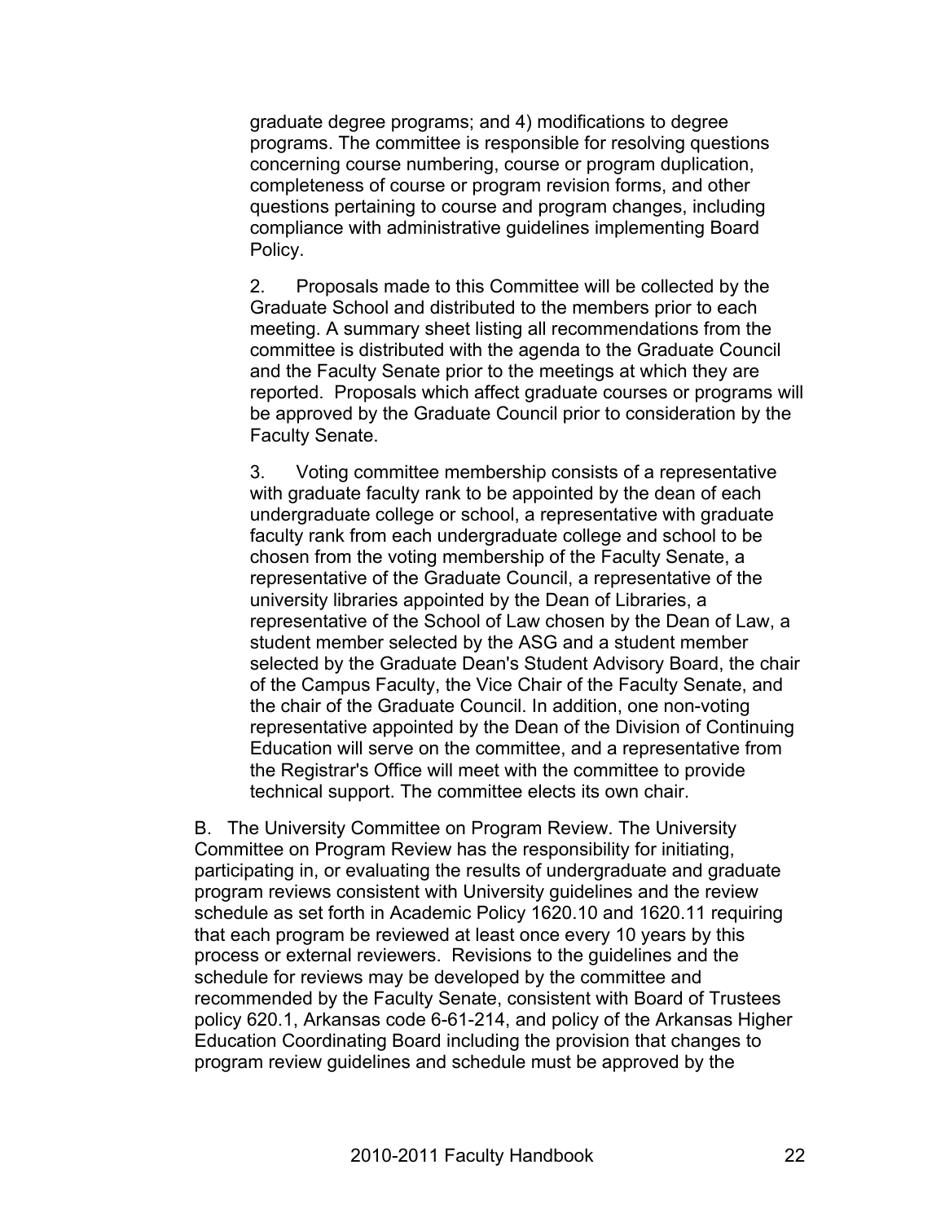graduate degree programs; and 4) modifications to degree programs. The committee is responsible for resolving questions concerning course numbering, course or program duplication, completeness of course or program revision forms, and other questions pertaining to course and program changes, including compliance with administrative guidelines implementing Board Policy.

2. Proposals made to this Committee will be collected by the Graduate School and distributed to the members prior to each meeting. A summary sheet listing all recommendations from the committee is distributed with the agenda to the Graduate Council and the Faculty Senate prior to the meetings at which they are reported. Proposals which affect graduate courses or programs will be approved by the Graduate Council prior to consideration by the Faculty Senate.

3. Voting committee membership consists of a representative with graduate faculty rank to be appointed by the dean of each undergraduate college or school, a representative with graduate faculty rank from each undergraduate college and school to be chosen from the voting membership of the Faculty Senate, a representative of the Graduate Council, a representative of the university libraries appointed by the Dean of Libraries, a representative of the School of Law chosen by the Dean of Law, a student member selected by the ASG and a student member selected by the Graduate Dean's Student Advisory Board, the chair of the Campus Faculty, the Vice Chair of the Faculty Senate, and the chair of the Graduate Council. In addition, one non-voting representative appointed by the Dean of the Division of Continuing Education will serve on the committee, and a representative from the Registrar's Office will meet with the committee to provide technical support. The committee elects its own chair.

B. The University Committee on Program Review. The University Committee on Program Review has the responsibility for initiating, participating in, or evaluating the results of undergraduate and graduate program reviews consistent with University guidelines and the review schedule as set forth in Academic Policy 1620.10 and 1620.11 requiring that each program be reviewed at least once every 10 years by this process or external reviewers. Revisions to the guidelines and the schedule for reviews may be developed by the committee and recommended by the Faculty Senate, consistent with Board of Trustees policy 620.1, Arkansas code 6-61-214, and policy of the Arkansas Higher Education Coordinating Board including the provision that changes to program review guidelines and schedule must be approved by the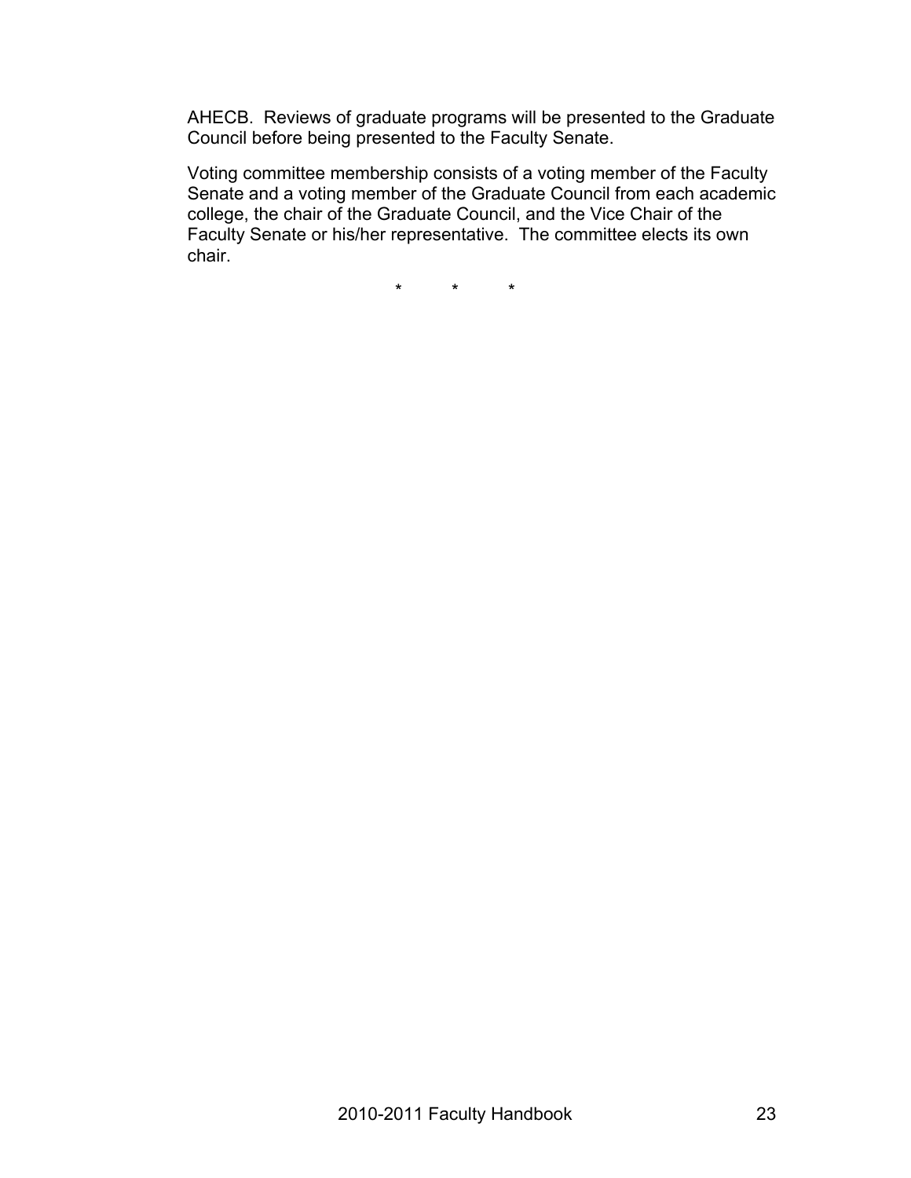AHECB. Reviews of graduate programs will be presented to the Graduate Council before being presented to the Faculty Senate.

Voting committee membership consists of a voting member of the Faculty Senate and a voting member of the Graduate Council from each academic college, the chair of the Graduate Council, and the Vice Chair of the Faculty Senate or his/her representative. The committee elects its own chair.

\* \* \*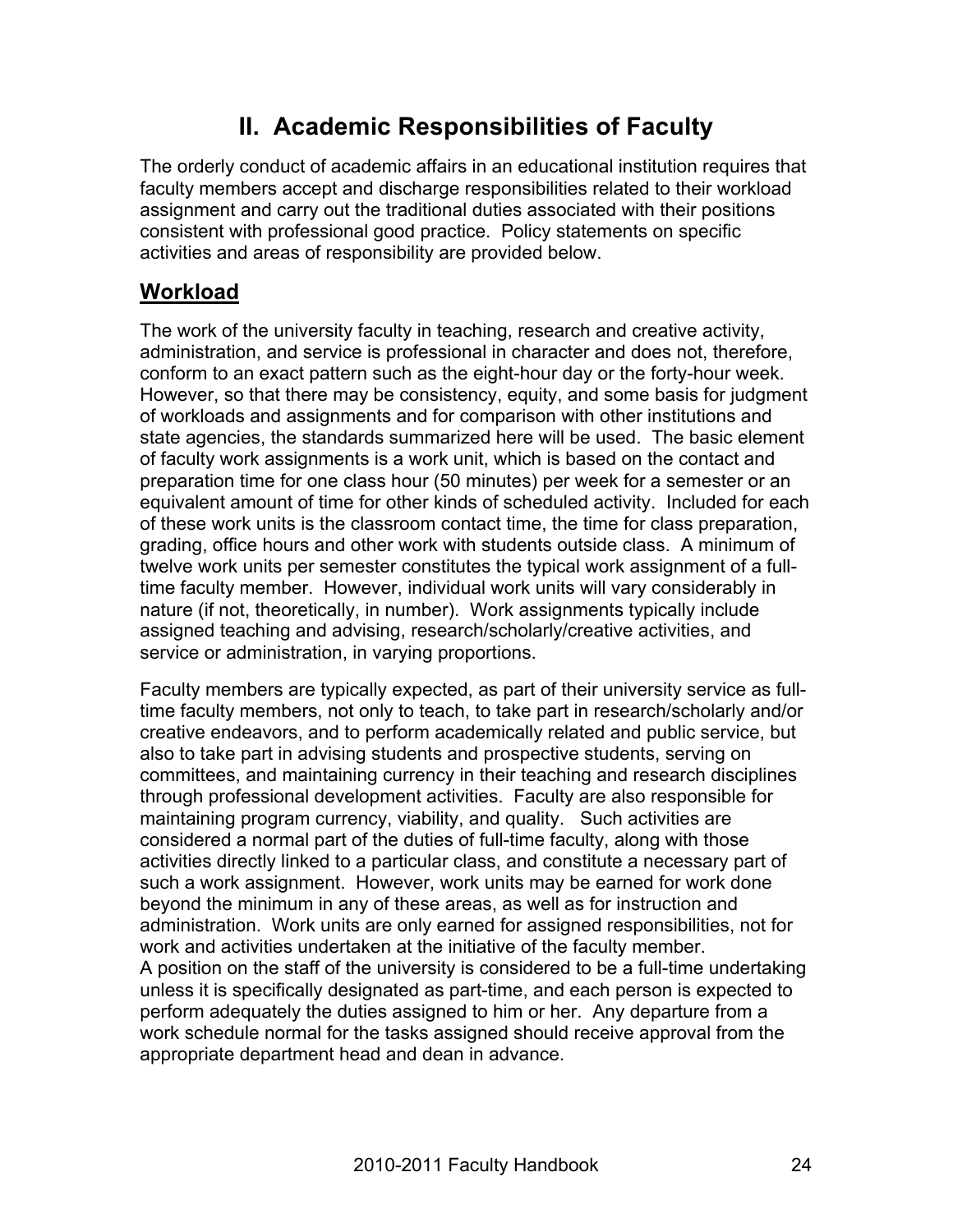# II. Academic Responsibilities of Faculty

The orderly conduct of academic affairs in an educational institution requires that faculty members accept and discharge responsibilities related to their workload assignment and carry out the traditional duties associated with their positions consistent with professional good practice. Policy statements on specific activities and areas of responsibility are provided below.

## Workload

The work of the university faculty in teaching, research and creative activity, administration, and service is professional in character and does not, therefore, conform to an exact pattern such as the eight-hour day or the forty-hour week. However, so that there may be consistency, equity, and some basis for judgment of workloads and assignments and for comparison with other institutions and state agencies, the standards summarized here will be used. The basic element of faculty work assignments is a work unit, which is based on the contact and preparation time for one class hour (50 minutes) per week for a semester or an equivalent amount of time for other kinds of scheduled activity. Included for each of these work units is the classroom contact time, the time for class preparation, grading, office hours and other work with students outside class. A minimum of twelve work units per semester constitutes the typical work assignment of a full-time faculty member. However, individual work units will vary considerably in nature (if not, theoretically, in number). Work assignments typically include assigned teaching and advising, research/scholarly/creative activities, and service or administration, in varying proportions.

Faculty members are typically expected, as part of their university service as full-time faculty members, not only to teach, to take part in research/scholarly and/or creative endeavors, and to perform academically related and public service, but also to take part in advising students and prospective students, serving on committees, and maintaining currency in their teaching and research disciplines through professional development activities. Faculty are also responsible for maintaining program currency, viability, and quality. Such activities are considered a normal part of the duties of full-time faculty, along with those activities directly linked to a particular class, and constitute a necessary part of such a work assignment. However, work units may be earned for work done beyond the minimum in any of these areas, as well as for instruction and administration. Work units are only earned for assigned responsibilities, not for work and activities undertaken at the initiative of the faculty member.
A position on the staff of the university is considered to be a full-time undertaking unless it is specifically designated as part-time, and each person is expected to perform adequately the duties assigned to him or her. Any departure from a work schedule normal for the tasks assigned should receive approval from the appropriate department head and dean in advance.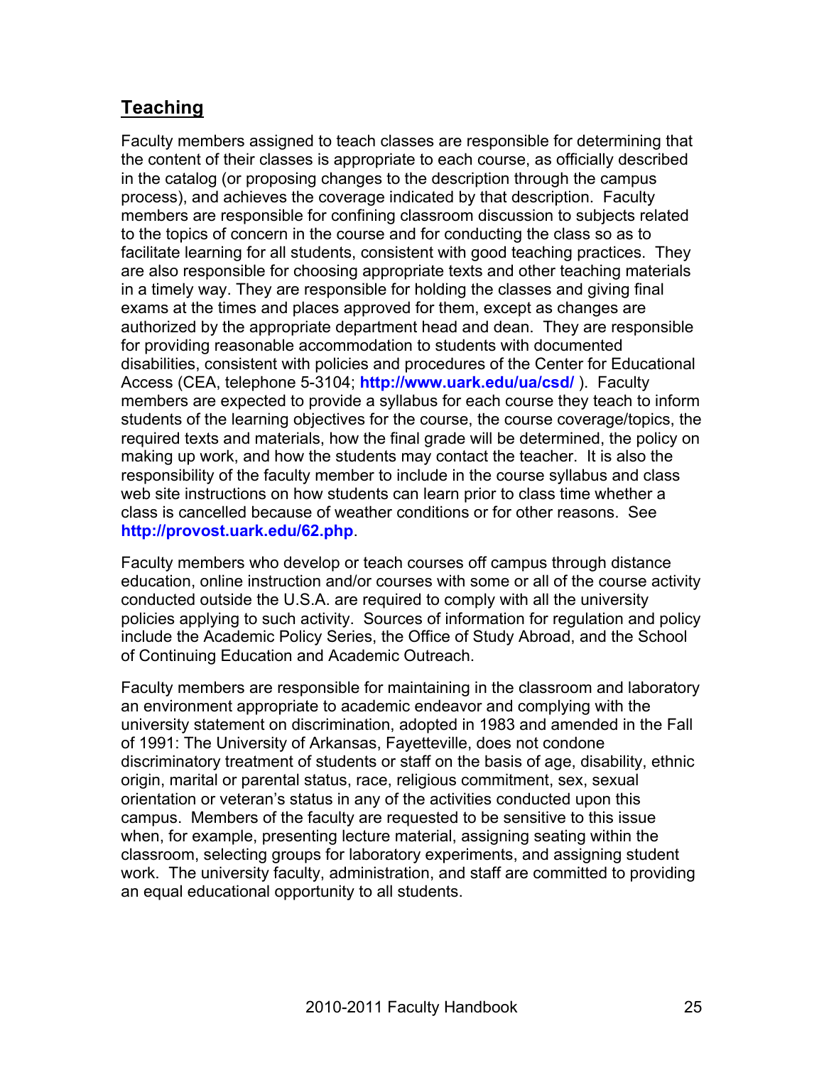## Teaching

Faculty members assigned to teach classes are responsible for determining that the content of their classes is appropriate to each course, as officially described in the catalog (or proposing changes to the description through the campus process), and achieves the coverage indicated by that description. Faculty members are responsible for confining classroom discussion to subjects related to the topics of concern in the course and for conducting the class so as to facilitate learning for all students, consistent with good teaching practices. They are also responsible for choosing appropriate texts and other teaching materials in a timely way. They are responsible for holding the classes and giving final exams at the times and places approved for them, except as changes are authorized by the appropriate department head and dean. They are responsible for providing reasonable accommodation to students with documented disabilities, consistent with policies and procedures of the Center for Educational Access (CEA, telephone 5-3104; **http://www.uark.edu/ua/csd/** ). Faculty members are expected to provide a syllabus for each course they teach to inform students of the learning objectives for the course, the course coverage/topics, the required texts and materials, how the final grade will be determined, the policy on making up work, and how the students may contact the teacher. It is also the responsibility of the faculty member to include in the course syllabus and class web site instructions on how students can learn prior to class time whether a class is cancelled because of weather conditions or for other reasons. See **http://provost.uark.edu/62.php**.

Faculty members who develop or teach courses off campus through distance education, online instruction and/or courses with some or all of the course activity conducted outside the U.S.A. are required to comply with all the university policies applying to such activity. Sources of information for regulation and policy include the Academic Policy Series, the Office of Study Abroad, and the School of Continuing Education and Academic Outreach.

Faculty members are responsible for maintaining in the classroom and laboratory an environment appropriate to academic endeavor and complying with the university statement on discrimination, adopted in 1983 and amended in the Fall of 1991: The University of Arkansas, Fayetteville, does not condone discriminatory treatment of students or staff on the basis of age, disability, ethnic origin, marital or parental status, race, religious commitment, sex, sexual orientation or veteran's status in any of the activities conducted upon this campus. Members of the faculty are requested to be sensitive to this issue when, for example, presenting lecture material, assigning seating within the classroom, selecting groups for laboratory experiments, and assigning student work. The university faculty, administration, and staff are committed to providing an equal educational opportunity to all students.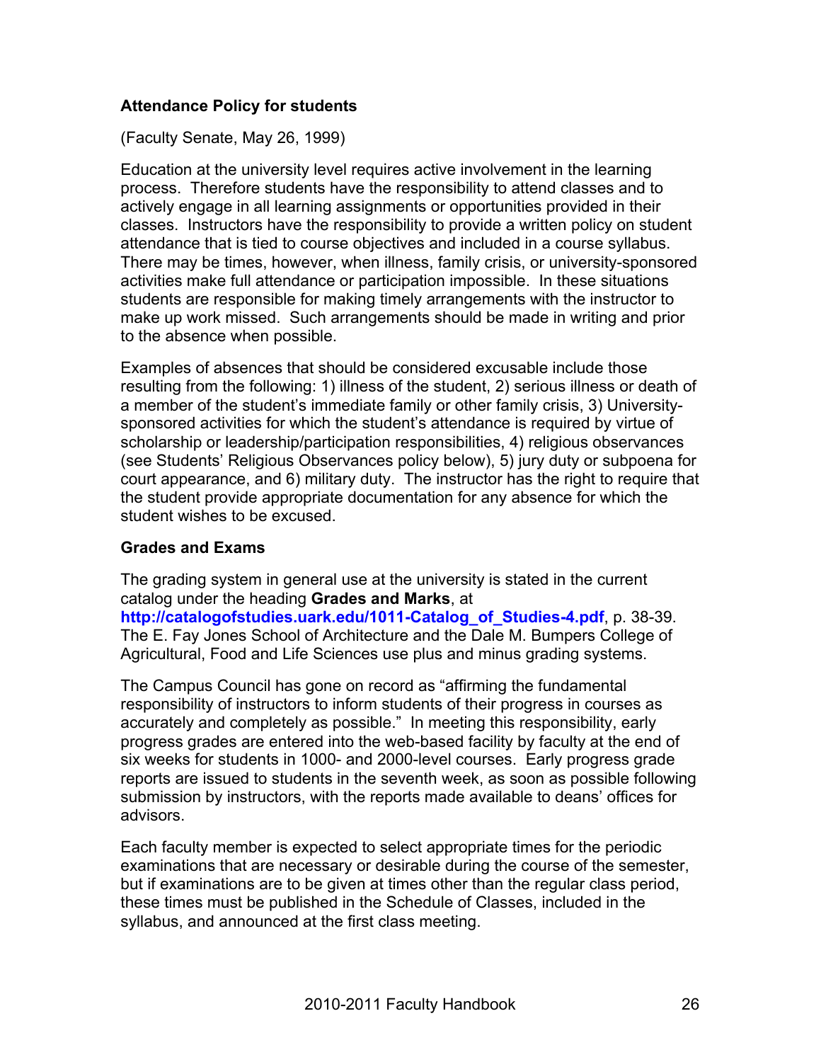**Attendance Policy for students**

(Faculty Senate, May 26, 1999)

Education at the university level requires active involvement in the learning process. Therefore students have the responsibility to attend classes and to actively engage in all learning assignments or opportunities provided in their classes. Instructors have the responsibility to provide a written policy on student attendance that is tied to course objectives and included in a course syllabus. There may be times, however, when illness, family crisis, or university-sponsored activities make full attendance or participation impossible. In these situations students are responsible for making timely arrangements with the instructor to make up work missed. Such arrangements should be made in writing and prior to the absence when possible.

Examples of absences that should be considered excusable include those resulting from the following: 1) illness of the student, 2) serious illness or death of a member of the student's immediate family or other family crisis, 3) University-sponsored activities for which the student's attendance is required by virtue of scholarship or leadership/participation responsibilities, 4) religious observances (see Students' Religious Observances policy below), 5) jury duty or subpoena for court appearance, and 6) military duty. The instructor has the right to require that the student provide appropriate documentation for any absence for which the student wishes to be excused.

**Grades and Exams**

The grading system in general use at the university is stated in the current catalog under the heading **Grades and Marks**, at **http://catalogofstudies.uark.edu/1011-Catalog_of_Studies-4.pdf**, p. 38-39. The E. Fay Jones School of Architecture and the Dale M. Bumpers College of Agricultural, Food and Life Sciences use plus and minus grading systems.

The Campus Council has gone on record as "affirming the fundamental responsibility of instructors to inform students of their progress in courses as accurately and completely as possible." In meeting this responsibility, early progress grades are entered into the web-based facility by faculty at the end of six weeks for students in 1000- and 2000-level courses. Early progress grade reports are issued to students in the seventh week, as soon as possible following submission by instructors, with the reports made available to deans' offices for advisors.

Each faculty member is expected to select appropriate times for the periodic examinations that are necessary or desirable during the course of the semester, but if examinations are to be given at times other than the regular class period, these times must be published in the Schedule of Classes, included in the syllabus, and announced at the first class meeting.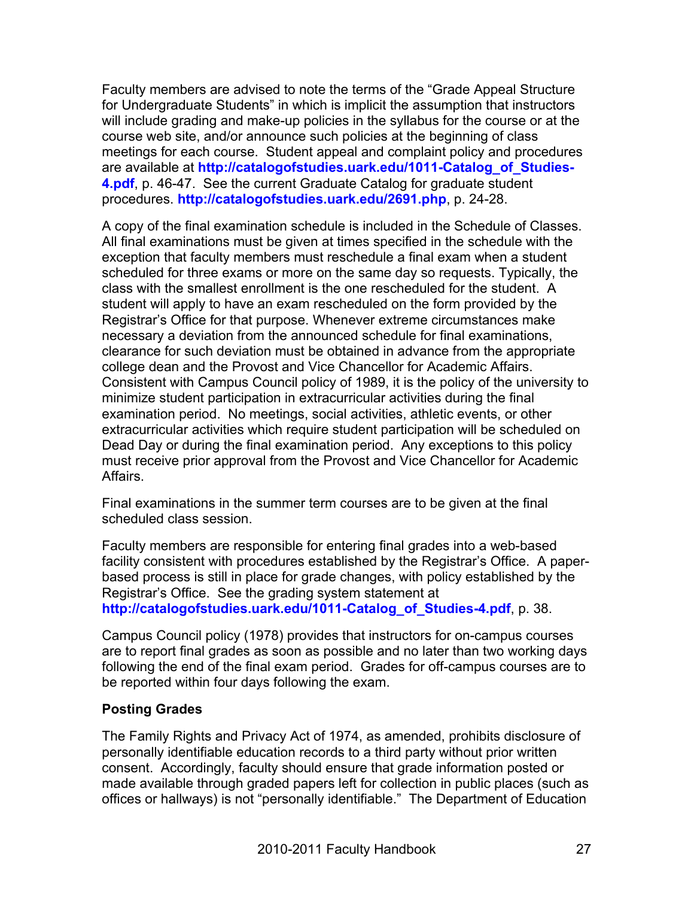Faculty members are advised to note the terms of the “Grade Appeal Structure for Undergraduate Students” in which is implicit the assumption that instructors will include grading and make-up policies in the syllabus for the course or at the course web site, and/or announce such policies at the beginning of class meetings for each course. Student appeal and complaint policy and procedures are available at **http://catalogofstudies.uark.edu/1011-Catalog_of_Studies-4.pdf**, p. 46-47. See the current Graduate Catalog for graduate student procedures. **http://catalogofstudies.uark.edu/2691.php**, p. 24-28.

A copy of the final examination schedule is included in the Schedule of Classes. All final examinations must be given at times specified in the schedule with the exception that faculty members must reschedule a final exam when a student scheduled for three exams or more on the same day so requests. Typically, the class with the smallest enrollment is the one rescheduled for the student. A student will apply to have an exam rescheduled on the form provided by the Registrar’s Office for that purpose. Whenever extreme circumstances make necessary a deviation from the announced schedule for final examinations, clearance for such deviation must be obtained in advance from the appropriate college dean and the Provost and Vice Chancellor for Academic Affairs. Consistent with Campus Council policy of 1989, it is the policy of the university to minimize student participation in extracurricular activities during the final examination period. No meetings, social activities, athletic events, or other extracurricular activities which require student participation will be scheduled on Dead Day or during the final examination period. Any exceptions to this policy must receive prior approval from the Provost and Vice Chancellor for Academic Affairs.

Final examinations in the summer term courses are to be given at the final scheduled class session.

Faculty members are responsible for entering final grades into a web-based facility consistent with procedures established by the Registrar’s Office. A paper-based process is still in place for grade changes, with policy established by the Registrar’s Office. See the grading system statement at **http://catalogofstudies.uark.edu/1011-Catalog_of_Studies-4.pdf**, p. 38.

Campus Council policy (1978) provides that instructors for on-campus courses are to report final grades as soon as possible and no later than two working days following the end of the final exam period. Grades for off-campus courses are to be reported within four days following the exam.

**Posting Grades**

The Family Rights and Privacy Act of 1974, as amended, prohibits disclosure of personally identifiable education records to a third party without prior written consent. Accordingly, faculty should ensure that grade information posted or made available through graded papers left for collection in public places (such as offices or hallways) is not “personally identifiable.” The Department of Education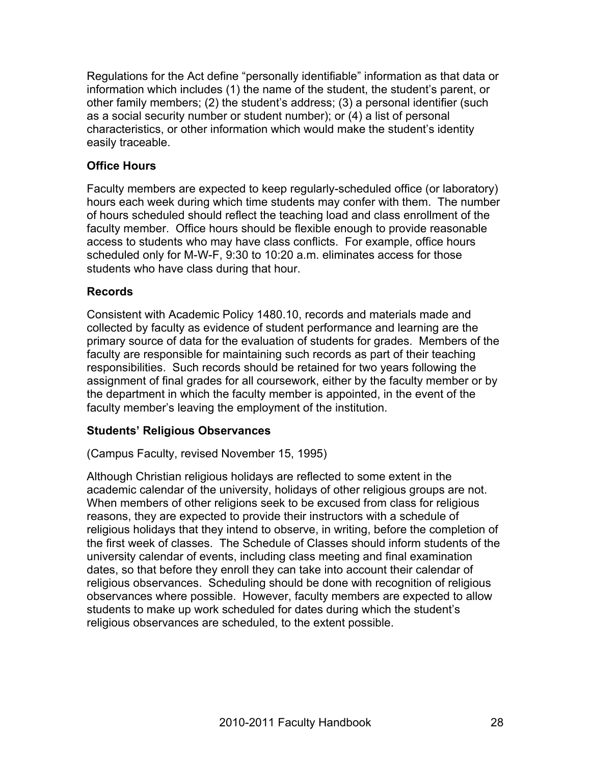Regulations for the Act define “personally identifiable” information as that data or information which includes (1) the name of the student, the student’s parent, or other family members; (2) the student’s address; (3) a personal identifier (such as a social security number or student number); or (4) a list of personal characteristics, or other information which would make the student’s identity easily traceable.

### Office Hours

Faculty members are expected to keep regularly-scheduled office (or laboratory) hours each week during which time students may confer with them. The number of hours scheduled should reflect the teaching load and class enrollment of the faculty member. Office hours should be flexible enough to provide reasonable access to students who may have class conflicts. For example, office hours scheduled only for M-W-F, 9:30 to 10:20 a.m. eliminates access for those students who have class during that hour.

### Records

Consistent with Academic Policy 1480.10, records and materials made and collected by faculty as evidence of student performance and learning are the primary source of data for the evaluation of students for grades. Members of the faculty are responsible for maintaining such records as part of their teaching responsibilities. Such records should be retained for two years following the assignment of final grades for all coursework, either by the faculty member or by the department in which the faculty member is appointed, in the event of the faculty member’s leaving the employment of the institution.

### Students’ Religious Observances

(Campus Faculty, revised November 15, 1995)

Although Christian religious holidays are reflected to some extent in the academic calendar of the university, holidays of other religious groups are not. When members of other religions seek to be excused from class for religious reasons, they are expected to provide their instructors with a schedule of religious holidays that they intend to observe, in writing, before the completion of the first week of classes. The Schedule of Classes should inform students of the university calendar of events, including class meeting and final examination dates, so that before they enroll they can take into account their calendar of religious observances. Scheduling should be done with recognition of religious observances where possible. However, faculty members are expected to allow students to make up work scheduled for dates during which the student’s religious observances are scheduled, to the extent possible.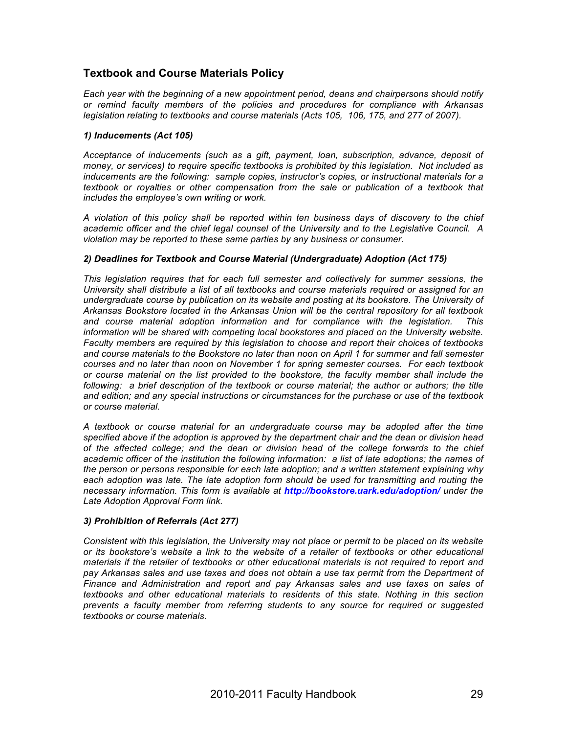## Textbook and Course Materials Policy

*Each year with the beginning of a new appointment period, deans and chairpersons should notify or remind faculty members of the policies and procedures for compliance with Arkansas legislation relating to textbooks and course materials (Acts 105, 106, 175, and 277 of 2007).*

### *1) Inducements (Act 105)*

*Acceptance of inducements (such as a gift, payment, loan, subscription, advance, deposit of money, or services) to require specific textbooks is prohibited by this legislation. Not included as inducements are the following: sample copies, instructor's copies, or instructional materials for a textbook or royalties or other compensation from the sale or publication of a textbook that includes the employee's own writing or work.*

*A violation of this policy shall be reported within ten business days of discovery to the chief academic officer and the chief legal counsel of the University and to the Legislative Council. A violation may be reported to these same parties by any business or consumer.*

### *2) Deadlines for Textbook and Course Material (Undergraduate) Adoption (Act 175)*

*This legislation requires that for each full semester and collectively for summer sessions, the University shall distribute a list of all textbooks and course materials required or assigned for an undergraduate course by publication on its website and posting at its bookstore. The University of Arkansas Bookstore located in the Arkansas Union will be the central repository for all textbook and course material adoption information and for compliance with the legislation. This information will be shared with competing local bookstores and placed on the University website. Faculty members are required by this legislation to choose and report their choices of textbooks and course materials to the Bookstore no later than noon on April 1 for summer and fall semester courses and no later than noon on November 1 for spring semester courses. For each textbook or course material on the list provided to the bookstore, the faculty member shall include the following: a brief description of the textbook or course material; the author or authors; the title and edition; and any special instructions or circumstances for the purchase or use of the textbook or course material.*

*A textbook or course material for an undergraduate course may be adopted after the time specified above if the adoption is approved by the department chair and the dean or division head of the affected college; and the dean or division head of the college forwards to the chief academic officer of the institution the following information: a list of late adoptions; the names of the person or persons responsible for each late adoption; and a written statement explaining why each adoption was late. The late adoption form should be used for transmitting and routing the necessary information. This form is available at* ***http://bookstore.uark.edu/adoption/*** *under the Late Adoption Approval Form link.*

### *3) Prohibition of Referrals (Act 277)*

*Consistent with this legislation, the University may not place or permit to be placed on its website or its bookstore's website a link to the website of a retailer of textbooks or other educational materials if the retailer of textbooks or other educational materials is not required to report and pay Arkansas sales and use taxes and does not obtain a use tax permit from the Department of Finance and Administration and report and pay Arkansas sales and use taxes on sales of textbooks and other educational materials to residents of this state. Nothing in this section prevents a faculty member from referring students to any source for required or suggested textbooks or course materials.*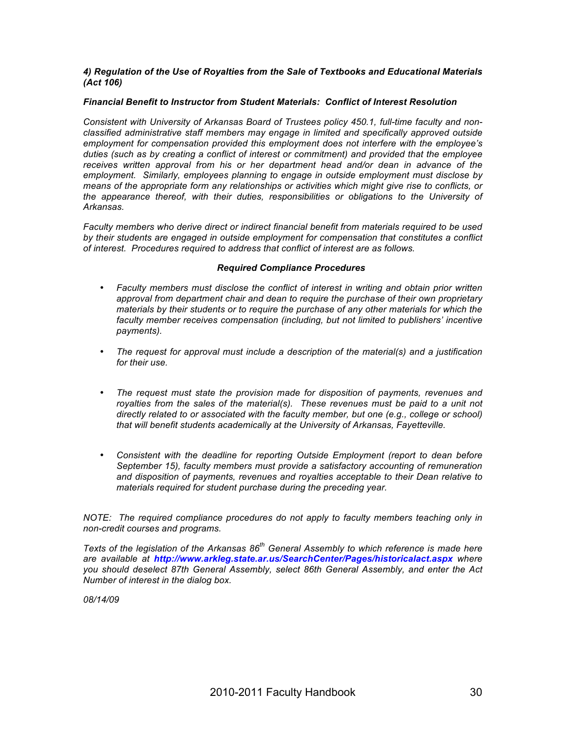### *4) Regulation of the Use of Royalties from the Sale of Textbooks and Educational Materials (Act 106)*

#### *Financial Benefit to Instructor from Student Materials: Conflict of Interest Resolution*

*Consistent with University of Arkansas Board of Trustees policy 450.1, full-time faculty and non-classified administrative staff members may engage in limited and specifically approved outside employment for compensation provided this employment does not interfere with the employee's duties (such as by creating a conflict of interest or commitment) and provided that the employee receives written approval from his or her department head and/or dean in advance of the employment. Similarly, employees planning to engage in outside employment must disclose by means of the appropriate form any relationships or activities which might give rise to conflicts, or the appearance thereof, with their duties, responsibilities or obligations to the University of Arkansas.*

*Faculty members who derive direct or indirect financial benefit from materials required to be used by their students are engaged in outside employment for compensation that constitutes a conflict of interest. Procedures required to address that conflict of interest are as follows.*

#### *Required Compliance Procedures*

- *Faculty members must disclose the conflict of interest in writing and obtain prior written approval from department chair and dean to require the purchase of their own proprietary materials by their students or to require the purchase of any other materials for which the faculty member receives compensation (including, but not limited to publishers' incentive payments).*

- *The request for approval must include a description of the material(s) and a justification for their use.*

- *The request must state the provision made for disposition of payments, revenues and royalties from the sales of the material(s). These revenues must be paid to a unit not directly related to or associated with the faculty member, but one (e.g., college or school) that will benefit students academically at the University of Arkansas, Fayetteville.*

- *Consistent with the deadline for reporting Outside Employment (report to dean before September 15), faculty members must provide a satisfactory accounting of remuneration and disposition of payments, revenues and royalties acceptable to their Dean relative to materials required for student purchase during the preceding year.*

*NOTE: The required compliance procedures do not apply to faculty members teaching only in non-credit courses and programs.*

*Texts of the legislation of the Arkansas 86th General Assembly to which reference is made here are available at* ***http://www.arkleg.state.ar.us/SearchCenter/Pages/historicalact.aspx*** *where you should deselect 87th General Assembly, select 86th General Assembly, and enter the Act Number of interest in the dialog box.*

*08/14/09*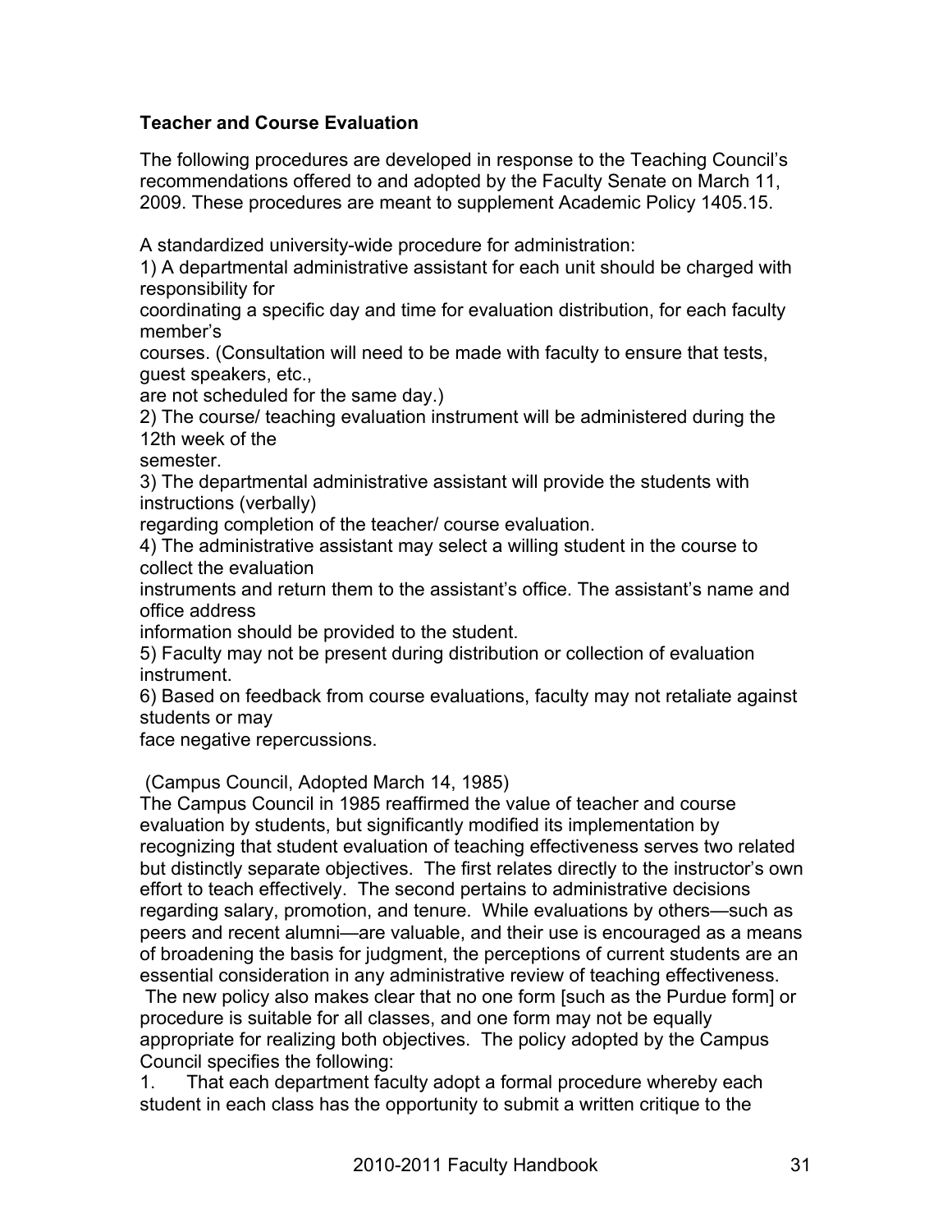**Teacher and Course Evaluation**

The following procedures are developed in response to the Teaching Council's recommendations offered to and adopted by the Faculty Senate on March 11, 2009. These procedures are meant to supplement Academic Policy 1405.15.

A standardized university-wide procedure for administration:

1) A departmental administrative assistant for each unit should be charged with responsibility for coordinating a specific day and time for evaluation distribution, for each faculty member's courses. (Consultation will need to be made with faculty to ensure that tests, guest speakers, etc., are not scheduled for the same day.)

2) The course/ teaching evaluation instrument will be administered during the 12th week of the semester.

3) The departmental administrative assistant will provide the students with instructions (verbally) regarding completion of the teacher/ course evaluation.

4) The administrative assistant may select a willing student in the course to collect the evaluation instruments and return them to the assistant's office. The assistant's name and office address information should be provided to the student.

5) Faculty may not be present during distribution or collection of evaluation instrument.

6) Based on feedback from course evaluations, faculty may not retaliate against students or may face negative repercussions.

(Campus Council, Adopted March 14, 1985)

The Campus Council in 1985 reaffirmed the value of teacher and course evaluation by students, but significantly modified its implementation by recognizing that student evaluation of teaching effectiveness serves two related but distinctly separate objectives. The first relates directly to the instructor's own effort to teach effectively. The second pertains to administrative decisions regarding salary, promotion, and tenure. While evaluations by others—such as peers and recent alumni—are valuable, and their use is encouraged as a means of broadening the basis for judgment, the perceptions of current students are an essential consideration in any administrative review of teaching effectiveness. The new policy also makes clear that no one form [such as the Purdue form] or procedure is suitable for all classes, and one form may not be equally appropriate for realizing both objectives. The policy adopted by the Campus Council specifies the following:

1. That each department faculty adopt a formal procedure whereby each student in each class has the opportunity to submit a written critique to the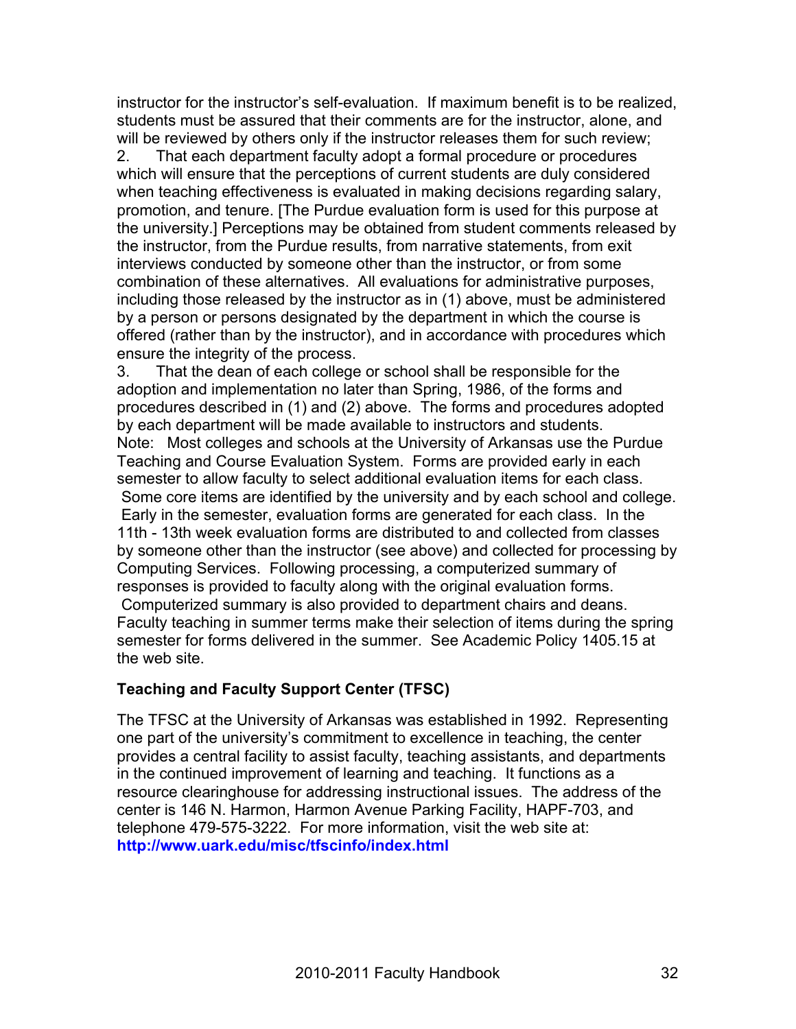instructor for the instructor's self-evaluation. If maximum benefit is to be realized, students must be assured that their comments are for the instructor, alone, and will be reviewed by others only if the instructor releases them for such review;

2. That each department faculty adopt a formal procedure or procedures which will ensure that the perceptions of current students are duly considered when teaching effectiveness is evaluated in making decisions regarding salary, promotion, and tenure. [The Purdue evaluation form is used for this purpose at the university.] Perceptions may be obtained from student comments released by the instructor, from the Purdue results, from narrative statements, from exit interviews conducted by someone other than the instructor, or from some combination of these alternatives. All evaluations for administrative purposes, including those released by the instructor as in (1) above, must be administered by a person or persons designated by the department in which the course is offered (rather than by the instructor), and in accordance with procedures which ensure the integrity of the process.

3. That the dean of each college or school shall be responsible for the adoption and implementation no later than Spring, 1986, of the forms and procedures described in (1) and (2) above. The forms and procedures adopted by each department will be made available to instructors and students.

Note: Most colleges and schools at the University of Arkansas use the Purdue Teaching and Course Evaluation System. Forms are provided early in each semester to allow faculty to select additional evaluation items for each class. Some core items are identified by the university and by each school and college. Early in the semester, evaluation forms are generated for each class. In the 11th - 13th week evaluation forms are distributed to and collected from classes by someone other than the instructor (see above) and collected for processing by Computing Services. Following processing, a computerized summary of responses is provided to faculty along with the original evaluation forms. Computerized summary is also provided to department chairs and deans. Faculty teaching in summer terms make their selection of items during the spring semester for forms delivered in the summer. See Academic Policy 1405.15 at the web site.

### Teaching and Faculty Support Center (TFSC)

The TFSC at the University of Arkansas was established in 1992. Representing one part of the university's commitment to excellence in teaching, the center provides a central facility to assist faculty, teaching assistants, and departments in the continued improvement of learning and teaching. It functions as a resource clearinghouse for addressing instructional issues. The address of the center is 146 N. Harmon, Harmon Avenue Parking Facility, HAPF-703, and telephone 479-575-3222. For more information, visit the web site at: **http://www.uark.edu/misc/tfscinfo/index.html**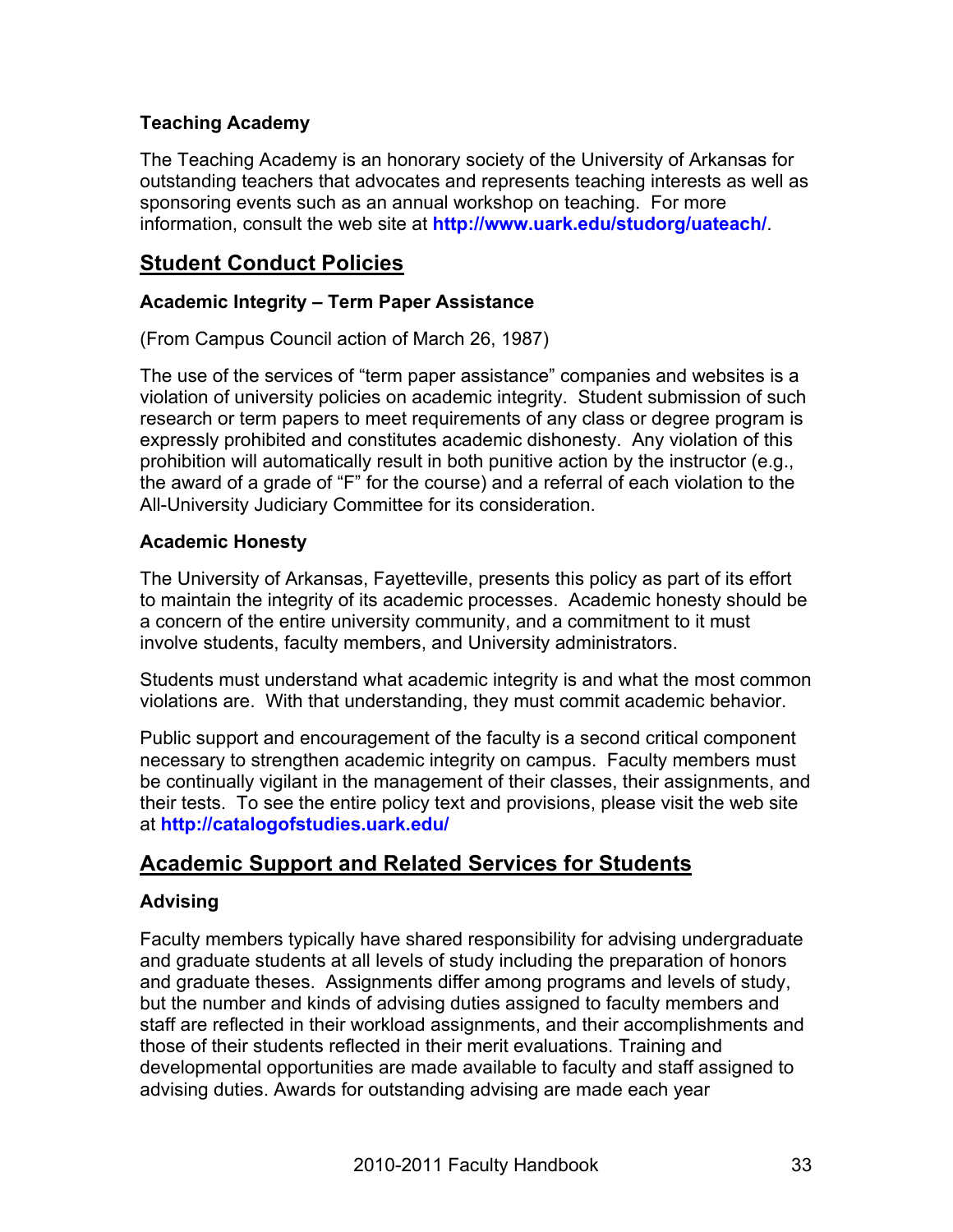### Teaching Academy

The Teaching Academy is an honorary society of the University of Arkansas for outstanding teachers that advocates and represents teaching interests as well as sponsoring events such as an annual workshop on teaching. For more information, consult the web site at **http://www.uark.edu/studorg/uateach/**.

## Student Conduct Policies

### Academic Integrity – Term Paper Assistance

(From Campus Council action of March 26, 1987)

The use of the services of "term paper assistance" companies and websites is a violation of university policies on academic integrity. Student submission of such research or term papers to meet requirements of any class or degree program is expressly prohibited and constitutes academic dishonesty. Any violation of this prohibition will automatically result in both punitive action by the instructor (e.g., the award of a grade of "F" for the course) and a referral of each violation to the All-University Judiciary Committee for its consideration.

### Academic Honesty

The University of Arkansas, Fayetteville, presents this policy as part of its effort to maintain the integrity of its academic processes. Academic honesty should be a concern of the entire university community, and a commitment to it must involve students, faculty members, and University administrators.

Students must understand what academic integrity is and what the most common violations are. With that understanding, they must commit academic behavior.

Public support and encouragement of the faculty is a second critical component necessary to strengthen academic integrity on campus. Faculty members must be continually vigilant in the management of their classes, their assignments, and their tests. To see the entire policy text and provisions, please visit the web site at **http://catalogofstudies.uark.edu/**

## Academic Support and Related Services for Students

### Advising

Faculty members typically have shared responsibility for advising undergraduate and graduate students at all levels of study including the preparation of honors and graduate theses. Assignments differ among programs and levels of study, but the number and kinds of advising duties assigned to faculty members and staff are reflected in their workload assignments, and their accomplishments and those of their students reflected in their merit evaluations. Training and developmental opportunities are made available to faculty and staff assigned to advising duties. Awards for outstanding advising are made each year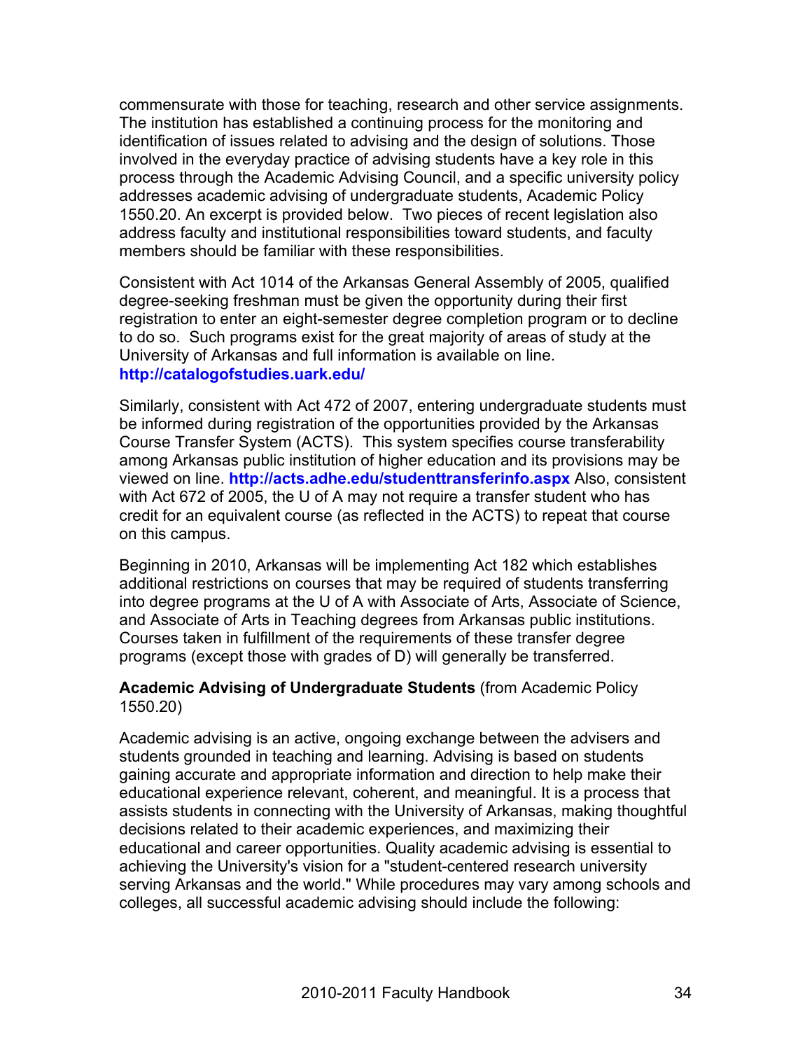commensurate with those for teaching, research and other service assignments. The institution has established a continuing process for the monitoring and identification of issues related to advising and the design of solutions. Those involved in the everyday practice of advising students have a key role in this process through the Academic Advising Council, and a specific university policy addresses academic advising of undergraduate students, Academic Policy 1550.20. An excerpt is provided below. Two pieces of recent legislation also address faculty and institutional responsibilities toward students, and faculty members should be familiar with these responsibilities.

Consistent with Act 1014 of the Arkansas General Assembly of 2005, qualified degree-seeking freshman must be given the opportunity during their first registration to enter an eight-semester degree completion program or to decline to do so. Such programs exist for the great majority of areas of study at the University of Arkansas and full information is available on line. **http://catalogofstudies.uark.edu/**

Similarly, consistent with Act 472 of 2007, entering undergraduate students must be informed during registration of the opportunities provided by the Arkansas Course Transfer System (ACTS). This system specifies course transferability among Arkansas public institution of higher education and its provisions may be viewed on line. **http://acts.adhe.edu/studenttransferinfo.aspx** Also, consistent with Act 672 of 2005, the U of A may not require a transfer student who has credit for an equivalent course (as reflected in the ACTS) to repeat that course on this campus.

Beginning in 2010, Arkansas will be implementing Act 182 which establishes additional restrictions on courses that may be required of students transferring into degree programs at the U of A with Associate of Arts, Associate of Science, and Associate of Arts in Teaching degrees from Arkansas public institutions. Courses taken in fulfillment of the requirements of these transfer degree programs (except those with grades of D) will generally be transferred.

**Academic Advising of Undergraduate Students** (from Academic Policy 1550.20)

Academic advising is an active, ongoing exchange between the advisers and students grounded in teaching and learning. Advising is based on students gaining accurate and appropriate information and direction to help make their educational experience relevant, coherent, and meaningful. It is a process that assists students in connecting with the University of Arkansas, making thoughtful decisions related to their academic experiences, and maximizing their educational and career opportunities. Quality academic advising is essential to achieving the University's vision for a "student-centered research university serving Arkansas and the world." While procedures may vary among schools and colleges, all successful academic advising should include the following: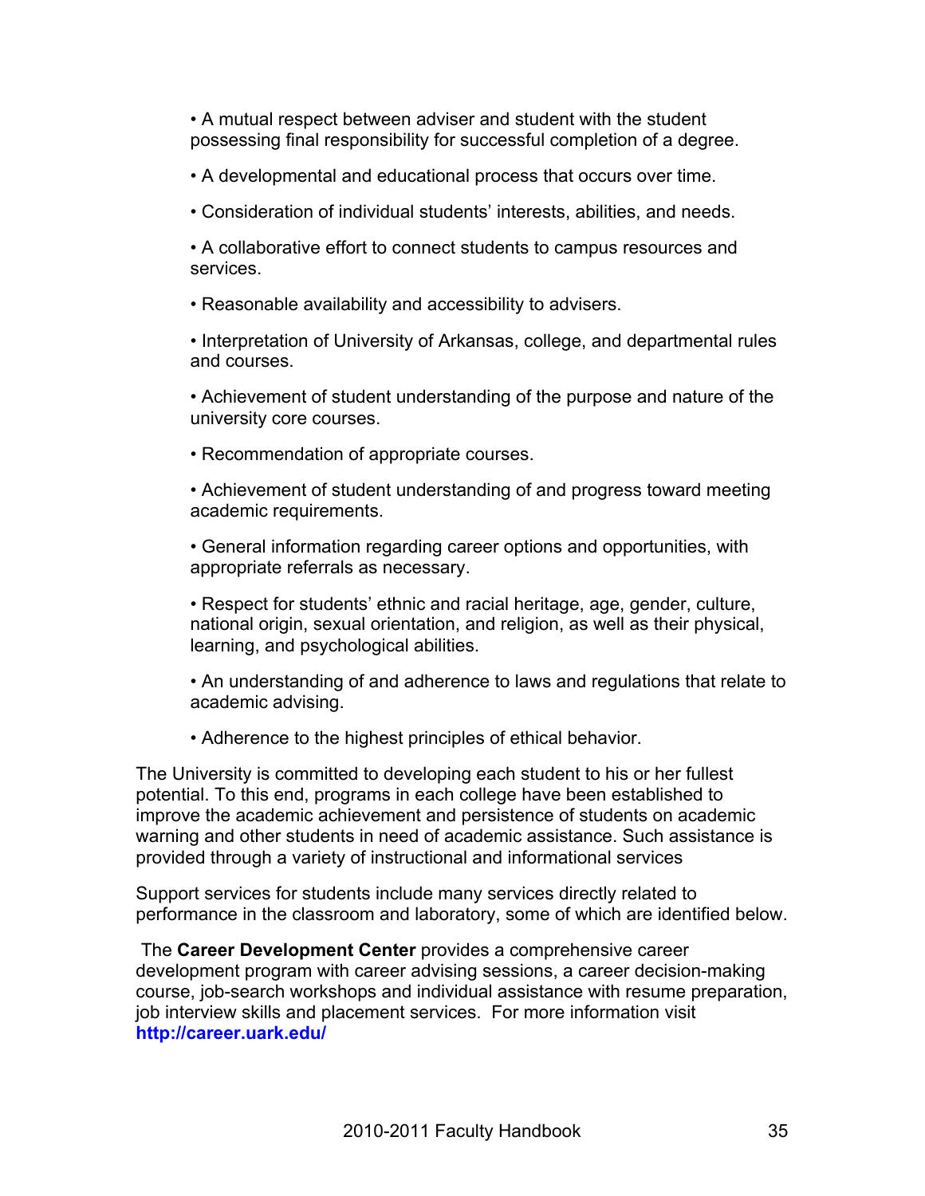- A mutual respect between adviser and student with the student possessing final responsibility for successful completion of a degree.
- A developmental and educational process that occurs over time.
- Consideration of individual students' interests, abilities, and needs.
- A collaborative effort to connect students to campus resources and services.
- Reasonable availability and accessibility to advisers.
- Interpretation of University of Arkansas, college, and departmental rules and courses.
- Achievement of student understanding of the purpose and nature of the university core courses.
- Recommendation of appropriate courses.
- Achievement of student understanding of and progress toward meeting academic requirements.
- General information regarding career options and opportunities, with appropriate referrals as necessary.
- Respect for students' ethnic and racial heritage, age, gender, culture, national origin, sexual orientation, and religion, as well as their physical, learning, and psychological abilities.
- An understanding of and adherence to laws and regulations that relate to academic advising.
- Adherence to the highest principles of ethical behavior.

The University is committed to developing each student to his or her fullest potential. To this end, programs in each college have been established to improve the academic achievement and persistence of students on academic warning and other students in need of academic assistance. Such assistance is provided through a variety of instructional and informational services

Support services for students include many services directly related to performance in the classroom and laboratory, some of which are identified below.

The **Career Development Center** provides a comprehensive career development program with career advising sessions, a career decision-making course, job-search workshops and individual assistance with resume preparation, job interview skills and placement services. For more information visit **http://career.uark.edu/**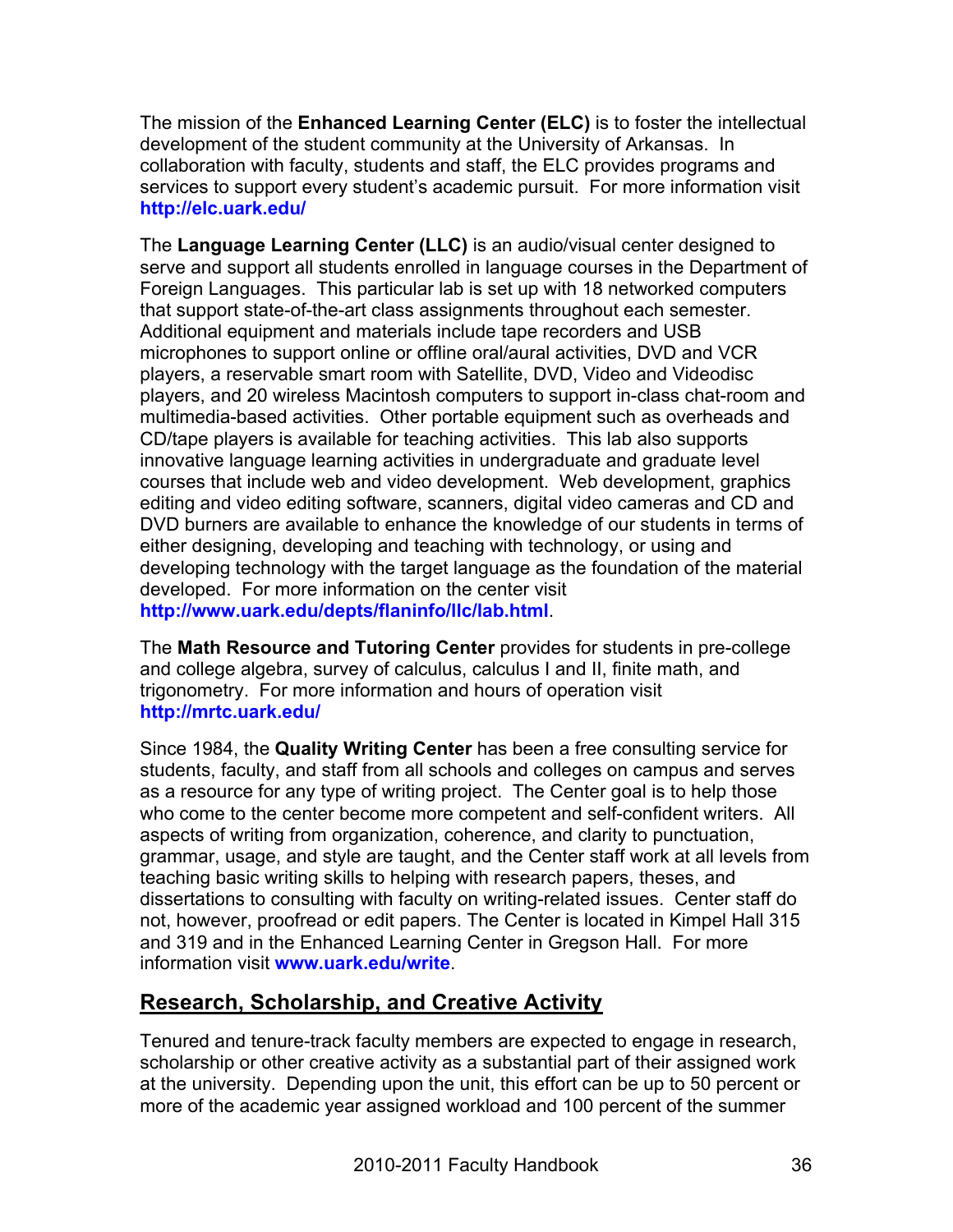The mission of the **Enhanced Learning Center (ELC)** is to foster the intellectual development of the student community at the University of Arkansas. In collaboration with faculty, students and staff, the ELC provides programs and services to support every student's academic pursuit. For more information visit **http://elc.uark.edu/**

The **Language Learning Center (LLC)** is an audio/visual center designed to serve and support all students enrolled in language courses in the Department of Foreign Languages. This particular lab is set up with 18 networked computers that support state-of-the-art class assignments throughout each semester. Additional equipment and materials include tape recorders and USB microphones to support online or offline oral/aural activities, DVD and VCR players, a reservable smart room with Satellite, DVD, Video and Videodisc players, and 20 wireless Macintosh computers to support in-class chat-room and multimedia-based activities. Other portable equipment such as overheads and CD/tape players is available for teaching activities. This lab also supports innovative language learning activities in undergraduate and graduate level courses that include web and video development. Web development, graphics editing and video editing software, scanners, digital video cameras and CD and DVD burners are available to enhance the knowledge of our students in terms of either designing, developing and teaching with technology, or using and developing technology with the target language as the foundation of the material developed. For more information on the center visit **http://www.uark.edu/depts/flaninfo/llc/lab.html**.

The **Math Resource and Tutoring Center** provides for students in pre-college and college algebra, survey of calculus, calculus I and II, finite math, and trigonometry. For more information and hours of operation visit **http://mrtc.uark.edu/**

Since 1984, the **Quality Writing Center** has been a free consulting service for students, faculty, and staff from all schools and colleges on campus and serves as a resource for any type of writing project. The Center goal is to help those who come to the center become more competent and self-confident writers. All aspects of writing from organization, coherence, and clarity to punctuation, grammar, usage, and style are taught, and the Center staff work at all levels from teaching basic writing skills to helping with research papers, theses, and dissertations to consulting with faculty on writing-related issues. Center staff do not, however, proofread or edit papers. The Center is located in Kimpel Hall 315 and 319 and in the Enhanced Learning Center in Gregson Hall. For more information visit **www.uark.edu/write**.

## Research, Scholarship, and Creative Activity

Tenured and tenure-track faculty members are expected to engage in research, scholarship or other creative activity as a substantial part of their assigned work at the university. Depending upon the unit, this effort can be up to 50 percent or more of the academic year assigned workload and 100 percent of the summer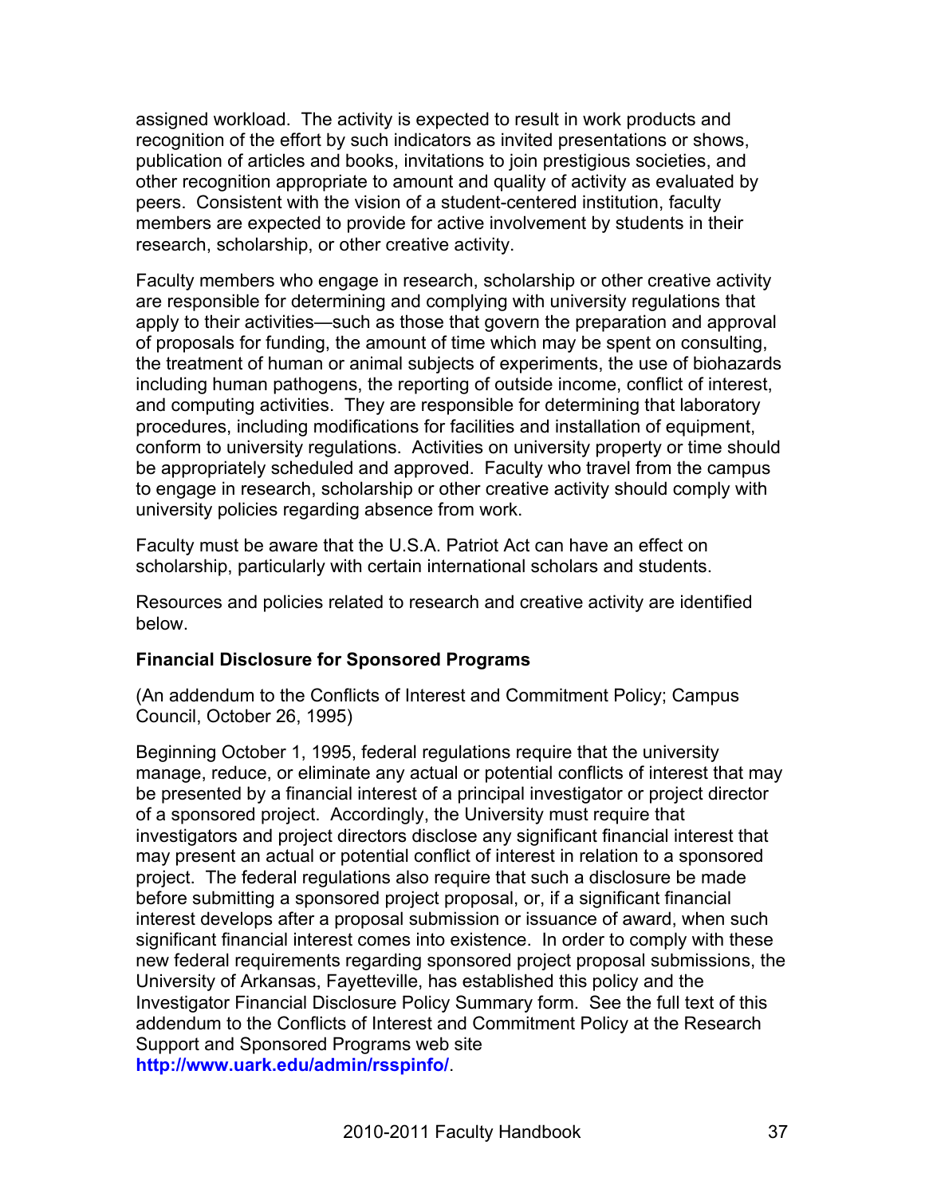assigned workload. The activity is expected to result in work products and recognition of the effort by such indicators as invited presentations or shows, publication of articles and books, invitations to join prestigious societies, and other recognition appropriate to amount and quality of activity as evaluated by peers. Consistent with the vision of a student-centered institution, faculty members are expected to provide for active involvement by students in their research, scholarship, or other creative activity.

Faculty members who engage in research, scholarship or other creative activity are responsible for determining and complying with university regulations that apply to their activities—such as those that govern the preparation and approval of proposals for funding, the amount of time which may be spent on consulting, the treatment of human or animal subjects of experiments, the use of biohazards including human pathogens, the reporting of outside income, conflict of interest, and computing activities. They are responsible for determining that laboratory procedures, including modifications for facilities and installation of equipment, conform to university regulations. Activities on university property or time should be appropriately scheduled and approved. Faculty who travel from the campus to engage in research, scholarship or other creative activity should comply with university policies regarding absence from work.

Faculty must be aware that the U.S.A. Patriot Act can have an effect on scholarship, particularly with certain international scholars and students.

Resources and policies related to research and creative activity are identified below.

**Financial Disclosure for Sponsored Programs**

(An addendum to the Conflicts of Interest and Commitment Policy; Campus Council, October 26, 1995)

Beginning October 1, 1995, federal regulations require that the university manage, reduce, or eliminate any actual or potential conflicts of interest that may be presented by a financial interest of a principal investigator or project director of a sponsored project. Accordingly, the University must require that investigators and project directors disclose any significant financial interest that may present an actual or potential conflict of interest in relation to a sponsored project. The federal regulations also require that such a disclosure be made before submitting a sponsored project proposal, or, if a significant financial interest develops after a proposal submission or issuance of award, when such significant financial interest comes into existence. In order to comply with these new federal requirements regarding sponsored project proposal submissions, the University of Arkansas, Fayetteville, has established this policy and the Investigator Financial Disclosure Policy Summary form. See the full text of this addendum to the Conflicts of Interest and Commitment Policy at the Research Support and Sponsored Programs web site **http://www.uark.edu/admin/rsspinfo/**.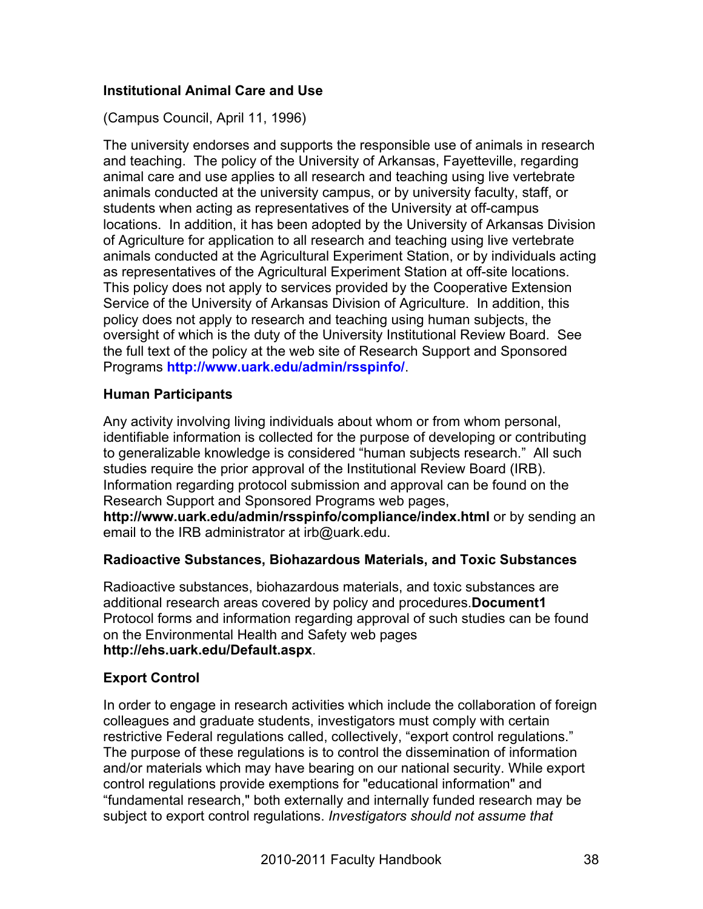### Institutional Animal Care and Use

(Campus Council, April 11, 1996)

The university endorses and supports the responsible use of animals in research and teaching. The policy of the University of Arkansas, Fayetteville, regarding animal care and use applies to all research and teaching using live vertebrate animals conducted at the university campus, or by university faculty, staff, or students when acting as representatives of the University at off-campus locations. In addition, it has been adopted by the University of Arkansas Division of Agriculture for application to all research and teaching using live vertebrate animals conducted at the Agricultural Experiment Station, or by individuals acting as representatives of the Agricultural Experiment Station at off-site locations. This policy does not apply to services provided by the Cooperative Extension Service of the University of Arkansas Division of Agriculture. In addition, this policy does not apply to research and teaching using human subjects, the oversight of which is the duty of the University Institutional Review Board. See the full text of the policy at the web site of Research Support and Sponsored Programs **http://www.uark.edu/admin/rsspinfo/**.

### Human Participants

Any activity involving living individuals about whom or from whom personal, identifiable information is collected for the purpose of developing or contributing to generalizable knowledge is considered "human subjects research." All such studies require the prior approval of the Institutional Review Board (IRB). Information regarding protocol submission and approval can be found on the Research Support and Sponsored Programs web pages, **http://www.uark.edu/admin/rsspinfo/compliance/index.html** or by sending an email to the IRB administrator at irb@uark.edu.

### Radioactive Substances, Biohazardous Materials, and Toxic Substances

Radioactive substances, biohazardous materials, and toxic substances are additional research areas covered by policy and procedures.**Document1** Protocol forms and information regarding approval of such studies can be found on the Environmental Health and Safety web pages **http://ehs.uark.edu/Default.aspx**.

### Export Control

In order to engage in research activities which include the collaboration of foreign colleagues and graduate students, investigators must comply with certain restrictive Federal regulations called, collectively, "export control regulations." The purpose of these regulations is to control the dissemination of information and/or materials which may have bearing on our national security. While export control regulations provide exemptions for "educational information" and "fundamental research," both externally and internally funded research may be subject to export control regulations. *Investigators should not assume that*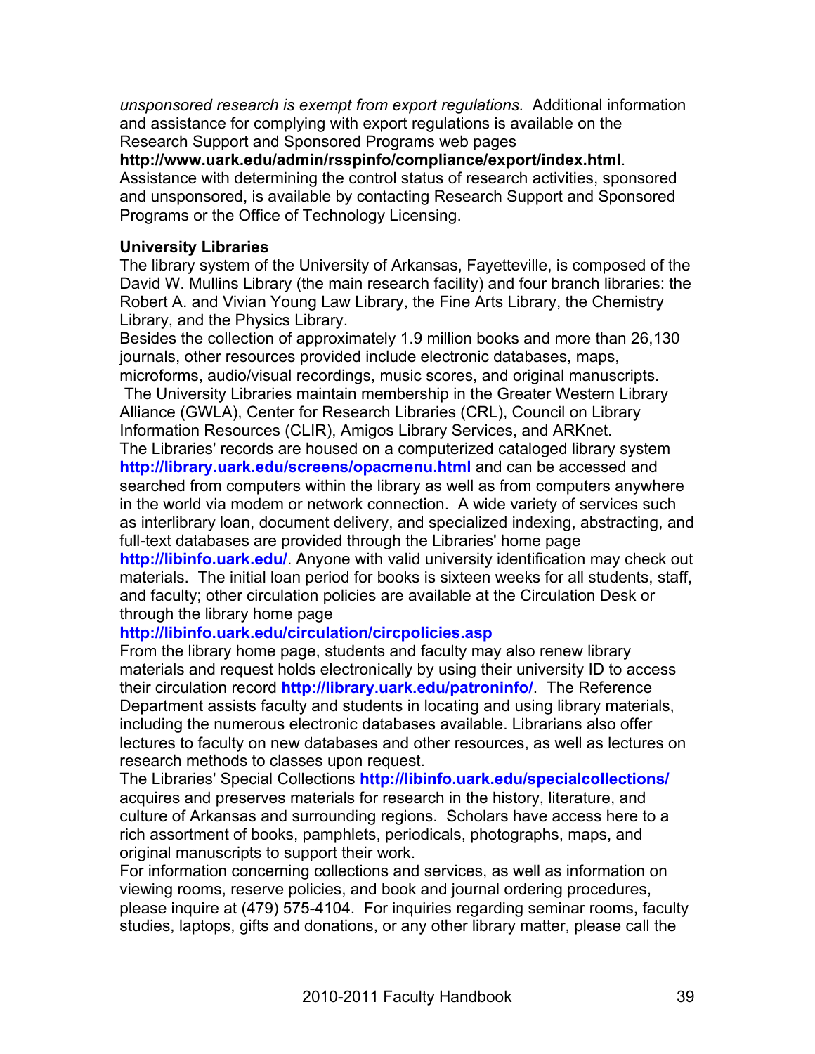*unsponsored research is exempt from export regulations.* Additional information and assistance for complying with export regulations is available on the Research Support and Sponsored Programs web pages **http://www.uark.edu/admin/rsspinfo/compliance/export/index.html**. Assistance with determining the control status of research activities, sponsored and unsponsored, is available by contacting Research Support and Sponsored Programs or the Office of Technology Licensing.

**University Libraries**

The library system of the University of Arkansas, Fayetteville, is composed of the David W. Mullins Library (the main research facility) and four branch libraries: the Robert A. and Vivian Young Law Library, the Fine Arts Library, the Chemistry Library, and the Physics Library.

Besides the collection of approximately 1.9 million books and more than 26,130 journals, other resources provided include electronic databases, maps, microforms, audio/visual recordings, music scores, and original manuscripts.

The University Libraries maintain membership in the Greater Western Library Alliance (GWLA), Center for Research Libraries (CRL), Council on Library Information Resources (CLIR), Amigos Library Services, and ARKnet.

The Libraries' records are housed on a computerized cataloged library system **http://library.uark.edu/screens/opacmenu.html** and can be accessed and searched from computers within the library as well as from computers anywhere in the world via modem or network connection. A wide variety of services such as interlibrary loan, document delivery, and specialized indexing, abstracting, and full-text databases are provided through the Libraries' home page **http://libinfo.uark.edu/**. Anyone with valid university identification may check out materials. The initial loan period for books is sixteen weeks for all students, staff, and faculty; other circulation policies are available at the Circulation Desk or through the library home page **http://libinfo.uark.edu/circulation/circpolicies.asp**

From the library home page, students and faculty may also renew library materials and request holds electronically by using their university ID to access their circulation record **http://library.uark.edu/patroninfo/**. The Reference Department assists faculty and students in locating and using library materials, including the numerous electronic databases available. Librarians also offer lectures to faculty on new databases and other resources, as well as lectures on research methods to classes upon request.

The Libraries' Special Collections **http://libinfo.uark.edu/specialcollections/** acquires and preserves materials for research in the history, literature, and culture of Arkansas and surrounding regions. Scholars have access here to a rich assortment of books, pamphlets, periodicals, photographs, maps, and original manuscripts to support their work.

For information concerning collections and services, as well as information on viewing rooms, reserve policies, and book and journal ordering procedures, please inquire at (479) 575-4104. For inquiries regarding seminar rooms, faculty studies, laptops, gifts and donations, or any other library matter, please call the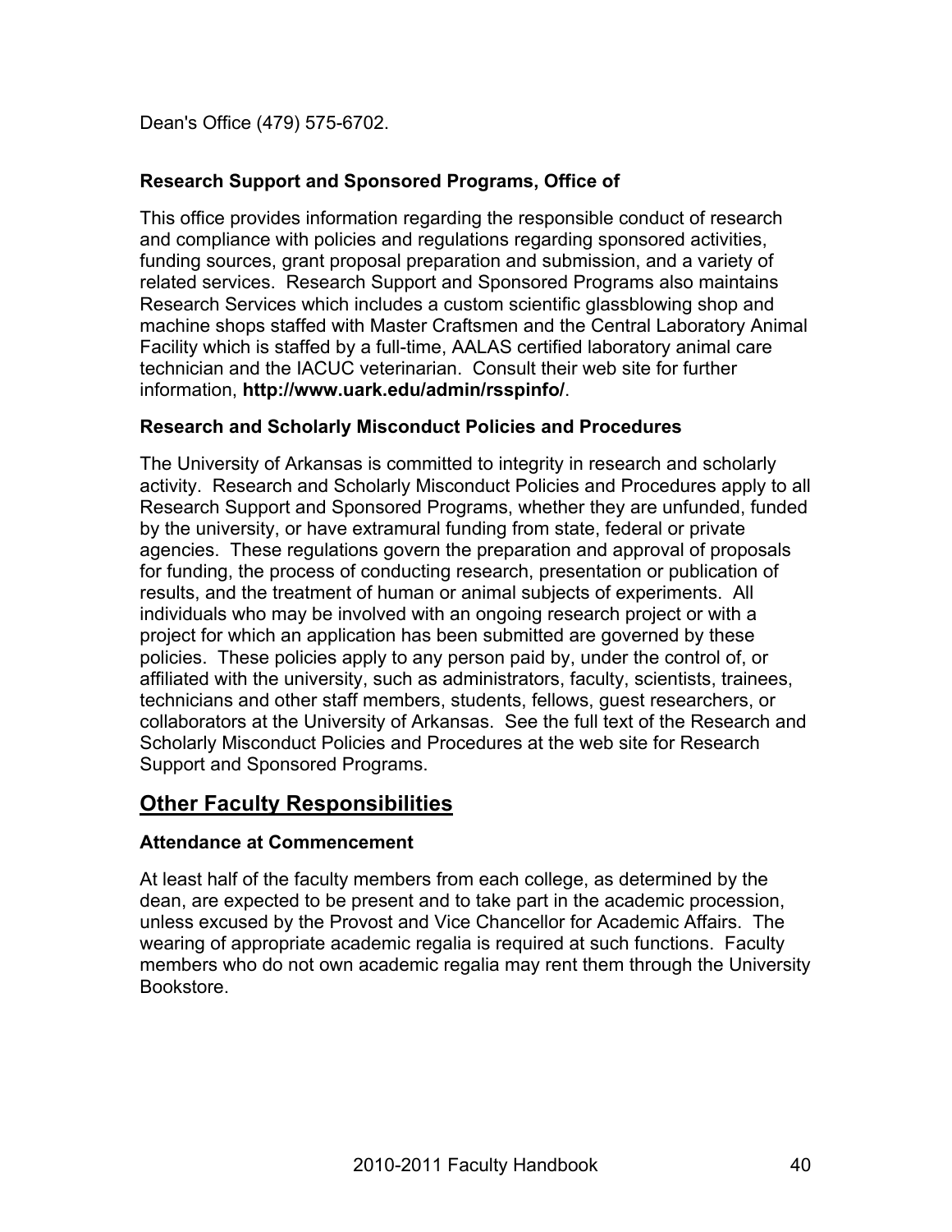Dean's Office (479) 575-6702.

### Research Support and Sponsored Programs, Office of

This office provides information regarding the responsible conduct of research and compliance with policies and regulations regarding sponsored activities, funding sources, grant proposal preparation and submission, and a variety of related services. Research Support and Sponsored Programs also maintains Research Services which includes a custom scientific glassblowing shop and machine shops staffed with Master Craftsmen and the Central Laboratory Animal Facility which is staffed by a full-time, AALAS certified laboratory animal care technician and the IACUC veterinarian. Consult their web site for further information, **http://www.uark.edu/admin/rsspinfo/**.

### Research and Scholarly Misconduct Policies and Procedures

The University of Arkansas is committed to integrity in research and scholarly activity. Research and Scholarly Misconduct Policies and Procedures apply to all Research Support and Sponsored Programs, whether they are unfunded, funded by the university, or have extramural funding from state, federal or private agencies. These regulations govern the preparation and approval of proposals for funding, the process of conducting research, presentation or publication of results, and the treatment of human or animal subjects of experiments. All individuals who may be involved with an ongoing research project or with a project for which an application has been submitted are governed by these policies. These policies apply to any person paid by, under the control of, or affiliated with the university, such as administrators, faculty, scientists, trainees, technicians and other staff members, students, fellows, guest researchers, or collaborators at the University of Arkansas. See the full text of the Research and Scholarly Misconduct Policies and Procedures at the web site for Research Support and Sponsored Programs.

## Other Faculty Responsibilities

### Attendance at Commencement

At least half of the faculty members from each college, as determined by the dean, are expected to be present and to take part in the academic procession, unless excused by the Provost and Vice Chancellor for Academic Affairs. The wearing of appropriate academic regalia is required at such functions. Faculty members who do not own academic regalia may rent them through the University Bookstore.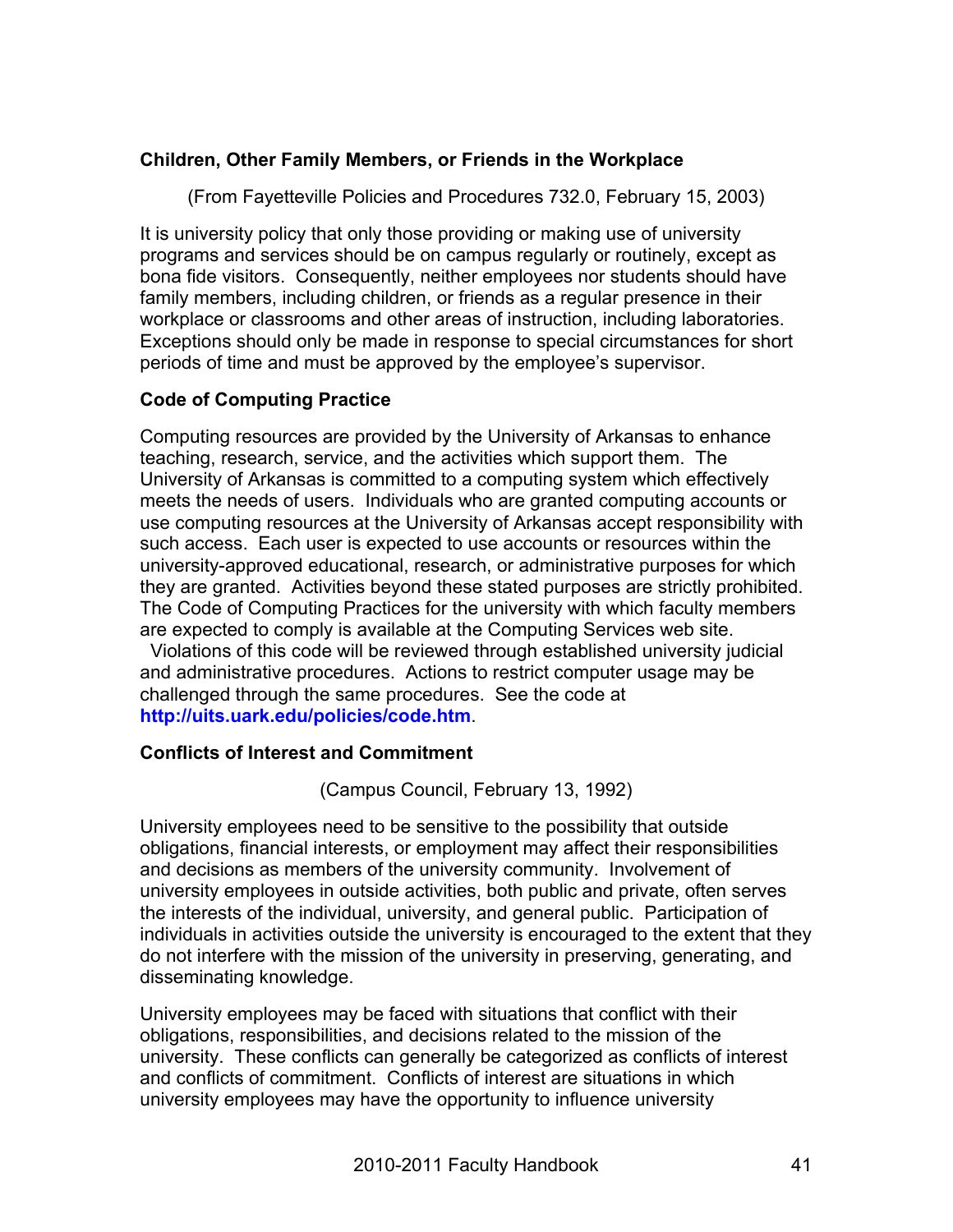**Children, Other Family Members, or Friends in the Workplace**

(From Fayetteville Policies and Procedures 732.0, February 15, 2003)

It is university policy that only those providing or making use of university programs and services should be on campus regularly or routinely, except as bona fide visitors. Consequently, neither employees nor students should have family members, including children, or friends as a regular presence in their workplace or classrooms and other areas of instruction, including laboratories. Exceptions should only be made in response to special circumstances for short periods of time and must be approved by the employee's supervisor.

**Code of Computing Practice**

Computing resources are provided by the University of Arkansas to enhance teaching, research, service, and the activities which support them. The University of Arkansas is committed to a computing system which effectively meets the needs of users. Individuals who are granted computing accounts or use computing resources at the University of Arkansas accept responsibility with such access. Each user is expected to use accounts or resources within the university-approved educational, research, or administrative purposes for which they are granted. Activities beyond these stated purposes are strictly prohibited. The Code of Computing Practices for the university with which faculty members are expected to comply is available at the Computing Services web site. Violations of this code will be reviewed through established university judicial and administrative procedures. Actions to restrict computer usage may be challenged through the same procedures. See the code at **http://uits.uark.edu/policies/code.htm**.

**Conflicts of Interest and Commitment**

(Campus Council, February 13, 1992)

University employees need to be sensitive to the possibility that outside obligations, financial interests, or employment may affect their responsibilities and decisions as members of the university community. Involvement of university employees in outside activities, both public and private, often serves the interests of the individual, university, and general public. Participation of individuals in activities outside the university is encouraged to the extent that they do not interfere with the mission of the university in preserving, generating, and disseminating knowledge.

University employees may be faced with situations that conflict with their obligations, responsibilities, and decisions related to the mission of the university. These conflicts can generally be categorized as conflicts of interest and conflicts of commitment. Conflicts of interest are situations in which university employees may have the opportunity to influence university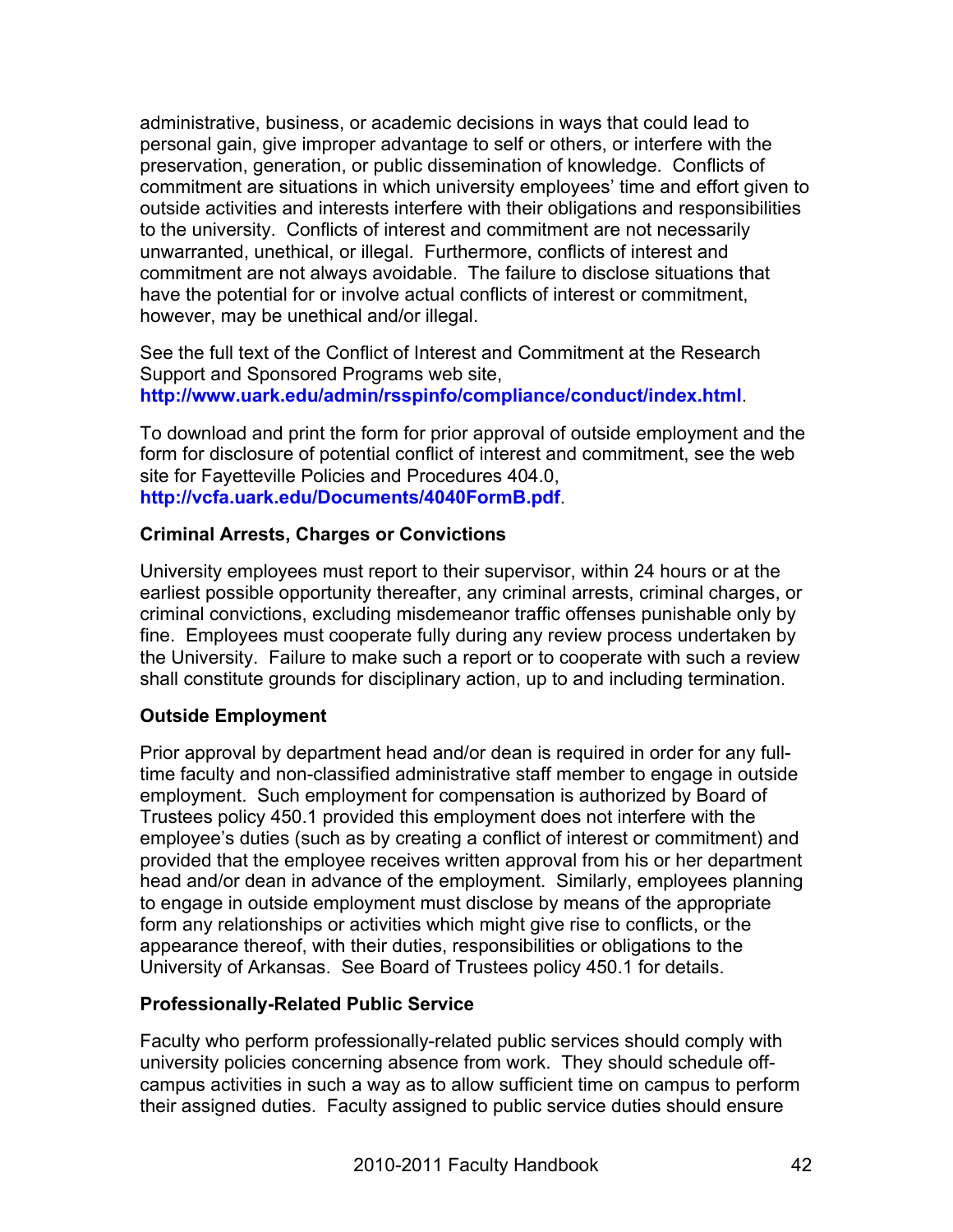administrative, business, or academic decisions in ways that could lead to personal gain, give improper advantage to self or others, or interfere with the preservation, generation, or public dissemination of knowledge. Conflicts of commitment are situations in which university employees' time and effort given to outside activities and interests interfere with their obligations and responsibilities to the university. Conflicts of interest and commitment are not necessarily unwarranted, unethical, or illegal. Furthermore, conflicts of interest and commitment are not always avoidable. The failure to disclose situations that have the potential for or involve actual conflicts of interest or commitment, however, may be unethical and/or illegal.

See the full text of the Conflict of Interest and Commitment at the Research Support and Sponsored Programs web site, **http://www.uark.edu/admin/rsspinfo/compliance/conduct/index.html**.

To download and print the form for prior approval of outside employment and the form for disclosure of potential conflict of interest and commitment, see the web site for Fayetteville Policies and Procedures 404.0, **http://vcfa.uark.edu/Documents/4040FormB.pdf**.

### Criminal Arrests, Charges or Convictions

University employees must report to their supervisor, within 24 hours or at the earliest possible opportunity thereafter, any criminal arrests, criminal charges, or criminal convictions, excluding misdemeanor traffic offenses punishable only by fine. Employees must cooperate fully during any review process undertaken by the University. Failure to make such a report or to cooperate with such a review shall constitute grounds for disciplinary action, up to and including termination.

### Outside Employment

Prior approval by department head and/or dean is required in order for any full-time faculty and non-classified administrative staff member to engage in outside employment. Such employment for compensation is authorized by Board of Trustees policy 450.1 provided this employment does not interfere with the employee's duties (such as by creating a conflict of interest or commitment) and provided that the employee receives written approval from his or her department head and/or dean in advance of the employment. Similarly, employees planning to engage in outside employment must disclose by means of the appropriate form any relationships or activities which might give rise to conflicts, or the appearance thereof, with their duties, responsibilities or obligations to the University of Arkansas. See Board of Trustees policy 450.1 for details.

### Professionally-Related Public Service

Faculty who perform professionally-related public services should comply with university policies concerning absence from work. They should schedule off-campus activities in such a way as to allow sufficient time on campus to perform their assigned duties. Faculty assigned to public service duties should ensure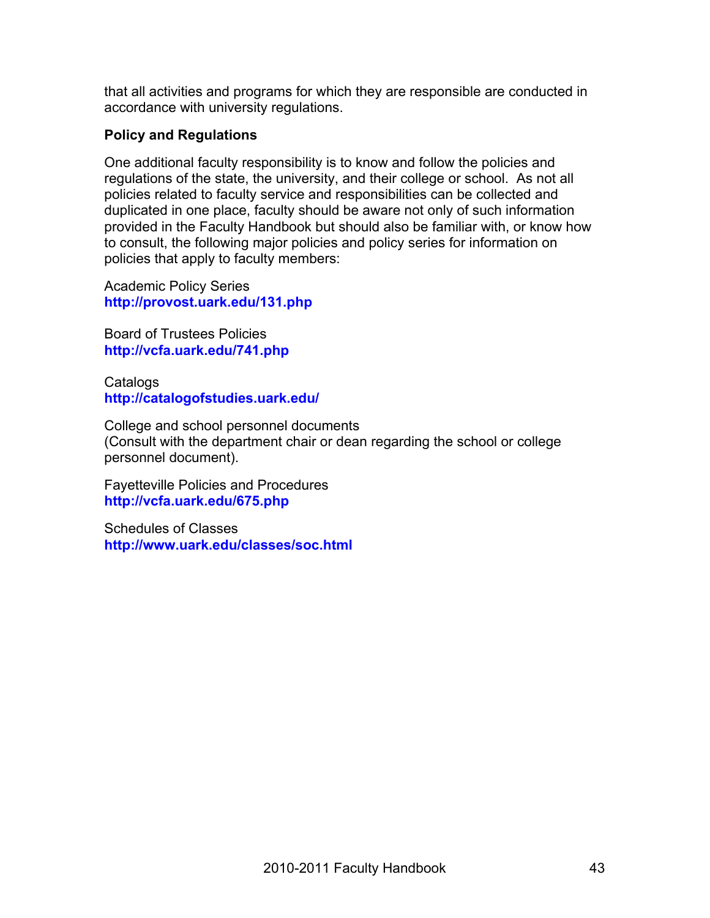that all activities and programs for which they are responsible are conducted in accordance with university regulations.

### Policy and Regulations

One additional faculty responsibility is to know and follow the policies and regulations of the state, the university, and their college or school. As not all policies related to faculty service and responsibilities can be collected and duplicated in one place, faculty should be aware not only of such information provided in the Faculty Handbook but should also be familiar with, or know how to consult, the following major policies and policy series for information on policies that apply to faculty members:

Academic Policy Series
**http://provost.uark.edu/131.php**

Board of Trustees Policies
**http://vcfa.uark.edu/741.php**

Catalogs
**http://catalogofstudies.uark.edu/**

College and school personnel documents
(Consult with the department chair or dean regarding the school or college personnel document).

Fayetteville Policies and Procedures
**http://vcfa.uark.edu/675.php**

Schedules of Classes
**http://www.uark.edu/classes/soc.html**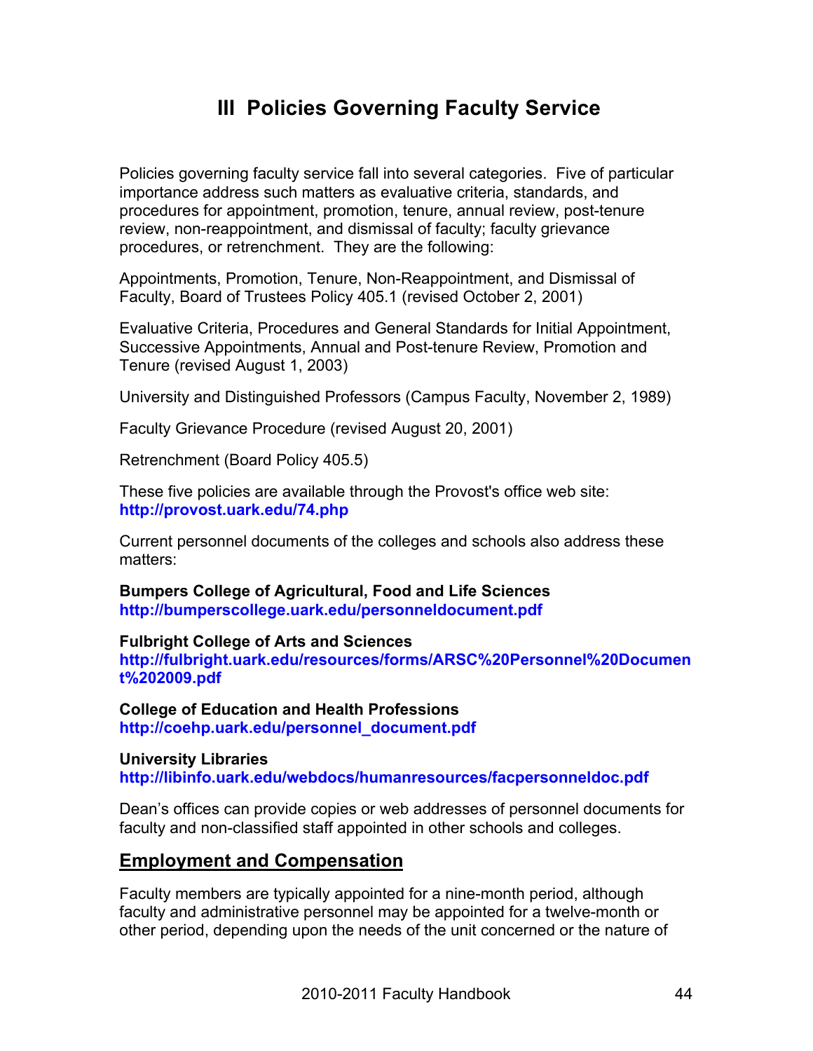# III Policies Governing Faculty Service

Policies governing faculty service fall into several categories. Five of particular importance address such matters as evaluative criteria, standards, and procedures for appointment, promotion, tenure, annual review, post-tenure review, non-reappointment, and dismissal of faculty; faculty grievance procedures, or retrenchment. They are the following:

Appointments, Promotion, Tenure, Non-Reappointment, and Dismissal of Faculty, Board of Trustees Policy 405.1 (revised October 2, 2001)

Evaluative Criteria, Procedures and General Standards for Initial Appointment, Successive Appointments, Annual and Post-tenure Review, Promotion and Tenure (revised August 1, 2003)

University and Distinguished Professors (Campus Faculty, November 2, 1989)

Faculty Grievance Procedure (revised August 20, 2001)

Retrenchment (Board Policy 405.5)

These five policies are available through the Provost's office web site: **http://provost.uark.edu/74.php**

Current personnel documents of the colleges and schools also address these matters:

**Bumpers College of Agricultural, Food and Life Sciences**
**http://bumperscollege.uark.edu/personneldocument.pdf**

**Fulbright College of Arts and Sciences**
**http://fulbright.uark.edu/resources/forms/ARSC%20Personnel%20Document%202009.pdf**

**College of Education and Health Professions**
**http://coehp.uark.edu/personnel_document.pdf**

**University Libraries**
**http://libinfo.uark.edu/webdocs/humanresources/facpersonneldoc.pdf**

Dean's offices can provide copies or web addresses of personnel documents for faculty and non-classified staff appointed in other schools and colleges.

## Employment and Compensation

Faculty members are typically appointed for a nine-month period, although faculty and administrative personnel may be appointed for a twelve-month or other period, depending upon the needs of the unit concerned or the nature of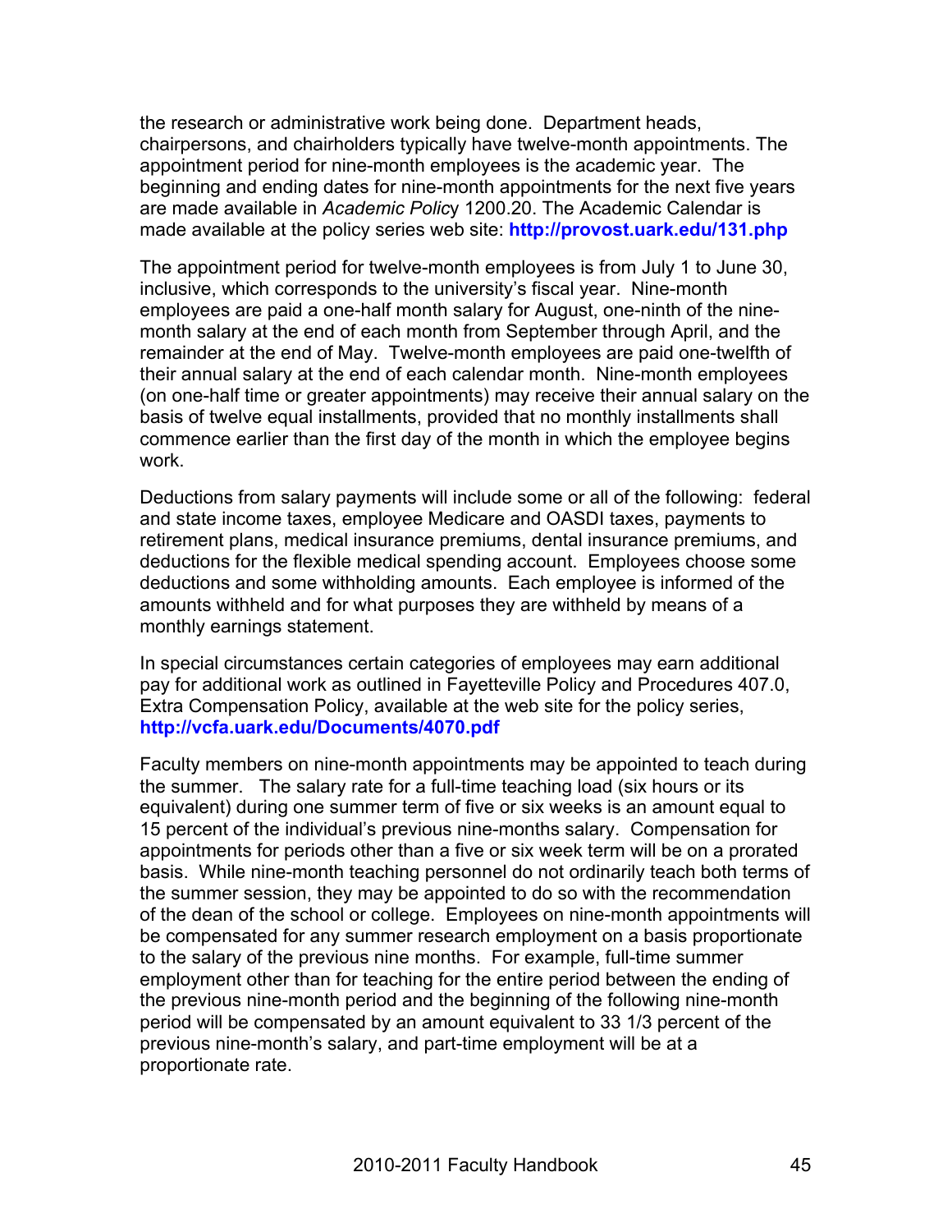the research or administrative work being done. Department heads, chairpersons, and chairholders typically have twelve-month appointments. The appointment period for nine-month employees is the academic year. The beginning and ending dates for nine-month appointments for the next five years are made available in *Academic Policy* 1200.20. The Academic Calendar is made available at the policy series web site: **http://provost.uark.edu/131.php**

The appointment period for twelve-month employees is from July 1 to June 30, inclusive, which corresponds to the university's fiscal year. Nine-month employees are paid a one-half month salary for August, one-ninth of the nine-month salary at the end of each month from September through April, and the remainder at the end of May. Twelve-month employees are paid one-twelfth of their annual salary at the end of each calendar month. Nine-month employees (on one-half time or greater appointments) may receive their annual salary on the basis of twelve equal installments, provided that no monthly installments shall commence earlier than the first day of the month in which the employee begins work.

Deductions from salary payments will include some or all of the following: federal and state income taxes, employee Medicare and OASDI taxes, payments to retirement plans, medical insurance premiums, dental insurance premiums, and deductions for the flexible medical spending account. Employees choose some deductions and some withholding amounts. Each employee is informed of the amounts withheld and for what purposes they are withheld by means of a monthly earnings statement.

In special circumstances certain categories of employees may earn additional pay for additional work as outlined in Fayetteville Policy and Procedures 407.0, Extra Compensation Policy, available at the web site for the policy series, **http://vcfa.uark.edu/Documents/4070.pdf**

Faculty members on nine-month appointments may be appointed to teach during the summer. The salary rate for a full-time teaching load (six hours or its equivalent) during one summer term of five or six weeks is an amount equal to 15 percent of the individual's previous nine-months salary. Compensation for appointments for periods other than a five or six week term will be on a prorated basis. While nine-month teaching personnel do not ordinarily teach both terms of the summer session, they may be appointed to do so with the recommendation of the dean of the school or college. Employees on nine-month appointments will be compensated for any summer research employment on a basis proportionate to the salary of the previous nine months. For example, full-time summer employment other than for teaching for the entire period between the ending of the previous nine-month period and the beginning of the following nine-month period will be compensated by an amount equivalent to 33 1/3 percent of the previous nine-month's salary, and part-time employment will be at a proportionate rate.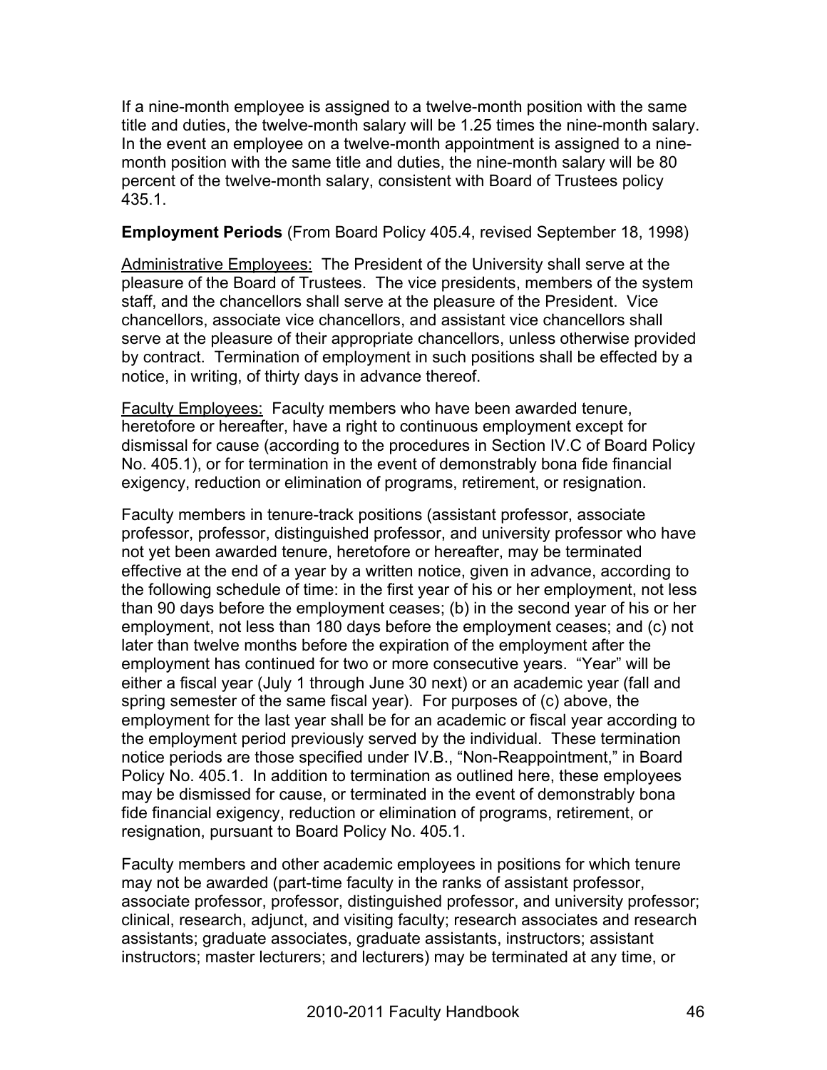If a nine-month employee is assigned to a twelve-month position with the same title and duties, the twelve-month salary will be 1.25 times the nine-month salary. In the event an employee on a twelve-month appointment is assigned to a nine-month position with the same title and duties, the nine-month salary will be 80 percent of the twelve-month salary, consistent with Board of Trustees policy 435.1.

**Employment Periods** (From Board Policy 405.4, revised September 18, 1998)

Administrative Employees: The President of the University shall serve at the pleasure of the Board of Trustees. The vice presidents, members of the system staff, and the chancellors shall serve at the pleasure of the President. Vice chancellors, associate vice chancellors, and assistant vice chancellors shall serve at the pleasure of their appropriate chancellors, unless otherwise provided by contract. Termination of employment in such positions shall be effected by a notice, in writing, of thirty days in advance thereof.

Faculty Employees: Faculty members who have been awarded tenure, heretofore or hereafter, have a right to continuous employment except for dismissal for cause (according to the procedures in Section IV.C of Board Policy No. 405.1), or for termination in the event of demonstrably bona fide financial exigency, reduction or elimination of programs, retirement, or resignation.

Faculty members in tenure-track positions (assistant professor, associate professor, professor, distinguished professor, and university professor who have not yet been awarded tenure, heretofore or hereafter, may be terminated effective at the end of a year by a written notice, given in advance, according to the following schedule of time: in the first year of his or her employment, not less than 90 days before the employment ceases; (b) in the second year of his or her employment, not less than 180 days before the employment ceases; and (c) not later than twelve months before the expiration of the employment after the employment has continued for two or more consecutive years. "Year" will be either a fiscal year (July 1 through June 30 next) or an academic year (fall and spring semester of the same fiscal year). For purposes of (c) above, the employment for the last year shall be for an academic or fiscal year according to the employment period previously served by the individual. These termination notice periods are those specified under IV.B., "Non-Reappointment," in Board Policy No. 405.1. In addition to termination as outlined here, these employees may be dismissed for cause, or terminated in the event of demonstrably bona fide financial exigency, reduction or elimination of programs, retirement, or resignation, pursuant to Board Policy No. 405.1.

Faculty members and other academic employees in positions for which tenure may not be awarded (part-time faculty in the ranks of assistant professor, associate professor, professor, distinguished professor, and university professor; clinical, research, adjunct, and visiting faculty; research associates and research assistants; graduate associates, graduate assistants, instructors; assistant instructors; master lecturers; and lecturers) may be terminated at any time, or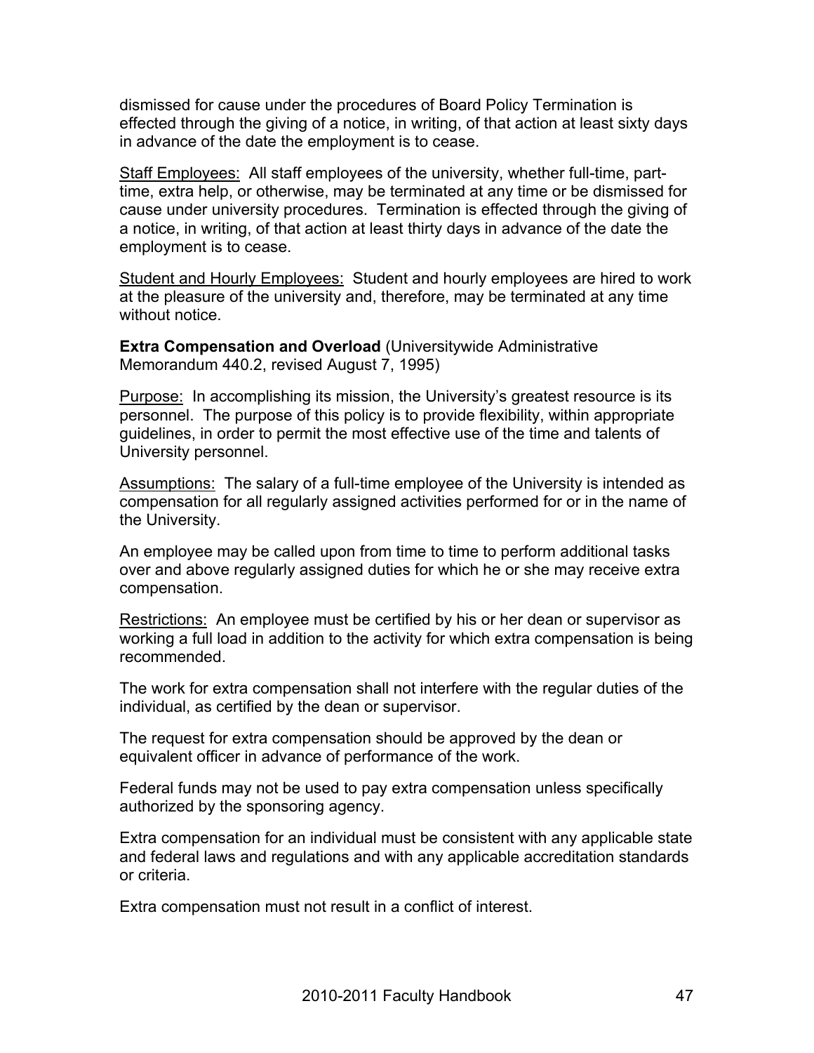dismissed for cause under the procedures of Board Policy Termination is effected through the giving of a notice, in writing, of that action at least sixty days in advance of the date the employment is to cease.

Staff Employees: All staff employees of the university, whether full-time, part-time, extra help, or otherwise, may be terminated at any time or be dismissed for cause under university procedures. Termination is effected through the giving of a notice, in writing, of that action at least thirty days in advance of the date the employment is to cease.

Student and Hourly Employees: Student and hourly employees are hired to work at the pleasure of the university and, therefore, may be terminated at any time without notice.

**Extra Compensation and Overload** (Universitywide Administrative Memorandum 440.2, revised August 7, 1995)

Purpose: In accomplishing its mission, the University's greatest resource is its personnel. The purpose of this policy is to provide flexibility, within appropriate guidelines, in order to permit the most effective use of the time and talents of University personnel.

Assumptions: The salary of a full-time employee of the University is intended as compensation for all regularly assigned activities performed for or in the name of the University.

An employee may be called upon from time to time to perform additional tasks over and above regularly assigned duties for which he or she may receive extra compensation.

Restrictions: An employee must be certified by his or her dean or supervisor as working a full load in addition to the activity for which extra compensation is being recommended.

The work for extra compensation shall not interfere with the regular duties of the individual, as certified by the dean or supervisor.

The request for extra compensation should be approved by the dean or equivalent officer in advance of performance of the work.

Federal funds may not be used to pay extra compensation unless specifically authorized by the sponsoring agency.

Extra compensation for an individual must be consistent with any applicable state and federal laws and regulations and with any applicable accreditation standards or criteria.

Extra compensation must not result in a conflict of interest.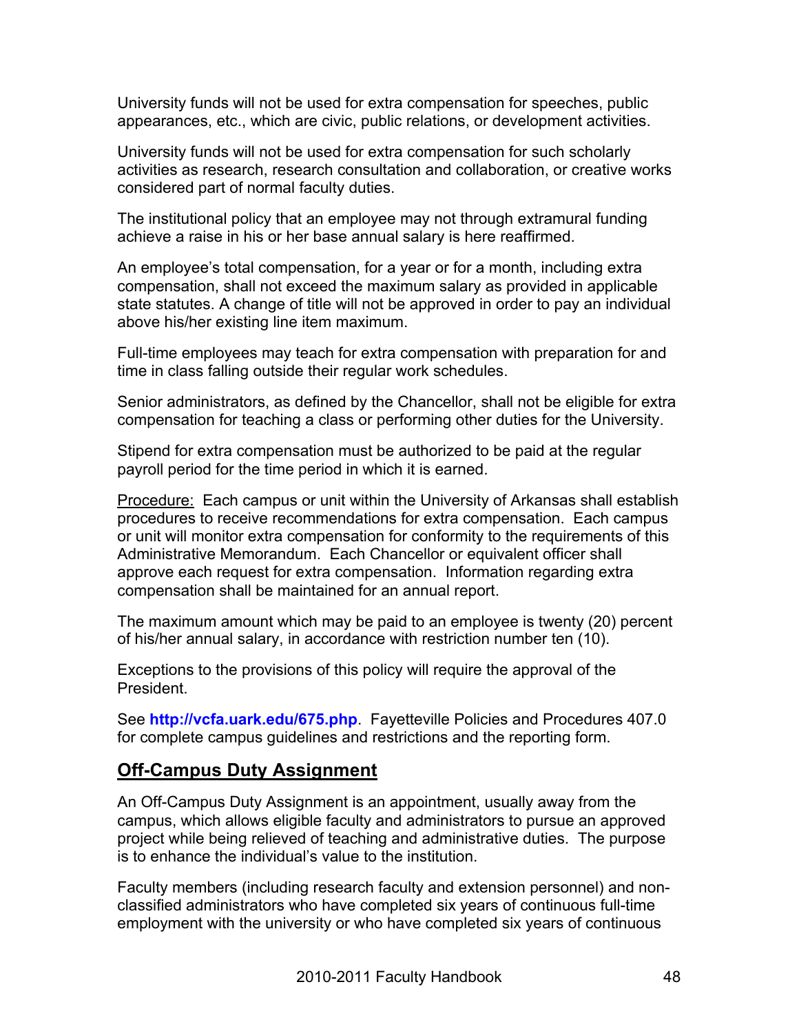University funds will not be used for extra compensation for speeches, public appearances, etc., which are civic, public relations, or development activities.

University funds will not be used for extra compensation for such scholarly activities as research, research consultation and collaboration, or creative works considered part of normal faculty duties.

The institutional policy that an employee may not through extramural funding achieve a raise in his or her base annual salary is here reaffirmed.

An employee's total compensation, for a year or for a month, including extra compensation, shall not exceed the maximum salary as provided in applicable state statutes. A change of title will not be approved in order to pay an individual above his/her existing line item maximum.

Full-time employees may teach for extra compensation with preparation for and time in class falling outside their regular work schedules.

Senior administrators, as defined by the Chancellor, shall not be eligible for extra compensation for teaching a class or performing other duties for the University.

Stipend for extra compensation must be authorized to be paid at the regular payroll period for the time period in which it is earned.

Procedure: Each campus or unit within the University of Arkansas shall establish procedures to receive recommendations for extra compensation. Each campus or unit will monitor extra compensation for conformity to the requirements of this Administrative Memorandum. Each Chancellor or equivalent officer shall approve each request for extra compensation. Information regarding extra compensation shall be maintained for an annual report.

The maximum amount which may be paid to an employee is twenty (20) percent of his/her annual salary, in accordance with restriction number ten (10).

Exceptions to the provisions of this policy will require the approval of the President.

See **http://vcfa.uark.edu/675.php**. Fayetteville Policies and Procedures 407.0 for complete campus guidelines and restrictions and the reporting form.

## Off-Campus Duty Assignment

An Off-Campus Duty Assignment is an appointment, usually away from the campus, which allows eligible faculty and administrators to pursue an approved project while being relieved of teaching and administrative duties. The purpose is to enhance the individual's value to the institution.

Faculty members (including research faculty and extension personnel) and non-classified administrators who have completed six years of continuous full-time employment with the university or who have completed six years of continuous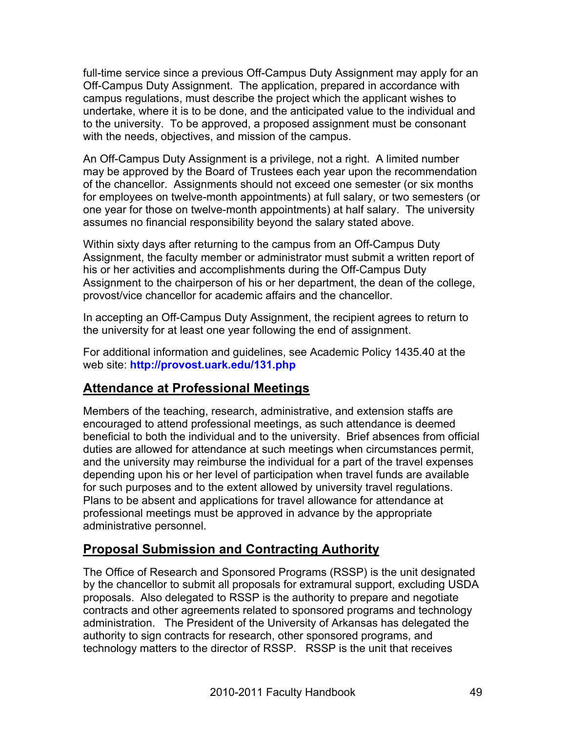full-time service since a previous Off-Campus Duty Assignment may apply for an Off-Campus Duty Assignment. The application, prepared in accordance with campus regulations, must describe the project which the applicant wishes to undertake, where it is to be done, and the anticipated value to the individual and to the university. To be approved, a proposed assignment must be consonant with the needs, objectives, and mission of the campus.

An Off-Campus Duty Assignment is a privilege, not a right. A limited number may be approved by the Board of Trustees each year upon the recommendation of the chancellor. Assignments should not exceed one semester (or six months for employees on twelve-month appointments) at full salary, or two semesters (or one year for those on twelve-month appointments) at half salary. The university assumes no financial responsibility beyond the salary stated above.

Within sixty days after returning to the campus from an Off-Campus Duty Assignment, the faculty member or administrator must submit a written report of his or her activities and accomplishments during the Off-Campus Duty Assignment to the chairperson of his or her department, the dean of the college, provost/vice chancellor for academic affairs and the chancellor.

In accepting an Off-Campus Duty Assignment, the recipient agrees to return to the university for at least one year following the end of assignment.

For additional information and guidelines, see Academic Policy 1435.40 at the web site: **http://provost.uark.edu/131.php**

## Attendance at Professional Meetings

Members of the teaching, research, administrative, and extension staffs are encouraged to attend professional meetings, as such attendance is deemed beneficial to both the individual and to the university. Brief absences from official duties are allowed for attendance at such meetings when circumstances permit, and the university may reimburse the individual for a part of the travel expenses depending upon his or her level of participation when travel funds are available for such purposes and to the extent allowed by university travel regulations. Plans to be absent and applications for travel allowance for attendance at professional meetings must be approved in advance by the appropriate administrative personnel.

## Proposal Submission and Contracting Authority

The Office of Research and Sponsored Programs (RSSP) is the unit designated by the chancellor to submit all proposals for extramural support, excluding USDA proposals. Also delegated to RSSP is the authority to prepare and negotiate contracts and other agreements related to sponsored programs and technology administration. The President of the University of Arkansas has delegated the authority to sign contracts for research, other sponsored programs, and technology matters to the director of RSSP. RSSP is the unit that receives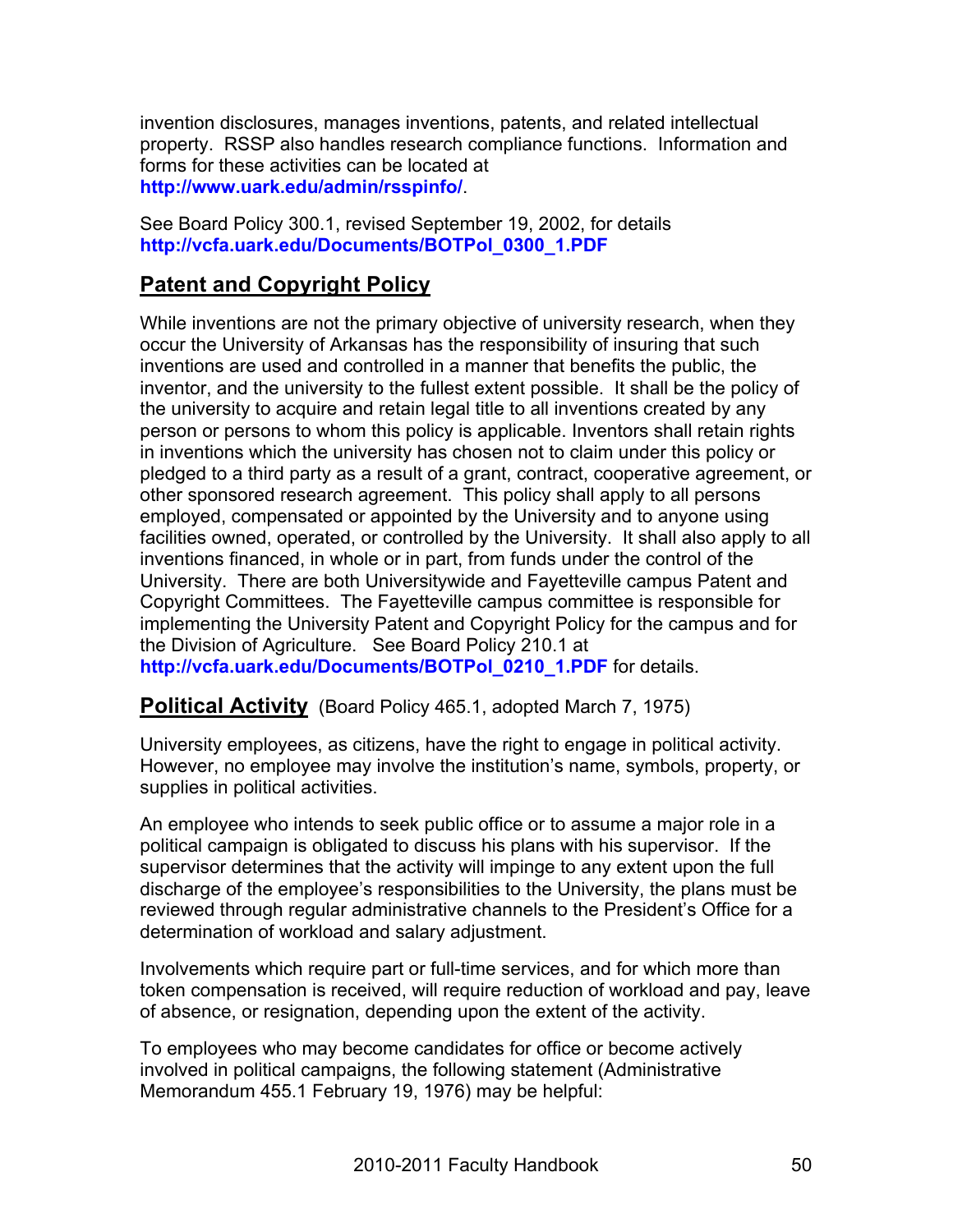invention disclosures, manages inventions, patents, and related intellectual property. RSSP also handles research compliance functions. Information and forms for these activities can be located at **http://www.uark.edu/admin/rsspinfo/**.

See Board Policy 300.1, revised September 19, 2002, for details **http://vcfa.uark.edu/Documents/BOTPol_0300_1.PDF**

## Patent and Copyright Policy

While inventions are not the primary objective of university research, when they occur the University of Arkansas has the responsibility of insuring that such inventions are used and controlled in a manner that benefits the public, the inventor, and the university to the fullest extent possible. It shall be the policy of the university to acquire and retain legal title to all inventions created by any person or persons to whom this policy is applicable. Inventors shall retain rights in inventions which the university has chosen not to claim under this policy or pledged to a third party as a result of a grant, contract, cooperative agreement, or other sponsored research agreement. This policy shall apply to all persons employed, compensated or appointed by the University and to anyone using facilities owned, operated, or controlled by the University. It shall also apply to all inventions financed, in whole or in part, from funds under the control of the University. There are both Universitywide and Fayetteville campus Patent and Copyright Committees. The Fayetteville campus committee is responsible for implementing the University Patent and Copyright Policy for the campus and for the Division of Agriculture. See Board Policy 210.1 at **http://vcfa.uark.edu/Documents/BOTPol_0210_1.PDF** for details.

## Political Activity (Board Policy 465.1, adopted March 7, 1975)

University employees, as citizens, have the right to engage in political activity. However, no employee may involve the institution's name, symbols, property, or supplies in political activities.

An employee who intends to seek public office or to assume a major role in a political campaign is obligated to discuss his plans with his supervisor. If the supervisor determines that the activity will impinge to any extent upon the full discharge of the employee's responsibilities to the University, the plans must be reviewed through regular administrative channels to the President's Office for a determination of workload and salary adjustment.

Involvements which require part or full-time services, and for which more than token compensation is received, will require reduction of workload and pay, leave of absence, or resignation, depending upon the extent of the activity.

To employees who may become candidates for office or become actively involved in political campaigns, the following statement (Administrative Memorandum 455.1 February 19, 1976) may be helpful: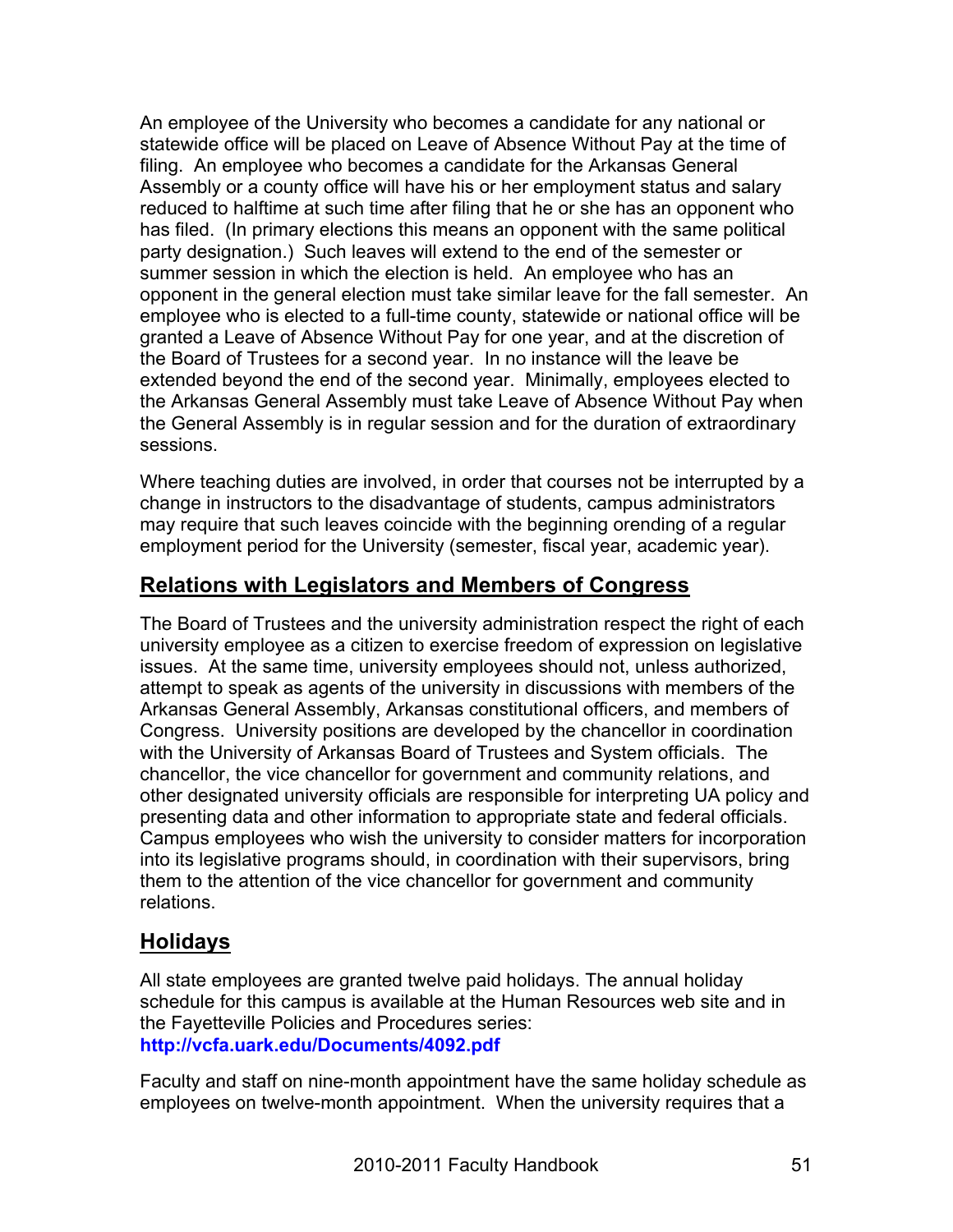An employee of the University who becomes a candidate for any national or statewide office will be placed on Leave of Absence Without Pay at the time of filing. An employee who becomes a candidate for the Arkansas General Assembly or a county office will have his or her employment status and salary reduced to halftime at such time after filing that he or she has an opponent who has filed. (In primary elections this means an opponent with the same political party designation.) Such leaves will extend to the end of the semester or summer session in which the election is held. An employee who has an opponent in the general election must take similar leave for the fall semester. An employee who is elected to a full-time county, statewide or national office will be granted a Leave of Absence Without Pay for one year, and at the discretion of the Board of Trustees for a second year. In no instance will the leave be extended beyond the end of the second year. Minimally, employees elected to the Arkansas General Assembly must take Leave of Absence Without Pay when the General Assembly is in regular session and for the duration of extraordinary sessions.

Where teaching duties are involved, in order that courses not be interrupted by a change in instructors to the disadvantage of students, campus administrators may require that such leaves coincide with the beginning orending of a regular employment period for the University (semester, fiscal year, academic year).

## Relations with Legislators and Members of Congress

The Board of Trustees and the university administration respect the right of each university employee as a citizen to exercise freedom of expression on legislative issues. At the same time, university employees should not, unless authorized, attempt to speak as agents of the university in discussions with members of the Arkansas General Assembly, Arkansas constitutional officers, and members of Congress. University positions are developed by the chancellor in coordination with the University of Arkansas Board of Trustees and System officials. The chancellor, the vice chancellor for government and community relations, and other designated university officials are responsible for interpreting UA policy and presenting data and other information to appropriate state and federal officials. Campus employees who wish the university to consider matters for incorporation into its legislative programs should, in coordination with their supervisors, bring them to the attention of the vice chancellor for government and community relations.

## Holidays

All state employees are granted twelve paid holidays. The annual holiday schedule for this campus is available at the Human Resources web site and in the Fayetteville Policies and Procedures series:
**http://vcfa.uark.edu/Documents/4092.pdf**

Faculty and staff on nine-month appointment have the same holiday schedule as employees on twelve-month appointment. When the university requires that a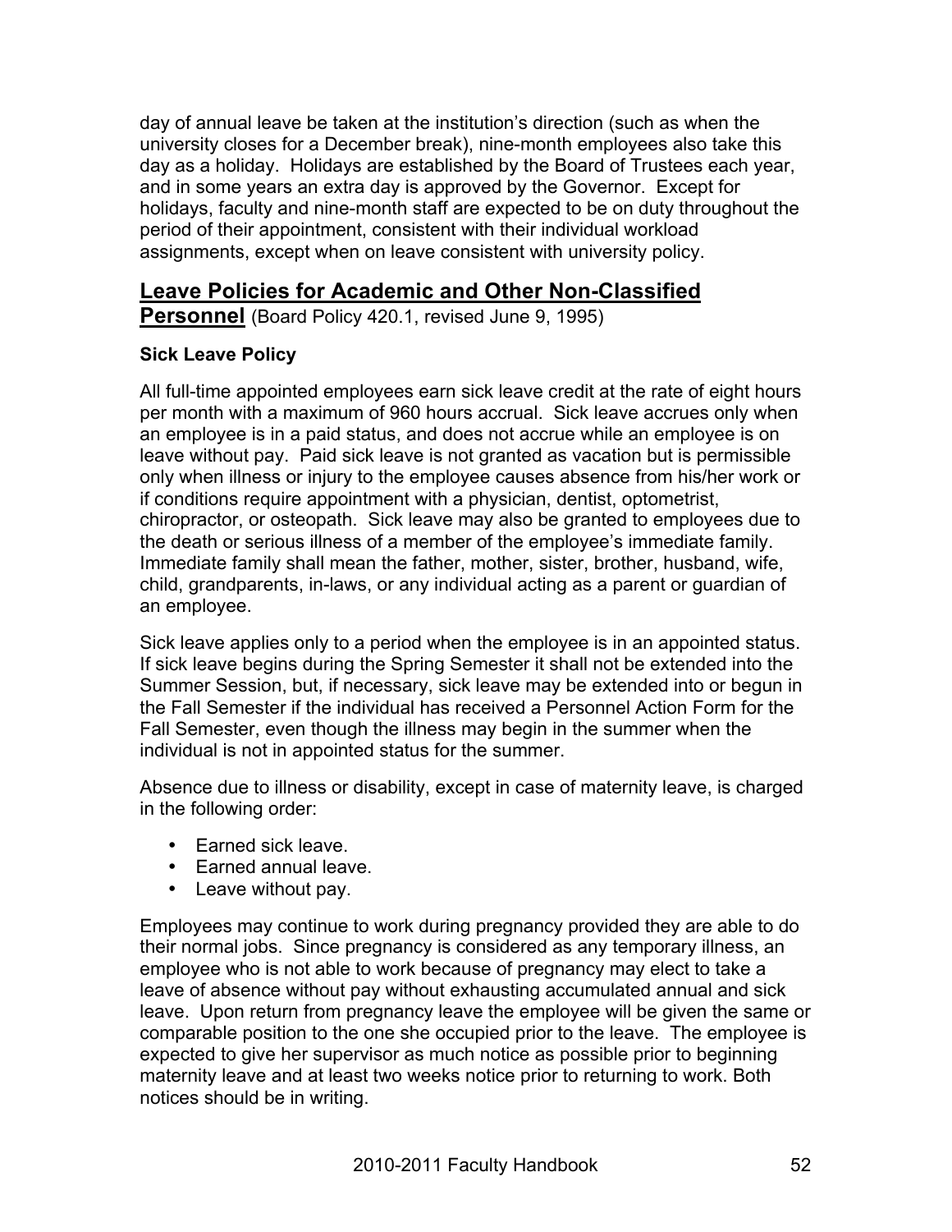day of annual leave be taken at the institution's direction (such as when the university closes for a December break), nine-month employees also take this day as a holiday. Holidays are established by the Board of Trustees each year, and in some years an extra day is approved by the Governor. Except for holidays, faculty and nine-month staff are expected to be on duty throughout the period of their appointment, consistent with their individual workload assignments, except when on leave consistent with university policy.

## Leave Policies for Academic and Other Non-Classified Personnel (Board Policy 420.1, revised June 9, 1995)

### Sick Leave Policy

All full-time appointed employees earn sick leave credit at the rate of eight hours per month with a maximum of 960 hours accrual. Sick leave accrues only when an employee is in a paid status, and does not accrue while an employee is on leave without pay. Paid sick leave is not granted as vacation but is permissible only when illness or injury to the employee causes absence from his/her work or if conditions require appointment with a physician, dentist, optometrist, chiropractor, or osteopath. Sick leave may also be granted to employees due to the death or serious illness of a member of the employee's immediate family. Immediate family shall mean the father, mother, sister, brother, husband, wife, child, grandparents, in-laws, or any individual acting as a parent or guardian of an employee.

Sick leave applies only to a period when the employee is in an appointed status. If sick leave begins during the Spring Semester it shall not be extended into the Summer Session, but, if necessary, sick leave may be extended into or begun in the Fall Semester if the individual has received a Personnel Action Form for the Fall Semester, even though the illness may begin in the summer when the individual is not in appointed status for the summer.

Absence due to illness or disability, except in case of maternity leave, is charged in the following order:

- Earned sick leave.
- Earned annual leave.
- Leave without pay.

Employees may continue to work during pregnancy provided they are able to do their normal jobs. Since pregnancy is considered as any temporary illness, an employee who is not able to work because of pregnancy may elect to take a leave of absence without pay without exhausting accumulated annual and sick leave. Upon return from pregnancy leave the employee will be given the same or comparable position to the one she occupied prior to the leave. The employee is expected to give her supervisor as much notice as possible prior to beginning maternity leave and at least two weeks notice prior to returning to work. Both notices should be in writing.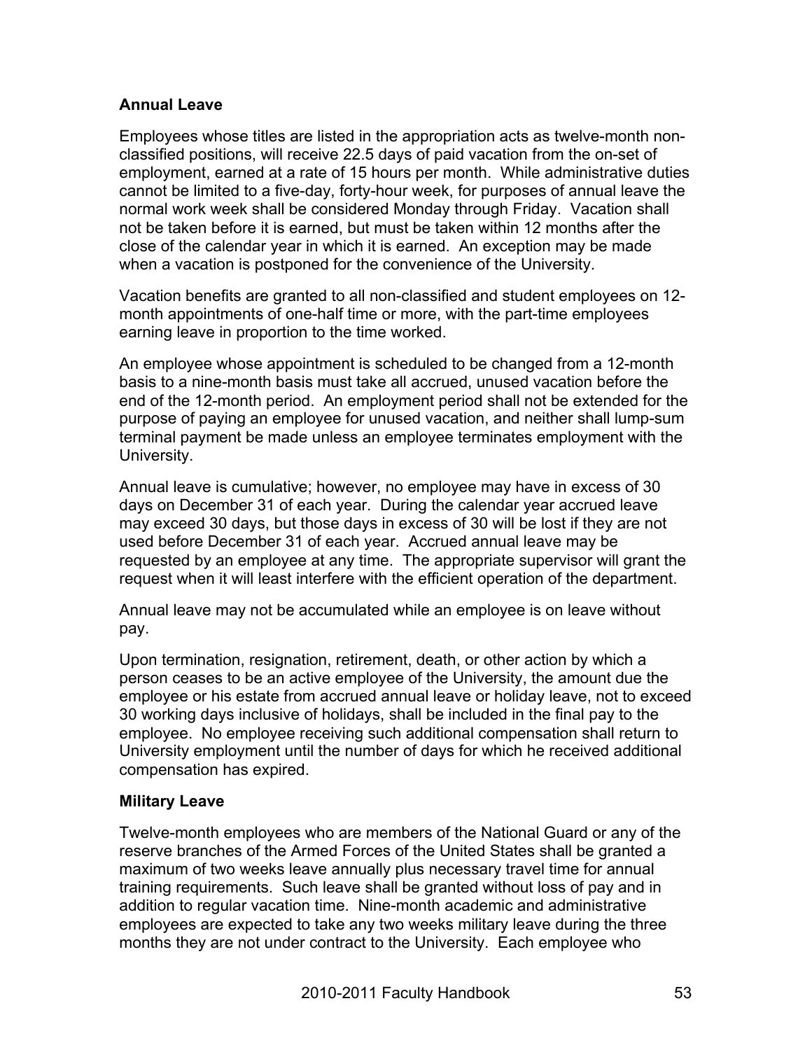### Annual Leave

Employees whose titles are listed in the appropriation acts as twelve-month non-classified positions, will receive 22.5 days of paid vacation from the on-set of employment, earned at a rate of 15 hours per month. While administrative duties cannot be limited to a five-day, forty-hour week, for purposes of annual leave the normal work week shall be considered Monday through Friday. Vacation shall not be taken before it is earned, but must be taken within 12 months after the close of the calendar year in which it is earned. An exception may be made when a vacation is postponed for the convenience of the University.

Vacation benefits are granted to all non-classified and student employees on 12-month appointments of one-half time or more, with the part-time employees earning leave in proportion to the time worked.

An employee whose appointment is scheduled to be changed from a 12-month basis to a nine-month basis must take all accrued, unused vacation before the end of the 12-month period. An employment period shall not be extended for the purpose of paying an employee for unused vacation, and neither shall lump-sum terminal payment be made unless an employee terminates employment with the University.

Annual leave is cumulative; however, no employee may have in excess of 30 days on December 31 of each year. During the calendar year accrued leave may exceed 30 days, but those days in excess of 30 will be lost if they are not used before December 31 of each year. Accrued annual leave may be requested by an employee at any time. The appropriate supervisor will grant the request when it will least interfere with the efficient operation of the department.

Annual leave may not be accumulated while an employee is on leave without pay.

Upon termination, resignation, retirement, death, or other action by which a person ceases to be an active employee of the University, the amount due the employee or his estate from accrued annual leave or holiday leave, not to exceed 30 working days inclusive of holidays, shall be included in the final pay to the employee. No employee receiving such additional compensation shall return to University employment until the number of days for which he received additional compensation has expired.

### Military Leave

Twelve-month employees who are members of the National Guard or any of the reserve branches of the Armed Forces of the United States shall be granted a maximum of two weeks leave annually plus necessary travel time for annual training requirements. Such leave shall be granted without loss of pay and in addition to regular vacation time. Nine-month academic and administrative employees are expected to take any two weeks military leave during the three months they are not under contract to the University. Each employee who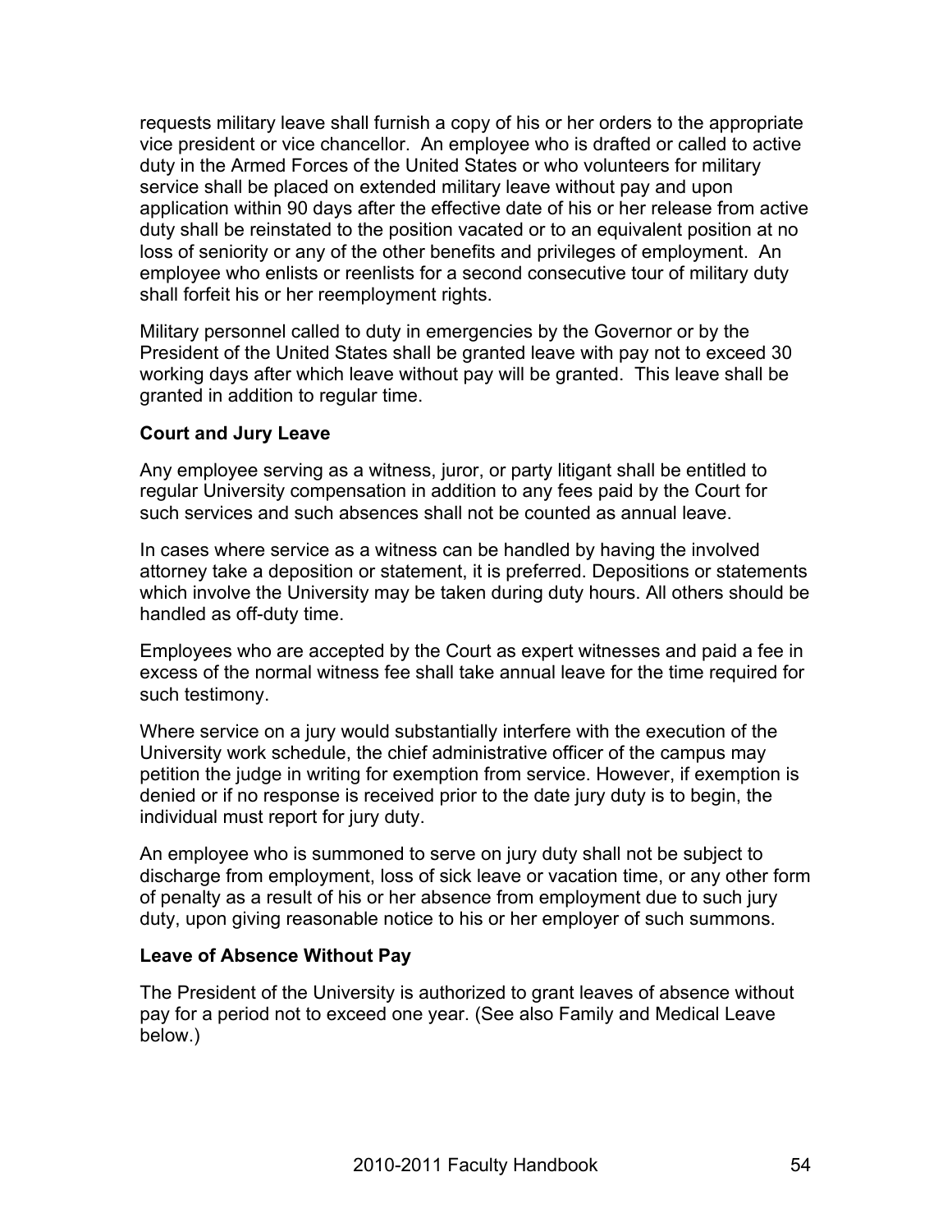requests military leave shall furnish a copy of his or her orders to the appropriate vice president or vice chancellor. An employee who is drafted or called to active duty in the Armed Forces of the United States or who volunteers for military service shall be placed on extended military leave without pay and upon application within 90 days after the effective date of his or her release from active duty shall be reinstated to the position vacated or to an equivalent position at no loss of seniority or any of the other benefits and privileges of employment. An employee who enlists or reenlists for a second consecutive tour of military duty shall forfeit his or her reemployment rights.

Military personnel called to duty in emergencies by the Governor or by the President of the United States shall be granted leave with pay not to exceed 30 working days after which leave without pay will be granted. This leave shall be granted in addition to regular time.

**Court and Jury Leave**

Any employee serving as a witness, juror, or party litigant shall be entitled to regular University compensation in addition to any fees paid by the Court for such services and such absences shall not be counted as annual leave.

In cases where service as a witness can be handled by having the involved attorney take a deposition or statement, it is preferred. Depositions or statements which involve the University may be taken during duty hours. All others should be handled as off-duty time.

Employees who are accepted by the Court as expert witnesses and paid a fee in excess of the normal witness fee shall take annual leave for the time required for such testimony.

Where service on a jury would substantially interfere with the execution of the University work schedule, the chief administrative officer of the campus may petition the judge in writing for exemption from service. However, if exemption is denied or if no response is received prior to the date jury duty is to begin, the individual must report for jury duty.

An employee who is summoned to serve on jury duty shall not be subject to discharge from employment, loss of sick leave or vacation time, or any other form of penalty as a result of his or her absence from employment due to such jury duty, upon giving reasonable notice to his or her employer of such summons.

**Leave of Absence Without Pay**

The President of the University is authorized to grant leaves of absence without pay for a period not to exceed one year. (See also Family and Medical Leave below.)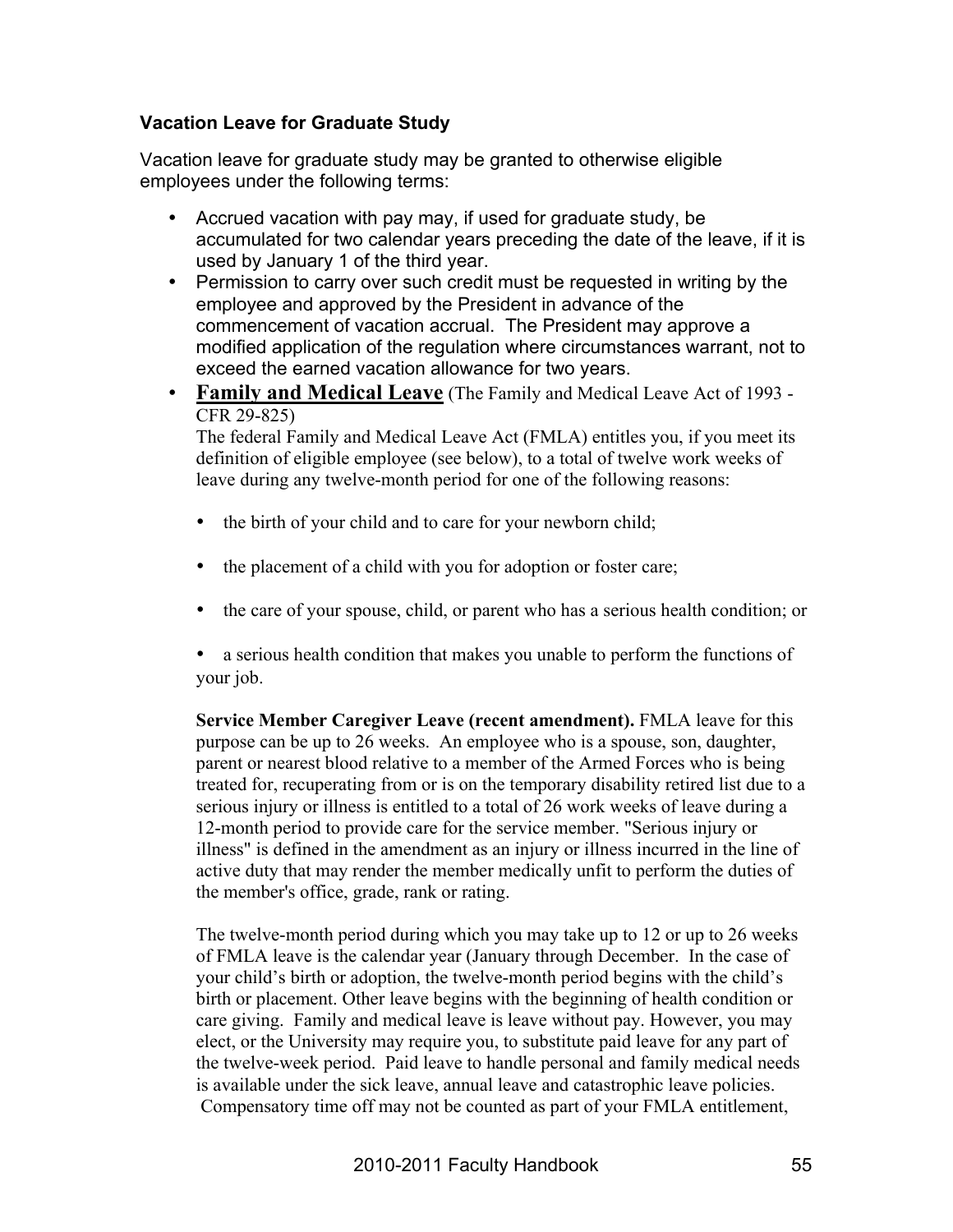**Vacation Leave for Graduate Study**

Vacation leave for graduate study may be granted to otherwise eligible employees under the following terms:

- Accrued vacation with pay may, if used for graduate study, be accumulated for two calendar years preceding the date of the leave, if it is used by January 1 of the third year.
- Permission to carry over such credit must be requested in writing by the employee and approved by the President in advance of the commencement of vacation accrual. The President may approve a modified application of the regulation where circumstances warrant, not to exceed the earned vacation allowance for two years.
- **Family and Medical Leave** (The Family and Medical Leave Act of 1993 - CFR 29-825)

  The federal Family and Medical Leave Act (FMLA) entitles you, if you meet its definition of eligible employee (see below), to a total of twelve work weeks of leave during any twelve-month period for one of the following reasons:

  - the birth of your child and to care for your newborn child;
  - the placement of a child with you for adoption or foster care;
  - the care of your spouse, child, or parent who has a serious health condition; or
  - a serious health condition that makes you unable to perform the functions of your job.

  **Service Member Caregiver Leave (recent amendment).** FMLA leave for this purpose can be up to 26 weeks. An employee who is a spouse, son, daughter, parent or nearest blood relative to a member of the Armed Forces who is being treated for, recuperating from or is on the temporary disability retired list due to a serious injury or illness is entitled to a total of 26 work weeks of leave during a 12-month period to provide care for the service member. "Serious injury or illness" is defined in the amendment as an injury or illness incurred in the line of active duty that may render the member medically unfit to perform the duties of the member's office, grade, rank or rating.

  The twelve-month period during which you may take up to 12 or up to 26 weeks of FMLA leave is the calendar year (January through December. In the case of your child's birth or adoption, the twelve-month period begins with the child's birth or placement. Other leave begins with the beginning of health condition or care giving. Family and medical leave is leave without pay. However, you may elect, or the University may require you, to substitute paid leave for any part of the twelve-week period. Paid leave to handle personal and family medical needs is available under the sick leave, annual leave and catastrophic leave policies. Compensatory time off may not be counted as part of your FMLA entitlement,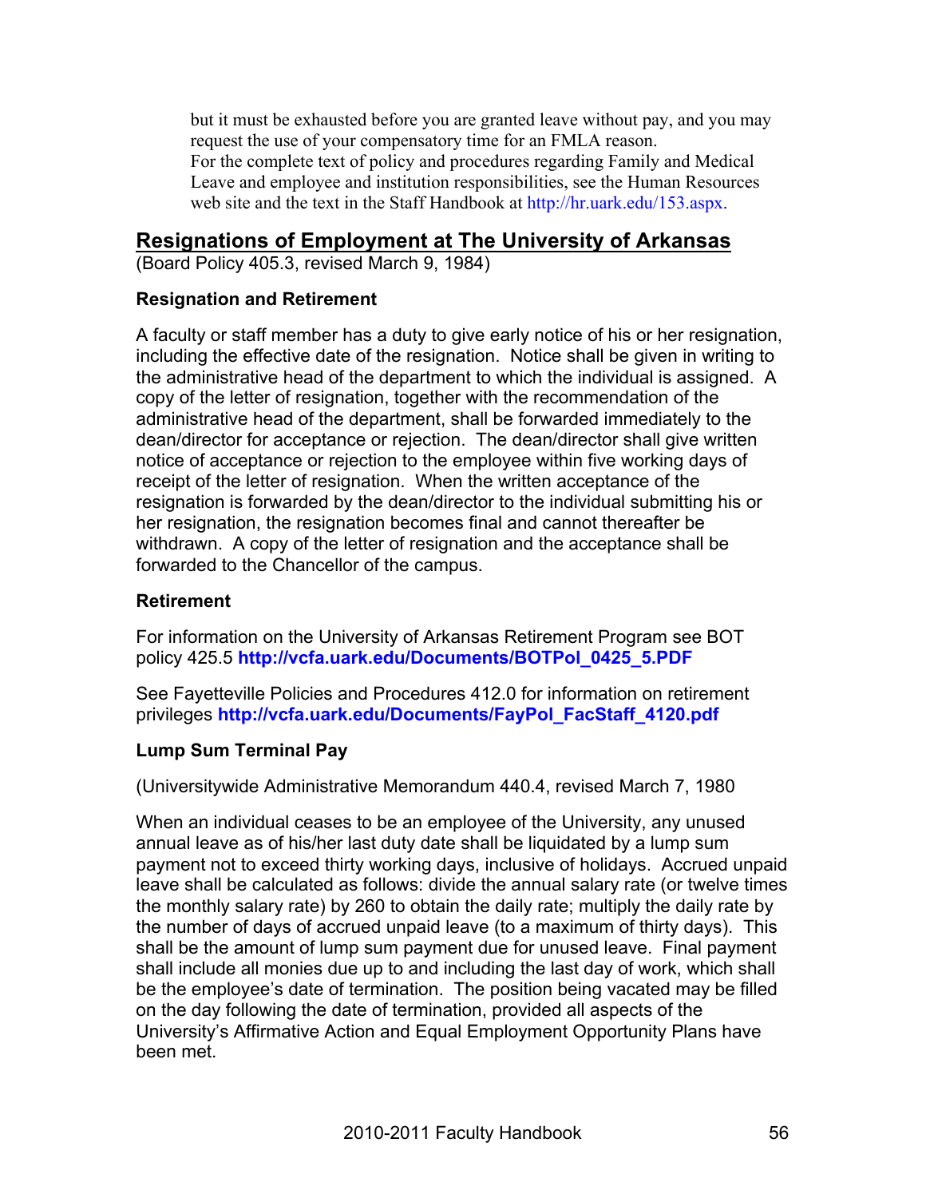but it must be exhausted before you are granted leave without pay, and you may request the use of your compensatory time for an FMLA reason.
For the complete text of policy and procedures regarding Family and Medical Leave and employee and institution responsibilities, see the Human Resources web site and the text in the Staff Handbook at http://hr.uark.edu/153.aspx.

## Resignations of Employment at The University of Arkansas

(Board Policy 405.3, revised March 9, 1984)

### Resignation and Retirement

A faculty or staff member has a duty to give early notice of his or her resignation, including the effective date of the resignation. Notice shall be given in writing to the administrative head of the department to which the individual is assigned. A copy of the letter of resignation, together with the recommendation of the administrative head of the department, shall be forwarded immediately to the dean/director for acceptance or rejection. The dean/director shall give written notice of acceptance or rejection to the employee within five working days of receipt of the letter of resignation. When the written acceptance of the resignation is forwarded by the dean/director to the individual submitting his or her resignation, the resignation becomes final and cannot thereafter be withdrawn. A copy of the letter of resignation and the acceptance shall be forwarded to the Chancellor of the campus.

### Retirement

For information on the University of Arkansas Retirement Program see BOT policy 425.5 **http://vcfa.uark.edu/Documents/BOTPol_0425_5.PDF**

See Fayetteville Policies and Procedures 412.0 for information on retirement privileges **http://vcfa.uark.edu/Documents/FayPol_FacStaff_4120.pdf**

### Lump Sum Terminal Pay

(Universitywide Administrative Memorandum 440.4, revised March 7, 1980

When an individual ceases to be an employee of the University, any unused annual leave as of his/her last duty date shall be liquidated by a lump sum payment not to exceed thirty working days, inclusive of holidays. Accrued unpaid leave shall be calculated as follows: divide the annual salary rate (or twelve times the monthly salary rate) by 260 to obtain the daily rate; multiply the daily rate by the number of days of accrued unpaid leave (to a maximum of thirty days). This shall be the amount of lump sum payment due for unused leave. Final payment shall include all monies due up to and including the last day of work, which shall be the employee's date of termination. The position being vacated may be filled on the day following the date of termination, provided all aspects of the University's Affirmative Action and Equal Employment Opportunity Plans have been met.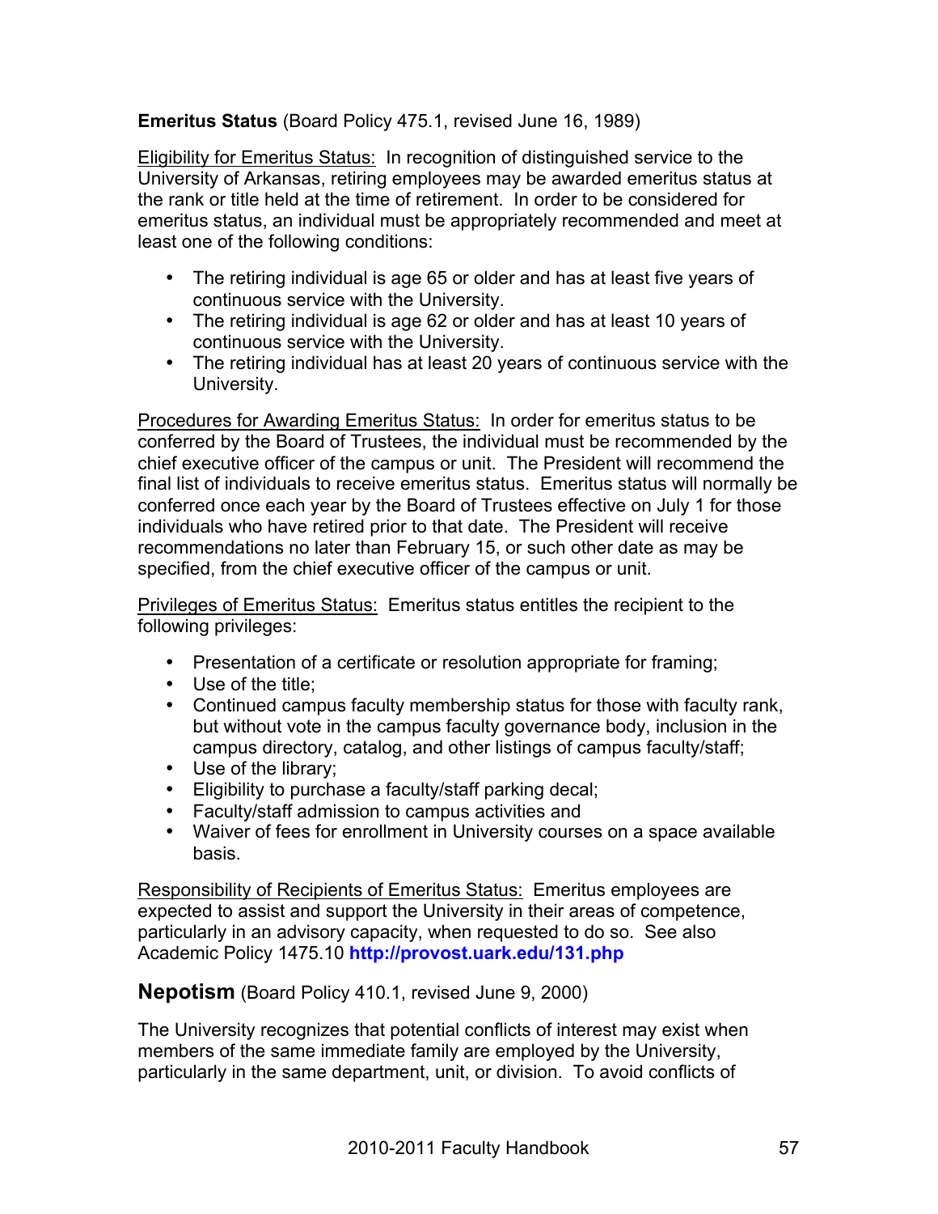**Emeritus Status** (Board Policy 475.1, revised June 16, 1989)

Eligibility for Emeritus Status: In recognition of distinguished service to the University of Arkansas, retiring employees may be awarded emeritus status at the rank or title held at the time of retirement. In order to be considered for emeritus status, an individual must be appropriately recommended and meet at least one of the following conditions:

- The retiring individual is age 65 or older and has at least five years of continuous service with the University.
- The retiring individual is age 62 or older and has at least 10 years of continuous service with the University.
- The retiring individual has at least 20 years of continuous service with the University.

Procedures for Awarding Emeritus Status: In order for emeritus status to be conferred by the Board of Trustees, the individual must be recommended by the chief executive officer of the campus or unit. The President will recommend the final list of individuals to receive emeritus status. Emeritus status will normally be conferred once each year by the Board of Trustees effective on July 1 for those individuals who have retired prior to that date. The President will receive recommendations no later than February 15, or such other date as may be specified, from the chief executive officer of the campus or unit.

Privileges of Emeritus Status: Emeritus status entitles the recipient to the following privileges:

- Presentation of a certificate or resolution appropriate for framing;
- Use of the title;
- Continued campus faculty membership status for those with faculty rank, but without vote in the campus faculty governance body, inclusion in the campus directory, catalog, and other listings of campus faculty/staff;
- Use of the library;
- Eligibility to purchase a faculty/staff parking decal;
- Faculty/staff admission to campus activities and
- Waiver of fees for enrollment in University courses on a space available basis.

Responsibility of Recipients of Emeritus Status: Emeritus employees are expected to assist and support the University in their areas of competence, particularly in an advisory capacity, when requested to do so. See also Academic Policy 1475.10 **http://provost.uark.edu/131.php**

## Nepotism (Board Policy 410.1, revised June 9, 2000)

The University recognizes that potential conflicts of interest may exist when members of the same immediate family are employed by the University, particularly in the same department, unit, or division. To avoid conflicts of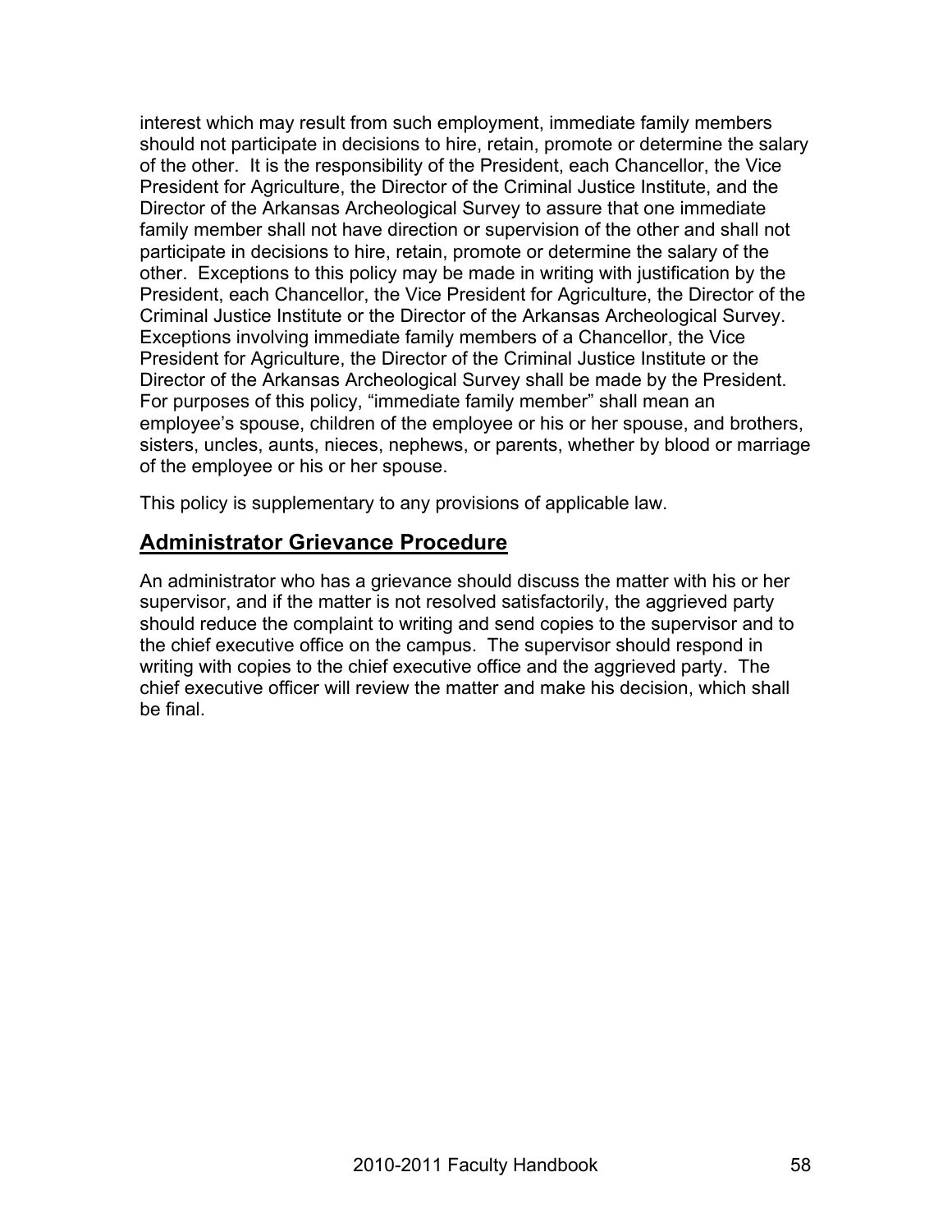interest which may result from such employment, immediate family members should not participate in decisions to hire, retain, promote or determine the salary of the other. It is the responsibility of the President, each Chancellor, the Vice President for Agriculture, the Director of the Criminal Justice Institute, and the Director of the Arkansas Archeological Survey to assure that one immediate family member shall not have direction or supervision of the other and shall not participate in decisions to hire, retain, promote or determine the salary of the other. Exceptions to this policy may be made in writing with justification by the President, each Chancellor, the Vice President for Agriculture, the Director of the Criminal Justice Institute or the Director of the Arkansas Archeological Survey. Exceptions involving immediate family members of a Chancellor, the Vice President for Agriculture, the Director of the Criminal Justice Institute or the Director of the Arkansas Archeological Survey shall be made by the President. For purposes of this policy, "immediate family member" shall mean an employee's spouse, children of the employee or his or her spouse, and brothers, sisters, uncles, aunts, nieces, nephews, or parents, whether by blood or marriage of the employee or his or her spouse.

This policy is supplementary to any provisions of applicable law.

## Administrator Grievance Procedure

An administrator who has a grievance should discuss the matter with his or her supervisor, and if the matter is not resolved satisfactorily, the aggrieved party should reduce the complaint to writing and send copies to the supervisor and to the chief executive office on the campus. The supervisor should respond in writing with copies to the chief executive office and the aggrieved party. The chief executive officer will review the matter and make his decision, which shall be final.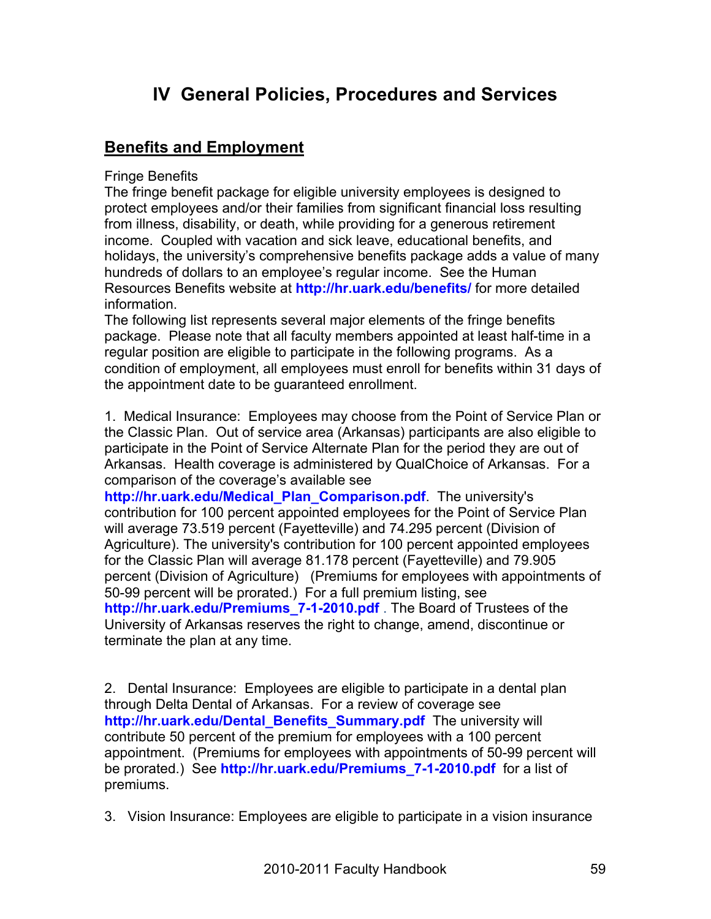# IV General Policies, Procedures and Services

## Benefits and Employment

Fringe Benefits

The fringe benefit package for eligible university employees is designed to protect employees and/or their families from significant financial loss resulting from illness, disability, or death, while providing for a generous retirement income. Coupled with vacation and sick leave, educational benefits, and holidays, the university's comprehensive benefits package adds a value of many hundreds of dollars to an employee's regular income. See the Human Resources Benefits website at **http://hr.uark.edu/benefits/** for more detailed information.

The following list represents several major elements of the fringe benefits package. Please note that all faculty members appointed at least half-time in a regular position are eligible to participate in the following programs. As a condition of employment, all employees must enroll for benefits within 31 days of the appointment date to be guaranteed enrollment.

1. Medical Insurance: Employees may choose from the Point of Service Plan or the Classic Plan. Out of service area (Arkansas) participants are also eligible to participate in the Point of Service Alternate Plan for the period they are out of Arkansas. Health coverage is administered by QualChoice of Arkansas. For a comparison of the coverage's available see **http://hr.uark.edu/Medical_Plan_Comparison.pdf**. The university's contribution for 100 percent appointed employees for the Point of Service Plan will average 73.519 percent (Fayetteville) and 74.295 percent (Division of Agriculture). The university's contribution for 100 percent appointed employees for the Classic Plan will average 81.178 percent (Fayetteville) and 79.905 percent (Division of Agriculture) (Premiums for employees with appointments of 50-99 percent will be prorated.) For a full premium listing, see **http://hr.uark.edu/Premiums_7-1-2010.pdf** . The Board of Trustees of the University of Arkansas reserves the right to change, amend, discontinue or terminate the plan at any time.

2. Dental Insurance: Employees are eligible to participate in a dental plan through Delta Dental of Arkansas. For a review of coverage see **http://hr.uark.edu/Dental_Benefits_Summary.pdf** The university will contribute 50 percent of the premium for employees with a 100 percent appointment. (Premiums for employees with appointments of 50-99 percent will be prorated.) See **http://hr.uark.edu/Premiums_7-1-2010.pdf** for a list of premiums.

3. Vision Insurance: Employees are eligible to participate in a vision insurance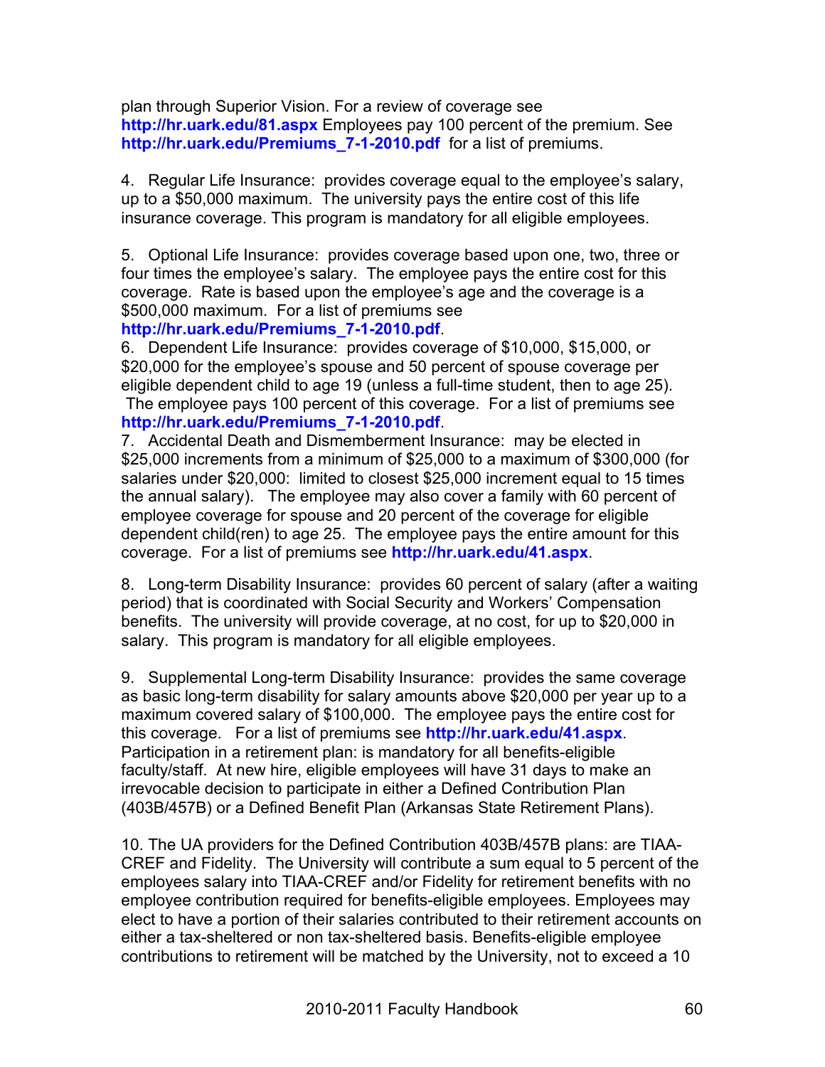plan through Superior Vision. For a review of coverage see **http://hr.uark.edu/81.aspx** Employees pay 100 percent of the premium. See **http://hr.uark.edu/Premiums_7-1-2010.pdf** for a list of premiums.

4. Regular Life Insurance: provides coverage equal to the employee's salary, up to a $50,000 maximum. The university pays the entire cost of this life insurance coverage. This program is mandatory for all eligible employees.

5. Optional Life Insurance: provides coverage based upon one, two, three or four times the employee's salary. The employee pays the entire cost for this coverage. Rate is based upon the employee's age and the coverage is a $500,000 maximum. For a list of premiums see **http://hr.uark.edu/Premiums_7-1-2010.pdf**.

6. Dependent Life Insurance: provides coverage of $10,000, $15,000, or $20,000 for the employee's spouse and 50 percent of spouse coverage per eligible dependent child to age 19 (unless a full-time student, then to age 25). The employee pays 100 percent of this coverage. For a list of premiums see **http://hr.uark.edu/Premiums_7-1-2010.pdf**.

7. Accidental Death and Dismemberment Insurance: may be elected in $25,000 increments from a minimum of $25,000 to a maximum of $300,000 (for salaries under $20,000: limited to closest $25,000 increment equal to 15 times the annual salary). The employee may also cover a family with 60 percent of employee coverage for spouse and 20 percent of the coverage for eligible dependent child(ren) to age 25. The employee pays the entire amount for this coverage. For a list of premiums see **http://hr.uark.edu/41.aspx**.

8. Long-term Disability Insurance: provides 60 percent of salary (after a waiting period) that is coordinated with Social Security and Workers' Compensation benefits. The university will provide coverage, at no cost, for up to $20,000 in salary. This program is mandatory for all eligible employees.

9. Supplemental Long-term Disability Insurance: provides the same coverage as basic long-term disability for salary amounts above $20,000 per year up to a maximum covered salary of $100,000. The employee pays the entire cost for this coverage. For a list of premiums see **http://hr.uark.edu/41.aspx**. Participation in a retirement plan: is mandatory for all benefits-eligible faculty/staff. At new hire, eligible employees will have 31 days to make an irrevocable decision to participate in either a Defined Contribution Plan (403B/457B) or a Defined Benefit Plan (Arkansas State Retirement Plans).

10. The UA providers for the Defined Contribution 403B/457B plans: are TIAA-CREF and Fidelity. The University will contribute a sum equal to 5 percent of the employees salary into TIAA-CREF and/or Fidelity for retirement benefits with no employee contribution required for benefits-eligible employees. Employees may elect to have a portion of their salaries contributed to their retirement accounts on either a tax-sheltered or non tax-sheltered basis. Benefits-eligible employee contributions to retirement will be matched by the University, not to exceed a 10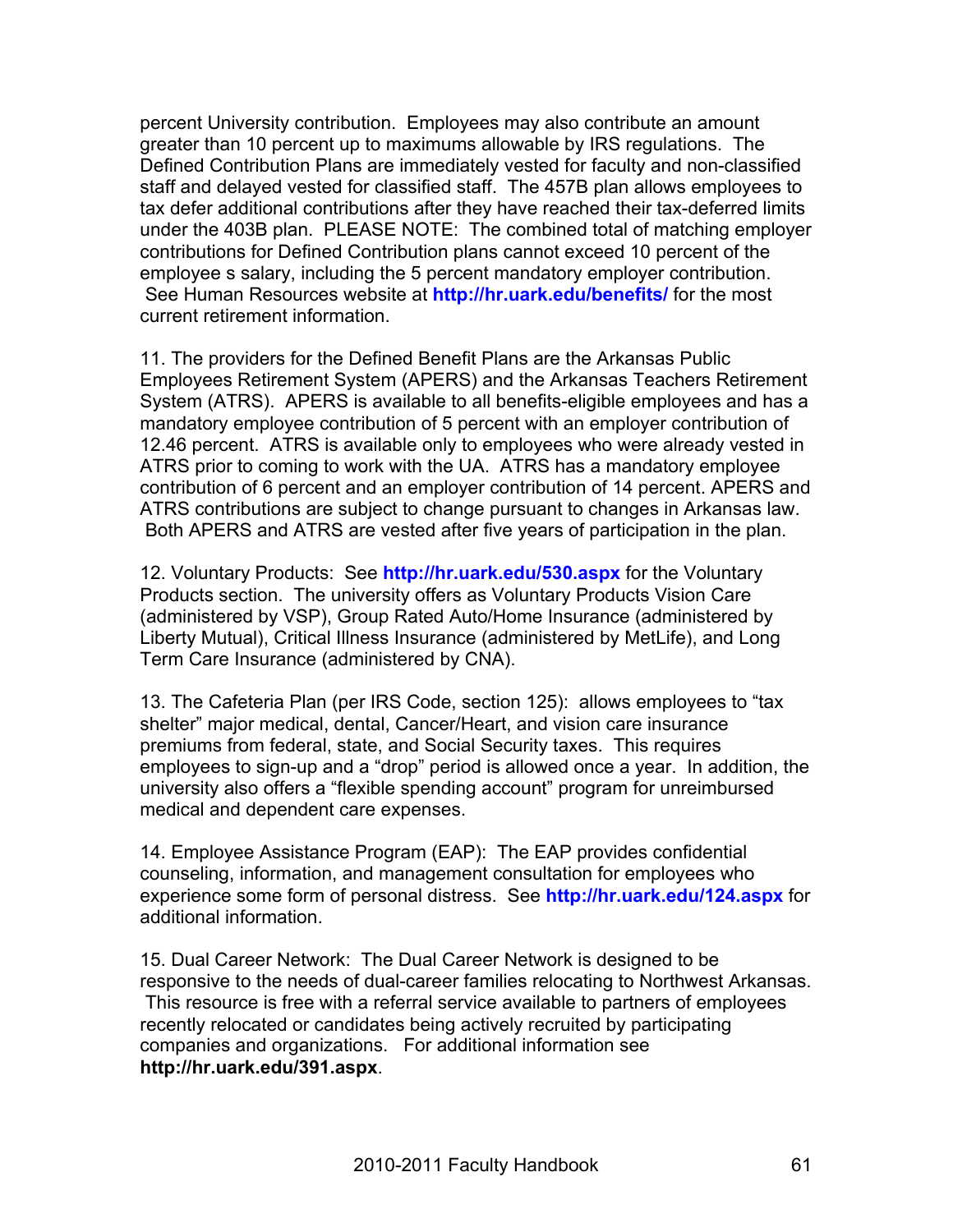percent University contribution. Employees may also contribute an amount greater than 10 percent up to maximums allowable by IRS regulations. The Defined Contribution Plans are immediately vested for faculty and non-classified staff and delayed vested for classified staff. The 457B plan allows employees to tax defer additional contributions after they have reached their tax-deferred limits under the 403B plan. PLEASE NOTE: The combined total of matching employer contributions for Defined Contribution plans cannot exceed 10 percent of the employee s salary, including the 5 percent mandatory employer contribution. See Human Resources website at **http://hr.uark.edu/benefits/** for the most current retirement information.

11. The providers for the Defined Benefit Plans are the Arkansas Public Employees Retirement System (APERS) and the Arkansas Teachers Retirement System (ATRS). APERS is available to all benefits-eligible employees and has a mandatory employee contribution of 5 percent with an employer contribution of 12.46 percent. ATRS is available only to employees who were already vested in ATRS prior to coming to work with the UA. ATRS has a mandatory employee contribution of 6 percent and an employer contribution of 14 percent. APERS and ATRS contributions are subject to change pursuant to changes in Arkansas law. Both APERS and ATRS are vested after five years of participation in the plan.

12. Voluntary Products: See **http://hr.uark.edu/530.aspx** for the Voluntary Products section. The university offers as Voluntary Products Vision Care (administered by VSP), Group Rated Auto/Home Insurance (administered by Liberty Mutual), Critical Illness Insurance (administered by MetLife), and Long Term Care Insurance (administered by CNA).

13. The Cafeteria Plan (per IRS Code, section 125): allows employees to "tax shelter" major medical, dental, Cancer/Heart, and vision care insurance premiums from federal, state, and Social Security taxes. This requires employees to sign-up and a "drop" period is allowed once a year. In addition, the university also offers a "flexible spending account" program for unreimbursed medical and dependent care expenses.

14. Employee Assistance Program (EAP): The EAP provides confidential counseling, information, and management consultation for employees who experience some form of personal distress. See **http://hr.uark.edu/124.aspx** for additional information.

15. Dual Career Network: The Dual Career Network is designed to be responsive to the needs of dual-career families relocating to Northwest Arkansas. This resource is free with a referral service available to partners of employees recently relocated or candidates being actively recruited by participating companies and organizations. For additional information see **http://hr.uark.edu/391.aspx**.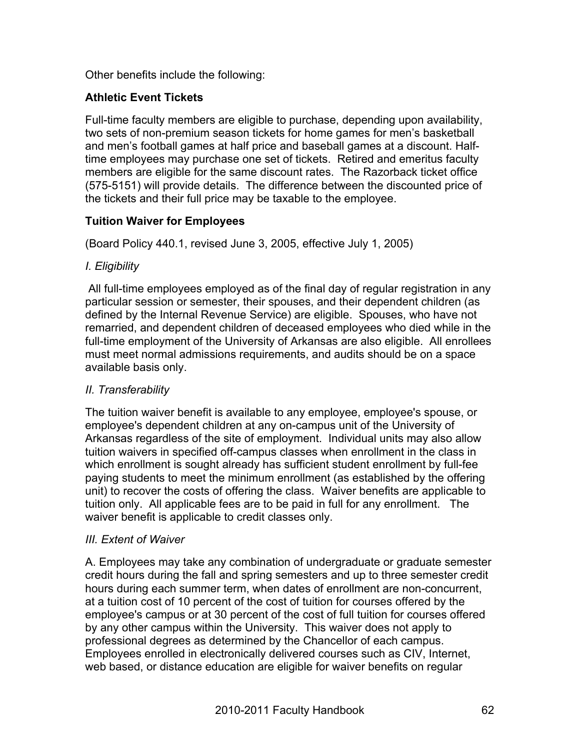Other benefits include the following:

**Athletic Event Tickets**

Full-time faculty members are eligible to purchase, depending upon availability, two sets of non-premium season tickets for home games for men's basketball and men's football games at half price and baseball games at a discount. Half-time employees may purchase one set of tickets. Retired and emeritus faculty members are eligible for the same discount rates. The Razorback ticket office (575-5151) will provide details. The difference between the discounted price of the tickets and their full price may be taxable to the employee.

**Tuition Waiver for Employees**

(Board Policy 440.1, revised June 3, 2005, effective July 1, 2005)

*I. Eligibility*

All full-time employees employed as of the final day of regular registration in any particular session or semester, their spouses, and their dependent children (as defined by the Internal Revenue Service) are eligible. Spouses, who have not remarried, and dependent children of deceased employees who died while in the full-time employment of the University of Arkansas are also eligible. All enrollees must meet normal admissions requirements, and audits should be on a space available basis only.

*II. Transferability*

The tuition waiver benefit is available to any employee, employee's spouse, or employee's dependent children at any on-campus unit of the University of Arkansas regardless of the site of employment. Individual units may also allow tuition waivers in specified off-campus classes when enrollment in the class in which enrollment is sought already has sufficient student enrollment by full-fee paying students to meet the minimum enrollment (as established by the offering unit) to recover the costs of offering the class. Waiver benefits are applicable to tuition only. All applicable fees are to be paid in full for any enrollment. The waiver benefit is applicable to credit classes only.

*III. Extent of Waiver*

A. Employees may take any combination of undergraduate or graduate semester credit hours during the fall and spring semesters and up to three semester credit hours during each summer term, when dates of enrollment are non-concurrent, at a tuition cost of 10 percent of the cost of tuition for courses offered by the employee's campus or at 30 percent of the cost of full tuition for courses offered by any other campus within the University. This waiver does not apply to professional degrees as determined by the Chancellor of each campus. Employees enrolled in electronically delivered courses such as CIV, Internet, web based, or distance education are eligible for waiver benefits on regular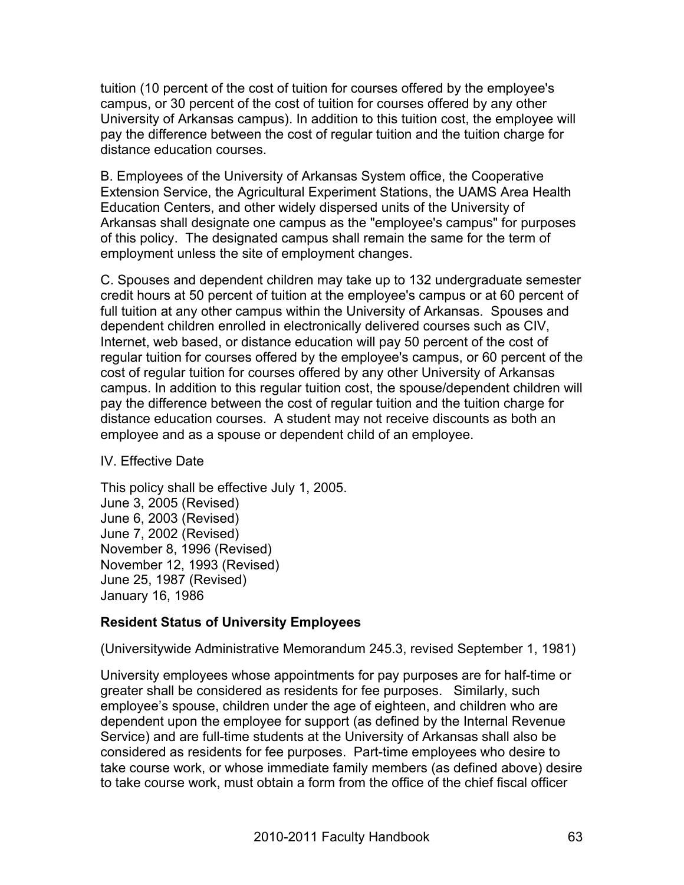tuition (10 percent of the cost of tuition for courses offered by the employee's campus, or 30 percent of the cost of tuition for courses offered by any other University of Arkansas campus). In addition to this tuition cost, the employee will pay the difference between the cost of regular tuition and the tuition charge for distance education courses.

B. Employees of the University of Arkansas System office, the Cooperative Extension Service, the Agricultural Experiment Stations, the UAMS Area Health Education Centers, and other widely dispersed units of the University of Arkansas shall designate one campus as the "employee's campus" for purposes of this policy. The designated campus shall remain the same for the term of employment unless the site of employment changes.

C. Spouses and dependent children may take up to 132 undergraduate semester credit hours at 50 percent of tuition at the employee's campus or at 60 percent of full tuition at any other campus within the University of Arkansas. Spouses and dependent children enrolled in electronically delivered courses such as CIV, Internet, web based, or distance education will pay 50 percent of the cost of regular tuition for courses offered by the employee's campus, or 60 percent of the cost of regular tuition for courses offered by any other University of Arkansas campus. In addition to this regular tuition cost, the spouse/dependent children will pay the difference between the cost of regular tuition and the tuition charge for distance education courses. A student may not receive discounts as both an employee and as a spouse or dependent child of an employee.

IV. Effective Date

This policy shall be effective July 1, 2005.
June 3, 2005 (Revised)
June 6, 2003 (Revised)
June 7, 2002 (Revised)
November 8, 1996 (Revised)
November 12, 1993 (Revised)
June 25, 1987 (Revised)
January 16, 1986

**Resident Status of University Employees**

(Universitywide Administrative Memorandum 245.3, revised September 1, 1981)

University employees whose appointments for pay purposes are for half-time or greater shall be considered as residents for fee purposes. Similarly, such employee's spouse, children under the age of eighteen, and children who are dependent upon the employee for support (as defined by the Internal Revenue Service) and are full-time students at the University of Arkansas shall also be considered as residents for fee purposes. Part-time employees who desire to take course work, or whose immediate family members (as defined above) desire to take course work, must obtain a form from the office of the chief fiscal officer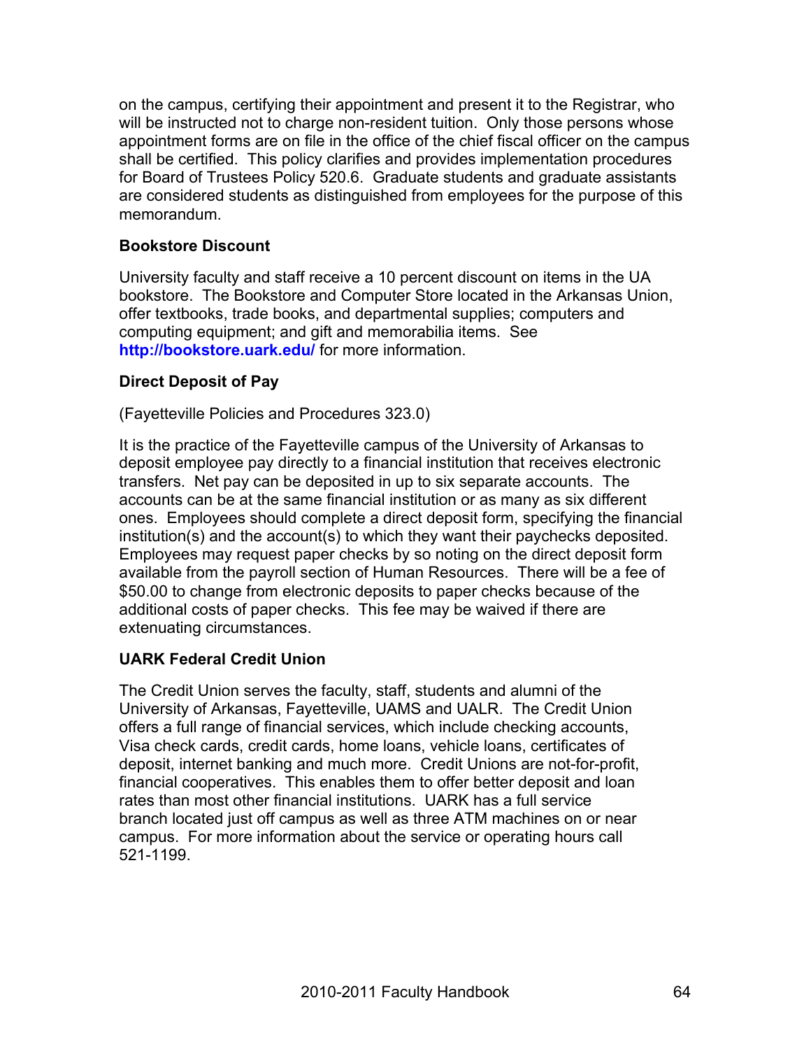on the campus, certifying their appointment and present it to the Registrar, who will be instructed not to charge non-resident tuition. Only those persons whose appointment forms are on file in the office of the chief fiscal officer on the campus shall be certified. This policy clarifies and provides implementation procedures for Board of Trustees Policy 520.6. Graduate students and graduate assistants are considered students as distinguished from employees for the purpose of this memorandum.

### Bookstore Discount

University faculty and staff receive a 10 percent discount on items in the UA bookstore. The Bookstore and Computer Store located in the Arkansas Union, offer textbooks, trade books, and departmental supplies; computers and computing equipment; and gift and memorabilia items. See **http://bookstore.uark.edu/** for more information.

### Direct Deposit of Pay

(Fayetteville Policies and Procedures 323.0)

It is the practice of the Fayetteville campus of the University of Arkansas to deposit employee pay directly to a financial institution that receives electronic transfers. Net pay can be deposited in up to six separate accounts. The accounts can be at the same financial institution or as many as six different ones. Employees should complete a direct deposit form, specifying the financial institution(s) and the account(s) to which they want their paychecks deposited. Employees may request paper checks by so noting on the direct deposit form available from the payroll section of Human Resources. There will be a fee of $50.00 to change from electronic deposits to paper checks because of the additional costs of paper checks. This fee may be waived if there are extenuating circumstances.

### UARK Federal Credit Union

The Credit Union serves the faculty, staff, students and alumni of the University of Arkansas, Fayetteville, UAMS and UALR. The Credit Union offers a full range of financial services, which include checking accounts, Visa check cards, credit cards, home loans, vehicle loans, certificates of deposit, internet banking and much more. Credit Unions are not-for-profit, financial cooperatives. This enables them to offer better deposit and loan rates than most other financial institutions. UARK has a full service branch located just off campus as well as three ATM machines on or near campus. For more information about the service or operating hours call 521-1199.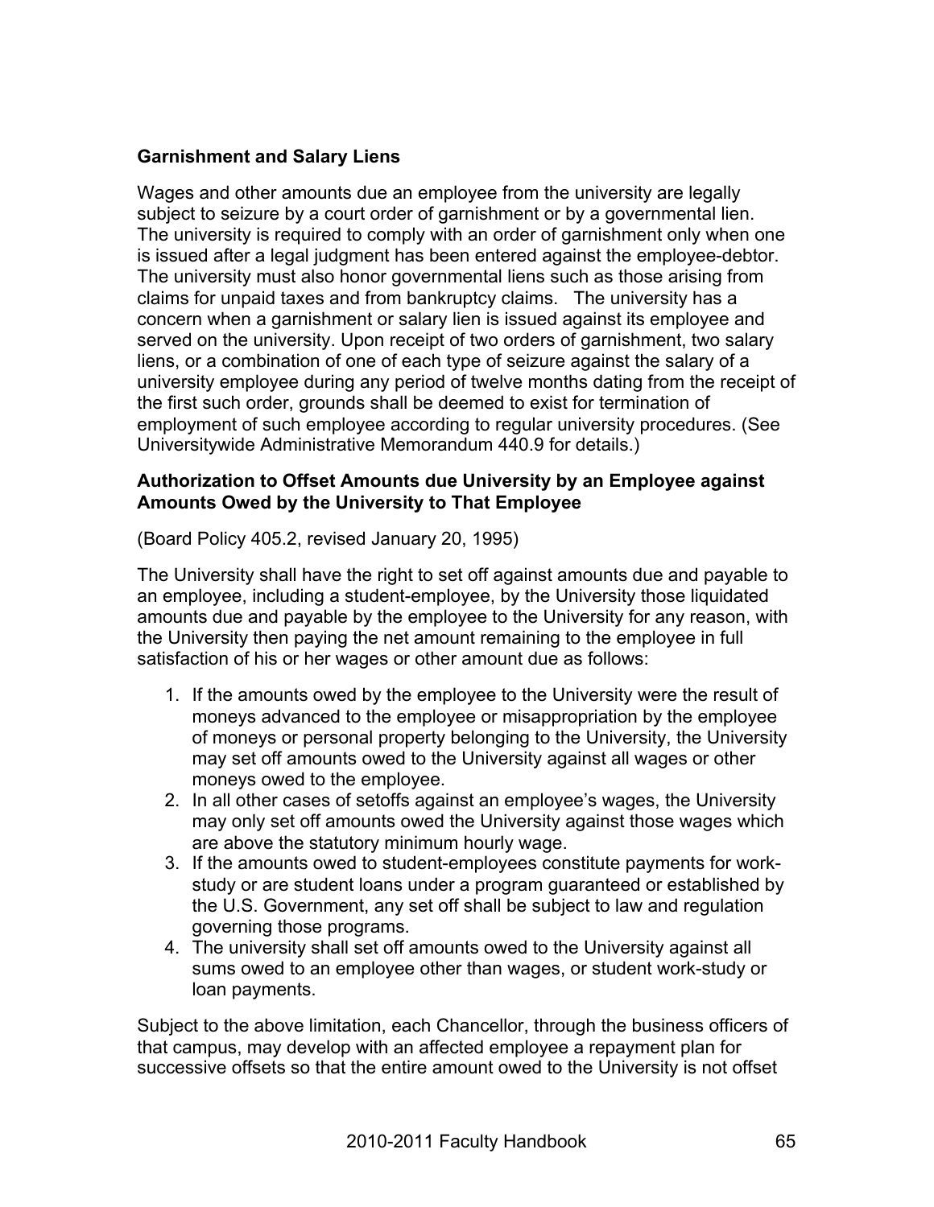### Garnishment and Salary Liens

Wages and other amounts due an employee from the university are legally subject to seizure by a court order of garnishment or by a governmental lien. The university is required to comply with an order of garnishment only when one is issued after a legal judgment has been entered against the employee-debtor. The university must also honor governmental liens such as those arising from claims for unpaid taxes and from bankruptcy claims. The university has a concern when a garnishment or salary lien is issued against its employee and served on the university. Upon receipt of two orders of garnishment, two salary liens, or a combination of one of each type of seizure against the salary of a university employee during any period of twelve months dating from the receipt of the first such order, grounds shall be deemed to exist for termination of employment of such employee according to regular university procedures. (See Universitywide Administrative Memorandum 440.9 for details.)

### Authorization to Offset Amounts due University by an Employee against Amounts Owed by the University to That Employee

(Board Policy 405.2, revised January 20, 1995)

The University shall have the right to set off against amounts due and payable to an employee, including a student-employee, by the University those liquidated amounts due and payable by the employee to the University for any reason, with the University then paying the net amount remaining to the employee in full satisfaction of his or her wages or other amount due as follows:

1. If the amounts owed by the employee to the University were the result of moneys advanced to the employee or misappropriation by the employee of moneys or personal property belonging to the University, the University may set off amounts owed to the University against all wages or other moneys owed to the employee.
2. In all other cases of setoffs against an employee's wages, the University may only set off amounts owed the University against those wages which are above the statutory minimum hourly wage.
3. If the amounts owed to student-employees constitute payments for work-study or are student loans under a program guaranteed or established by the U.S. Government, any set off shall be subject to law and regulation governing those programs.
4. The university shall set off amounts owed to the University against all sums owed to an employee other than wages, or student work-study or loan payments.

Subject to the above limitation, each Chancellor, through the business officers of that campus, may develop with an affected employee a repayment plan for successive offsets so that the entire amount owed to the University is not offset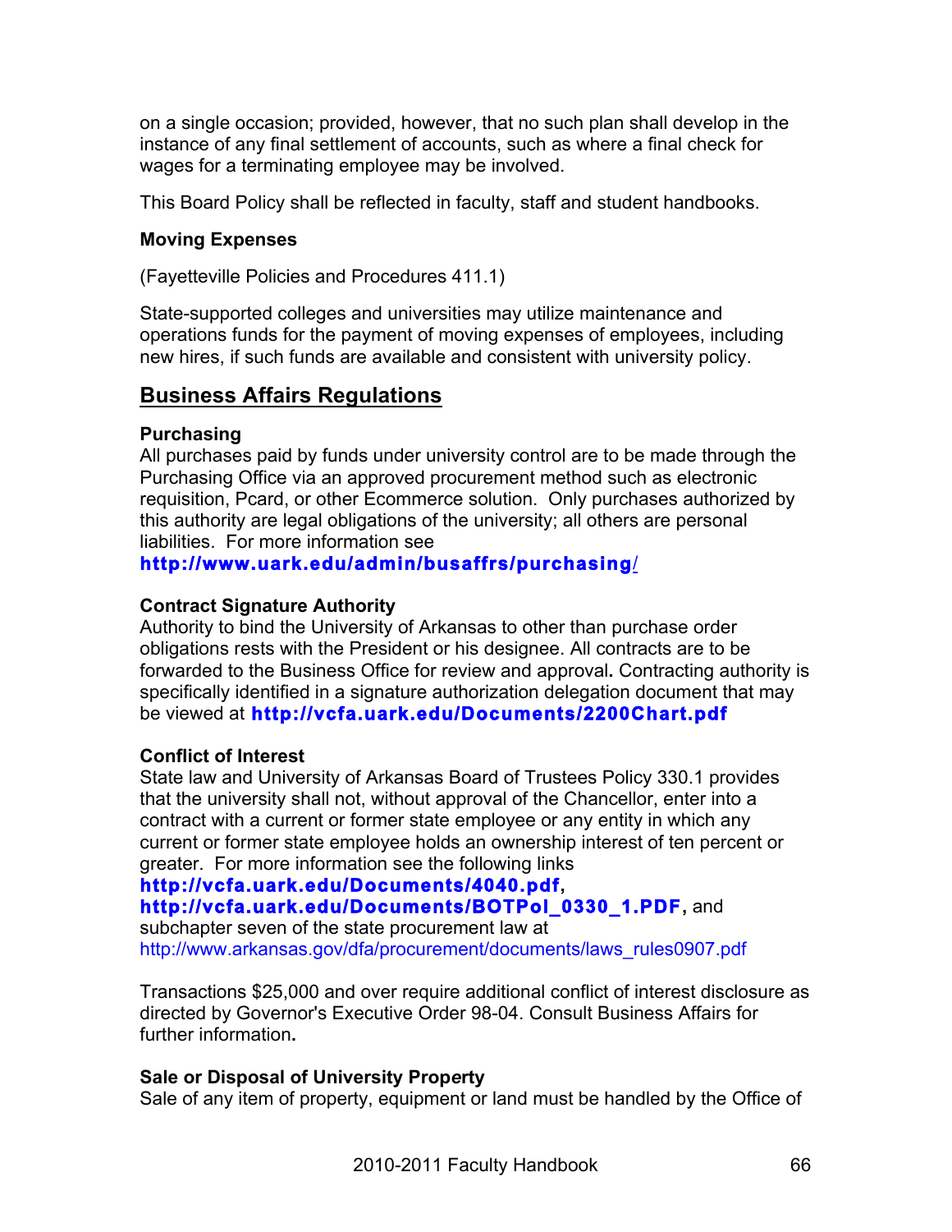on a single occasion; provided, however, that no such plan shall develop in the instance of any final settlement of accounts, such as where a final check for wages for a terminating employee may be involved.

This Board Policy shall be reflected in faculty, staff and student handbooks.

### Moving Expenses

(Fayetteville Policies and Procedures 411.1)

State-supported colleges and universities may utilize maintenance and operations funds for the payment of moving expenses of employees, including new hires, if such funds are available and consistent with university policy.

## Business Affairs Regulations

### Purchasing

All purchases paid by funds under university control are to be made through the Purchasing Office via an approved procurement method such as electronic requisition, Pcard, or other Ecommerce solution. Only purchases authorized by this authority are legal obligations of the university; all others are personal liabilities. For more information see **http://www.uark.edu/admin/busaffrs/purchasing/**

### Contract Signature Authority

Authority to bind the University of Arkansas to other than purchase order obligations rests with the President or his designee. All contracts are to be forwarded to the Business Office for review and approval. Contracting authority is specifically identified in a signature authorization delegation document that may be viewed at **http://vcfa.uark.edu/Documents/2200Chart.pdf**

### Conflict of Interest

State law and University of Arkansas Board of Trustees Policy 330.1 provides that the university shall not, without approval of the Chancellor, enter into a contract with a current or former state employee or any entity in which any current or former state employee holds an ownership interest of ten percent or greater. For more information see the following links **http://vcfa.uark.edu/Documents/4040.pdf**, **http://vcfa.uark.edu/Documents/BOTPol_0330_1.PDF**, and subchapter seven of the state procurement law at http://www.arkansas.gov/dfa/procurement/documents/laws_rules0907.pdf

Transactions $25,000 and over require additional conflict of interest disclosure as directed by Governor's Executive Order 98-04. Consult Business Affairs for further information.

### Sale or Disposal of University Property

Sale of any item of property, equipment or land must be handled by the Office of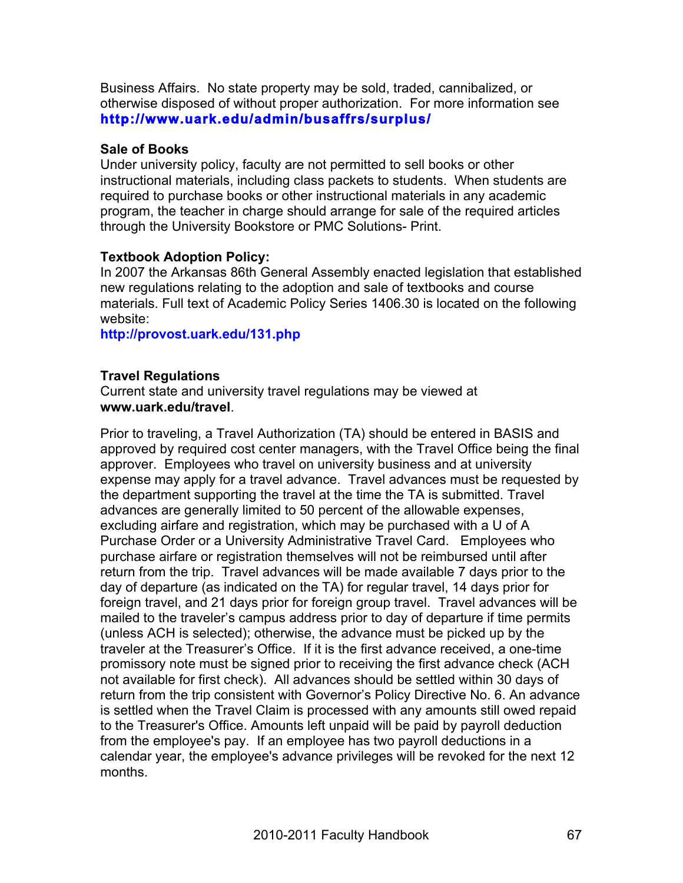Business Affairs. No state property may be sold, traded, cannibalized, or otherwise disposed of without proper authorization. For more information see **http://www.uark.edu/admin/busaffrs/surplus/**

**Sale of Books**

Under university policy, faculty are not permitted to sell books or other instructional materials, including class packets to students. When students are required to purchase books or other instructional materials in any academic program, the teacher in charge should arrange for sale of the required articles through the University Bookstore or PMC Solutions- Print.

**Textbook Adoption Policy:**

In 2007 the Arkansas 86th General Assembly enacted legislation that established new regulations relating to the adoption and sale of textbooks and course materials. Full text of Academic Policy Series 1406.30 is located on the following website:

**http://provost.uark.edu/131.php**

**Travel Regulations**

Current state and university travel regulations may be viewed at **www.uark.edu/travel**.

Prior to traveling, a Travel Authorization (TA) should be entered in BASIS and approved by required cost center managers, with the Travel Office being the final approver. Employees who travel on university business and at university expense may apply for a travel advance. Travel advances must be requested by the department supporting the travel at the time the TA is submitted. Travel advances are generally limited to 50 percent of the allowable expenses, excluding airfare and registration, which may be purchased with a U of A Purchase Order or a University Administrative Travel Card. Employees who purchase airfare or registration themselves will not be reimbursed until after return from the trip. Travel advances will be made available 7 days prior to the day of departure (as indicated on the TA) for regular travel, 14 days prior for foreign travel, and 21 days prior for foreign group travel. Travel advances will be mailed to the traveler's campus address prior to day of departure if time permits (unless ACH is selected); otherwise, the advance must be picked up by the traveler at the Treasurer's Office. If it is the first advance received, a one-time promissory note must be signed prior to receiving the first advance check (ACH not available for first check). All advances should be settled within 30 days of return from the trip consistent with Governor's Policy Directive No. 6. An advance is settled when the Travel Claim is processed with any amounts still owed repaid to the Treasurer's Office. Amounts left unpaid will be paid by payroll deduction from the employee's pay. If an employee has two payroll deductions in a calendar year, the employee's advance privileges will be revoked for the next 12 months.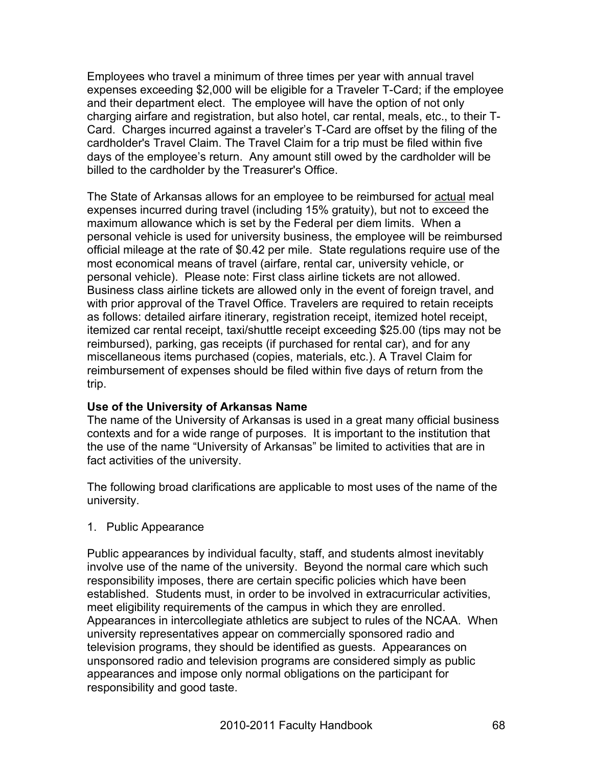Employees who travel a minimum of three times per year with annual travel expenses exceeding $2,000 will be eligible for a Traveler T-Card; if the employee and their department elect. The employee will have the option of not only charging airfare and registration, but also hotel, car rental, meals, etc., to their T-Card. Charges incurred against a traveler's T-Card are offset by the filing of the cardholder's Travel Claim. The Travel Claim for a trip must be filed within five days of the employee's return. Any amount still owed by the cardholder will be billed to the cardholder by the Treasurer's Office.

The State of Arkansas allows for an employee to be reimbursed for <u>actual</u> meal expenses incurred during travel (including 15% gratuity), but not to exceed the maximum allowance which is set by the Federal per diem limits. When a personal vehicle is used for university business, the employee will be reimbursed official mileage at the rate of $0.42 per mile. State regulations require use of the most economical means of travel (airfare, rental car, university vehicle, or personal vehicle). Please note: First class airline tickets are not allowed. Business class airline tickets are allowed only in the event of foreign travel, and with prior approval of the Travel Office. Travelers are required to retain receipts as follows: detailed airfare itinerary, registration receipt, itemized hotel receipt, itemized car rental receipt, taxi/shuttle receipt exceeding $25.00 (tips may not be reimbursed), parking, gas receipts (if purchased for rental car), and for any miscellaneous items purchased (copies, materials, etc.). A Travel Claim for reimbursement of expenses should be filed within five days of return from the trip.

**Use of the University of Arkansas Name**

The name of the University of Arkansas is used in a great many official business contexts and for a wide range of purposes. It is important to the institution that the use of the name "University of Arkansas" be limited to activities that are in fact activities of the university.

The following broad clarifications are applicable to most uses of the name of the university.

1. Public Appearance

Public appearances by individual faculty, staff, and students almost inevitably involve use of the name of the university. Beyond the normal care which such responsibility imposes, there are certain specific policies which have been established. Students must, in order to be involved in extracurricular activities, meet eligibility requirements of the campus in which they are enrolled. Appearances in intercollegiate athletics are subject to rules of the NCAA. When university representatives appear on commercially sponsored radio and television programs, they should be identified as guests. Appearances on unsponsored radio and television programs are considered simply as public appearances and impose only normal obligations on the participant for responsibility and good taste.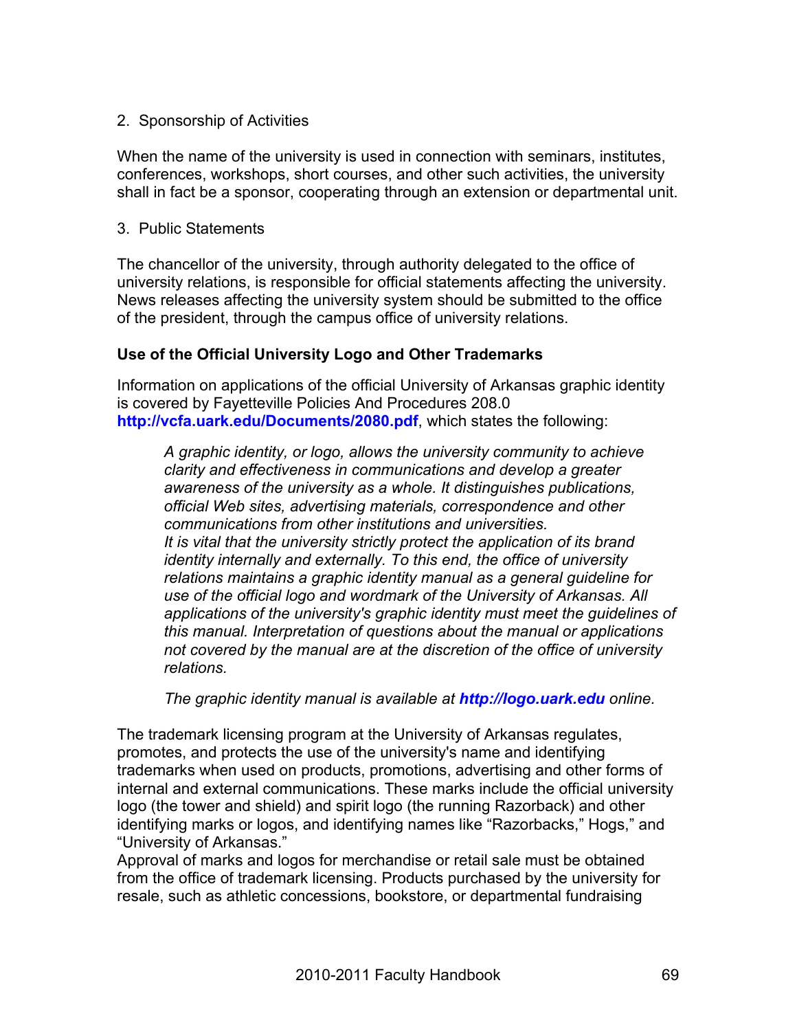2. Sponsorship of Activities

When the name of the university is used in connection with seminars, institutes, conferences, workshops, short courses, and other such activities, the university shall in fact be a sponsor, cooperating through an extension or departmental unit.

3. Public Statements

The chancellor of the university, through authority delegated to the office of university relations, is responsible for official statements affecting the university. News releases affecting the university system should be submitted to the office of the president, through the campus office of university relations.

**Use of the Official University Logo and Other Trademarks**

Information on applications of the official University of Arkansas graphic identity is covered by Fayetteville Policies And Procedures 208.0 **http://vcfa.uark.edu/Documents/2080.pdf**, which states the following:

> *A graphic identity, or logo, allows the university community to achieve clarity and effectiveness in communications and develop a greater awareness of the university as a whole. It distinguishes publications, official Web sites, advertising materials, correspondence and other communications from other institutions and universities.*
> *It is vital that the university strictly protect the application of its brand identity internally and externally. To this end, the office of university relations maintains a graphic identity manual as a general guideline for use of the official logo and wordmark of the University of Arkansas. All applications of the university's graphic identity must meet the guidelines of this manual. Interpretation of questions about the manual or applications not covered by the manual are at the discretion of the office of university relations.*
>
> *The graphic identity manual is available at **http://logo.uark.edu** online.*

The trademark licensing program at the University of Arkansas regulates, promotes, and protects the use of the university's name and identifying trademarks when used on products, promotions, advertising and other forms of internal and external communications. These marks include the official university logo (the tower and shield) and spirit logo (the running Razorback) and other identifying marks or logos, and identifying names like "Razorbacks," Hogs," and "University of Arkansas."
Approval of marks and logos for merchandise or retail sale must be obtained from the office of trademark licensing. Products purchased by the university for resale, such as athletic concessions, bookstore, or departmental fundraising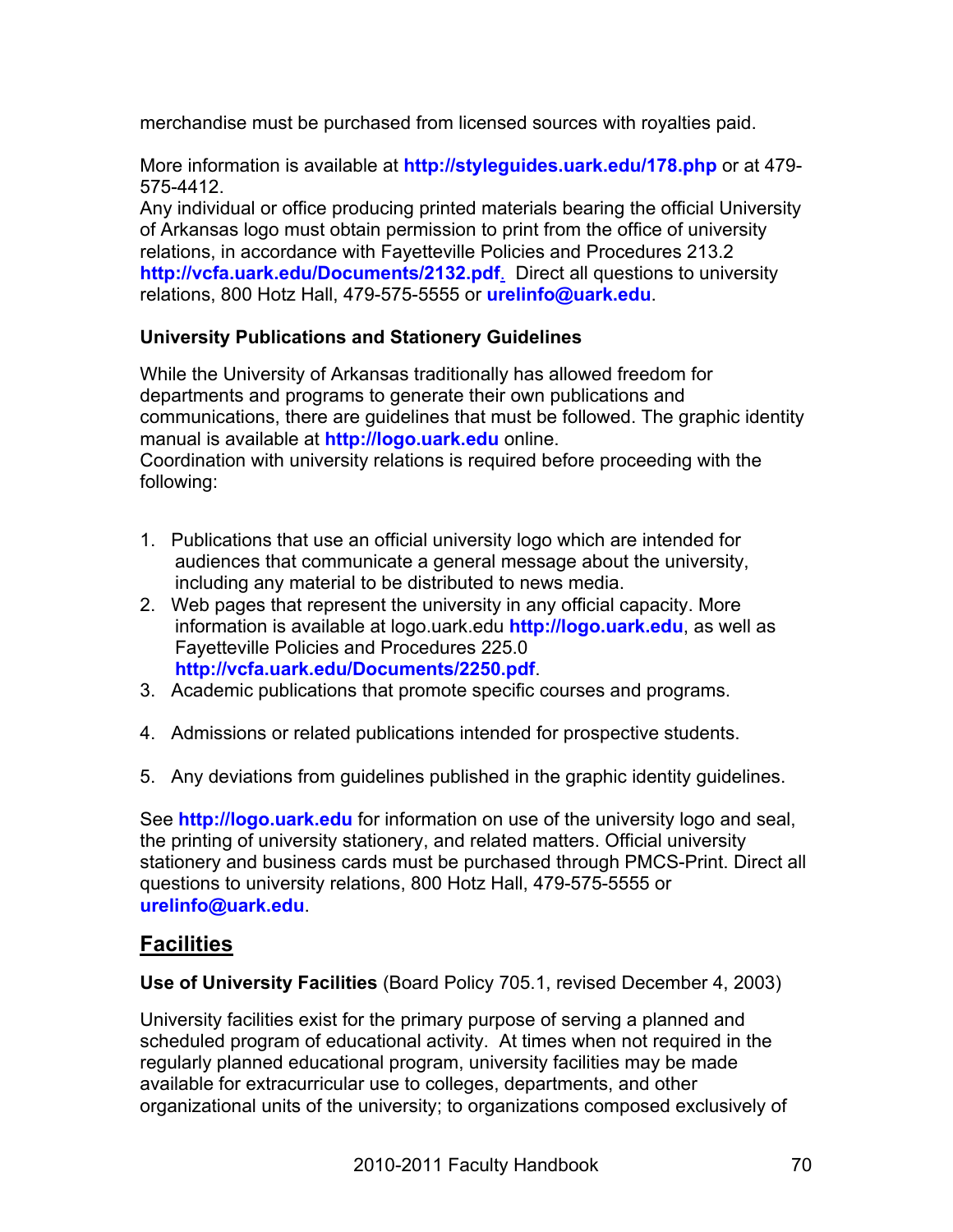merchandise must be purchased from licensed sources with royalties paid.

More information is available at **http://styleguides.uark.edu/178.php** or at 479-575-4412.
Any individual or office producing printed materials bearing the official University of Arkansas logo must obtain permission to print from the office of university relations, in accordance with Fayetteville Policies and Procedures 213.2 **http://vcfa.uark.edu/Documents/2132.pdf**. Direct all questions to university relations, 800 Hotz Hall, 479-575-5555 or **urelinfo@uark.edu**.

**University Publications and Stationery Guidelines**

While the University of Arkansas traditionally has allowed freedom for departments and programs to generate their own publications and communications, there are guidelines that must be followed. The graphic identity manual is available at **http://logo.uark.edu** online.
Coordination with university relations is required before proceeding with the following:

1. Publications that use an official university logo which are intended for audiences that communicate a general message about the university, including any material to be distributed to news media.
2. Web pages that represent the university in any official capacity. More information is available at logo.uark.edu **http://logo.uark.edu**, as well as Fayetteville Policies and Procedures 225.0 **http://vcfa.uark.edu/Documents/2250.pdf**.
3. Academic publications that promote specific courses and programs.
4. Admissions or related publications intended for prospective students.
5. Any deviations from guidelines published in the graphic identity guidelines.

See **http://logo.uark.edu** for information on use of the university logo and seal, the printing of university stationery, and related matters. Official university stationery and business cards must be purchased through PMCS-Print. Direct all questions to university relations, 800 Hotz Hall, 479-575-5555 or **urelinfo@uark.edu**.

## Facilities

**Use of University Facilities** (Board Policy 705.1, revised December 4, 2003)

University facilities exist for the primary purpose of serving a planned and scheduled program of educational activity. At times when not required in the regularly planned educational program, university facilities may be made available for extracurricular use to colleges, departments, and other organizational units of the university; to organizations composed exclusively of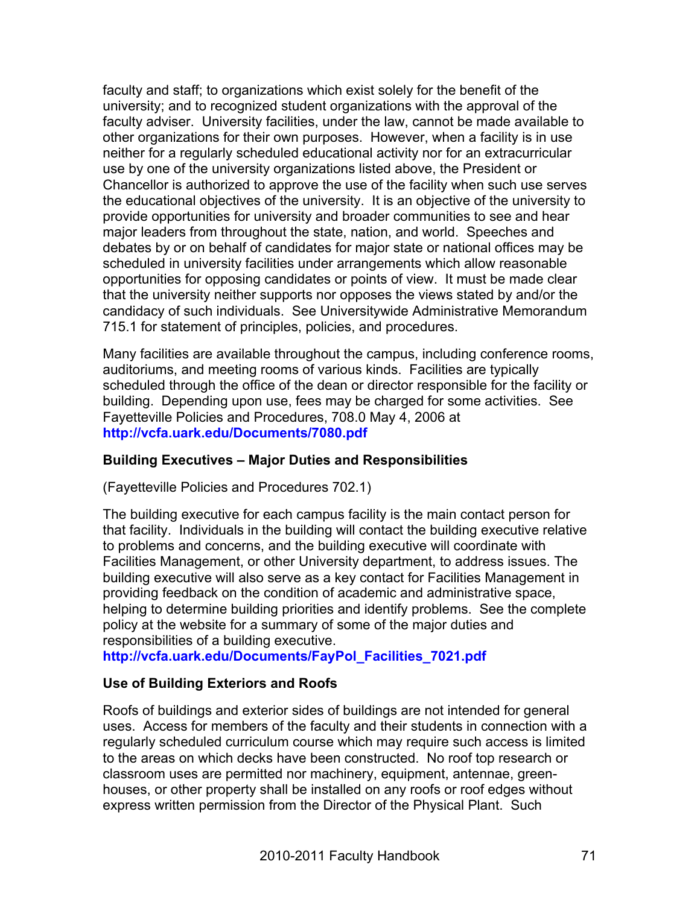faculty and staff; to organizations which exist solely for the benefit of the university; and to recognized student organizations with the approval of the faculty adviser. University facilities, under the law, cannot be made available to other organizations for their own purposes. However, when a facility is in use neither for a regularly scheduled educational activity nor for an extracurricular use by one of the university organizations listed above, the President or Chancellor is authorized to approve the use of the facility when such use serves the educational objectives of the university. It is an objective of the university to provide opportunities for university and broader communities to see and hear major leaders from throughout the state, nation, and world. Speeches and debates by or on behalf of candidates for major state or national offices may be scheduled in university facilities under arrangements which allow reasonable opportunities for opposing candidates or points of view. It must be made clear that the university neither supports nor opposes the views stated by and/or the candidacy of such individuals. See Universitywide Administrative Memorandum 715.1 for statement of principles, policies, and procedures.

Many facilities are available throughout the campus, including conference rooms, auditoriums, and meeting rooms of various kinds. Facilities are typically scheduled through the office of the dean or director responsible for the facility or building. Depending upon use, fees may be charged for some activities. See Fayetteville Policies and Procedures, 708.0 May 4, 2006 at **http://vcfa.uark.edu/Documents/7080.pdf**

### Building Executives – Major Duties and Responsibilities

(Fayetteville Policies and Procedures 702.1)

The building executive for each campus facility is the main contact person for that facility. Individuals in the building will contact the building executive relative to problems and concerns, and the building executive will coordinate with Facilities Management, or other University department, to address issues. The building executive will also serve as a key contact for Facilities Management in providing feedback on the condition of academic and administrative space, helping to determine building priorities and identify problems. See the complete policy at the website for a summary of some of the major duties and responsibilities of a building executive.
**http://vcfa.uark.edu/Documents/FayPol_Facilities_7021.pdf**

### Use of Building Exteriors and Roofs

Roofs of buildings and exterior sides of buildings are not intended for general uses. Access for members of the faculty and their students in connection with a regularly scheduled curriculum course which may require such access is limited to the areas on which decks have been constructed. No roof top research or classroom uses are permitted nor machinery, equipment, antennae, green-houses, or other property shall be installed on any roofs or roof edges without express written permission from the Director of the Physical Plant. Such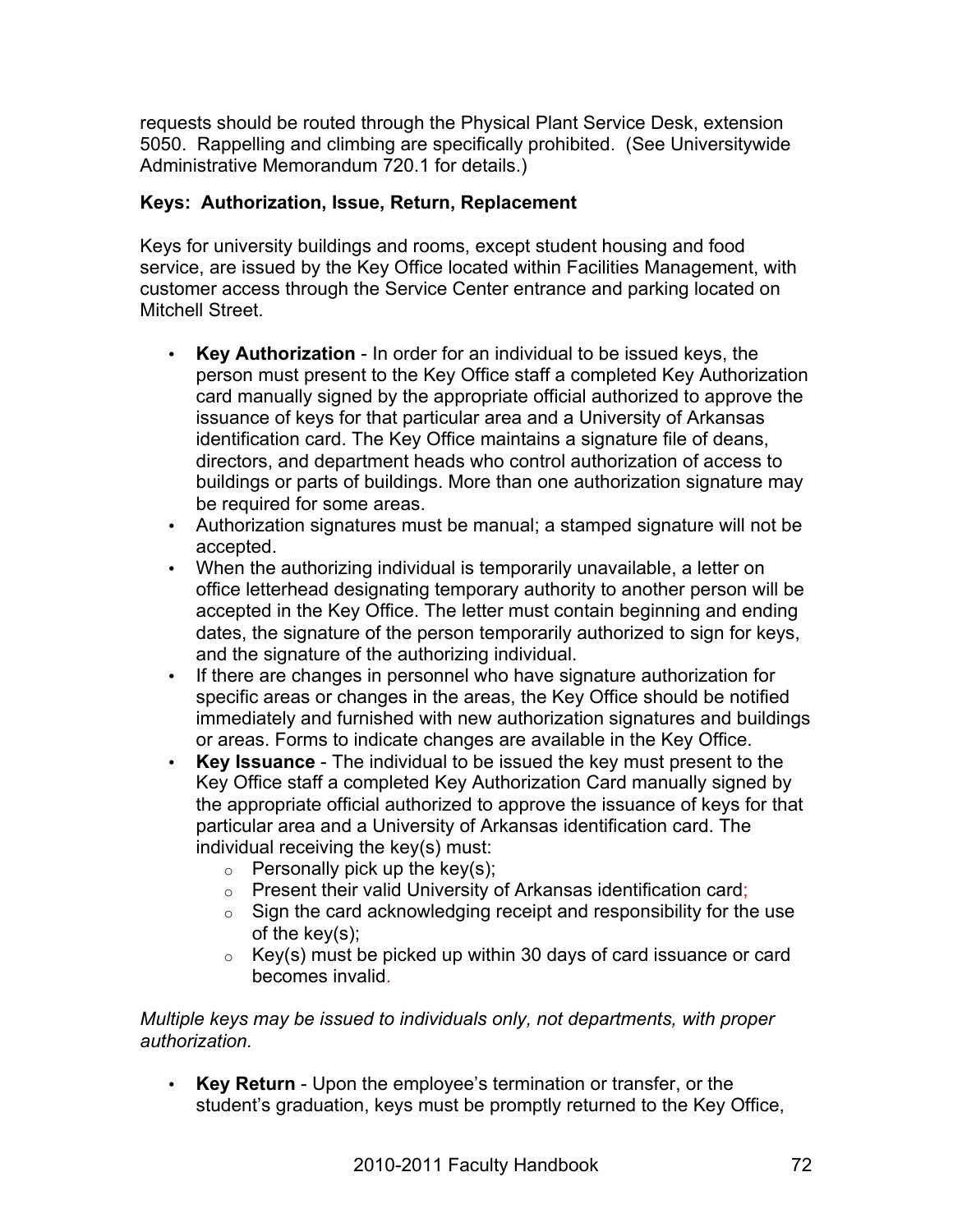requests should be routed through the Physical Plant Service Desk, extension 5050. Rappelling and climbing are specifically prohibited. (See Universitywide Administrative Memorandum 720.1 for details.)

**Keys: Authorization, Issue, Return, Replacement**

Keys for university buildings and rooms, except student housing and food service, are issued by the Key Office located within Facilities Management, with customer access through the Service Center entrance and parking located on Mitchell Street.

- **Key Authorization** - In order for an individual to be issued keys, the person must present to the Key Office staff a completed Key Authorization card manually signed by the appropriate official authorized to approve the issuance of keys for that particular area and a University of Arkansas identification card. The Key Office maintains a signature file of deans, directors, and department heads who control authorization of access to buildings or parts of buildings. More than one authorization signature may be required for some areas.
- Authorization signatures must be manual; a stamped signature will not be accepted.
- When the authorizing individual is temporarily unavailable, a letter on office letterhead designating temporary authority to another person will be accepted in the Key Office. The letter must contain beginning and ending dates, the signature of the person temporarily authorized to sign for keys, and the signature of the authorizing individual.
- If there are changes in personnel who have signature authorization for specific areas or changes in the areas, the Key Office should be notified immediately and furnished with new authorization signatures and buildings or areas. Forms to indicate changes are available in the Key Office.
- **Key Issuance** - The individual to be issued the key must present to the Key Office staff a completed Key Authorization Card manually signed by the appropriate official authorized to approve the issuance of keys for that particular area and a University of Arkansas identification card. The individual receiving the key(s) must:
  - Personally pick up the key(s);
  - Present their valid University of Arkansas identification card;
  - Sign the card acknowledging receipt and responsibility for the use of the key(s);
  - Key(s) must be picked up within 30 days of card issuance or card becomes invalid.

*Multiple keys may be issued to individuals only, not departments, with proper authorization.*

- **Key Return** - Upon the employee's termination or transfer, or the student's graduation, keys must be promptly returned to the Key Office,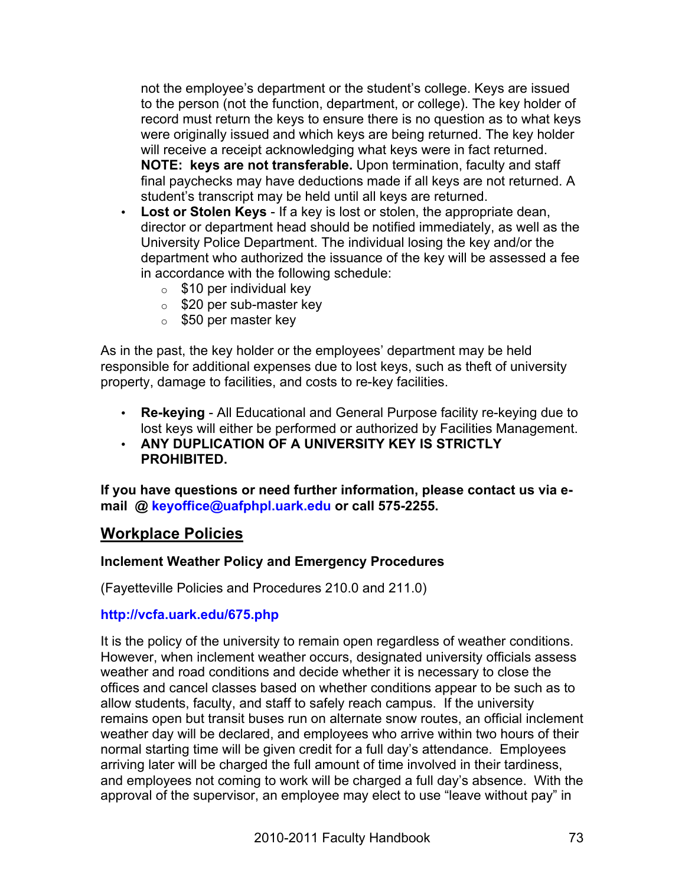not the employee's department or the student's college. Keys are issued to the person (not the function, department, or college). The key holder of record must return the keys to ensure there is no question as to what keys were originally issued and which keys are being returned. The key holder will receive a receipt acknowledging what keys were in fact returned. **NOTE: keys are not transferable.** Upon termination, faculty and staff final paychecks may have deductions made if all keys are not returned. A student's transcript may be held until all keys are returned.

- **Lost or Stolen Keys** - If a key is lost or stolen, the appropriate dean, director or department head should be notified immediately, as well as the University Police Department. The individual losing the key and/or the department who authorized the issuance of the key will be assessed a fee in accordance with the following schedule:
  - $10 per individual key
  - $20 per sub-master key
  - $50 per master key

As in the past, the key holder or the employees' department may be held responsible for additional expenses due to lost keys, such as theft of university property, damage to facilities, and costs to re-key facilities.

- **Re-keying** - All Educational and General Purpose facility re-keying due to lost keys will either be performed or authorized by Facilities Management.
- **ANY DUPLICATION OF A UNIVERSITY KEY IS STRICTLY PROHIBITED.**

**If you have questions or need further information, please contact us via e-mail @ keyoffice@uafphpl.uark.edu or call 575-2255.**

## Workplace Policies

### Inclement Weather Policy and Emergency Procedures

(Fayetteville Policies and Procedures 210.0 and 211.0)

**http://vcfa.uark.edu/675.php**

It is the policy of the university to remain open regardless of weather conditions. However, when inclement weather occurs, designated university officials assess weather and road conditions and decide whether it is necessary to close the offices and cancel classes based on whether conditions appear to be such as to allow students, faculty, and staff to safely reach campus. If the university remains open but transit buses run on alternate snow routes, an official inclement weather day will be declared, and employees who arrive within two hours of their normal starting time will be given credit for a full day's attendance. Employees arriving later will be charged the full amount of time involved in their tardiness, and employees not coming to work will be charged a full day's absence. With the approval of the supervisor, an employee may elect to use "leave without pay" in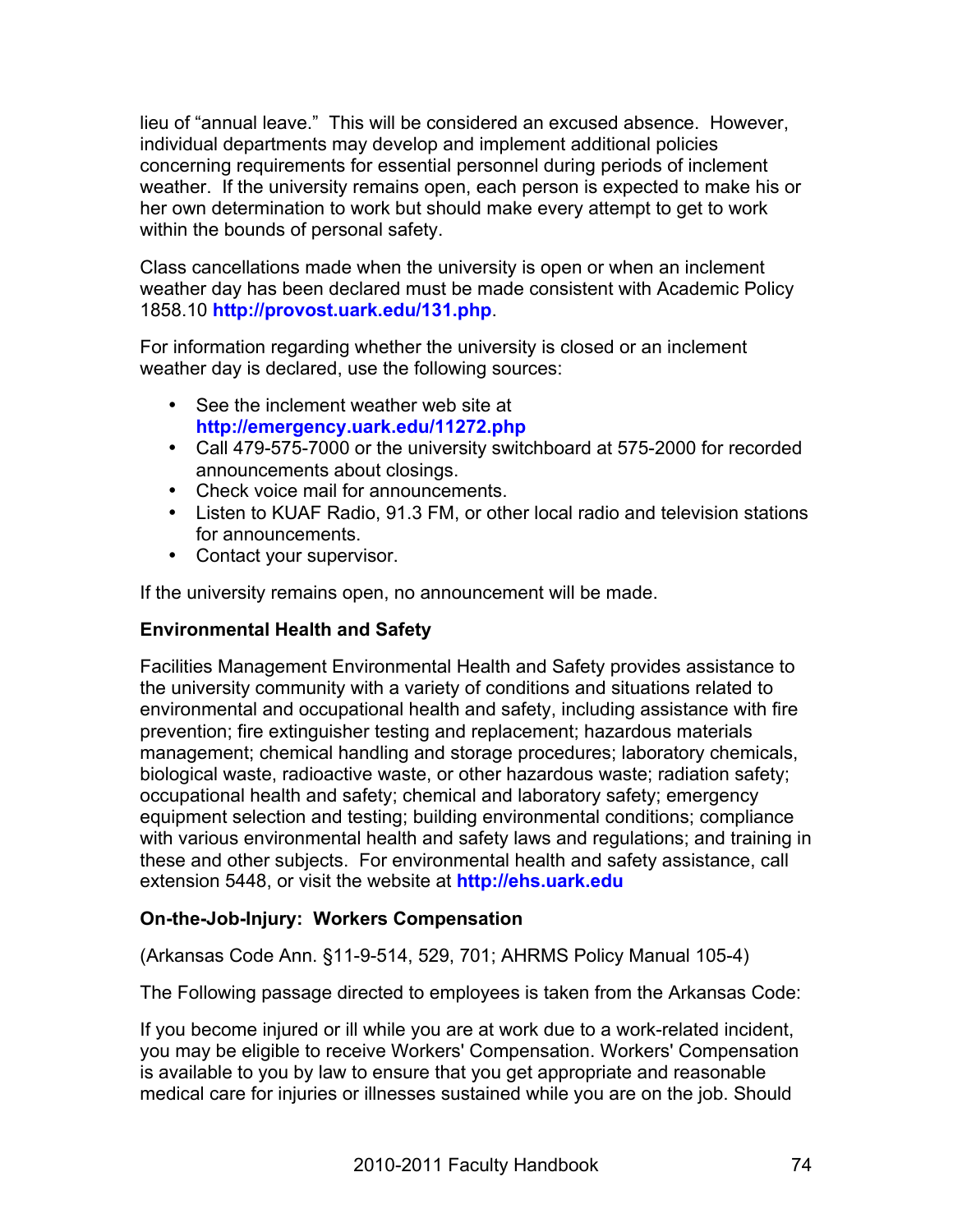lieu of "annual leave." This will be considered an excused absence. However, individual departments may develop and implement additional policies concerning requirements for essential personnel during periods of inclement weather. If the university remains open, each person is expected to make his or her own determination to work but should make every attempt to get to work within the bounds of personal safety.

Class cancellations made when the university is open or when an inclement weather day has been declared must be made consistent with Academic Policy 1858.10 **http://provost.uark.edu/131.php**.

For information regarding whether the university is closed or an inclement weather day is declared, use the following sources:

- See the inclement weather web site at **http://emergency.uark.edu/11272.php**
- Call 479-575-7000 or the university switchboard at 575-2000 for recorded announcements about closings.
- Check voice mail for announcements.
- Listen to KUAF Radio, 91.3 FM, or other local radio and television stations for announcements.
- Contact your supervisor.

If the university remains open, no announcement will be made.

**Environmental Health and Safety**

Facilities Management Environmental Health and Safety provides assistance to the university community with a variety of conditions and situations related to environmental and occupational health and safety, including assistance with fire prevention; fire extinguisher testing and replacement; hazardous materials management; chemical handling and storage procedures; laboratory chemicals, biological waste, radioactive waste, or other hazardous waste; radiation safety; occupational health and safety; chemical and laboratory safety; emergency equipment selection and testing; building environmental conditions; compliance with various environmental health and safety laws and regulations; and training in these and other subjects. For environmental health and safety assistance, call extension 5448, or visit the website at **http://ehs.uark.edu**

**On-the-Job-Injury: Workers Compensation**

(Arkansas Code Ann. §11-9-514, 529, 701; AHRMS Policy Manual 105-4)

The Following passage directed to employees is taken from the Arkansas Code:

If you become injured or ill while you are at work due to a work-related incident, you may be eligible to receive Workers' Compensation. Workers' Compensation is available to you by law to ensure that you get appropriate and reasonable medical care for injuries or illnesses sustained while you are on the job. Should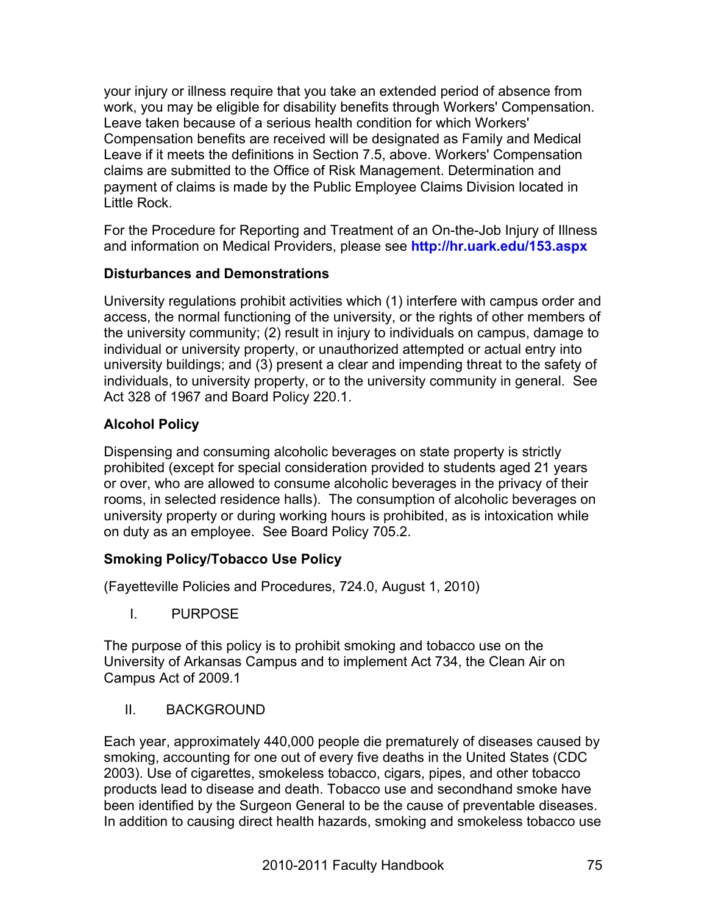your injury or illness require that you take an extended period of absence from work, you may be eligible for disability benefits through Workers' Compensation. Leave taken because of a serious health condition for which Workers' Compensation benefits are received will be designated as Family and Medical Leave if it meets the definitions in Section 7.5, above. Workers' Compensation claims are submitted to the Office of Risk Management. Determination and payment of claims is made by the Public Employee Claims Division located in Little Rock.

For the Procedure for Reporting and Treatment of an On-the-Job Injury of Illness and information on Medical Providers, please see **http://hr.uark.edu/153.aspx**

### Disturbances and Demonstrations

University regulations prohibit activities which (1) interfere with campus order and access, the normal functioning of the university, or the rights of other members of the university community; (2) result in injury to individuals on campus, damage to individual or university property, or unauthorized attempted or actual entry into university buildings; and (3) present a clear and impending threat to the safety of individuals, to university property, or to the university community in general. See Act 328 of 1967 and Board Policy 220.1.

### Alcohol Policy

Dispensing and consuming alcoholic beverages on state property is strictly prohibited (except for special consideration provided to students aged 21 years or over, who are allowed to consume alcoholic beverages in the privacy of their rooms, in selected residence halls). The consumption of alcoholic beverages on university property or during working hours is prohibited, as is intoxication while on duty as an employee. See Board Policy 705.2.

### Smoking Policy/Tobacco Use Policy

(Fayetteville Policies and Procedures, 724.0, August 1, 2010)

I. PURPOSE

The purpose of this policy is to prohibit smoking and tobacco use on the University of Arkansas Campus and to implement Act 734, the Clean Air on Campus Act of 2009.1

II. BACKGROUND

Each year, approximately 440,000 people die prematurely of diseases caused by smoking, accounting for one out of every five deaths in the United States (CDC 2003). Use of cigarettes, smokeless tobacco, cigars, pipes, and other tobacco products lead to disease and death. Tobacco use and secondhand smoke have been identified by the Surgeon General to be the cause of preventable diseases. In addition to causing direct health hazards, smoking and smokeless tobacco use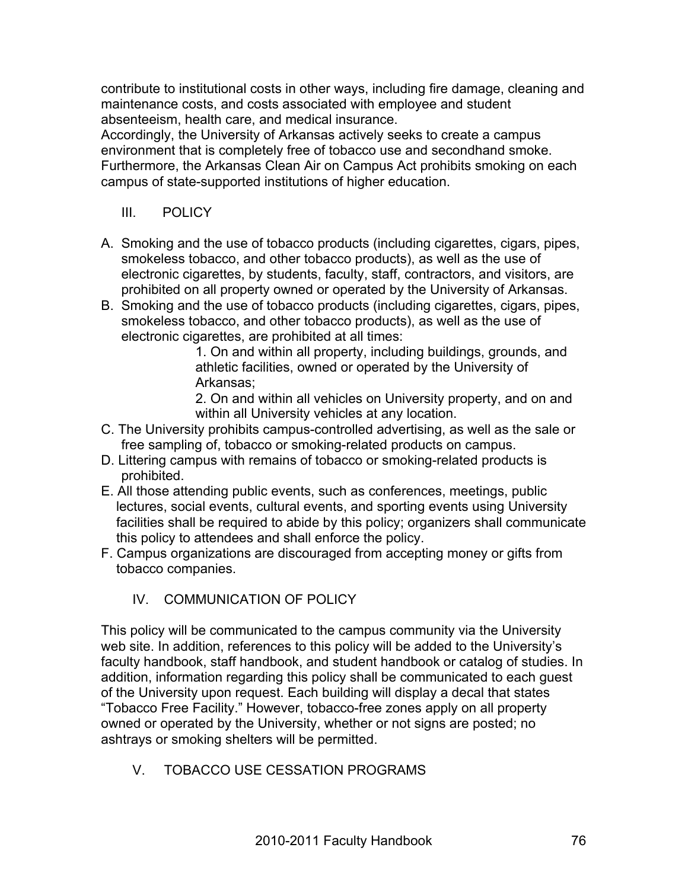contribute to institutional costs in other ways, including fire damage, cleaning and maintenance costs, and costs associated with employee and student absenteeism, health care, and medical insurance.
Accordingly, the University of Arkansas actively seeks to create a campus environment that is completely free of tobacco use and secondhand smoke. Furthermore, the Arkansas Clean Air on Campus Act prohibits smoking on each campus of state-supported institutions of higher education.

## III. POLICY

A. Smoking and the use of tobacco products (including cigarettes, cigars, pipes, smokeless tobacco, and other tobacco products), as well as the use of electronic cigarettes, by students, faculty, staff, contractors, and visitors, are prohibited on all property owned or operated by the University of Arkansas.

B. Smoking and the use of tobacco products (including cigarettes, cigars, pipes, smokeless tobacco, and other tobacco products), as well as the use of electronic cigarettes, are prohibited at all times:

   1. On and within all property, including buildings, grounds, and athletic facilities, owned or operated by the University of Arkansas;
   2. On and within all vehicles on University property, and on and within all University vehicles at any location.

C. The University prohibits campus-controlled advertising, as well as the sale or free sampling of, tobacco or smoking-related products on campus.

D. Littering campus with remains of tobacco or smoking-related products is prohibited.

E. All those attending public events, such as conferences, meetings, public lectures, social events, cultural events, and sporting events using University facilities shall be required to abide by this policy; organizers shall communicate this policy to attendees and shall enforce the policy.

F. Campus organizations are discouraged from accepting money or gifts from tobacco companies.

## IV. COMMUNICATION OF POLICY

This policy will be communicated to the campus community via the University web site. In addition, references to this policy will be added to the University's faculty handbook, staff handbook, and student handbook or catalog of studies. In addition, information regarding this policy shall be communicated to each guest of the University upon request. Each building will display a decal that states "Tobacco Free Facility." However, tobacco-free zones apply on all property owned or operated by the University, whether or not signs are posted; no ashtrays or smoking shelters will be permitted.

## V. TOBACCO USE CESSATION PROGRAMS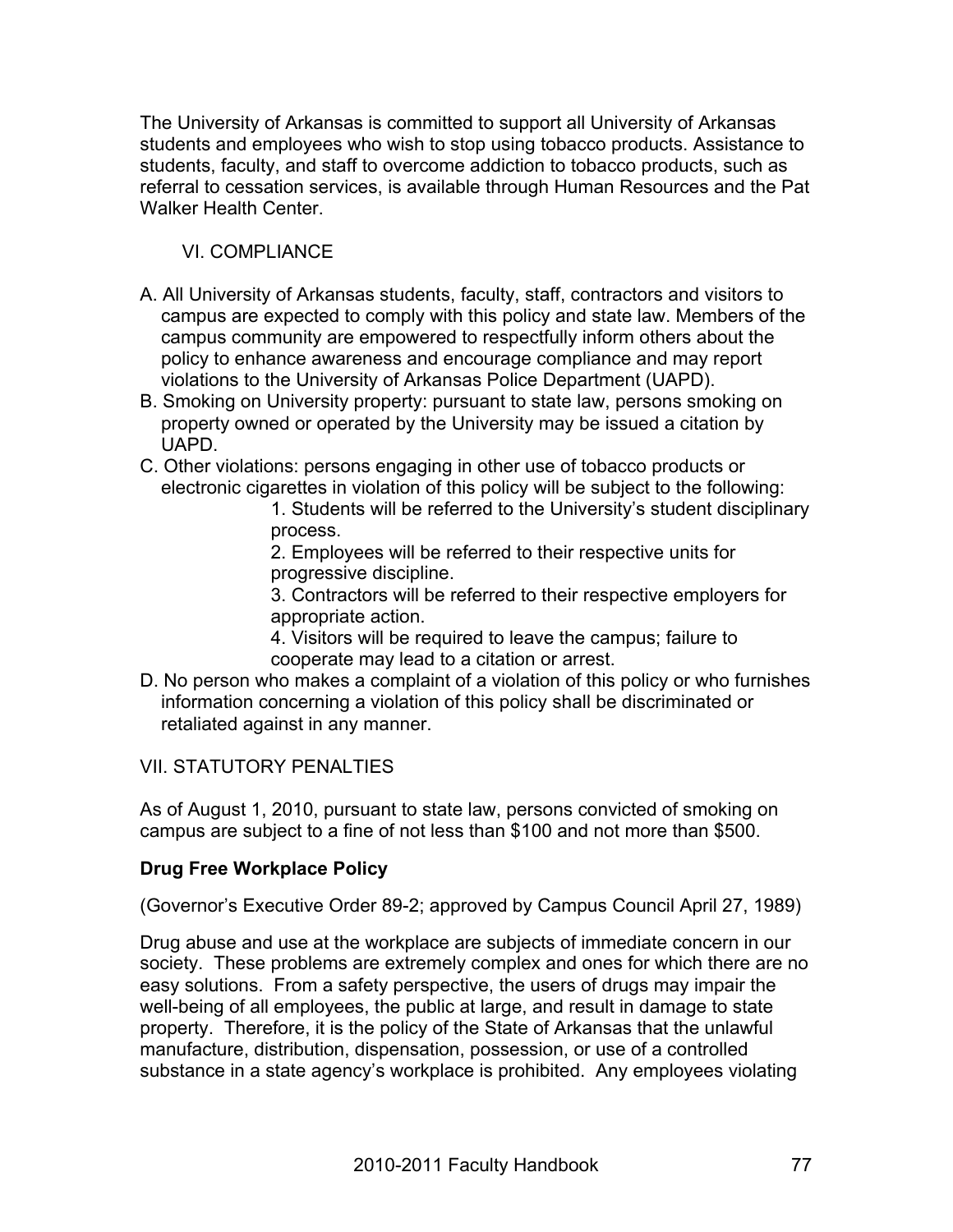The University of Arkansas is committed to support all University of Arkansas students and employees who wish to stop using tobacco products. Assistance to students, faculty, and staff to overcome addiction to tobacco products, such as referral to cessation services, is available through Human Resources and the Pat Walker Health Center.

VI. COMPLIANCE

A. All University of Arkansas students, faculty, staff, contractors and visitors to campus are expected to comply with this policy and state law. Members of the campus community are empowered to respectfully inform others about the policy to enhance awareness and encourage compliance and may report violations to the University of Arkansas Police Department (UAPD).

B. Smoking on University property: pursuant to state law, persons smoking on property owned or operated by the University may be issued a citation by UAPD.

C. Other violations: persons engaging in other use of tobacco products or electronic cigarettes in violation of this policy will be subject to the following:

   1. Students will be referred to the University's student disciplinary process.
   2. Employees will be referred to their respective units for progressive discipline.
   3. Contractors will be referred to their respective employers for appropriate action.
   4. Visitors will be required to leave the campus; failure to cooperate may lead to a citation or arrest.

D. No person who makes a complaint of a violation of this policy or who furnishes information concerning a violation of this policy shall be discriminated or retaliated against in any manner.

VII. STATUTORY PENALTIES

As of August 1, 2010, pursuant to state law, persons convicted of smoking on campus are subject to a fine of not less than $100 and not more than $500.

**Drug Free Workplace Policy**

(Governor's Executive Order 89-2; approved by Campus Council April 27, 1989)

Drug abuse and use at the workplace are subjects of immediate concern in our society. These problems are extremely complex and ones for which there are no easy solutions. From a safety perspective, the users of drugs may impair the well-being of all employees, the public at large, and result in damage to state property. Therefore, it is the policy of the State of Arkansas that the unlawful manufacture, distribution, dispensation, possession, or use of a controlled substance in a state agency's workplace is prohibited. Any employees violating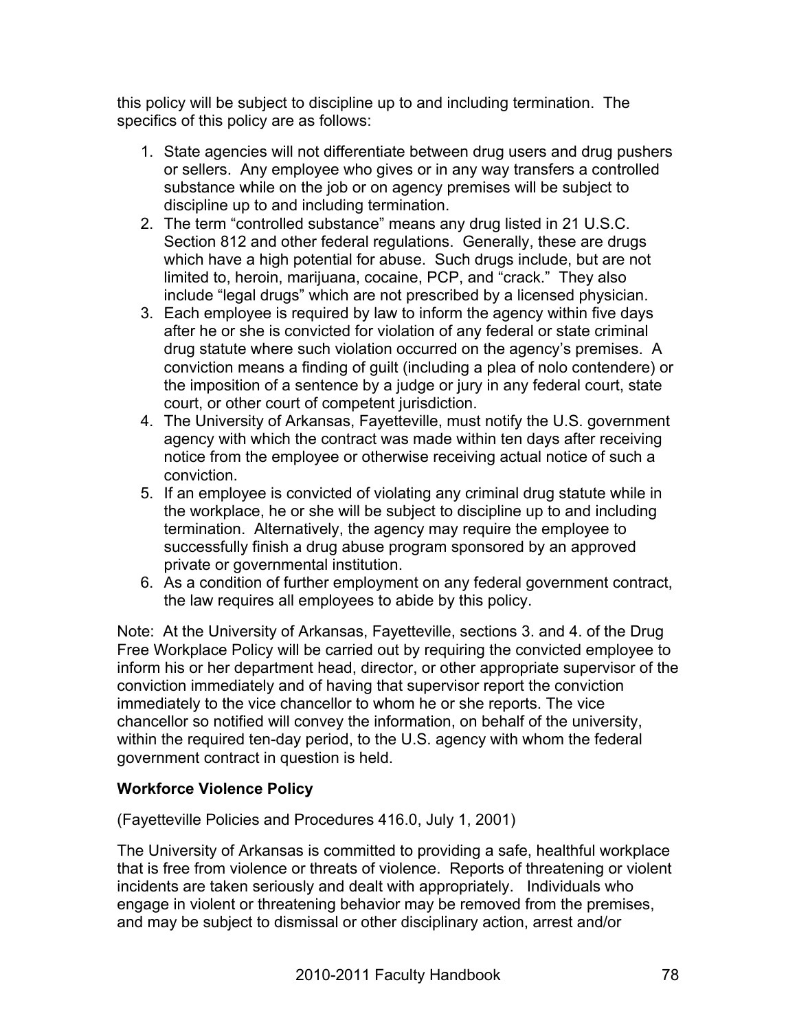this policy will be subject to discipline up to and including termination. The specifics of this policy are as follows:

1. State agencies will not differentiate between drug users and drug pushers or sellers. Any employee who gives or in any way transfers a controlled substance while on the job or on agency premises will be subject to discipline up to and including termination.
2. The term "controlled substance" means any drug listed in 21 U.S.C. Section 812 and other federal regulations. Generally, these are drugs which have a high potential for abuse. Such drugs include, but are not limited to, heroin, marijuana, cocaine, PCP, and "crack." They also include "legal drugs" which are not prescribed by a licensed physician.
3. Each employee is required by law to inform the agency within five days after he or she is convicted for violation of any federal or state criminal drug statute where such violation occurred on the agency's premises. A conviction means a finding of guilt (including a plea of nolo contendere) or the imposition of a sentence by a judge or jury in any federal court, state court, or other court of competent jurisdiction.
4. The University of Arkansas, Fayetteville, must notify the U.S. government agency with which the contract was made within ten days after receiving notice from the employee or otherwise receiving actual notice of such a conviction.
5. If an employee is convicted of violating any criminal drug statute while in the workplace, he or she will be subject to discipline up to and including termination. Alternatively, the agency may require the employee to successfully finish a drug abuse program sponsored by an approved private or governmental institution.
6. As a condition of further employment on any federal government contract, the law requires all employees to abide by this policy.

Note: At the University of Arkansas, Fayetteville, sections 3. and 4. of the Drug Free Workplace Policy will be carried out by requiring the convicted employee to inform his or her department head, director, or other appropriate supervisor of the conviction immediately and of having that supervisor report the conviction immediately to the vice chancellor to whom he or she reports. The vice chancellor so notified will convey the information, on behalf of the university, within the required ten-day period, to the U.S. agency with whom the federal government contract in question is held.

**Workforce Violence Policy**

(Fayetteville Policies and Procedures 416.0, July 1, 2001)

The University of Arkansas is committed to providing a safe, healthful workplace that is free from violence or threats of violence. Reports of threatening or violent incidents are taken seriously and dealt with appropriately. Individuals who engage in violent or threatening behavior may be removed from the premises, and may be subject to dismissal or other disciplinary action, arrest and/or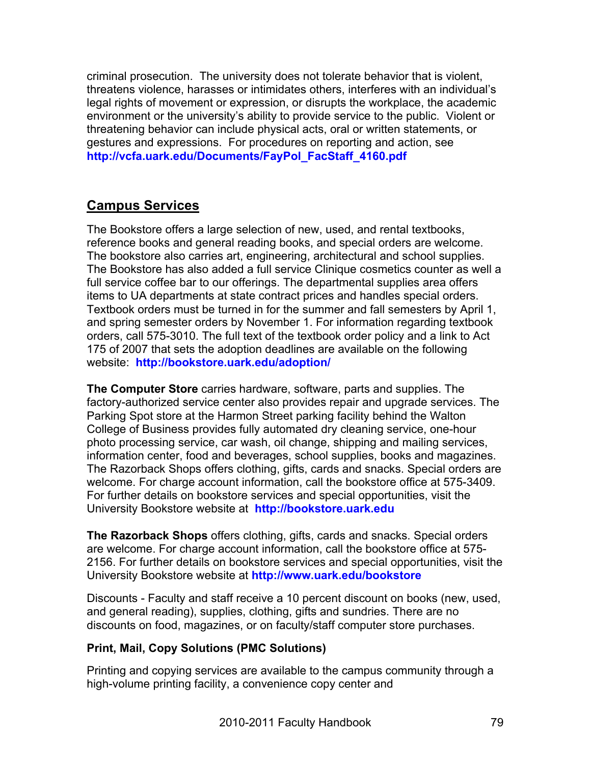criminal prosecution. The university does not tolerate behavior that is violent, threatens violence, harasses or intimidates others, interferes with an individual's legal rights of movement or expression, or disrupts the workplace, the academic environment or the university's ability to provide service to the public. Violent or threatening behavior can include physical acts, oral or written statements, or gestures and expressions. For procedures on reporting and action, see **http://vcfa.uark.edu/Documents/FayPol_FacStaff_4160.pdf**

## Campus Services

The Bookstore offers a large selection of new, used, and rental textbooks, reference books and general reading books, and special orders are welcome. The bookstore also carries art, engineering, architectural and school supplies. The Bookstore has also added a full service Clinique cosmetics counter as well a full service coffee bar to our offerings. The departmental supplies area offers items to UA departments at state contract prices and handles special orders. Textbook orders must be turned in for the summer and fall semesters by April 1, and spring semester orders by November 1. For information regarding textbook orders, call 575-3010. The full text of the textbook order policy and a link to Act 175 of 2007 that sets the adoption deadlines are available on the following website: **http://bookstore.uark.edu/adoption/**

**The Computer Store** carries hardware, software, parts and supplies. The factory-authorized service center also provides repair and upgrade services. The Parking Spot store at the Harmon Street parking facility behind the Walton College of Business provides fully automated dry cleaning service, one-hour photo processing service, car wash, oil change, shipping and mailing services, information center, food and beverages, school supplies, books and magazines. The Razorback Shops offers clothing, gifts, cards and snacks. Special orders are welcome. For charge account information, call the bookstore office at 575-3409. For further details on bookstore services and special opportunities, visit the University Bookstore website at **http://bookstore.uark.edu**

**The Razorback Shops** offers clothing, gifts, cards and snacks. Special orders are welcome. For charge account information, call the bookstore office at 575-2156. For further details on bookstore services and special opportunities, visit the University Bookstore website at **http://www.uark.edu/bookstore**

Discounts - Faculty and staff receive a 10 percent discount on books (new, used, and general reading), supplies, clothing, gifts and sundries. There are no discounts on food, magazines, or on faculty/staff computer store purchases.

**Print, Mail, Copy Solutions (PMC Solutions)**

Printing and copying services are available to the campus community through a high-volume printing facility, a convenience copy center and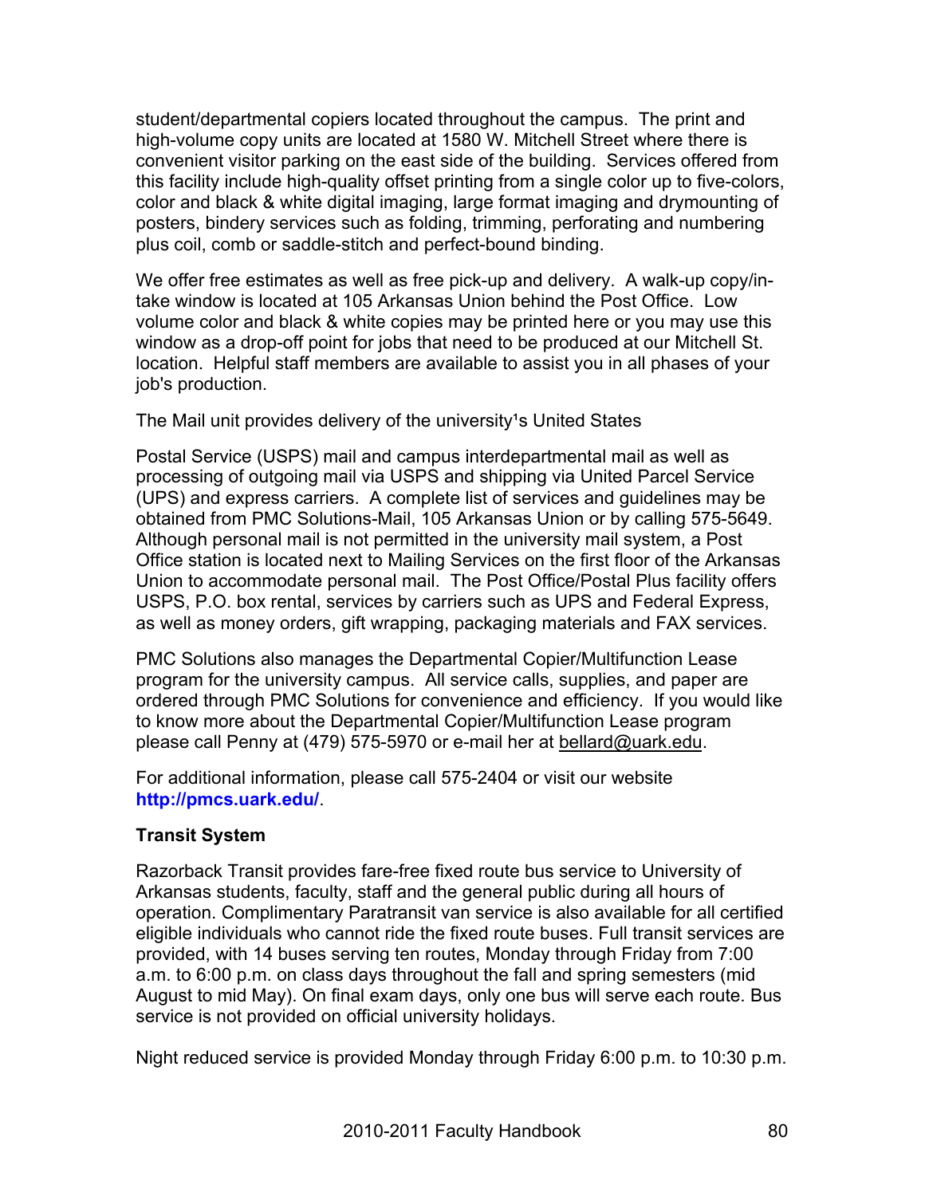student/departmental copiers located throughout the campus. The print and high-volume copy units are located at 1580 W. Mitchell Street where there is convenient visitor parking on the east side of the building. Services offered from this facility include high-quality offset printing from a single color up to five-colors, color and black & white digital imaging, large format imaging and drymounting of posters, bindery services such as folding, trimming, perforating and numbering plus coil, comb or saddle-stitch and perfect-bound binding.

We offer free estimates as well as free pick-up and delivery. A walk-up copy/in-take window is located at 105 Arkansas Union behind the Post Office. Low volume color and black & white copies may be printed here or you may use this window as a drop-off point for jobs that need to be produced at our Mitchell St. location. Helpful staff members are available to assist you in all phases of your job's production.

The Mail unit provides delivery of the university¹s United States

Postal Service (USPS) mail and campus interdepartmental mail as well as processing of outgoing mail via USPS and shipping via United Parcel Service (UPS) and express carriers. A complete list of services and guidelines may be obtained from PMC Solutions-Mail, 105 Arkansas Union or by calling 575-5649. Although personal mail is not permitted in the university mail system, a Post Office station is located next to Mailing Services on the first floor of the Arkansas Union to accommodate personal mail. The Post Office/Postal Plus facility offers USPS, P.O. box rental, services by carriers such as UPS and Federal Express, as well as money orders, gift wrapping, packaging materials and FAX services.

PMC Solutions also manages the Departmental Copier/Multifunction Lease program for the university campus. All service calls, supplies, and paper are ordered through PMC Solutions for convenience and efficiency. If you would like to know more about the Departmental Copier/Multifunction Lease program please call Penny at (479) 575-5970 or e-mail her at bellard@uark.edu.

For additional information, please call 575-2404 or visit our website **http://pmcs.uark.edu/**.

**Transit System**

Razorback Transit provides fare-free fixed route bus service to University of Arkansas students, faculty, staff and the general public during all hours of operation. Complimentary Paratransit van service is also available for all certified eligible individuals who cannot ride the fixed route buses. Full transit services are provided, with 14 buses serving ten routes, Monday through Friday from 7:00 a.m. to 6:00 p.m. on class days throughout the fall and spring semesters (mid August to mid May). On final exam days, only one bus will serve each route. Bus service is not provided on official university holidays.

Night reduced service is provided Monday through Friday 6:00 p.m. to 10:30 p.m.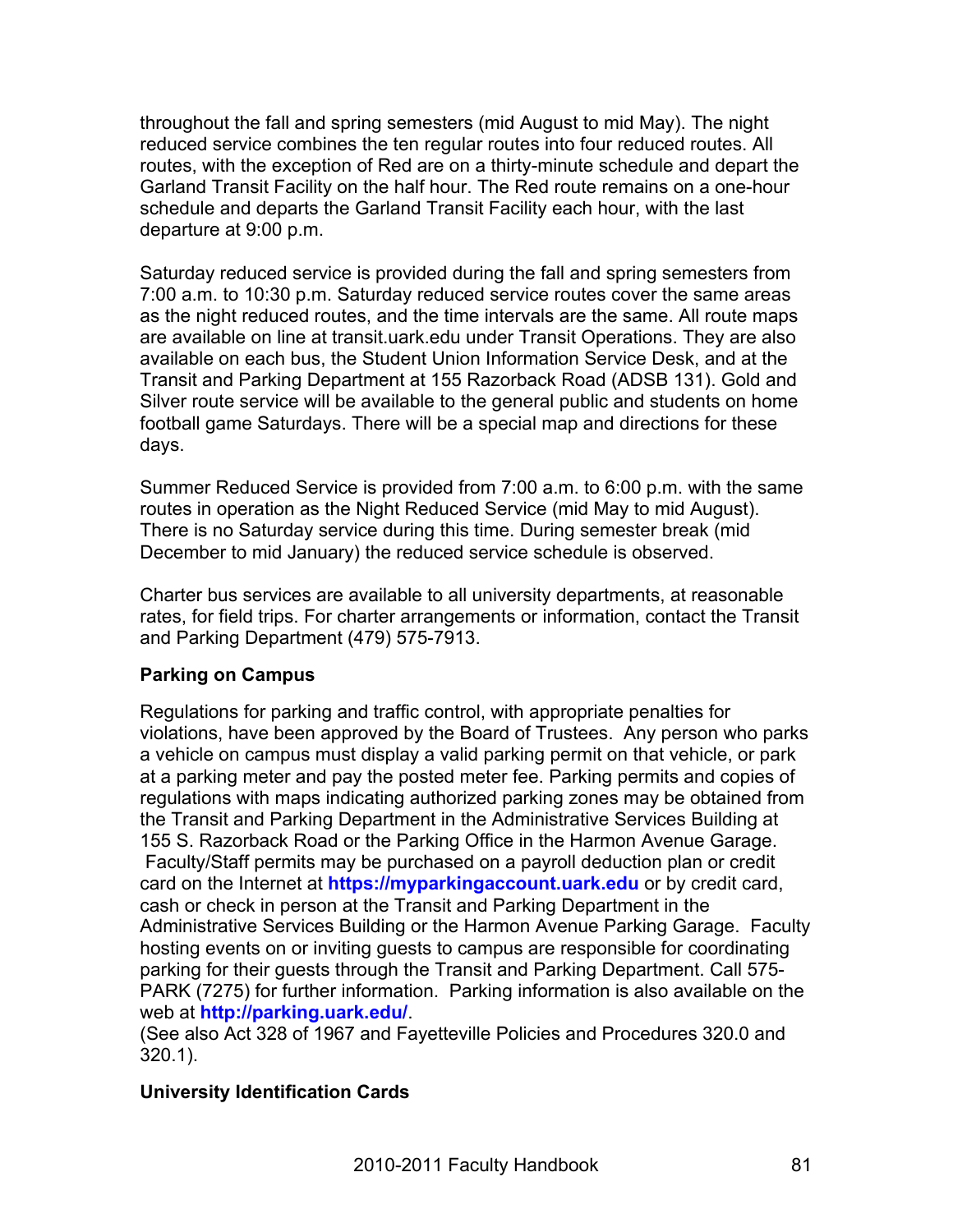throughout the fall and spring semesters (mid August to mid May). The night reduced service combines the ten regular routes into four reduced routes. All routes, with the exception of Red are on a thirty-minute schedule and depart the Garland Transit Facility on the half hour. The Red route remains on a one-hour schedule and departs the Garland Transit Facility each hour, with the last departure at 9:00 p.m.

Saturday reduced service is provided during the fall and spring semesters from 7:00 a.m. to 10:30 p.m. Saturday reduced service routes cover the same areas as the night reduced routes, and the time intervals are the same. All route maps are available on line at transit.uark.edu under Transit Operations. They are also available on each bus, the Student Union Information Service Desk, and at the Transit and Parking Department at 155 Razorback Road (ADSB 131). Gold and Silver route service will be available to the general public and students on home football game Saturdays. There will be a special map and directions for these days.

Summer Reduced Service is provided from 7:00 a.m. to 6:00 p.m. with the same routes in operation as the Night Reduced Service (mid May to mid August). There is no Saturday service during this time. During semester break (mid December to mid January) the reduced service schedule is observed.

Charter bus services are available to all university departments, at reasonable rates, for field trips. For charter arrangements or information, contact the Transit and Parking Department (479) 575-7913.

**Parking on Campus**

Regulations for parking and traffic control, with appropriate penalties for violations, have been approved by the Board of Trustees. Any person who parks a vehicle on campus must display a valid parking permit on that vehicle, or park at a parking meter and pay the posted meter fee. Parking permits and copies of regulations with maps indicating authorized parking zones may be obtained from the Transit and Parking Department in the Administrative Services Building at 155 S. Razorback Road or the Parking Office in the Harmon Avenue Garage. Faculty/Staff permits may be purchased on a payroll deduction plan or credit card on the Internet at **https://myparkingaccount.uark.edu** or by credit card, cash or check in person at the Transit and Parking Department in the Administrative Services Building or the Harmon Avenue Parking Garage. Faculty hosting events on or inviting guests to campus are responsible for coordinating parking for their guests through the Transit and Parking Department. Call 575-PARK (7275) for further information. Parking information is also available on the web at **http://parking.uark.edu/**.
(See also Act 328 of 1967 and Fayetteville Policies and Procedures 320.0 and 320.1).

**University Identification Cards**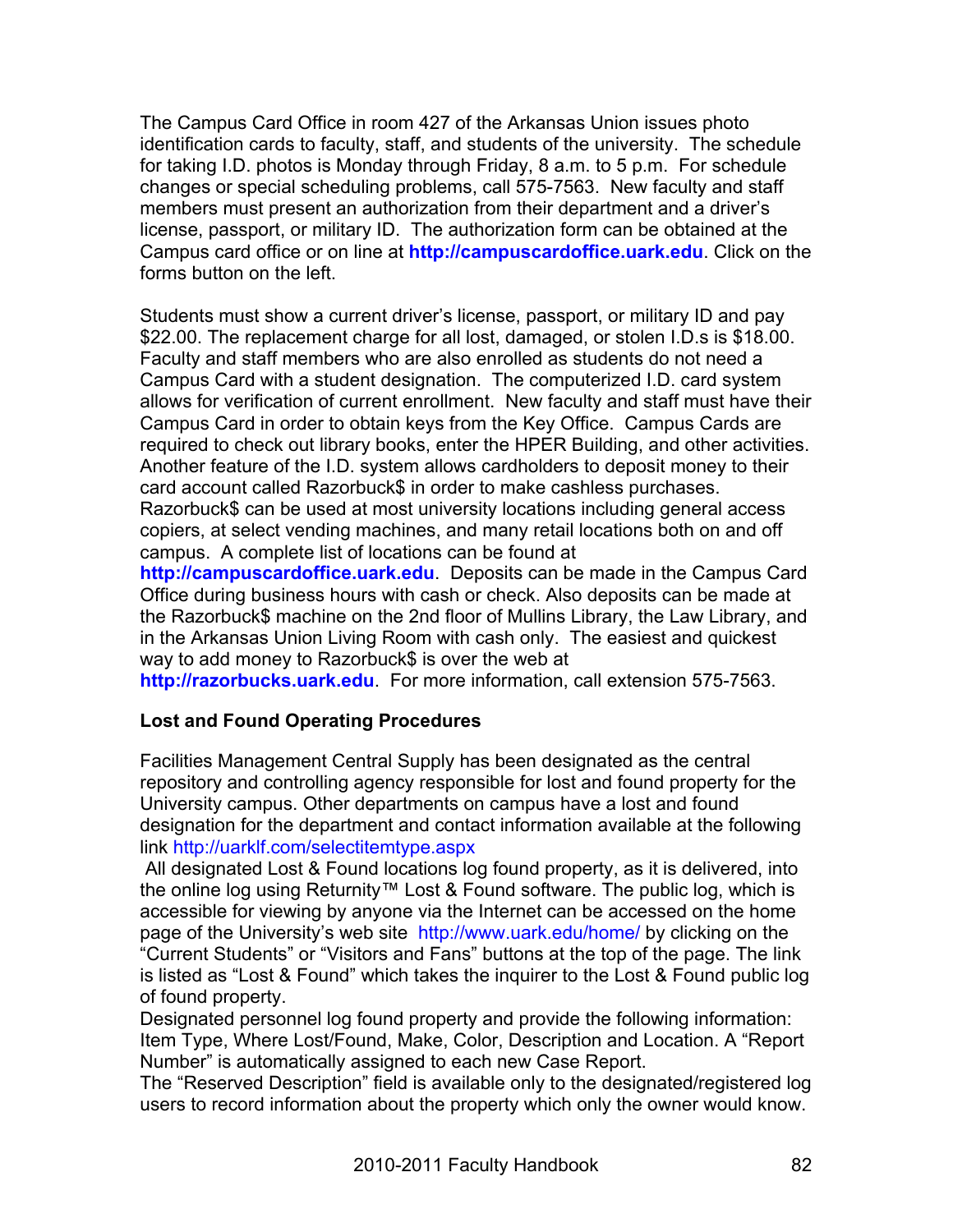The Campus Card Office in room 427 of the Arkansas Union issues photo identification cards to faculty, staff, and students of the university. The schedule for taking I.D. photos is Monday through Friday, 8 a.m. to 5 p.m. For schedule changes or special scheduling problems, call 575-7563. New faculty and staff members must present an authorization from their department and a driver's license, passport, or military ID. The authorization form can be obtained at the Campus card office or on line at **http://campuscardoffice.uark.edu**. Click on the forms button on the left.

Students must show a current driver's license, passport, or military ID and pay $22.00. The replacement charge for all lost, damaged, or stolen I.D.s is $18.00. Faculty and staff members who are also enrolled as students do not need a Campus Card with a student designation. The computerized I.D. card system allows for verification of current enrollment. New faculty and staff must have their Campus Card in order to obtain keys from the Key Office. Campus Cards are required to check out library books, enter the HPER Building, and other activities. Another feature of the I.D. system allows cardholders to deposit money to their card account called Razorbuck$ in order to make cashless purchases. Razorbuck$ can be used at most university locations including general access copiers, at select vending machines, and many retail locations both on and off campus. A complete list of locations can be found at **http://campuscardoffice.uark.edu**. Deposits can be made in the Campus Card Office during business hours with cash or check. Also deposits can be made at the Razorbuck$ machine on the 2nd floor of Mullins Library, the Law Library, and in the Arkansas Union Living Room with cash only. The easiest and quickest way to add money to Razorbuck$ is over the web at **http://razorbucks.uark.edu**. For more information, call extension 575-7563.

**Lost and Found Operating Procedures**

Facilities Management Central Supply has been designated as the central repository and controlling agency responsible for lost and found property for the University campus. Other departments on campus have a lost and found designation for the department and contact information available at the following link http://uarklf.com/selectitemtype.aspx

All designated Lost & Found locations log found property, as it is delivered, into the online log using Returnity™ Lost & Found software. The public log, which is accessible for viewing by anyone via the Internet can be accessed on the home page of the University's web site http://www.uark.edu/home/ by clicking on the "Current Students" or "Visitors and Fans" buttons at the top of the page. The link is listed as "Lost & Found" which takes the inquirer to the Lost & Found public log of found property.

Designated personnel log found property and provide the following information: Item Type, Where Lost/Found, Make, Color, Description and Location. A "Report Number" is automatically assigned to each new Case Report.

The "Reserved Description" field is available only to the designated/registered log users to record information about the property which only the owner would know.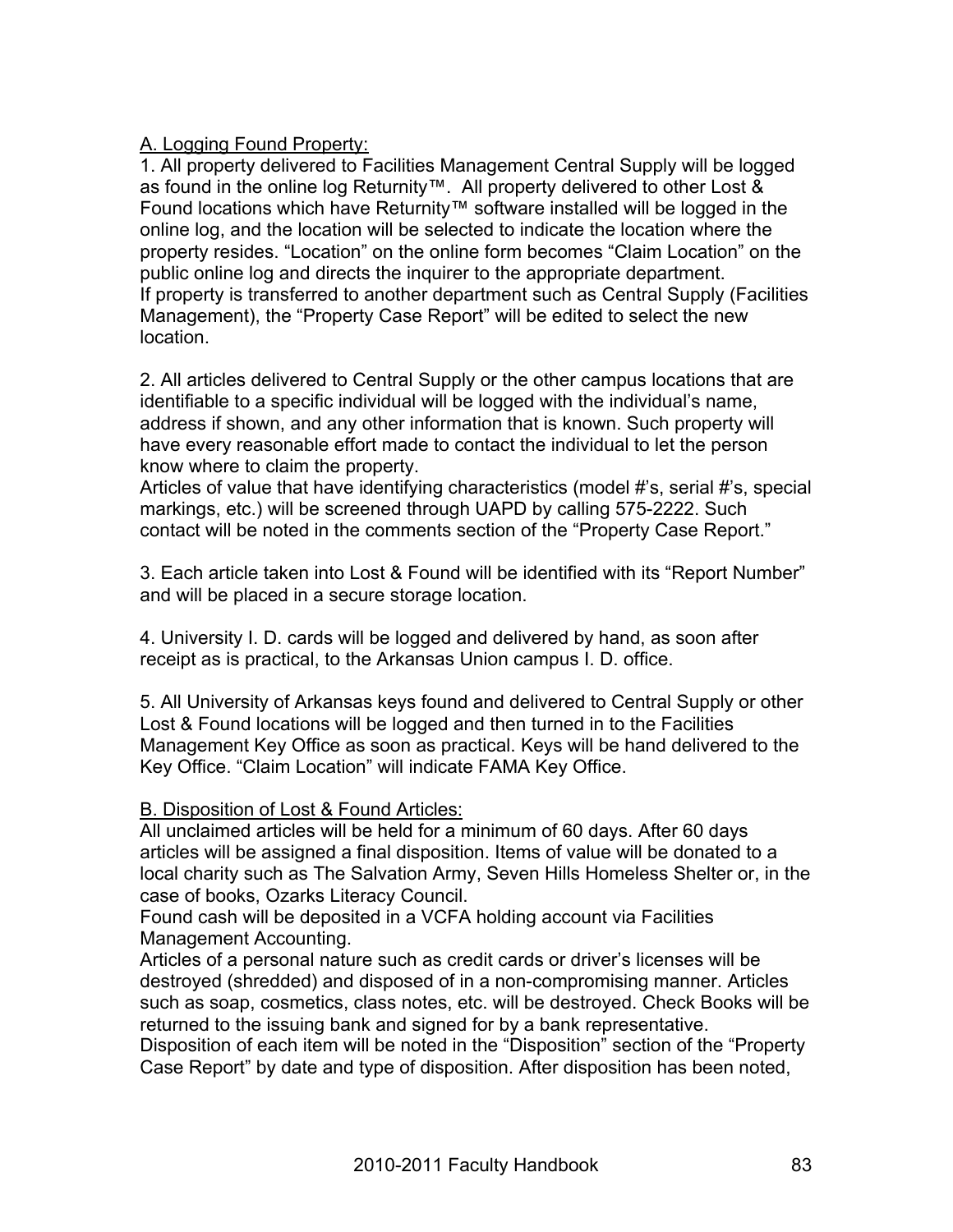A. Logging Found Property:

1. All property delivered to Facilities Management Central Supply will be logged as found in the online log Returnity™. All property delivered to other Lost & Found locations which have Returnity™ software installed will be logged in the online log, and the location will be selected to indicate the location where the property resides. "Location" on the online form becomes "Claim Location" on the public online log and directs the inquirer to the appropriate department.
If property is transferred to another department such as Central Supply (Facilities Management), the "Property Case Report" will be edited to select the new location.

2. All articles delivered to Central Supply or the other campus locations that are identifiable to a specific individual will be logged with the individual's name, address if shown, and any other information that is known. Such property will have every reasonable effort made to contact the individual to let the person know where to claim the property.
Articles of value that have identifying characteristics (model #'s, serial #'s, special markings, etc.) will be screened through UAPD by calling 575-2222. Such contact will be noted in the comments section of the "Property Case Report."

3. Each article taken into Lost & Found will be identified with its "Report Number" and will be placed in a secure storage location.

4. University I. D. cards will be logged and delivered by hand, as soon after receipt as is practical, to the Arkansas Union campus I. D. office.

5. All University of Arkansas keys found and delivered to Central Supply or other Lost & Found locations will be logged and then turned in to the Facilities Management Key Office as soon as practical. Keys will be hand delivered to the Key Office. "Claim Location" will indicate FAMA Key Office.

B. Disposition of Lost & Found Articles:

All unclaimed articles will be held for a minimum of 60 days. After 60 days articles will be assigned a final disposition. Items of value will be donated to a local charity such as The Salvation Army, Seven Hills Homeless Shelter or, in the case of books, Ozarks Literacy Council.
Found cash will be deposited in a VCFA holding account via Facilities Management Accounting.
Articles of a personal nature such as credit cards or driver's licenses will be destroyed (shredded) and disposed of in a non-compromising manner. Articles such as soap, cosmetics, class notes, etc. will be destroyed. Check Books will be returned to the issuing bank and signed for by a bank representative.
Disposition of each item will be noted in the "Disposition" section of the "Property Case Report" by date and type of disposition. After disposition has been noted,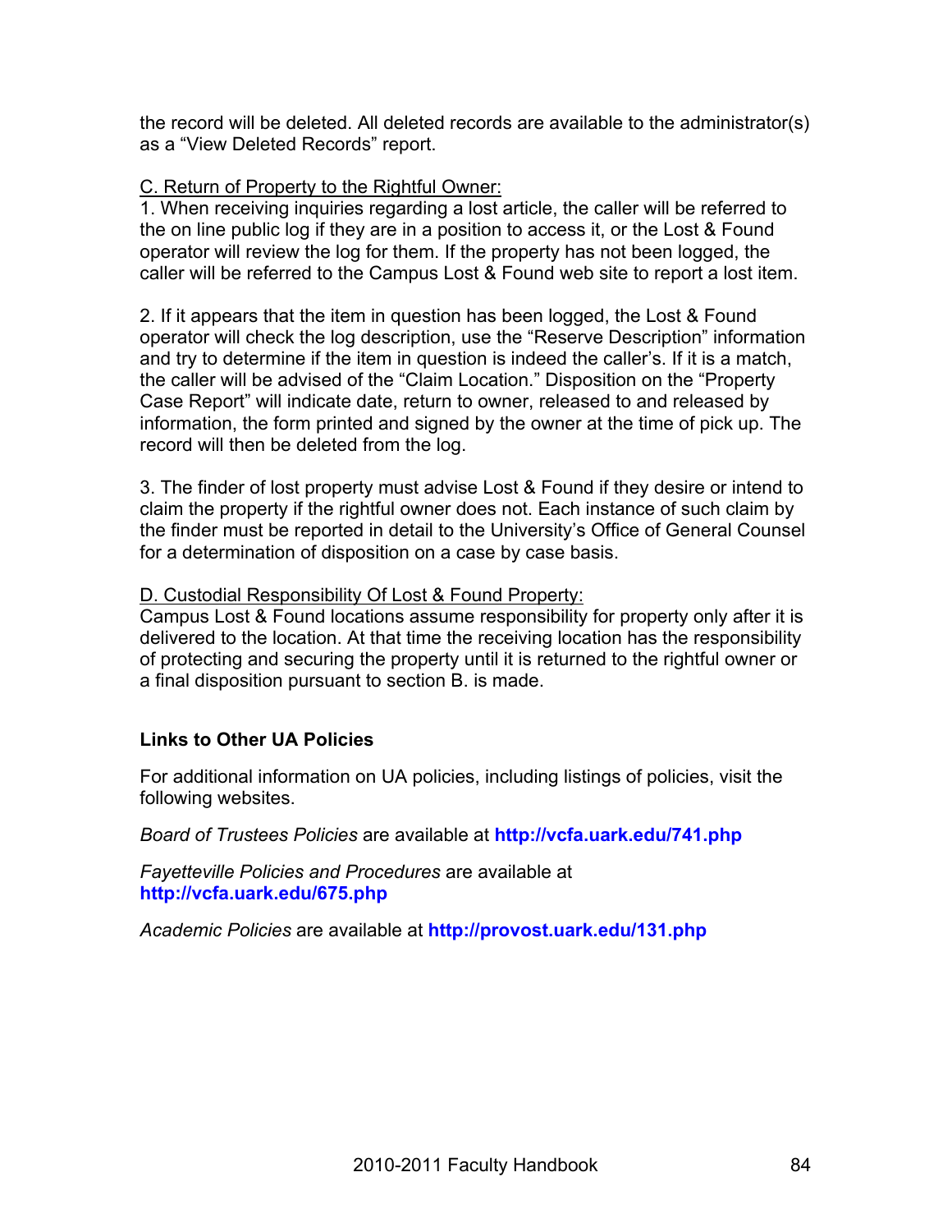the record will be deleted. All deleted records are available to the administrator(s) as a "View Deleted Records" report.

C. Return of Property to the Rightful Owner:

1. When receiving inquiries regarding a lost article, the caller will be referred to the on line public log if they are in a position to access it, or the Lost & Found operator will review the log for them. If the property has not been logged, the caller will be referred to the Campus Lost & Found web site to report a lost item.

2. If it appears that the item in question has been logged, the Lost & Found operator will check the log description, use the "Reserve Description" information and try to determine if the item in question is indeed the caller's. If it is a match, the caller will be advised of the "Claim Location." Disposition on the "Property Case Report" will indicate date, return to owner, released to and released by information, the form printed and signed by the owner at the time of pick up. The record will then be deleted from the log.

3. The finder of lost property must advise Lost & Found if they desire or intend to claim the property if the rightful owner does not. Each instance of such claim by the finder must be reported in detail to the University's Office of General Counsel for a determination of disposition on a case by case basis.

D. Custodial Responsibility Of Lost & Found Property:

Campus Lost & Found locations assume responsibility for property only after it is delivered to the location. At that time the receiving location has the responsibility of protecting and securing the property until it is returned to the rightful owner or a final disposition pursuant to section B. is made.

**Links to Other UA Policies**

For additional information on UA policies, including listings of policies, visit the following websites.

*Board of Trustees Policies* are available at **http://vcfa.uark.edu/741.php**

*Fayetteville Policies and Procedures* are available at **http://vcfa.uark.edu/675.php**

*Academic Policies* are available at **http://provost.uark.edu/131.php**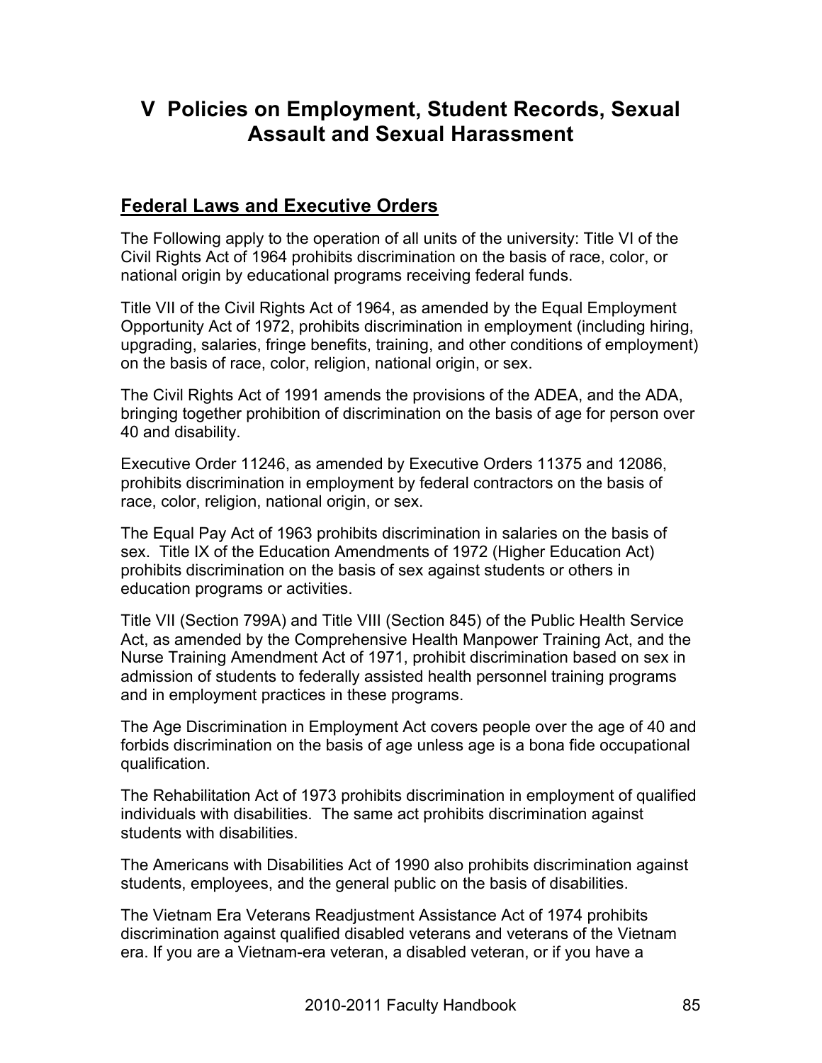# V Policies on Employment, Student Records, Sexual Assault and Sexual Harassment

## Federal Laws and Executive Orders

The Following apply to the operation of all units of the university: Title VI of the Civil Rights Act of 1964 prohibits discrimination on the basis of race, color, or national origin by educational programs receiving federal funds.

Title VII of the Civil Rights Act of 1964, as amended by the Equal Employment Opportunity Act of 1972, prohibits discrimination in employment (including hiring, upgrading, salaries, fringe benefits, training, and other conditions of employment) on the basis of race, color, religion, national origin, or sex.

The Civil Rights Act of 1991 amends the provisions of the ADEA, and the ADA, bringing together prohibition of discrimination on the basis of age for person over 40 and disability.

Executive Order 11246, as amended by Executive Orders 11375 and 12086, prohibits discrimination in employment by federal contractors on the basis of race, color, religion, national origin, or sex.

The Equal Pay Act of 1963 prohibits discrimination in salaries on the basis of sex. Title IX of the Education Amendments of 1972 (Higher Education Act) prohibits discrimination on the basis of sex against students or others in education programs or activities.

Title VII (Section 799A) and Title VIII (Section 845) of the Public Health Service Act, as amended by the Comprehensive Health Manpower Training Act, and the Nurse Training Amendment Act of 1971, prohibit discrimination based on sex in admission of students to federally assisted health personnel training programs and in employment practices in these programs.

The Age Discrimination in Employment Act covers people over the age of 40 and forbids discrimination on the basis of age unless age is a bona fide occupational qualification.

The Rehabilitation Act of 1973 prohibits discrimination in employment of qualified individuals with disabilities. The same act prohibits discrimination against students with disabilities.

The Americans with Disabilities Act of 1990 also prohibits discrimination against students, employees, and the general public on the basis of disabilities.

The Vietnam Era Veterans Readjustment Assistance Act of 1974 prohibits discrimination against qualified disabled veterans and veterans of the Vietnam era. If you are a Vietnam-era veteran, a disabled veteran, or if you have a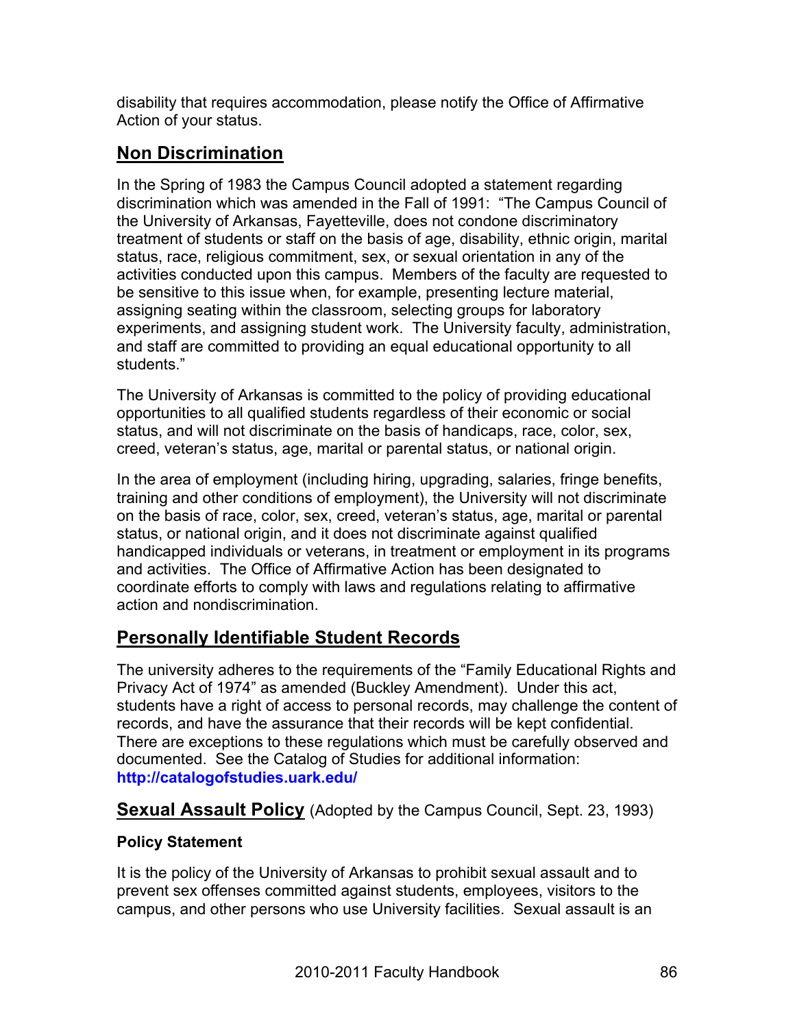disability that requires accommodation, please notify the Office of Affirmative Action of your status.

## Non Discrimination

In the Spring of 1983 the Campus Council adopted a statement regarding discrimination which was amended in the Fall of 1991: "The Campus Council of the University of Arkansas, Fayetteville, does not condone discriminatory treatment of students or staff on the basis of age, disability, ethnic origin, marital status, race, religious commitment, sex, or sexual orientation in any of the activities conducted upon this campus. Members of the faculty are requested to be sensitive to this issue when, for example, presenting lecture material, assigning seating within the classroom, selecting groups for laboratory experiments, and assigning student work. The University faculty, administration, and staff are committed to providing an equal educational opportunity to all students."

The University of Arkansas is committed to the policy of providing educational opportunities to all qualified students regardless of their economic or social status, and will not discriminate on the basis of handicaps, race, color, sex, creed, veteran's status, age, marital or parental status, or national origin.

In the area of employment (including hiring, upgrading, salaries, fringe benefits, training and other conditions of employment), the University will not discriminate on the basis of race, color, sex, creed, veteran's status, age, marital or parental status, or national origin, and it does not discriminate against qualified handicapped individuals or veterans, in treatment or employment in its programs and activities. The Office of Affirmative Action has been designated to coordinate efforts to comply with laws and regulations relating to affirmative action and nondiscrimination.

## Personally Identifiable Student Records

The university adheres to the requirements of the "Family Educational Rights and Privacy Act of 1974" as amended (Buckley Amendment). Under this act, students have a right of access to personal records, may challenge the content of records, and have the assurance that their records will be kept confidential. There are exceptions to these regulations which must be carefully observed and documented. See the Catalog of Studies for additional information: **http://catalogofstudies.uark.edu/**

## Sexual Assault Policy (Adopted by the Campus Council, Sept. 23, 1993)

### Policy Statement

It is the policy of the University of Arkansas to prohibit sexual assault and to prevent sex offenses committed against students, employees, visitors to the campus, and other persons who use University facilities. Sexual assault is an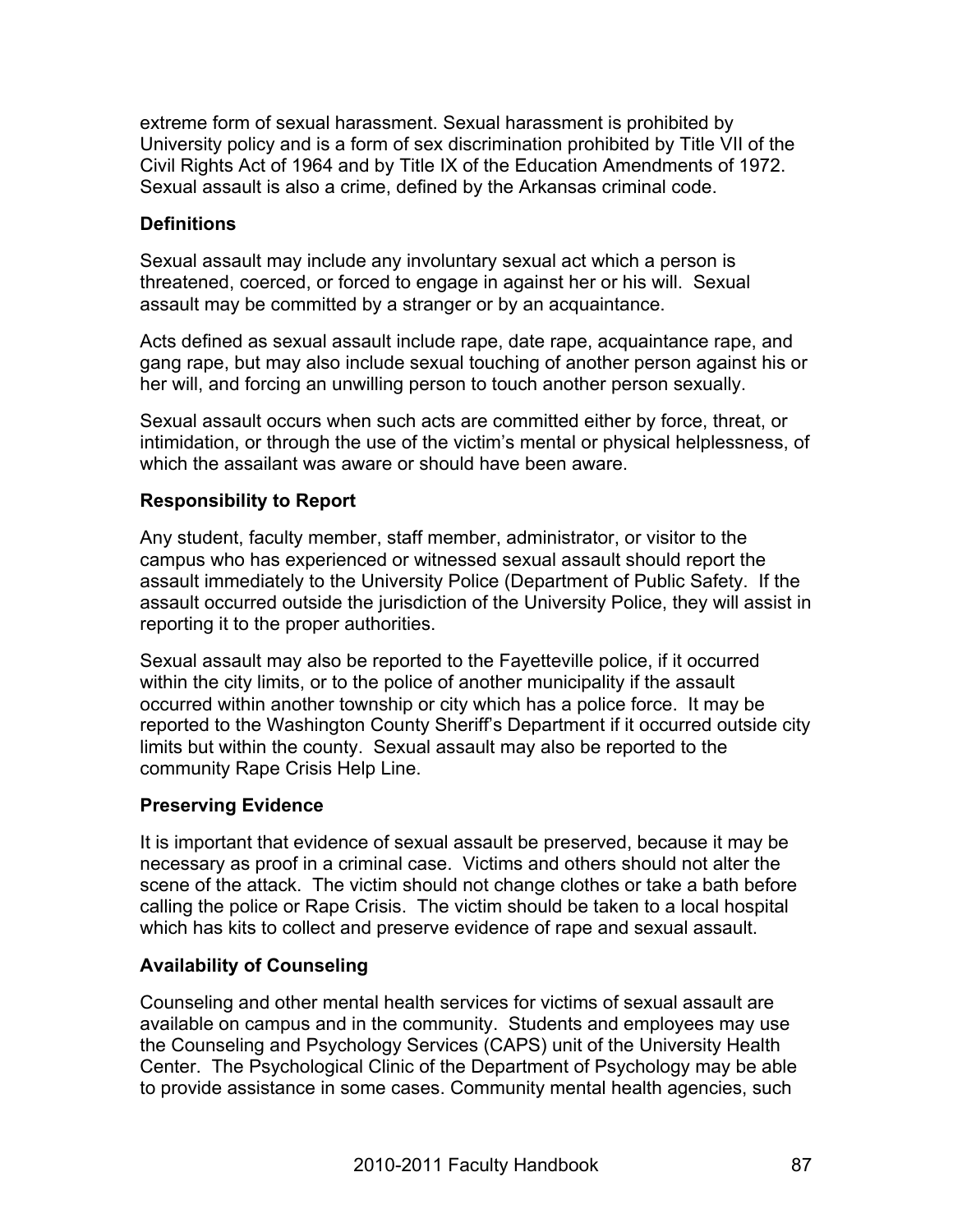extreme form of sexual harassment. Sexual harassment is prohibited by University policy and is a form of sex discrimination prohibited by Title VII of the Civil Rights Act of 1964 and by Title IX of the Education Amendments of 1972. Sexual assault is also a crime, defined by the Arkansas criminal code.

### Definitions

Sexual assault may include any involuntary sexual act which a person is threatened, coerced, or forced to engage in against her or his will. Sexual assault may be committed by a stranger or by an acquaintance.

Acts defined as sexual assault include rape, date rape, acquaintance rape, and gang rape, but may also include sexual touching of another person against his or her will, and forcing an unwilling person to touch another person sexually.

Sexual assault occurs when such acts are committed either by force, threat, or intimidation, or through the use of the victim's mental or physical helplessness, of which the assailant was aware or should have been aware.

### Responsibility to Report

Any student, faculty member, staff member, administrator, or visitor to the campus who has experienced or witnessed sexual assault should report the assault immediately to the University Police (Department of Public Safety. If the assault occurred outside the jurisdiction of the University Police, they will assist in reporting it to the proper authorities.

Sexual assault may also be reported to the Fayetteville police, if it occurred within the city limits, or to the police of another municipality if the assault occurred within another township or city which has a police force. It may be reported to the Washington County Sheriff's Department if it occurred outside city limits but within the county. Sexual assault may also be reported to the community Rape Crisis Help Line.

### Preserving Evidence

It is important that evidence of sexual assault be preserved, because it may be necessary as proof in a criminal case. Victims and others should not alter the scene of the attack. The victim should not change clothes or take a bath before calling the police or Rape Crisis. The victim should be taken to a local hospital which has kits to collect and preserve evidence of rape and sexual assault.

### Availability of Counseling

Counseling and other mental health services for victims of sexual assault are available on campus and in the community. Students and employees may use the Counseling and Psychology Services (CAPS) unit of the University Health Center. The Psychological Clinic of the Department of Psychology may be able to provide assistance in some cases. Community mental health agencies, such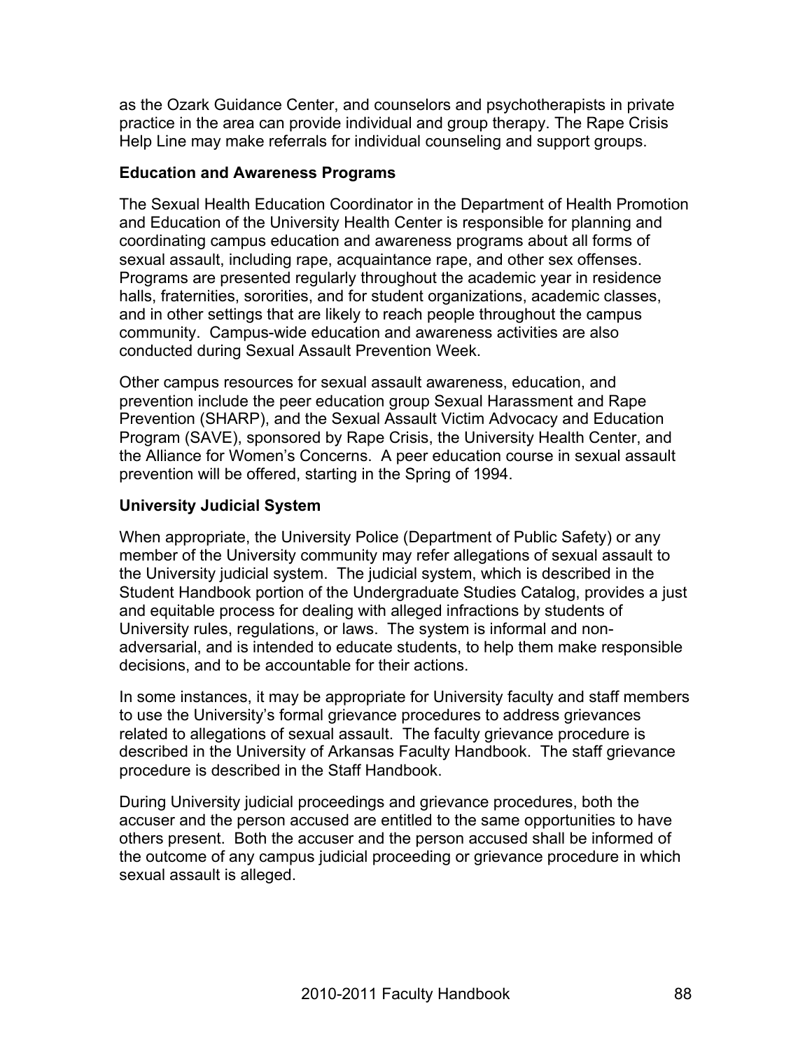as the Ozark Guidance Center, and counselors and psychotherapists in private practice in the area can provide individual and group therapy. The Rape Crisis Help Line may make referrals for individual counseling and support groups.

**Education and Awareness Programs**

The Sexual Health Education Coordinator in the Department of Health Promotion and Education of the University Health Center is responsible for planning and coordinating campus education and awareness programs about all forms of sexual assault, including rape, acquaintance rape, and other sex offenses. Programs are presented regularly throughout the academic year in residence halls, fraternities, sororities, and for student organizations, academic classes, and in other settings that are likely to reach people throughout the campus community. Campus-wide education and awareness activities are also conducted during Sexual Assault Prevention Week.

Other campus resources for sexual assault awareness, education, and prevention include the peer education group Sexual Harassment and Rape Prevention (SHARP), and the Sexual Assault Victim Advocacy and Education Program (SAVE), sponsored by Rape Crisis, the University Health Center, and the Alliance for Women's Concerns. A peer education course in sexual assault prevention will be offered, starting in the Spring of 1994.

**University Judicial System**

When appropriate, the University Police (Department of Public Safety) or any member of the University community may refer allegations of sexual assault to the University judicial system. The judicial system, which is described in the Student Handbook portion of the Undergraduate Studies Catalog, provides a just and equitable process for dealing with alleged infractions by students of University rules, regulations, or laws. The system is informal and non-adversarial, and is intended to educate students, to help them make responsible decisions, and to be accountable for their actions.

In some instances, it may be appropriate for University faculty and staff members to use the University's formal grievance procedures to address grievances related to allegations of sexual assault. The faculty grievance procedure is described in the University of Arkansas Faculty Handbook. The staff grievance procedure is described in the Staff Handbook.

During University judicial proceedings and grievance procedures, both the accuser and the person accused are entitled to the same opportunities to have others present. Both the accuser and the person accused shall be informed of the outcome of any campus judicial proceeding or grievance procedure in which sexual assault is alleged.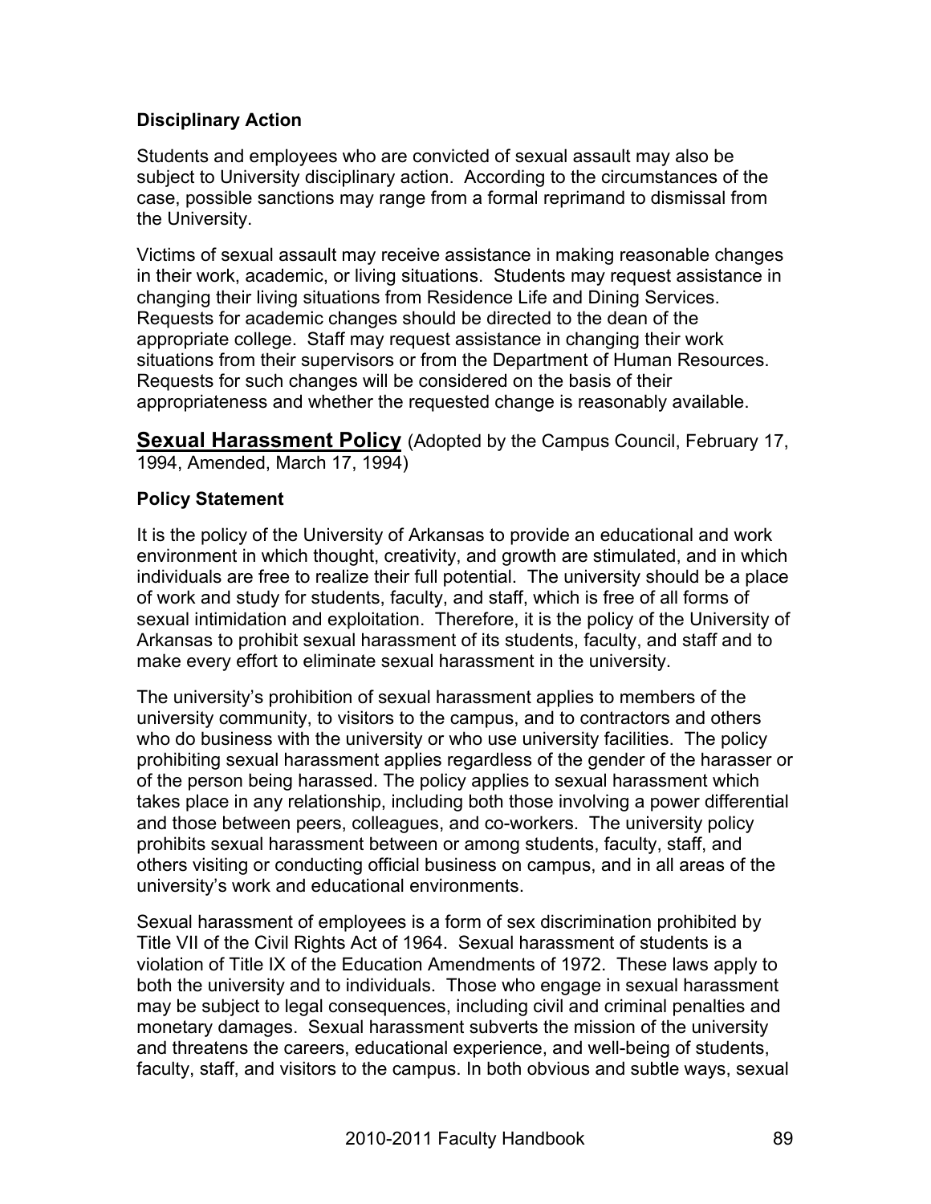### Disciplinary Action

Students and employees who are convicted of sexual assault may also be subject to University disciplinary action. According to the circumstances of the case, possible sanctions may range from a formal reprimand to dismissal from the University.

Victims of sexual assault may receive assistance in making reasonable changes in their work, academic, or living situations. Students may request assistance in changing their living situations from Residence Life and Dining Services. Requests for academic changes should be directed to the dean of the appropriate college. Staff may request assistance in changing their work situations from their supervisors or from the Department of Human Resources. Requests for such changes will be considered on the basis of their appropriateness and whether the requested change is reasonably available.

## Sexual Harassment Policy

(Adopted by the Campus Council, February 17, 1994, Amended, March 17, 1994)

### Policy Statement

It is the policy of the University of Arkansas to provide an educational and work environment in which thought, creativity, and growth are stimulated, and in which individuals are free to realize their full potential. The university should be a place of work and study for students, faculty, and staff, which is free of all forms of sexual intimidation and exploitation. Therefore, it is the policy of the University of Arkansas to prohibit sexual harassment of its students, faculty, and staff and to make every effort to eliminate sexual harassment in the university.

The university's prohibition of sexual harassment applies to members of the university community, to visitors to the campus, and to contractors and others who do business with the university or who use university facilities. The policy prohibiting sexual harassment applies regardless of the gender of the harasser or of the person being harassed. The policy applies to sexual harassment which takes place in any relationship, including both those involving a power differential and those between peers, colleagues, and co-workers. The university policy prohibits sexual harassment between or among students, faculty, staff, and others visiting or conducting official business on campus, and in all areas of the university's work and educational environments.

Sexual harassment of employees is a form of sex discrimination prohibited by Title VII of the Civil Rights Act of 1964. Sexual harassment of students is a violation of Title IX of the Education Amendments of 1972. These laws apply to both the university and to individuals. Those who engage in sexual harassment may be subject to legal consequences, including civil and criminal penalties and monetary damages. Sexual harassment subverts the mission of the university and threatens the careers, educational experience, and well-being of students, faculty, staff, and visitors to the campus. In both obvious and subtle ways, sexual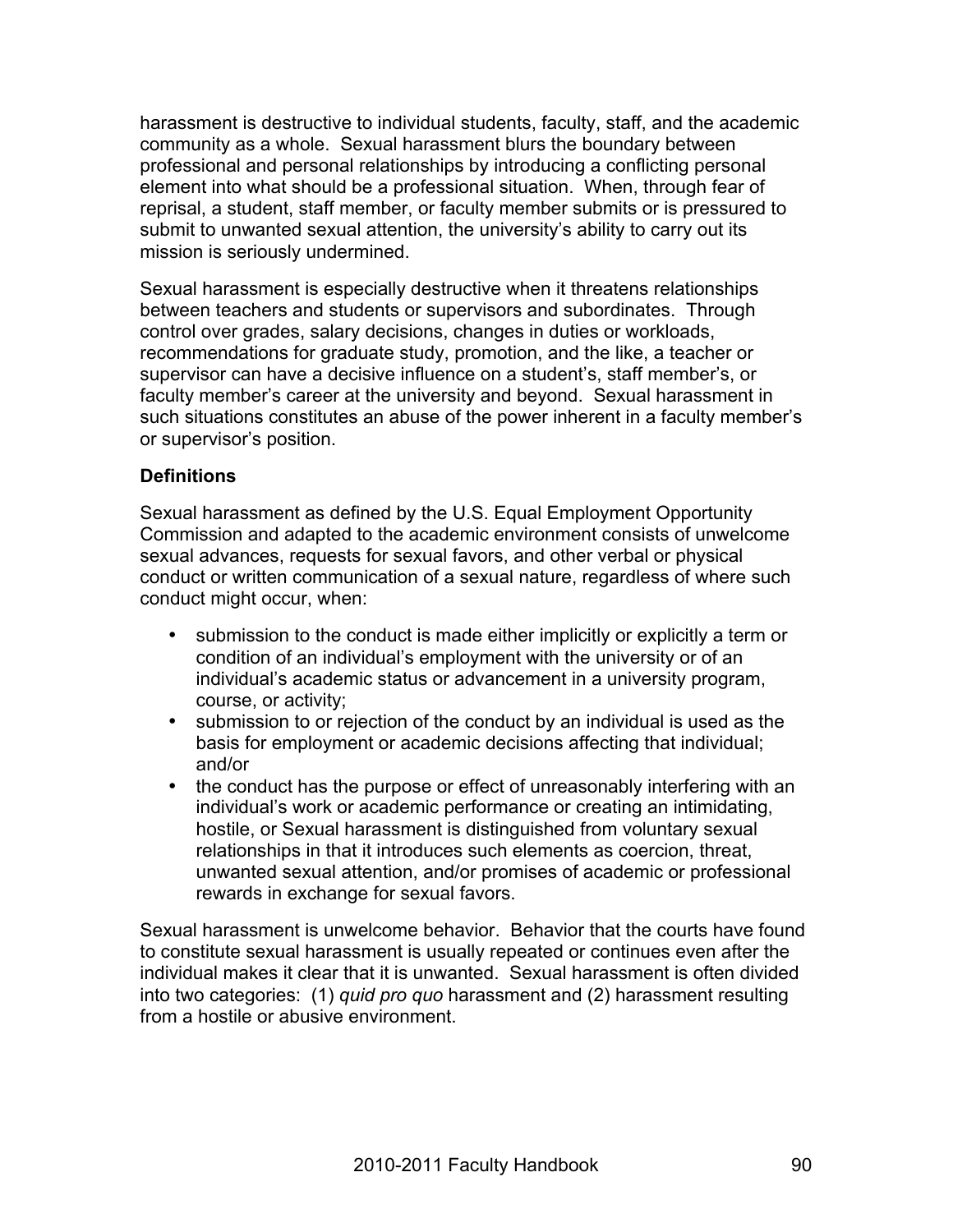harassment is destructive to individual students, faculty, staff, and the academic community as a whole. Sexual harassment blurs the boundary between professional and personal relationships by introducing a conflicting personal element into what should be a professional situation. When, through fear of reprisal, a student, staff member, or faculty member submits or is pressured to submit to unwanted sexual attention, the university's ability to carry out its mission is seriously undermined.

Sexual harassment is especially destructive when it threatens relationships between teachers and students or supervisors and subordinates. Through control over grades, salary decisions, changes in duties or workloads, recommendations for graduate study, promotion, and the like, a teacher or supervisor can have a decisive influence on a student's, staff member's, or faculty member's career at the university and beyond. Sexual harassment in such situations constitutes an abuse of the power inherent in a faculty member's or supervisor's position.

### Definitions

Sexual harassment as defined by the U.S. Equal Employment Opportunity Commission and adapted to the academic environment consists of unwelcome sexual advances, requests for sexual favors, and other verbal or physical conduct or written communication of a sexual nature, regardless of where such conduct might occur, when:

- submission to the conduct is made either implicitly or explicitly a term or condition of an individual's employment with the university or of an individual's academic status or advancement in a university program, course, or activity;
- submission to or rejection of the conduct by an individual is used as the basis for employment or academic decisions affecting that individual; and/or
- the conduct has the purpose or effect of unreasonably interfering with an individual's work or academic performance or creating an intimidating, hostile, or Sexual harassment is distinguished from voluntary sexual relationships in that it introduces such elements as coercion, threat, unwanted sexual attention, and/or promises of academic or professional rewards in exchange for sexual favors.

Sexual harassment is unwelcome behavior. Behavior that the courts have found to constitute sexual harassment is usually repeated or continues even after the individual makes it clear that it is unwanted. Sexual harassment is often divided into two categories: (1) *quid pro quo* harassment and (2) harassment resulting from a hostile or abusive environment.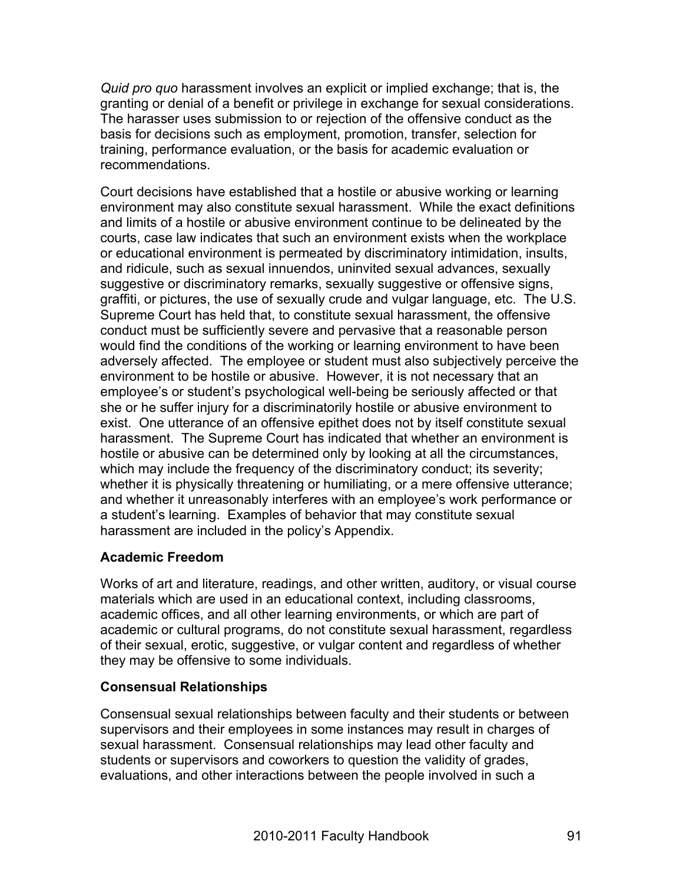*Quid pro quo* harassment involves an explicit or implied exchange; that is, the granting or denial of a benefit or privilege in exchange for sexual considerations. The harasser uses submission to or rejection of the offensive conduct as the basis for decisions such as employment, promotion, transfer, selection for training, performance evaluation, or the basis for academic evaluation or recommendations.

Court decisions have established that a hostile or abusive working or learning environment may also constitute sexual harassment. While the exact definitions and limits of a hostile or abusive environment continue to be delineated by the courts, case law indicates that such an environment exists when the workplace or educational environment is permeated by discriminatory intimidation, insults, and ridicule, such as sexual innuendos, uninvited sexual advances, sexually suggestive or discriminatory remarks, sexually suggestive or offensive signs, graffiti, or pictures, the use of sexually crude and vulgar language, etc. The U.S. Supreme Court has held that, to constitute sexual harassment, the offensive conduct must be sufficiently severe and pervasive that a reasonable person would find the conditions of the working or learning environment to have been adversely affected. The employee or student must also subjectively perceive the environment to be hostile or abusive. However, it is not necessary that an employee's or student's psychological well-being be seriously affected or that she or he suffer injury for a discriminatorily hostile or abusive environment to exist. One utterance of an offensive epithet does not by itself constitute sexual harassment. The Supreme Court has indicated that whether an environment is hostile or abusive can be determined only by looking at all the circumstances, which may include the frequency of the discriminatory conduct; its severity; whether it is physically threatening or humiliating, or a mere offensive utterance; and whether it unreasonably interferes with an employee's work performance or a student's learning. Examples of behavior that may constitute sexual harassment are included in the policy's Appendix.

**Academic Freedom**

Works of art and literature, readings, and other written, auditory, or visual course materials which are used in an educational context, including classrooms, academic offices, and all other learning environments, or which are part of academic or cultural programs, do not constitute sexual harassment, regardless of their sexual, erotic, suggestive, or vulgar content and regardless of whether they may be offensive to some individuals.

**Consensual Relationships**

Consensual sexual relationships between faculty and their students or between supervisors and their employees in some instances may result in charges of sexual harassment. Consensual relationships may lead other faculty and students or supervisors and coworkers to question the validity of grades, evaluations, and other interactions between the people involved in such a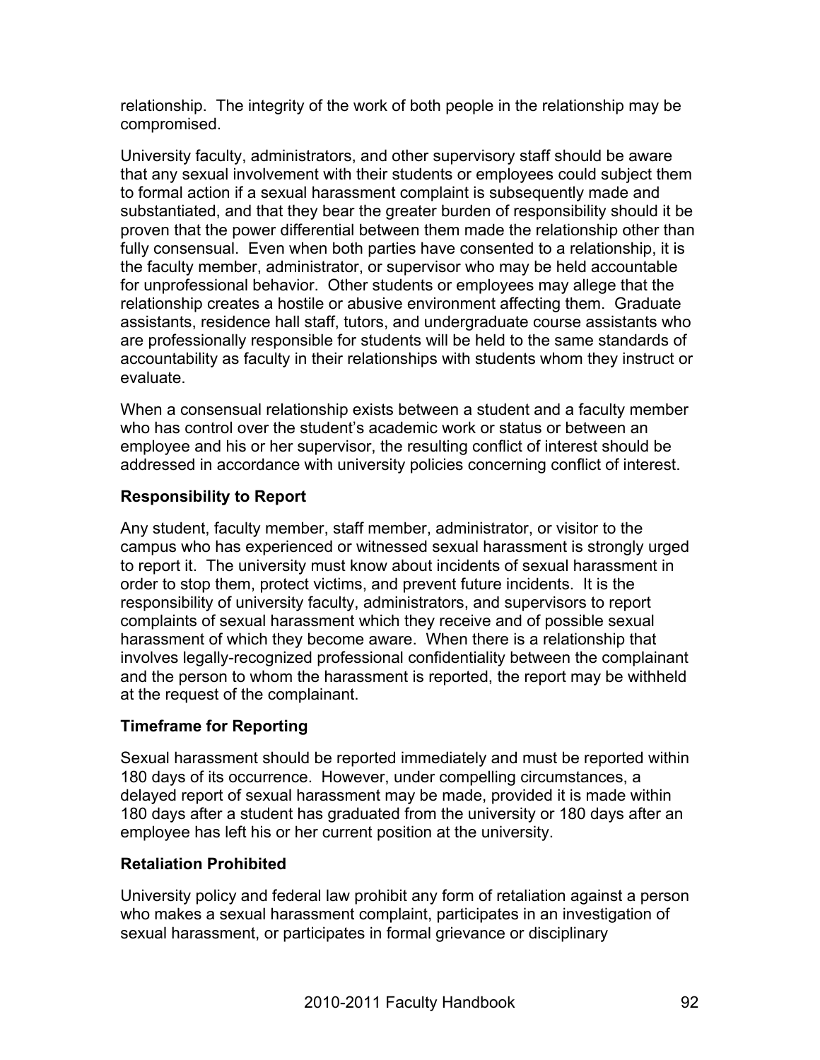relationship. The integrity of the work of both people in the relationship may be compromised.

University faculty, administrators, and other supervisory staff should be aware that any sexual involvement with their students or employees could subject them to formal action if a sexual harassment complaint is subsequently made and substantiated, and that they bear the greater burden of responsibility should it be proven that the power differential between them made the relationship other than fully consensual. Even when both parties have consented to a relationship, it is the faculty member, administrator, or supervisor who may be held accountable for unprofessional behavior. Other students or employees may allege that the relationship creates a hostile or abusive environment affecting them. Graduate assistants, residence hall staff, tutors, and undergraduate course assistants who are professionally responsible for students will be held to the same standards of accountability as faculty in their relationships with students whom they instruct or evaluate.

When a consensual relationship exists between a student and a faculty member who has control over the student's academic work or status or between an employee and his or her supervisor, the resulting conflict of interest should be addressed in accordance with university policies concerning conflict of interest.

### Responsibility to Report

Any student, faculty member, staff member, administrator, or visitor to the campus who has experienced or witnessed sexual harassment is strongly urged to report it. The university must know about incidents of sexual harassment in order to stop them, protect victims, and prevent future incidents. It is the responsibility of university faculty, administrators, and supervisors to report complaints of sexual harassment which they receive and of possible sexual harassment of which they become aware. When there is a relationship that involves legally-recognized professional confidentiality between the complainant and the person to whom the harassment is reported, the report may be withheld at the request of the complainant.

### Timeframe for Reporting

Sexual harassment should be reported immediately and must be reported within 180 days of its occurrence. However, under compelling circumstances, a delayed report of sexual harassment may be made, provided it is made within 180 days after a student has graduated from the university or 180 days after an employee has left his or her current position at the university.

### Retaliation Prohibited

University policy and federal law prohibit any form of retaliation against a person who makes a sexual harassment complaint, participates in an investigation of sexual harassment, or participates in formal grievance or disciplinary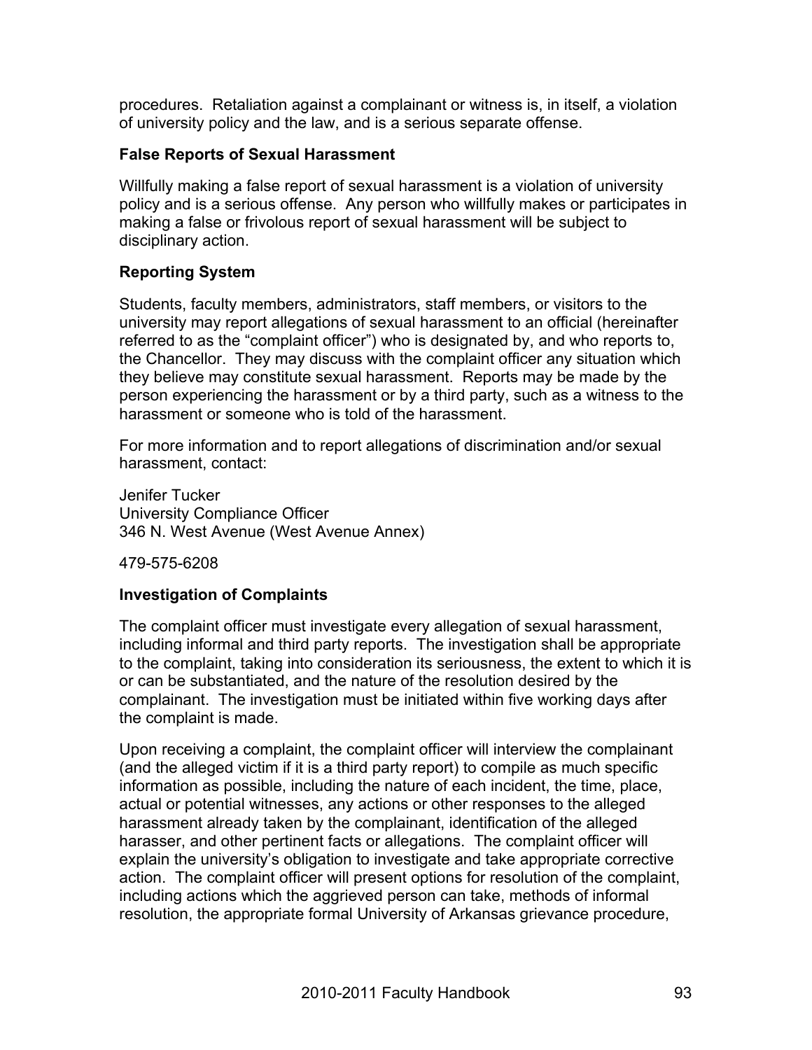procedures. Retaliation against a complainant or witness is, in itself, a violation of university policy and the law, and is a serious separate offense.

### False Reports of Sexual Harassment

Willfully making a false report of sexual harassment is a violation of university policy and is a serious offense. Any person who willfully makes or participates in making a false or frivolous report of sexual harassment will be subject to disciplinary action.

### Reporting System

Students, faculty members, administrators, staff members, or visitors to the university may report allegations of sexual harassment to an official (hereinafter referred to as the "complaint officer") who is designated by, and who reports to, the Chancellor. They may discuss with the complaint officer any situation which they believe may constitute sexual harassment. Reports may be made by the person experiencing the harassment or by a third party, such as a witness to the harassment or someone who is told of the harassment.

For more information and to report allegations of discrimination and/or sexual harassment, contact:

Jenifer Tucker
University Compliance Officer
346 N. West Avenue (West Avenue Annex)

479-575-6208

### Investigation of Complaints

The complaint officer must investigate every allegation of sexual harassment, including informal and third party reports. The investigation shall be appropriate to the complaint, taking into consideration its seriousness, the extent to which it is or can be substantiated, and the nature of the resolution desired by the complainant. The investigation must be initiated within five working days after the complaint is made.

Upon receiving a complaint, the complaint officer will interview the complainant (and the alleged victim if it is a third party report) to compile as much specific information as possible, including the nature of each incident, the time, place, actual or potential witnesses, any actions or other responses to the alleged harassment already taken by the complainant, identification of the alleged harasser, and other pertinent facts or allegations. The complaint officer will explain the university's obligation to investigate and take appropriate corrective action. The complaint officer will present options for resolution of the complaint, including actions which the aggrieved person can take, methods of informal resolution, the appropriate formal University of Arkansas grievance procedure,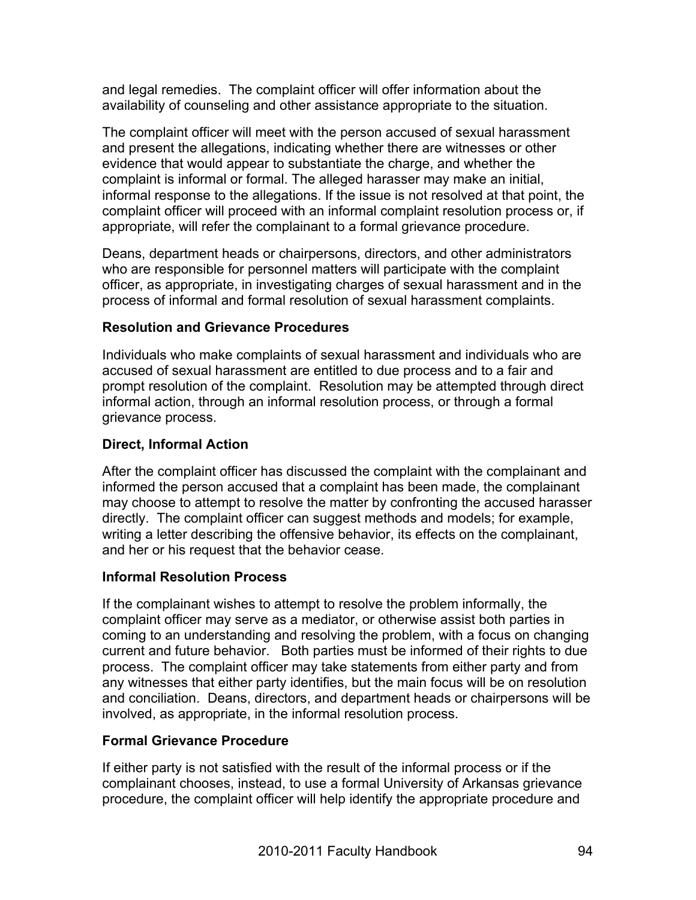and legal remedies. The complaint officer will offer information about the availability of counseling and other assistance appropriate to the situation.

The complaint officer will meet with the person accused of sexual harassment and present the allegations, indicating whether there are witnesses or other evidence that would appear to substantiate the charge, and whether the complaint is informal or formal. The alleged harasser may make an initial, informal response to the allegations. If the issue is not resolved at that point, the complaint officer will proceed with an informal complaint resolution process or, if appropriate, will refer the complainant to a formal grievance procedure.

Deans, department heads or chairpersons, directors, and other administrators who are responsible for personnel matters will participate with the complaint officer, as appropriate, in investigating charges of sexual harassment and in the process of informal and formal resolution of sexual harassment complaints.

**Resolution and Grievance Procedures**

Individuals who make complaints of sexual harassment and individuals who are accused of sexual harassment are entitled to due process and to a fair and prompt resolution of the complaint. Resolution may be attempted through direct informal action, through an informal resolution process, or through a formal grievance process.

**Direct, Informal Action**

After the complaint officer has discussed the complaint with the complainant and informed the person accused that a complaint has been made, the complainant may choose to attempt to resolve the matter by confronting the accused harasser directly. The complaint officer can suggest methods and models; for example, writing a letter describing the offensive behavior, its effects on the complainant, and her or his request that the behavior cease.

**Informal Resolution Process**

If the complainant wishes to attempt to resolve the problem informally, the complaint officer may serve as a mediator, or otherwise assist both parties in coming to an understanding and resolving the problem, with a focus on changing current and future behavior. Both parties must be informed of their rights to due process. The complaint officer may take statements from either party and from any witnesses that either party identifies, but the main focus will be on resolution and conciliation. Deans, directors, and department heads or chairpersons will be involved, as appropriate, in the informal resolution process.

**Formal Grievance Procedure**

If either party is not satisfied with the result of the informal process or if the complainant chooses, instead, to use a formal University of Arkansas grievance procedure, the complaint officer will help identify the appropriate procedure and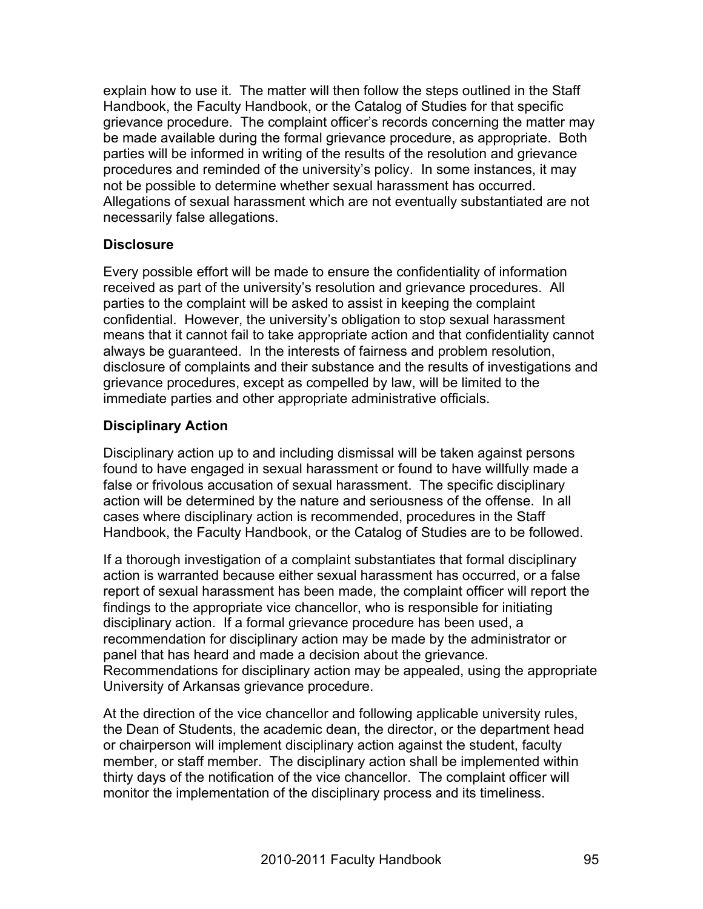explain how to use it. The matter will then follow the steps outlined in the Staff Handbook, the Faculty Handbook, or the Catalog of Studies for that specific grievance procedure. The complaint officer's records concerning the matter may be made available during the formal grievance procedure, as appropriate. Both parties will be informed in writing of the results of the resolution and grievance procedures and reminded of the university's policy. In some instances, it may not be possible to determine whether sexual harassment has occurred. Allegations of sexual harassment which are not eventually substantiated are not necessarily false allegations.

**Disclosure**

Every possible effort will be made to ensure the confidentiality of information received as part of the university's resolution and grievance procedures. All parties to the complaint will be asked to assist in keeping the complaint confidential. However, the university's obligation to stop sexual harassment means that it cannot fail to take appropriate action and that confidentiality cannot always be guaranteed. In the interests of fairness and problem resolution, disclosure of complaints and their substance and the results of investigations and grievance procedures, except as compelled by law, will be limited to the immediate parties and other appropriate administrative officials.

**Disciplinary Action**

Disciplinary action up to and including dismissal will be taken against persons found to have engaged in sexual harassment or found to have willfully made a false or frivolous accusation of sexual harassment. The specific disciplinary action will be determined by the nature and seriousness of the offense. In all cases where disciplinary action is recommended, procedures in the Staff Handbook, the Faculty Handbook, or the Catalog of Studies are to be followed.

If a thorough investigation of a complaint substantiates that formal disciplinary action is warranted because either sexual harassment has occurred, or a false report of sexual harassment has been made, the complaint officer will report the findings to the appropriate vice chancellor, who is responsible for initiating disciplinary action. If a formal grievance procedure has been used, a recommendation for disciplinary action may be made by the administrator or panel that has heard and made a decision about the grievance. Recommendations for disciplinary action may be appealed, using the appropriate University of Arkansas grievance procedure.

At the direction of the vice chancellor and following applicable university rules, the Dean of Students, the academic dean, the director, or the department head or chairperson will implement disciplinary action against the student, faculty member, or staff member. The disciplinary action shall be implemented within thirty days of the notification of the vice chancellor. The complaint officer will monitor the implementation of the disciplinary process and its timeliness.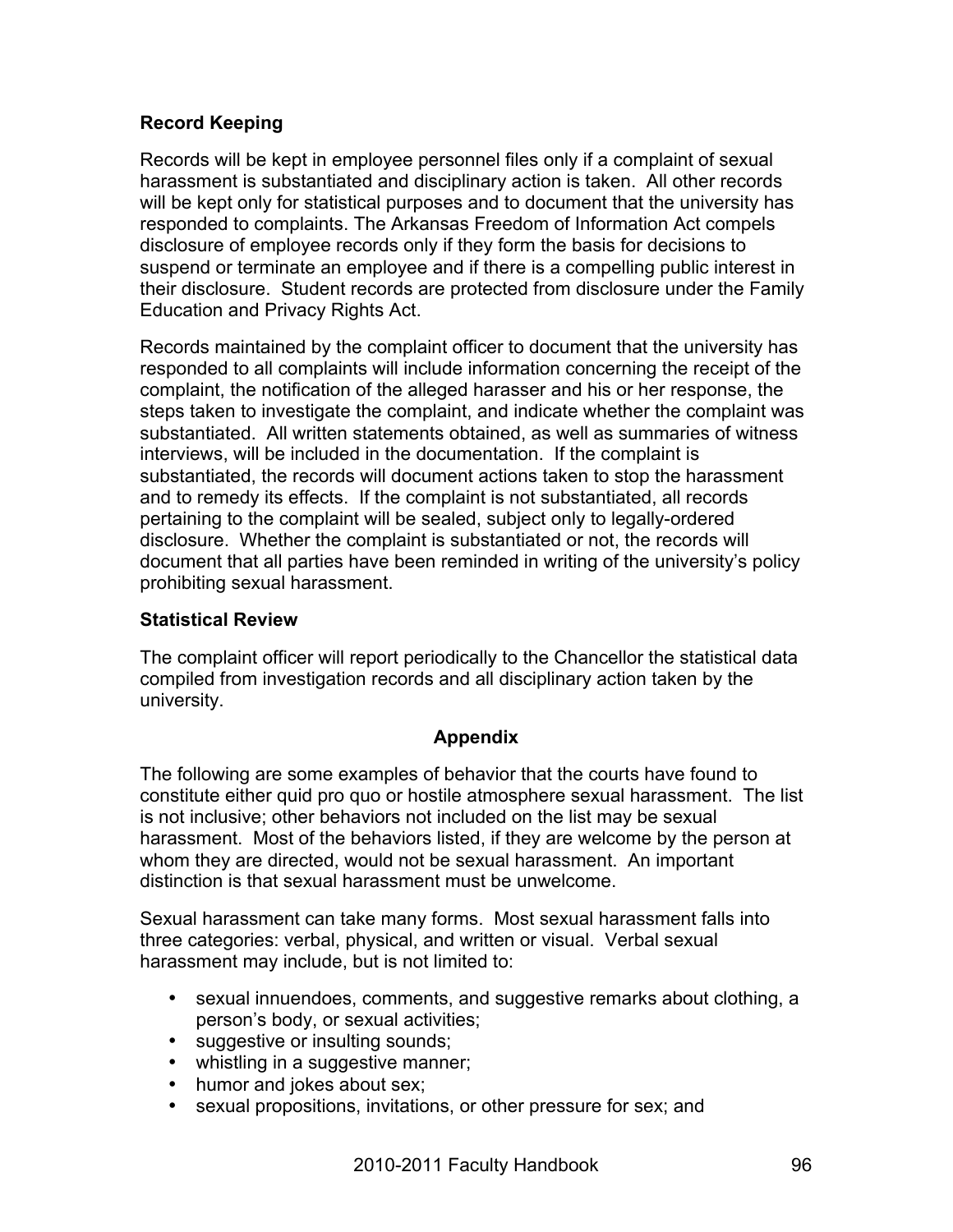### Record Keeping

Records will be kept in employee personnel files only if a complaint of sexual harassment is substantiated and disciplinary action is taken. All other records will be kept only for statistical purposes and to document that the university has responded to complaints. The Arkansas Freedom of Information Act compels disclosure of employee records only if they form the basis for decisions to suspend or terminate an employee and if there is a compelling public interest in their disclosure. Student records are protected from disclosure under the Family Education and Privacy Rights Act.

Records maintained by the complaint officer to document that the university has responded to all complaints will include information concerning the receipt of the complaint, the notification of the alleged harasser and his or her response, the steps taken to investigate the complaint, and indicate whether the complaint was substantiated. All written statements obtained, as well as summaries of witness interviews, will be included in the documentation. If the complaint is substantiated, the records will document actions taken to stop the harassment and to remedy its effects. If the complaint is not substantiated, all records pertaining to the complaint will be sealed, subject only to legally-ordered disclosure. Whether the complaint is substantiated or not, the records will document that all parties have been reminded in writing of the university's policy prohibiting sexual harassment.

### Statistical Review

The complaint officer will report periodically to the Chancellor the statistical data compiled from investigation records and all disciplinary action taken by the university.

## Appendix

The following are some examples of behavior that the courts have found to constitute either quid pro quo or hostile atmosphere sexual harassment. The list is not inclusive; other behaviors not included on the list may be sexual harassment. Most of the behaviors listed, if they are welcome by the person at whom they are directed, would not be sexual harassment. An important distinction is that sexual harassment must be unwelcome.

Sexual harassment can take many forms. Most sexual harassment falls into three categories: verbal, physical, and written or visual. Verbal sexual harassment may include, but is not limited to:

- sexual innuendoes, comments, and suggestive remarks about clothing, a person's body, or sexual activities;
- suggestive or insulting sounds;
- whistling in a suggestive manner;
- humor and jokes about sex;
- sexual propositions, invitations, or other pressure for sex; and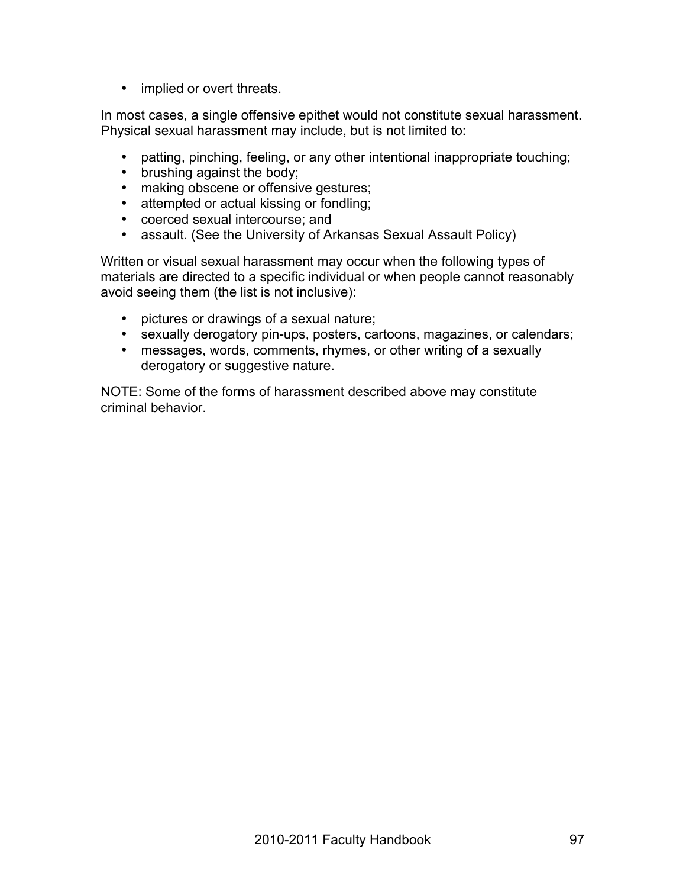- implied or overt threats.

In most cases, a single offensive epithet would not constitute sexual harassment. Physical sexual harassment may include, but is not limited to:

- patting, pinching, feeling, or any other intentional inappropriate touching;
- brushing against the body;
- making obscene or offensive gestures;
- attempted or actual kissing or fondling;
- coerced sexual intercourse; and
- assault. (See the University of Arkansas Sexual Assault Policy)

Written or visual sexual harassment may occur when the following types of materials are directed to a specific individual or when people cannot reasonably avoid seeing them (the list is not inclusive):

- pictures or drawings of a sexual nature;
- sexually derogatory pin-ups, posters, cartoons, magazines, or calendars;
- messages, words, comments, rhymes, or other writing of a sexually derogatory or suggestive nature.

NOTE: Some of the forms of harassment described above may constitute criminal behavior.